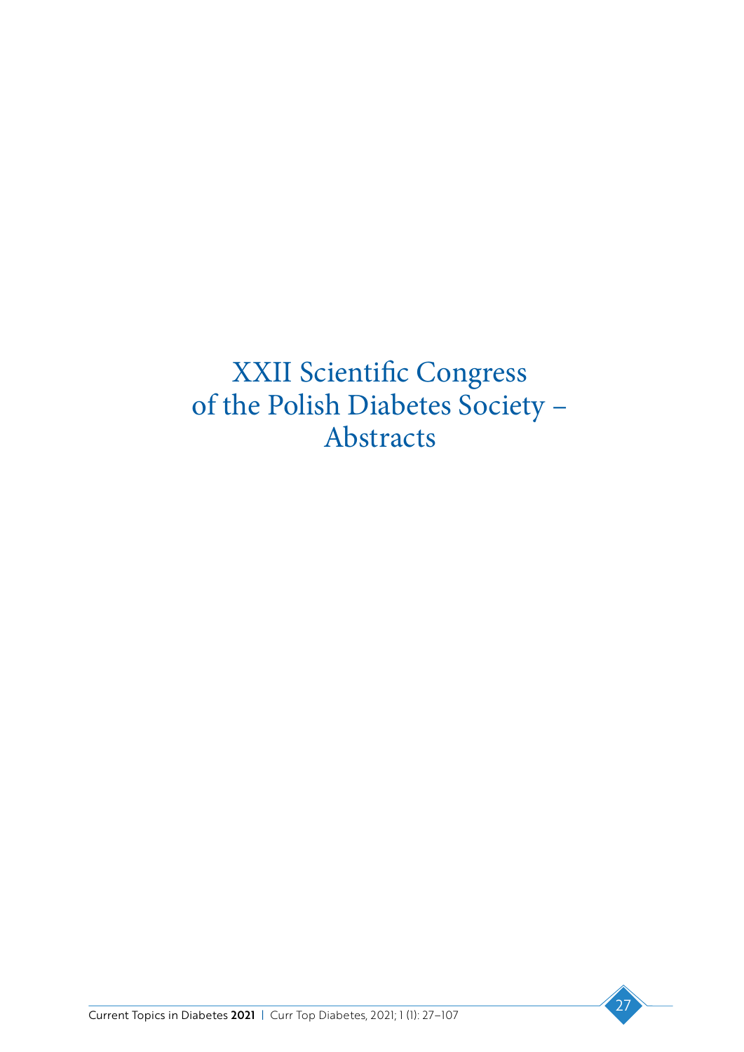# XXII Scientific Congress of the Polish Diabetes Society – Abstracts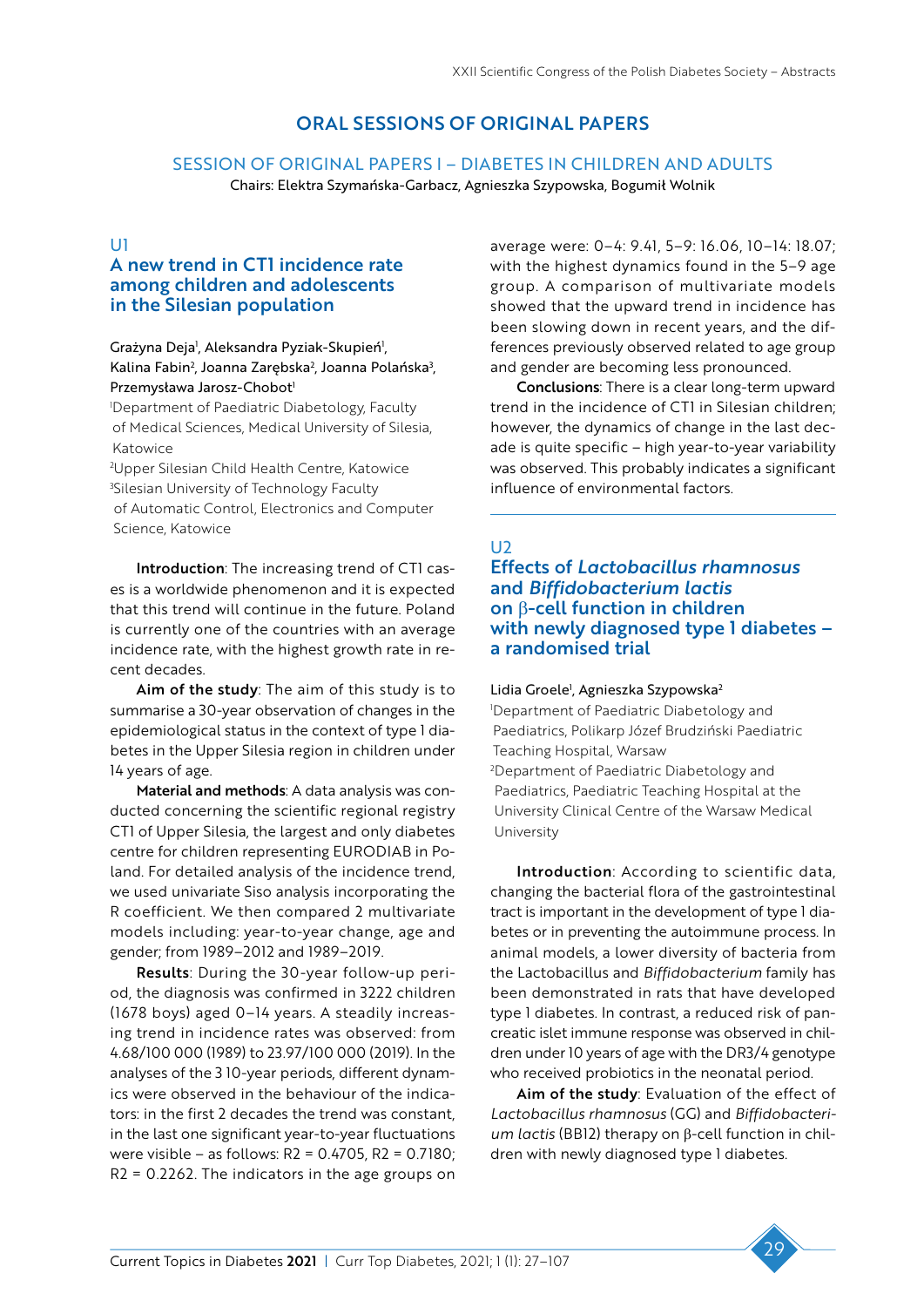# ORAL SESSIONS OF ORIGINAL PAPERS

## SESSION OF ORIGINAL PAPERS I – DIABETES IN CHILDREN AND ADULTS

Chairs: Elektra Szymańska-Garbacz, Agnieszka Szypowska, Bogumił Wolnik

### U1

### A new trend in CT1 incidence rate among children and adolescents in the Silesian population

Grażyna Deja[1], Aleksandra Pyziak-Skupień[1], Kalina Fabin[2], Joanna Zarębska[2], Joanna Polańska[3], Przemysława Jarosz-Chobot[1]

[1]Department of Paediatric Diabetology, Faculty of Medical Sciences, Medical University of Silesia, Katowice

[2]Upper Silesian Child Health Centre, Katowice

[3]Silesian University of Technology Faculty of Automatic Control, Electronics and Computer Science, Katowice

**Introduction**: The increasing trend of CT1 cases is a worldwide phenomenon and it is expected that this trend will continue in the future. Poland is currently one of the countries with an average incidence rate, with the highest growth rate in recent decades.

**Aim of the study**: The aim of this study is to summarise a 30-year observation of changes in the epidemiological status in the context of type 1 diabetes in the Upper Silesia region in children under 14 years of age.

**Material and methods**: A data analysis was conducted concerning the scientific regional registry CT1 of Upper Silesia, the largest and only diabetes centre for children representing EURODIAB in Poland. For detailed analysis of the incidence trend, we used univariate Siso analysis incorporating the R coefficient. We then compared 2 multivariate models including: year-to-year change, age and gender; from 1989–2012 and 1989–2019.

**Results**: During the 30-year follow-up period, the diagnosis was confirmed in 3222 children (1678 boys) aged 0–14 years. A steadily increasing trend in incidence rates was observed: from 4.68/100 000 (1989) to 23.97/100 000 (2019). In the analyses of the 3 10-year periods, different dynamics were observed in the behaviour of the indicators: in the first 2 decades the trend was constant, in the last one significant year-to-year fluctuations were visible – as follows: $R2 = 0.4705$, $R2 = 0.7180$; $R2 = 0.2262$. The indicators in the age groups on average were: 0–4: 9.41, 5–9: 16.06, 10–14: 18.07; with the highest dynamics found in the 5–9 age group. A comparison of multivariate models showed that the upward trend in incidence has been slowing down in recent years, and the differences previously observed related to age group and gender are becoming less pronounced.

**Conclusions**: There is a clear long-term upward trend in the incidence of CT1 in Silesian children; however, the dynamics of change in the last decade is quite specific – high year-to-year variability was observed. This probably indicates a significant influence of environmental factors.

### U2

### Effects of *Lactobacillus rhamnosus* and *Biffidobacterium lactis* on β-cell function in children with newly diagnosed type 1 diabetes – a randomised trial

Lidia Groele[1], Agnieszka Szypowska[2]

[1]Department of Paediatric Diabetology and Paediatrics, Polikarp Józef Brudziński Paediatric Teaching Hospital, Warsaw

[2]Department of Paediatric Diabetology and Paediatrics, Paediatric Teaching Hospital at the University Clinical Centre of the Warsaw Medical University

**Introduction**: According to scientific data, changing the bacterial flora of the gastrointestinal tract is important in the development of type 1 diabetes or in preventing the autoimmune process. In animal models, a lower diversity of bacteria from the Lactobacillus and *Biffidobacterium* family has been demonstrated in rats that have developed type 1 diabetes. In contrast, a reduced risk of pancreatic islet immune response was observed in children under 10 years of age with the DR3/4 genotype who received probiotics in the neonatal period.

**Aim of the study**: Evaluation of the effect of *Lactobacillus rhamnosus* (GG) and *Biffidobacterium lactis* (BB12) therapy on β-cell function in children with newly diagnosed type 1 diabetes.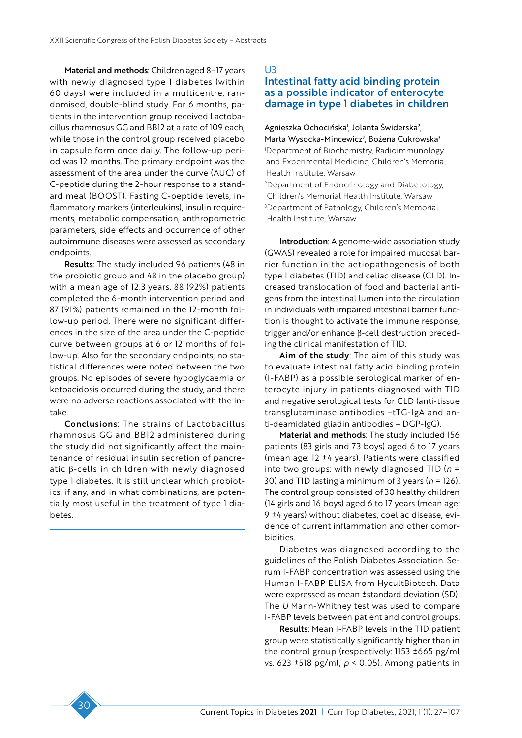**Material and methods**: Children aged 8–17 years with newly diagnosed type 1 diabetes (within 60 days) were included in a multicentre, randomised, double-blind study. For 6 months, patients in the intervention group received Lactobacillus rhamnosus GG and BB12 at a rate of 109 each, while those in the control group received placebo in capsule form once daily. The follow-up period was 12 months. The primary endpoint was the assessment of the area under the curve (AUC) of C-peptide during the 2-hour response to a standard meal (BOOST). Fasting C-peptide levels, inflammatory markers (interleukins), insulin requirements, metabolic compensation, anthropometric parameters, side effects and occurrence of other autoimmune diseases were assessed as secondary endpoints.

**Results**: The study included 96 patients (48 in the probiotic group and 48 in the placebo group) with a mean age of 12.3 years. 88 (92%) patients completed the 6-month intervention period and 87 (91%) patients remained in the 12-month follow-up period. There were no significant differences in the size of the area under the C-peptide curve between groups at 6 or 12 months of follow-up. Also for the secondary endpoints, no statistical differences were noted between the two groups. No episodes of severe hypoglycaemia or ketoacidosis occurred during the study, and there were no adverse reactions associated with the intake.

**Conclusions**: The strains of Lactobacillus rhamnosus GG and BB12 administered during the study did not significantly affect the maintenance of residual insulin secretion of pancreatic β-cells in children with newly diagnosed type 1 diabetes. It is still unclear which probiotics, if any, and in what combinations, are potentially most useful in the treatment of type 1 diabetes.

## U3
## Intestinal fatty acid binding protein as a possible indicator of enterocyte damage in type 1 diabetes in children

Agnieszka Ochocińska[1], Jolanta Świderska[2], Marta Wysocka-Mincewicz[2], Bożena Cukrowska[3]

[1]Department of Biochemistry, Radioimmunology and Experimental Medicine, Children's Memorial Health Institute, Warsaw

[2]Department of Endocrinology and Diabetology, Children's Memorial Health Institute, Warsaw

[3]Department of Pathology, Children's Memorial Health Institute, Warsaw

**Introduction**: A genome-wide association study (GWAS) revealed a role for impaired mucosal barrier function in the aetiopathogenesis of both type 1 diabetes (T1D) and celiac disease (CLD). Increased translocation of food and bacterial antigens from the intestinal lumen into the circulation in individuals with impaired intestinal barrier function is thought to activate the immune response, trigger and/or enhance β-cell destruction preceding the clinical manifestation of T1D.

**Aim of the study**: The aim of this study was to evaluate intestinal fatty acid binding protein (I-FABP) as a possible serological marker of enterocyte injury in patients diagnosed with T1D and negative serological tests for CLD (anti-tissue transglutaminase antibodies –tTG-IgA and anti-deamidated gliadin antibodies – DGP-IgG).

**Material and methods**: The study included 156 patients (83 girls and 73 boys) aged 6 to 17 years (mean age: 12 ±4 years). Patients were classified into two groups: with newly diagnosed T1D ($n$ = 30) and T1D lasting a minimum of 3 years ($n$ = 126). The control group consisted of 30 healthy children (14 girls and 16 boys) aged 6 to 17 years (mean age: 9 ±4 years) without diabetes, coeliac disease, evidence of current inflammation and other comorbidities.

Diabetes was diagnosed according to the guidelines of the Polish Diabetes Association. Serum I-FABP concentration was assessed using the Human I-FABP ELISA from HycultBiotech. Data were expressed as mean ±standard deviation (SD). The $U$ Mann-Whitney test was used to compare I-FABP levels between patient and control groups.

**Results**: Mean I-FABP levels in the T1D patient group were statistically significantly higher than in the control group (respectively: 1153 ±665 pg/ml vs. 623 ±518 pg/ml, $p$ < 0.05). Among patients in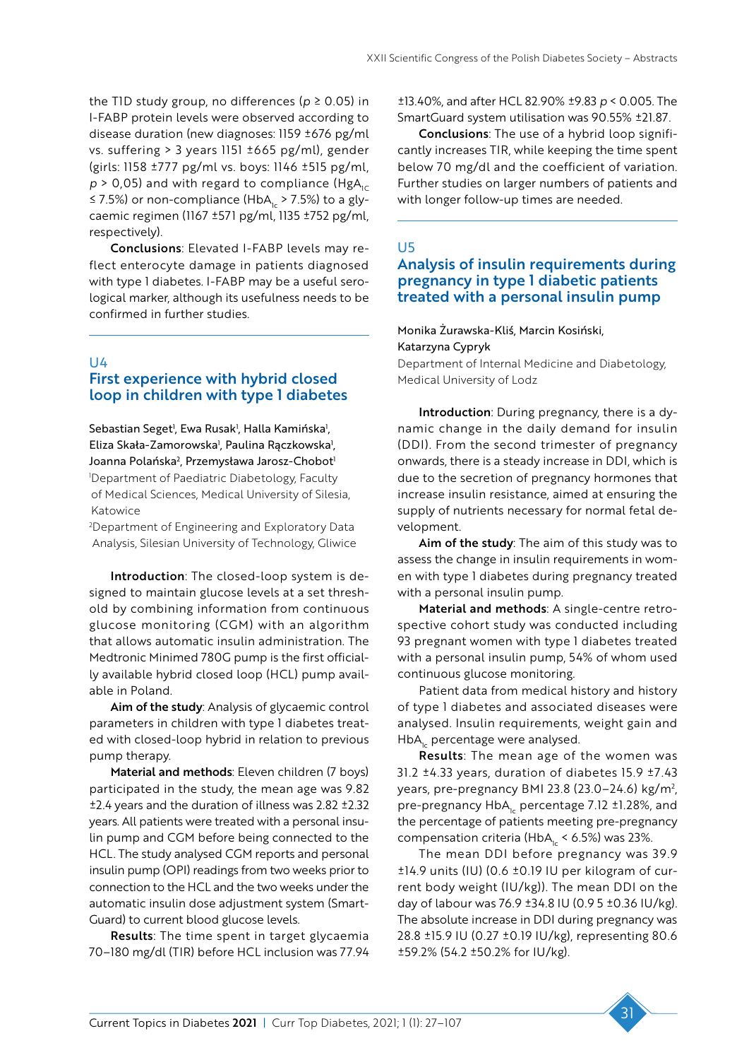the T1D study group, no differences ($p \geq 0.05$) in I-FABP protein levels were observed according to disease duration (new diagnoses: 1159 ±676 pg/ml vs. suffering > 3 years 1151 ±665 pg/ml), gender (girls: 1158 ±777 pg/ml vs. boys: 1146 ±515 pg/ml, $p > 0,05$) and with regard to compliance ($HgA_{1C} \leq 7.5\%$) or non-compliance ($HbA_{1c} > 7.5\%$) to a glycaemic regimen (1167 ±571 pg/ml, 1135 ±752 pg/ml, respectively).

**Conclusions**: Elevated I-FABP levels may reflect enterocyte damage in patients diagnosed with type 1 diabetes. I-FABP may be a useful serological marker, although its usefulness needs to be confirmed in further studies.

## U4

## First experience with hybrid closed loop in children with type 1 diabetes

Sebastian Seget[1], Ewa Rusak[1], Halla Kamińska[1], Eliza Skała-Zamorowska[1], Paulina Rączkowska[1], Joanna Polańska[2], Przemysława Jarosz-Chobot[1]

[1]Department of Paediatric Diabetology, Faculty of Medical Sciences, Medical University of Silesia, Katowice

[2]Department of Engineering and Exploratory Data Analysis, Silesian University of Technology, Gliwice

**Introduction**: The closed-loop system is designed to maintain glucose levels at a set threshold by combining information from continuous glucose monitoring (CGM) with an algorithm that allows automatic insulin administration. The Medtronic Minimed 780G pump is the first officially available hybrid closed loop (HCL) pump available in Poland.

**Aim of the study**: Analysis of glycaemic control parameters in children with type 1 diabetes treated with closed-loop hybrid in relation to previous pump therapy.

**Material and methods**: Eleven children (7 boys) participated in the study, the mean age was 9.82 ±2.4 years and the duration of illness was 2.82 ±2.32 years. All patients were treated with a personal insulin pump and CGM before being connected to the HCL. The study analysed CGM reports and personal insulin pump (OPI) readings from two weeks prior to connection to the HCL and the two weeks under the automatic insulin dose adjustment system (SmartGuard) to current blood glucose levels.

**Results**: The time spent in target glycaemia 70–180 mg/dl (TIR) before HCL inclusion was 77.94 ±13.40%, and after HCL 82.90% ±9.83 $p < 0.005$. The SmartGuard system utilisation was 90.55% ±21.87.

**Conclusions**: The use of a hybrid loop significantly increases TIR, while keeping the time spent below 70 mg/dl and the coefficient of variation. Further studies on larger numbers of patients and with longer follow-up times are needed.

## U5

## Analysis of insulin requirements during pregnancy in type 1 diabetic patients treated with a personal insulin pump

Monika Żurawska-Kliś, Marcin Kosiński, Katarzyna Cypryk

Department of Internal Medicine and Diabetology, Medical University of Lodz

**Introduction**: During pregnancy, there is a dynamic change in the daily demand for insulin (DDI). From the second trimester of pregnancy onwards, there is a steady increase in DDI, which is due to the secretion of pregnancy hormones that increase insulin resistance, aimed at ensuring the supply of nutrients necessary for normal fetal development.

**Aim of the study**: The aim of this study was to assess the change in insulin requirements in women with type 1 diabetes during pregnancy treated with a personal insulin pump.

**Material and methods**: A single-centre retrospective cohort study was conducted including 93 pregnant women with type 1 diabetes treated with a personal insulin pump, 54% of whom used continuous glucose monitoring.

Patient data from medical history and history of type 1 diabetes and associated diseases were analysed. Insulin requirements, weight gain and $HbA_{1c}$ percentage were analysed.

**Results**: The mean age of the women was 31.2 ±4.33 years, duration of diabetes 15.9 ±7.43 years, pre-pregnancy BMI 23.8 (23.0–24.6) kg/m$^2$, pre-pregnancy $HbA_{1c}$ percentage 7.12 ±1.28%, and the percentage of patients meeting pre-pregnancy compensation criteria ($HbA_{1c} < 6.5\%$) was 23%.

The mean DDI before pregnancy was 39.9 ±14.9 units (IU) (0.6 ±0.19 IU per kilogram of current body weight (IU/kg)). The mean DDI on the day of labour was 76.9 ±34.8 IU (0.9 5 ±0.36 IU/kg). The absolute increase in DDI during pregnancy was 28.8 ±15.9 IU (0.27 ±0.19 IU/kg), representing 80.6 ±59.2% (54.2 ±50.2% for IU/kg).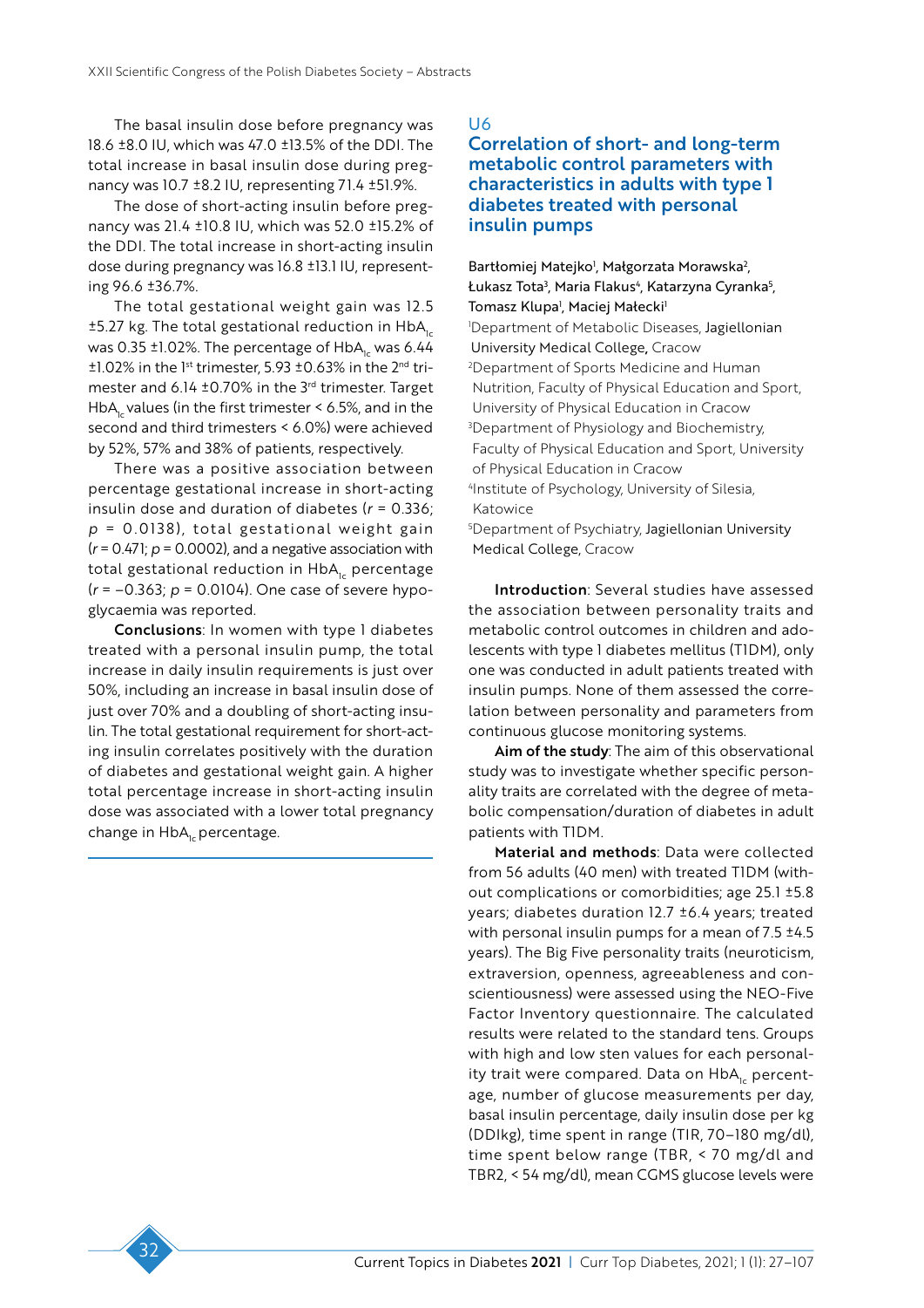The basal insulin dose before pregnancy was 18.6 ±8.0 IU, which was 47.0 ±13.5% of the DDI. The total increase in basal insulin dose during pregnancy was 10.7 ±8.2 IU, representing 71.4 ±51.9%.

The dose of short-acting insulin before pregnancy was 21.4 ±10.8 IU, which was 52.0 ±15.2% of the DDI. The total increase in short-acting insulin dose during pregnancy was 16.8 ±13.1 IU, representing 96.6 ±36.7%.

The total gestational weight gain was 12.5 ±5.27 kg. The total gestational reduction in $HbA_{1c}$ was 0.35 ±1.02%. The percentage of $HbA_{1c}$ was 6.44 ±1.02% in the 1st trimester, 5.93 ±0.63% in the 2nd trimester and 6.14 ±0.70% in the 3rd trimester. Target $HbA_{1c}$ values (in the first trimester < 6.5%, and in the second and third trimesters < 6.0%) were achieved by 52%, 57% and 38% of patients, respectively.

There was a positive association between percentage gestational increase in short-acting insulin dose and duration of diabetes ($r = 0.336$; $p = 0.0138$), total gestational weight gain ($r = 0.471$; $p = 0.0002$), and a negative association with total gestational reduction in $HbA_{1c}$ percentage ($r = -0.363$; $p = 0.0104$). One case of severe hypoglycaemia was reported.

**Conclusions**: In women with type 1 diabetes treated with a personal insulin pump, the total increase in daily insulin requirements is just over 50%, including an increase in basal insulin dose of just over 70% and a doubling of short-acting insulin. The total gestational requirement for short-acting insulin correlates positively with the duration of diabetes and gestational weight gain. A higher total percentage increase in short-acting insulin dose was associated with a lower total pregnancy change in $HbA_{1c}$ percentage.

## U6

## Correlation of short- and long-term metabolic control parameters with characteristics in adults with type 1 diabetes treated with personal insulin pumps

Bartłomiej Matejko[1], Małgorzata Morawska[2], Łukasz Tota[3], Maria Flakus[4], Katarzyna Cyranka[5], Tomasz Klupa[1], Maciej Małecki[1]

[1]Department of Metabolic Diseases, Jagiellonian University Medical College, Cracow

[2]Department of Sports Medicine and Human Nutrition, Faculty of Physical Education and Sport, University of Physical Education in Cracow

[3]Department of Physiology and Biochemistry, Faculty of Physical Education and Sport, University of Physical Education in Cracow

[4]Institute of Psychology, University of Silesia, Katowice

[5]Department of Psychiatry, Jagiellonian University Medical College, Cracow

**Introduction**: Several studies have assessed the association between personality traits and metabolic control outcomes in children and adolescents with type 1 diabetes mellitus (T1DM), only one was conducted in adult patients treated with insulin pumps. None of them assessed the correlation between personality and parameters from continuous glucose monitoring systems.

**Aim of the study**: The aim of this observational study was to investigate whether specific personality traits are correlated with the degree of metabolic compensation/duration of diabetes in adult patients with T1DM.

**Material and methods**: Data were collected from 56 adults (40 men) with treated T1DM (without complications or comorbidities; age 25.1 ±5.8 years; diabetes duration 12.7 ±6.4 years; treated with personal insulin pumps for a mean of 7.5 ±4.5 years). The Big Five personality traits (neuroticism, extraversion, openness, agreeableness and conscientiousness) were assessed using the NEO-Five Factor Inventory questionnaire. The calculated results were related to the standard tens. Groups with high and low sten values for each personality trait were compared. Data on $HbA_{1c}$ percentage, number of glucose measurements per day, basal insulin percentage, daily insulin dose per kg (DDIkg), time spent in range (TIR, 70–180 mg/dl), time spent below range (TBR, < 70 mg/dl and TBR2, < 54 mg/dl), mean CGMS glucose levels were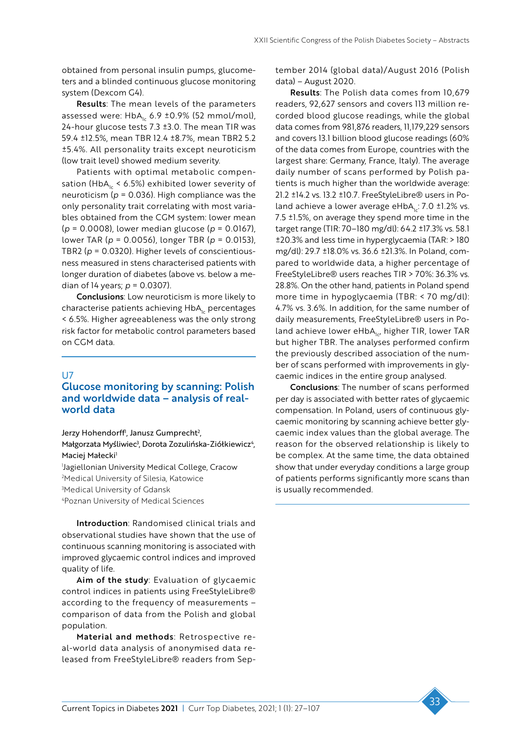obtained from personal insulin pumps, glucometers and a blinded continuous glucose monitoring system (Dexcom G4).

**Results**: The mean levels of the parameters assessed were: $HbA_{1c}$ 6.9 ±0.9% (52 mmol/mol), 24-hour glucose tests 7.3 ±3.0. The mean TIR was 59.4 ±12.5%, mean TBR 12.4 ±8.7%, mean TBR2 5.2 ±5.4%. All personality traits except neuroticism (low trait level) showed medium severity.

Patients with optimal metabolic compensation ($HbA_{1c}$ < 6.5%) exhibited lower severity of neuroticism ($p = 0.036$). High compliance was the only personality trait correlating with most variables obtained from the CGM system: lower mean ($p = 0.0008$), lower median glucose ($p = 0.0167$), lower TAR ($p = 0.0056$), longer TBR ($p = 0.0153$), TBR2 ($p = 0.0320$). Higher levels of conscientiousness measured in stens characterised patients with longer duration of diabetes (above vs. below a median of 14 years; $p = 0.0307$).

**Conclusions**: Low neuroticism is more likely to characterise patients achieving $HbA_{1c}$ percentages < 6.5%. Higher agreeableness was the only strong risk factor for metabolic control parameters based on CGM data.

## U7

## Glucose monitoring by scanning: Polish and worldwide data – analysis of real-world data

Jerzy Hohendorff[1], Janusz Gumprecht[2], Małgorzata Myśliwiec[3], Dorota Zozulińska-Ziółkiewicz[4], Maciej Małecki[1]

[1]Jagiellonian University Medical College, Cracow
[2]Medical University of Silesia, Katowice
[3]Medical University of Gdansk
[4]Poznan University of Medical Sciences

**Introduction**: Randomised clinical trials and observational studies have shown that the use of continuous scanning monitoring is associated with improved glycaemic control indices and improved quality of life.

**Aim of the study**: Evaluation of glycaemic control indices in patients using FreeStyleLibre® according to the frequency of measurements – comparison of data from the Polish and global population.

**Material and methods**: Retrospective real-world data analysis of anonymised data released from FreeStyleLibre® readers from September 2014 (global data)/August 2016 (Polish data) – August 2020.

**Results**: The Polish data comes from 10,679 readers, 92,627 sensors and covers 113 million recorded blood glucose readings, while the global data comes from 981,876 readers, 11,179,229 sensors and covers 13.1 billion blood glucose readings (60% of the data comes from Europe, countries with the largest share: Germany, France, Italy). The average daily number of scans performed by Polish patients is much higher than the worldwide average: 21.2 ±14.2 vs. 13.2 ±10.7. FreeStyleLibre® users in Poland achieve a lower average $eHbA_{1c}$: 7.0 ±1.2% vs. 7.5 ±1.5%, on average they spend more time in the target range (TIR: 70–180 mg/dl): 64.2 ±17.3% vs. 58.1 ±20.3% and less time in hyperglycaemia (TAR: > 180 mg/dl): 29.7 ±18.0% vs. 36.6 ±21.3%. In Poland, compared to worldwide data, a higher percentage of FreeStyleLibre® users reaches TIR > 70%: 36.3% vs. 28.8%. On the other hand, patients in Poland spend more time in hypoglycaemia (TBR: < 70 mg/dl): 4.7% vs. 3.6%. In addition, for the same number of daily measurements, FreeStyleLibre® users in Poland achieve lower $eHbA_{1c}$, higher TIR, lower TAR but higher TBR. The analyses performed confirm the previously described association of the number of scans performed with improvements in glycaemic indices in the entire group analysed.

**Conclusions**: The number of scans performed per day is associated with better rates of glycaemic compensation. In Poland, users of continuous glycaemic monitoring by scanning achieve better glycaemic index values than the global average. The reason for the observed relationship is likely to be complex. At the same time, the data obtained show that under everyday conditions a large group of patients performs significantly more scans than is usually recommended.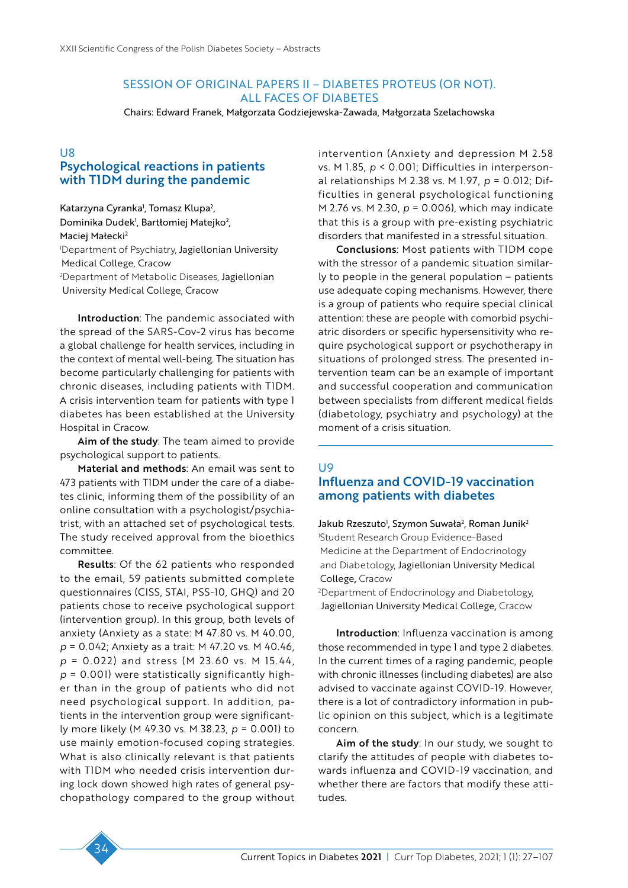## SESSION OF ORIGINAL PAPERS II – DIABETES PROTEUS (OR NOT). ALL FACES OF DIABETES

Chairs: Edward Franek, Małgorzata Godziejewska-Zawada, Małgorzata Szelachowska

### U8
### Psychological reactions in patients with T1DM during the pandemic

Katarzyna Cyranka[1], Tomasz Klupa[2], Dominika Dudek[1], Barttłomiej Matejko[2], Maciej Małecki[2]

[1]Department of Psychiatry, Jagiellonian University Medical College, Cracow

[2]Department of Metabolic Diseases, Jagiellonian University Medical College, Cracow

**Introduction**: The pandemic associated with the spread of the SARS-Cov-2 virus has become a global challenge for health services, including in the context of mental well-being. The situation has become particularly challenging for patients with chronic diseases, including patients with T1DM. A crisis intervention team for patients with type 1 diabetes has been established at the University Hospital in Cracow.

**Aim of the study**: The team aimed to provide psychological support to patients.

**Material and methods**: An email was sent to 473 patients with T1DM under the care of a diabetes clinic, informing them of the possibility of an online consultation with a psychologist/psychiatrist, with an attached set of psychological tests. The study received approval from the bioethics committee.

**Results**: Of the 62 patients who responded to the email, 59 patients submitted complete questionnaires (CISS, STAI, PSS-10, GHQ) and 20 patients chose to receive psychological support (intervention group). In this group, both levels of anxiety (Anxiety as a state: M 47.80 vs. M 40.00, $p = 0.042$; Anxiety as a trait: M 47.20 vs. M 40.46, $p = 0.022$) and stress (M 23.60 vs. M 15.44, $p = 0.001$) were statistically significantly higher than in the group of patients who did not need psychological support. In addition, patients in the intervention group were significantly more likely (M 49.30 vs. M 38.23, $p = 0.001$) to use mainly emotion-focused coping strategies. What is also clinically relevant is that patients with T1DM who needed crisis intervention during lock down showed high rates of general psychopathology compared to the group without intervention (Anxiety and depression M 2.58 vs. M 1.85, $p < 0.001$; Difficulties in interpersonal relationships M 2.38 vs. M 1.97, $p = 0.012$; Difficulties in general psychological functioning M 2.76 vs. M 2.30, $p = 0.006$), which may indicate that this is a group with pre-existing psychiatric disorders that manifested in a stressful situation.

**Conclusions**: Most patients with T1DM cope with the stressor of a pandemic situation similarly to people in the general population – patients use adequate coping mechanisms. However, there is a group of patients who require special clinical attention: these are people with comorbid psychiatric disorders or specific hypersensitivity who require psychological support or psychotherapy in situations of prolonged stress. The presented intervention team can be an example of important and successful cooperation and communication between specialists from different medical fields (diabetology, psychiatry and psychology) at the moment of a crisis situation.

### U9
### Influenza and COVID-19 vaccination among patients with diabetes

Jakub Rzeszuto[1], Szymon Suwała[2], Roman Junik[2]

[1]Student Research Group Evidence-Based Medicine at the Department of Endocrinology and Diabetology, Jagiellonian University Medical College, Cracow

[2]Department of Endocrinology and Diabetology, Jagiellonian University Medical College, Cracow

**Introduction**: Influenza vaccination is among those recommended in type 1 and type 2 diabetes. In the current times of a raging pandemic, people with chronic illnesses (including diabetes) are also advised to vaccinate against COVID-19. However, there is a lot of contradictory information in public opinion on this subject, which is a legitimate concern.

**Aim of the study**: In our study, we sought to clarify the attitudes of people with diabetes towards influenza and COVID-19 vaccination, and whether there are factors that modify these attitudes.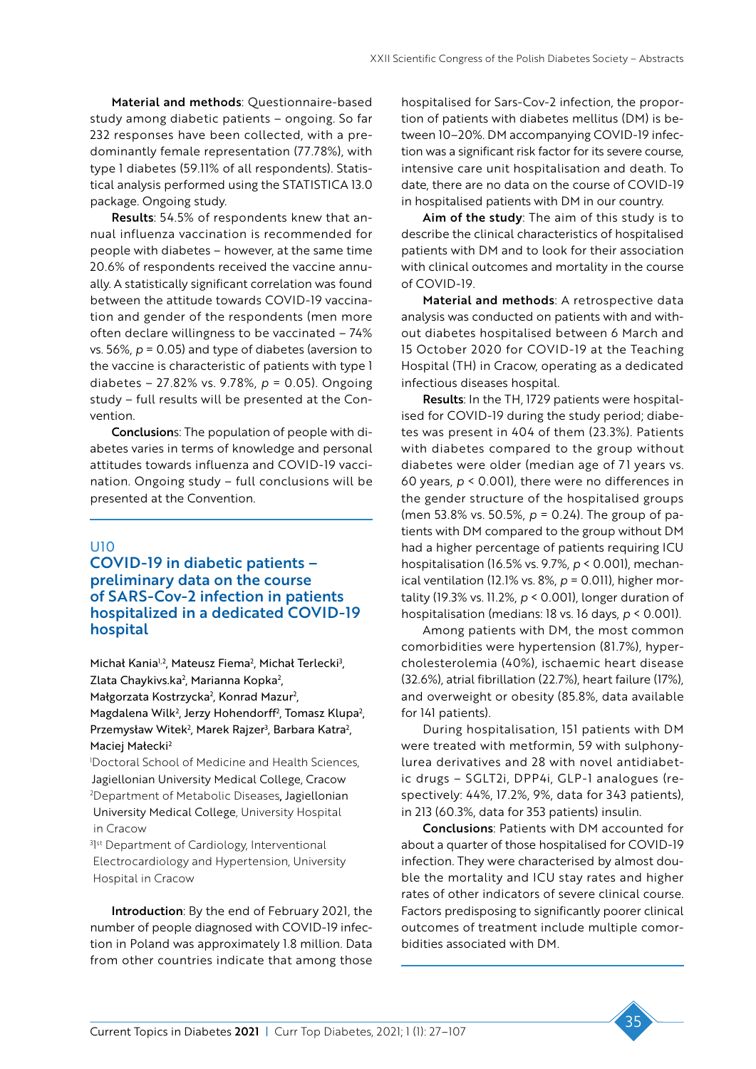**Material and methods**: Questionnaire-based study among diabetic patients – ongoing. So far 232 responses have been collected, with a predominantly female representation (77.78%), with type 1 diabetes (59.11% of all respondents). Statistical analysis performed using the STATISTICA 13.0 package. Ongoing study.

**Results**: 54.5% of respondents knew that annual influenza vaccination is recommended for people with diabetes – however, at the same time 20.6% of respondents received the vaccine annually. A statistically significant correlation was found between the attitude towards COVID-19 vaccination and gender of the respondents (men more often declare willingness to be vaccinated – 74% vs. 56%, $p = 0.05$) and type of diabetes (aversion to the vaccine is characteristic of patients with type 1 diabetes – 27.82% vs. 9.78%, $p = 0.05$). Ongoing study – full results will be presented at the Convention.

**Conclusions**: The population of people with diabetes varies in terms of knowledge and personal attitudes towards influenza and COVID-19 vaccination. Ongoing study – full conclusions will be presented at the Convention.

## U10

## COVID-19 in diabetic patients – preliminary data on the course of SARS-Cov-2 infection in patients hospitalized in a dedicated COVID-19 hospital

Michał Kania[1,2], Mateusz Fiema[2], Michał Terlecki[3], Zlata Chaykivs.ka[2], Marianna Kopka[2], Małgorzata Kostrzycka[2], Konrad Mazur[2], Magdalena Wilk[2], Jerzy Hohendorff[2], Tomasz Klupa[2], Przemysław Witek[2], Marek Rajzer[3], Barbara Katra[2], Maciej Małecki[2]

[1]Doctoral School of Medicine and Health Sciences, Jagiellonian University Medical College, Cracow
[2]Department of Metabolic Diseases, Jagiellonian University Medical College, University Hospital in Cracow
[3]1st Department of Cardiology, Interventional Electrocardiology and Hypertension, University Hospital in Cracow

**Introduction**: By the end of February 2021, the number of people diagnosed with COVID-19 infection in Poland was approximately 1.8 million. Data from other countries indicate that among those hospitalised for Sars-Cov-2 infection, the proportion of patients with diabetes mellitus (DM) is between 10–20%. DM accompanying COVID-19 infection was a significant risk factor for its severe course, intensive care unit hospitalisation and death. To date, there are no data on the course of COVID-19 in hospitalised patients with DM in our country.

**Aim of the study**: The aim of this study is to describe the clinical characteristics of hospitalised patients with DM and to look for their association with clinical outcomes and mortality in the course of COVID-19.

**Material and methods**: A retrospective data analysis was conducted on patients with and without diabetes hospitalised between 6 March and 15 October 2020 for COVID-19 at the Teaching Hospital (TH) in Cracow, operating as a dedicated infectious diseases hospital.

**Results**: In the TH, 1729 patients were hospitalised for COVID-19 during the study period; diabetes was present in 404 of them (23.3%). Patients with diabetes compared to the group without diabetes were older (median age of 71 years vs. 60 years, $p < 0.001$), there were no differences in the gender structure of the hospitalised groups (men 53.8% vs. 50.5%, $p = 0.24$). The group of patients with DM compared to the group without DM had a higher percentage of patients requiring ICU hospitalisation (16.5% vs. 9.7%, $p < 0.001$), mechanical ventilation (12.1% vs. 8%, $p = 0.011$), higher mortality (19.3% vs. 11.2%, $p < 0.001$), longer duration of hospitalisation (medians: 18 vs. 16 days, $p < 0.001$).

Among patients with DM, the most common comorbidities were hypertension (81.7%), hypercholesterolemia (40%), ischaemic heart disease (32.6%), atrial fibrillation (22.7%), heart failure (17%), and overweight or obesity (85.8%, data available for 141 patients).

During hospitalisation, 151 patients with DM were treated with metformin, 59 with sulphonylurea derivatives and 28 with novel antidiabetic drugs – SGLT2i, DPP4i, GLP-1 analogues (respectively: 44%, 17.2%, 9%, data for 343 patients), in 213 (60.3%, data for 353 patients) insulin.

**Conclusions**: Patients with DM accounted for about a quarter of those hospitalised for COVID-19 infection. They were characterised by almost double the mortality and ICU stay rates and higher rates of other indicators of severe clinical course. Factors predisposing to significantly poorer clinical outcomes of treatment include multiple comorbidities associated with DM.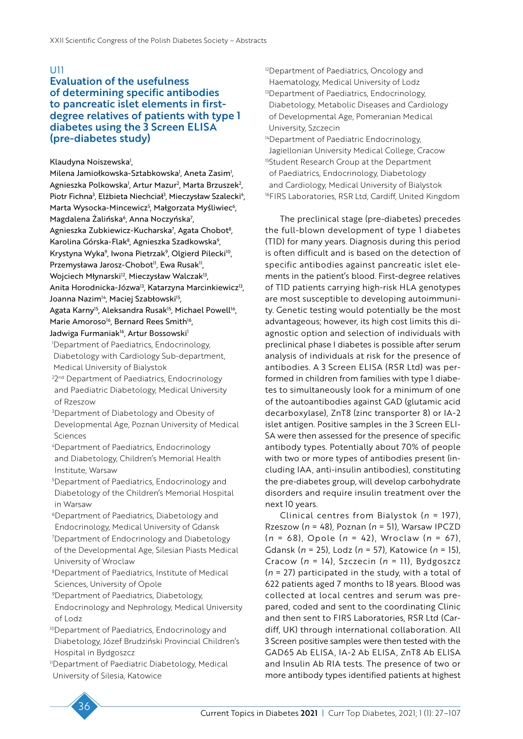U11

## Evaluation of the usefulness of determining specific antibodies to pancreatic islet elements in first-degree relatives of patients with type 1 diabetes using the 3 Screen ELISA (pre-diabetes study)

Klaudyna Noiszewska[1], Milena Jamiołkowska-Sztabkowska[1], Aneta Zasim[1], Agnieszka Polkowska[1], Artur Mazur[2], Marta Brzuszek[2], Piotr Fichna[3], Elżbieta Niechciał[3], Mieczysław Szalecki[4], Marta Wysocka-Mincewicz[5], Małgorzata Myśliwiec[6], Magdalena Żalińska[6], Anna Noczyńska[7], Agnieszka Zubkiewicz-Kucharska[7], Agata Chobot[8], Karolina Górska-Flak[8], Agnieszka Szadkowska[9], Krystyna Wyka[9], Iwona Pietrzak[9], Olgierd Pilecki[10], Przemysława Jarosz-Chobot[11], Ewa Rusak[11], Wojciech Młynarski[12], Mieczysław Walczak[13], Anita Horodnicka-Józwa[13], Katarzyna Marcinkiewicz[13], Joanna Nazim[14], Maciej Szabłowski[15], Agata Karny[15], Aleksandra Rusak[15], Michael Powell[16], Marie Amoroso[16], Bernard Rees Smith[16], Jadwiga Furmaniak[16], Artur Bossowski[1]

[1]Department of Paediatrics, Endocrinology, Diabetology with Cardiology Sub-department, Medical University of Bialystok
[2]2nd Department of Paediatrics, Endocrinology and Paediatric Diabetology, Medical University of Rzeszow
[3]Department of Diabetology and Obesity of Developmental Age, Poznan University of Medical Sciences
[4]Department of Paediatrics, Endocrinology and Diabetology, Children's Memorial Health Institute, Warsaw
[5]Department of Paediatrics, Endocrinology and Diabetology of the Children's Memorial Hospital in Warsaw
[6]Department of Paediatrics, Diabetology and Endocrinology, Medical University of Gdansk
[7]Department of Endocrinology and Diabetology of the Developmental Age, Silesian Piasts Medical University of Wroclaw
[8]Department of Paediatrics, Institute of Medical Sciences, University of Opole
[9]Department of Paediatrics, Diabetology, Endocrinology and Nephrology, Medical University of Lodz
[10]Department of Paediatrics, Endocrinology and Diabetology, Józef Brudziński Provincial Children's Hospital in Bydgoszcz
[11]Department of Paediatric Diabetology, Medical University of Silesia, Katowice
[12]Department of Paediatrics, Oncology and Haematology, Medical University of Lodz
[13]Department of Paediatrics, Endocrinology, Diabetology, Metabolic Diseases and Cardiology of Developmental Age, Pomeranian Medical University, Szczecin
[14]Department of Paediatric Endocrinology, Jagiellonian University Medical College, Cracow
[15]Student Research Group at the Department of Paediatrics, Endocrinology, Diabetology and Cardiology, Medical University of Bialystok
[16]FIRS Laboratories, RSR Ltd, Cardiff, United Kingdom

The preclinical stage (pre-diabetes) precedes the full-blown development of type 1 diabetes (T1D) for many years. Diagnosis during this period is often difficult and is based on the detection of specific antibodies against pancreatic islet elements in the patient's blood. First-degree relatives of T1D patients carrying high-risk HLA genotypes are most susceptible to developing autoimmunity. Genetic testing would potentially be the most advantageous; however, its high cost limits this diagnostic option and selection of individuals with preclinical phase I diabetes is possible after serum analysis of individuals at risk for the presence of antibodies. A 3 Screen ELISA (RSR Ltd) was performed in children from families with type 1 diabetes to simultaneously look for a minimum of one of the autoantibodies against GAD (glutamic acid decarboxylase), ZnT8 (zinc transporter 8) or IA-2 islet antigen. Positive samples in the 3 Screen ELISA were then assessed for the presence of specific antibody types. Potentially about 70% of people with two or more types of antibodies present (including IAA, anti-insulin antibodies), constituting the pre-diabetes group, will develop carbohydrate disorders and require insulin treatment over the next 10 years.

Clinical centres from Bialystok ($n$ = 197), Rzeszow ($n$ = 48), Poznan ($n$ = 51), Warsaw IPCZD ($n$ = 68), Opole ($n$ = 42), Wroclaw ($n$ = 67), Gdansk ($n$ = 25), Lodz ($n$ = 57), Katowice ($n$ = 15), Cracow ($n$ = 14), Szczecin ($n$ = 11), Bydgoszcz ($n$ = 27) participated in the study, with a total of 622 patients aged 7 months to 18 years. Blood was collected at local centres and serum was prepared, coded and sent to the coordinating Clinic and then sent to FIRS Laboratories, RSR Ltd (Cardiff, UK) through international collaboration. All 3 Screen positive samples were then tested with the GAD65 Ab ELISA, IA-2 Ab ELISA, ZnT8 Ab ELISA and Insulin Ab RIA tests. The presence of two or more antibody types identified patients at highest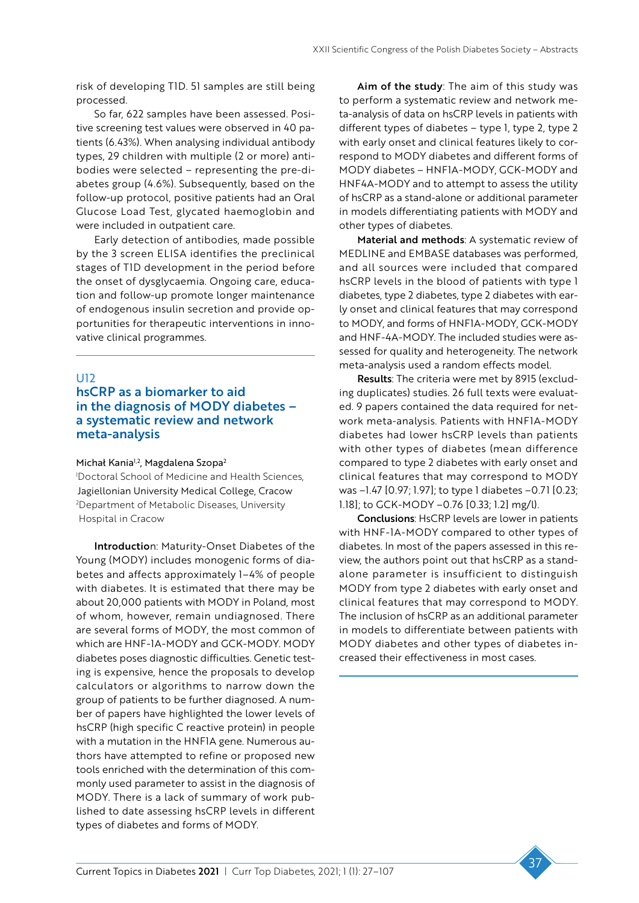risk of developing T1D. 51 samples are still being processed.

So far, 622 samples have been assessed. Positive screening test values were observed in 40 patients (6.43%). When analysing individual antibody types, 29 children with multiple (2 or more) antibodies were selected – representing the pre-diabetes group (4.6%). Subsequently, based on the follow-up protocol, positive patients had an Oral Glucose Load Test, glycated haemoglobin and were included in outpatient care.

Early detection of antibodies, made possible by the 3 screen ELISA identifies the preclinical stages of T1D development in the period before the onset of dysglycaemia. Ongoing care, education and follow-up promote longer maintenance of endogenous insulin secretion and provide opportunities for therapeutic interventions in innovative clinical programmes.

## U12

## hsCRP as a biomarker to aid in the diagnosis of MODY diabetes – a systematic review and network meta-analysis

Michał Kania[1,2], Magdalena Szopa[2]

[1]Doctoral School of Medicine and Health Sciences, Jagiellonian University Medical College, Cracow
[2]Department of Metabolic Diseases, University Hospital in Cracow

**Introduction**: Maturity-Onset Diabetes of the Young (MODY) includes monogenic forms of diabetes and affects approximately 1–4% of people with diabetes. It is estimated that there may be about 20,000 patients with MODY in Poland, most of whom, however, remain undiagnosed. There are several forms of MODY, the most common of which are HNF-1A-MODY and GCK-MODY. MODY diabetes poses diagnostic difficulties. Genetic testing is expensive, hence the proposals to develop calculators or algorithms to narrow down the group of patients to be further diagnosed. A number of papers have highlighted the lower levels of hsCRP (high specific C reactive protein) in people with a mutation in the HNF1A gene. Numerous authors have attempted to refine or proposed new tools enriched with the determination of this commonly used parameter to assist in the diagnosis of MODY. There is a lack of summary of work published to date assessing hsCRP levels in different types of diabetes and forms of MODY.

**Aim of the study**: The aim of this study was to perform a systematic review and network meta-analysis of data on hsCRP levels in patients with different types of diabetes – type 1, type 2, type 2 with early onset and clinical features likely to correspond to MODY diabetes and different forms of MODY diabetes – HNF1A-MODY, GCK-MODY and HNF4A-MODY and to attempt to assess the utility of hsCRP as a stand-alone or additional parameter in models differentiating patients with MODY and other types of diabetes.

**Material and methods**: A systematic review of MEDLINE and EMBASE databases was performed, and all sources were included that compared hsCRP levels in the blood of patients with type 1 diabetes, type 2 diabetes, type 2 diabetes with early onset and clinical features that may correspond to MODY, and forms of HNF1A-MODY, GCK-MODY and HNF-4A-MODY. The included studies were assessed for quality and heterogeneity. The network meta-analysis used a random effects model.

**Results**: The criteria were met by 8915 (excluding duplicates) studies. 26 full texts were evaluated. 9 papers contained the data required for network meta-analysis. Patients with HNF1A-MODY diabetes had lower hsCRP levels than patients with other types of diabetes (mean difference compared to type 2 diabetes with early onset and clinical features that may correspond to MODY was –1.47 [0.97; 1.97]; to type 1 diabetes –0.71 [0.23; 1.18]; to GCK-MODY –0.76 [0.33; 1.2] mg/l).

**Conclusions**: HsCRP levels are lower in patients with HNF-1A-MODY compared to other types of diabetes. In most of the papers assessed in this review, the authors point out that hsCRP as a stand-alone parameter is insufficient to distinguish MODY from type 2 diabetes with early onset and clinical features that may correspond to MODY. The inclusion of hsCRP as an additional parameter in models to differentiate between patients with MODY diabetes and other types of diabetes increased their effectiveness in most cases.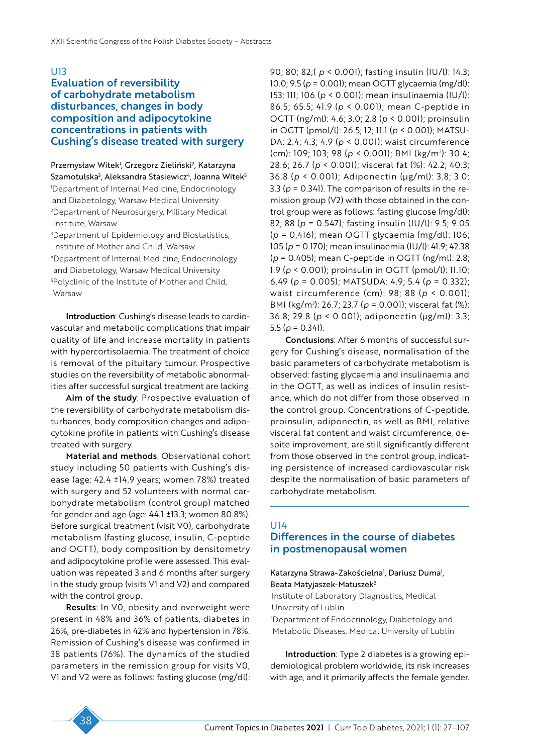U13

## Evaluation of reversibility of carbohydrate metabolism disturbances, changes in body composition and adipocytokine concentrations in patients with Cushing's disease treated with surgery

Przemysław Witek[1], Grzegorz Zieliński[2], Katarzyna Szamotulska[3], Aleksandra Stasiewicz[4], Joanna Witek[5]

[1]Department of Internal Medicine, Endocrinology and Diabetology, Warsaw Medical University
[2]Department of Neurosurgery, Military Medical Institute, Warsaw
[3]Department of Epidemiology and Biostatistics, Institute of Mother and Child, Warsaw
[4]Department of Internal Medicine, Endocrinology and Diabetology, Warsaw Medical University
[5]Polyclinic of the Institute of Mother and Child, Warsaw

**Introduction**: Cushing's disease leads to cardiovascular and metabolic complications that impair quality of life and increase mortality in patients with hypercortisolaemia. The treatment of choice is removal of the pituitary tumour. Prospective studies on the reversibility of metabolic abnormalities after successful surgical treatment are lacking.

**Aim of the study**: Prospective evaluation of the reversibility of carbohydrate metabolism disturbances, body composition changes and adipocytokine profile in patients with Cushing's disease treated with surgery.

**Material and methods**: Observational cohort study including 50 patients with Cushing's disease (age: 42.4 ±14.9 years; women 78%) treated with surgery and 52 volunteers with normal carbohydrate metabolism (control group) matched for gender and age (age: 44.1 ±13.3; women 80.8%). Before surgical treatment (visit V0), carbohydrate metabolism (fasting glucose, insulin, C-peptide and OGTT), body composition by densitometry and adipocytokine profile were assessed. This evaluation was repeated 3 and 6 months after surgery in the study group (visits V1 and V2) and compared with the control group.

**Results**: In V0, obesity and overweight were present in 48% and 36% of patients, diabetes in 26%, pre-diabetes in 42% and hypertension in 78%. Remission of Cushing's disease was confirmed in 38 patients (76%). The dynamics of the studied parameters in the remission group for visits V0, V1 and V2 were as follows: fasting glucose (mg/dl): 90; 80; 82;( $p < 0.001$); fasting insulin (IU/l): 14.3; 10.0; 9.5 ($p = 0.001$); mean OGTT glycaemia (mg/dl): 153; 111; 106 ($p < 0.001$); mean insulinaemia (IU/l): 86.5; 65.5; 41.9 ($p < 0.001$); mean C-peptide in OGTT (ng/ml): 4.6; 3.0; 2.8 ($p < 0.001$); proinsulin in OGTT (pmol/l): 26.5; 12; 11.1 ($p < 0.001$); MATSUDA: 2.4; 4.3; 4.9 ($p < 0.001$); waist circumference (cm): 109; 103; 98 ($p < 0.001$); BMI (kg/m$^2$): 30.4; 28.6; 26.7 ($p < 0.001$); visceral fat (%): 42.2; 40.3; 36.8 ($p < 0.001$); Adiponectin (µg/ml): 3.8; 3.0; 3.3 ($p = 0.341$). The comparison of results in the remission group (V2) with those obtained in the control group were as follows: fasting glucose (mg/dl): 82; 88 ($p = 0.547$); fasting insulin (IU/l): 9.5; 9.05 ($p = 0{,}416$); mean OGTT glycaemia (mg/dl): 106; 105 ($p = 0.170$); mean insulinaemia (IU/l): 41.9; 42.38 ($p = 0.405$); mean C-peptide in OGTT (ng/ml): 2.8; 1.9 ($p < 0.001$); proinsulin in OGTT (pmol/l): 11.10; 6.49 ($p = 0.005$); MATSUDA: 4.9; 5.4 ($p = 0.332$); waist circumference (cm): 98; 88 ($p < 0.001$); BMI (kg/m$^2$): 26.7; 23.7 ($p = 0.001$); visceral fat (%): 36.8; 29.8 ($p < 0.001$); adiponectin (µg/ml): 3.3; 5.5 ($p = 0.341$).

**Conclusions**: After 6 months of successful surgery for Cushing's disease, normalisation of the basic parameters of carbohydrate metabolism is observed: fasting glycaemia and insulinaemia and in the OGTT, as well as indices of insulin resistance, which do not differ from those observed in the control group. Concentrations of C-peptide, proinsulin, adiponectin, as well as BMI, relative visceral fat content and waist circumference, despite improvement, are still significantly different from those observed in the control group, indicating persistence of increased cardiovascular risk despite the normalisation of basic parameters of carbohydrate metabolism.

U14

## Differences in the course of diabetes in postmenopausal women

Katarzyna Strawa-Zakościelna[1], Dariusz Duma[1], Beata Matyjaszek-Matuszek[2]

[1]Institute of Laboratory Diagnostics, Medical University of Lublin
[2]Department of Endocrinology, Diabetology and Metabolic Diseases, Medical University of Lublin

**Introduction**: Type 2 diabetes is a growing epidemiological problem worldwide, its risk increases with age, and it primarily affects the female gender.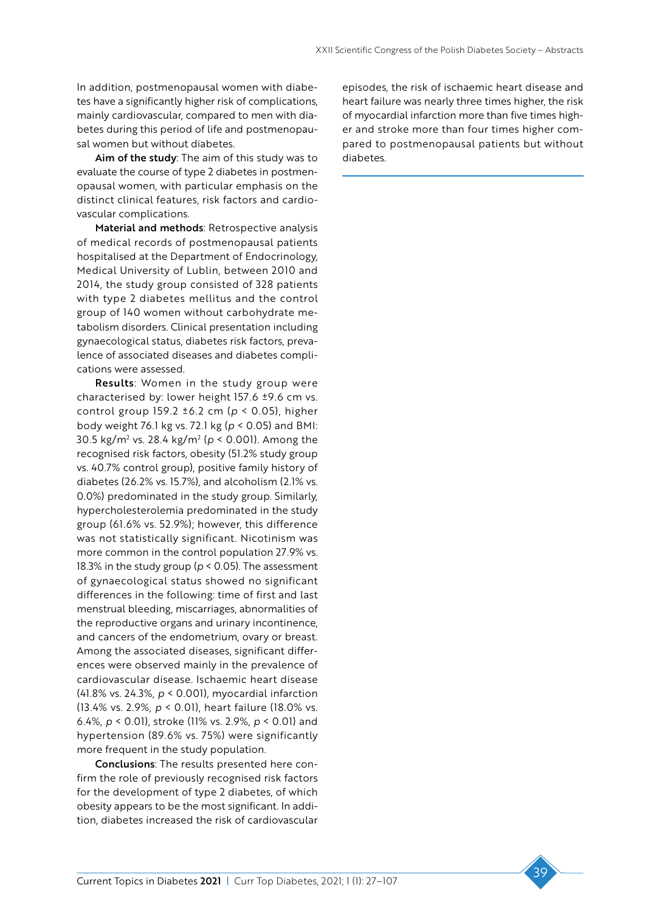In addition, postmenopausal women with diabetes have a significantly higher risk of complications, mainly cardiovascular, compared to men with diabetes during this period of life and postmenopausal women but without diabetes.

**Aim of the study**: The aim of this study was to evaluate the course of type 2 diabetes in postmenopausal women, with particular emphasis on the distinct clinical features, risk factors and cardiovascular complications.

**Material and methods**: Retrospective analysis of medical records of postmenopausal patients hospitalised at the Department of Endocrinology, Medical University of Lublin, between 2010 and 2014, the study group consisted of 328 patients with type 2 diabetes mellitus and the control group of 140 women without carbohydrate metabolism disorders. Clinical presentation including gynaecological status, diabetes risk factors, prevalence of associated diseases and diabetes complications were assessed.

**Results**: Women in the study group were characterised by: lower height 157.6 ±9.6 cm vs. control group 159.2 ±6.2 cm ($p < 0.05$), higher body weight 76.1 kg vs. 72.1 kg ($p < 0.05$) and BMI: 30.5 kg/m$^2$ vs. 28.4 kg/m$^2$ ($p < 0.001$). Among the recognised risk factors, obesity (51.2% study group vs. 40.7% control group), positive family history of diabetes (26.2% vs. 15.7%), and alcoholism (2.1% vs. 0.0%) predominated in the study group. Similarly, hypercholesterolemia predominated in the study group (61.6% vs. 52.9%); however, this difference was not statistically significant. Nicotinism was more common in the control population 27.9% vs. 18.3% in the study group ($p < 0.05$). The assessment of gynaecological status showed no significant differences in the following: time of first and last menstrual bleeding, miscarriages, abnormalities of the reproductive organs and urinary incontinence, and cancers of the endometrium, ovary or breast. Among the associated diseases, significant differences were observed mainly in the prevalence of cardiovascular disease. Ischaemic heart disease (41.8% vs. 24.3%, $p < 0.001$), myocardial infarction (13.4% vs. 2.9%, $p < 0.01$), heart failure (18.0% vs. 6.4%, $p < 0.01$), stroke (11% vs. 2.9%, $p < 0.01$) and hypertension (89.6% vs. 75%) were significantly more frequent in the study population.

**Conclusions**: The results presented here confirm the role of previously recognised risk factors for the development of type 2 diabetes, of which obesity appears to be the most significant. In addition, diabetes increased the risk of cardiovascular episodes, the risk of ischaemic heart disease and heart failure was nearly three times higher, the risk of myocardial infarction more than five times higher and stroke more than four times higher compared to postmenopausal patients but without diabetes.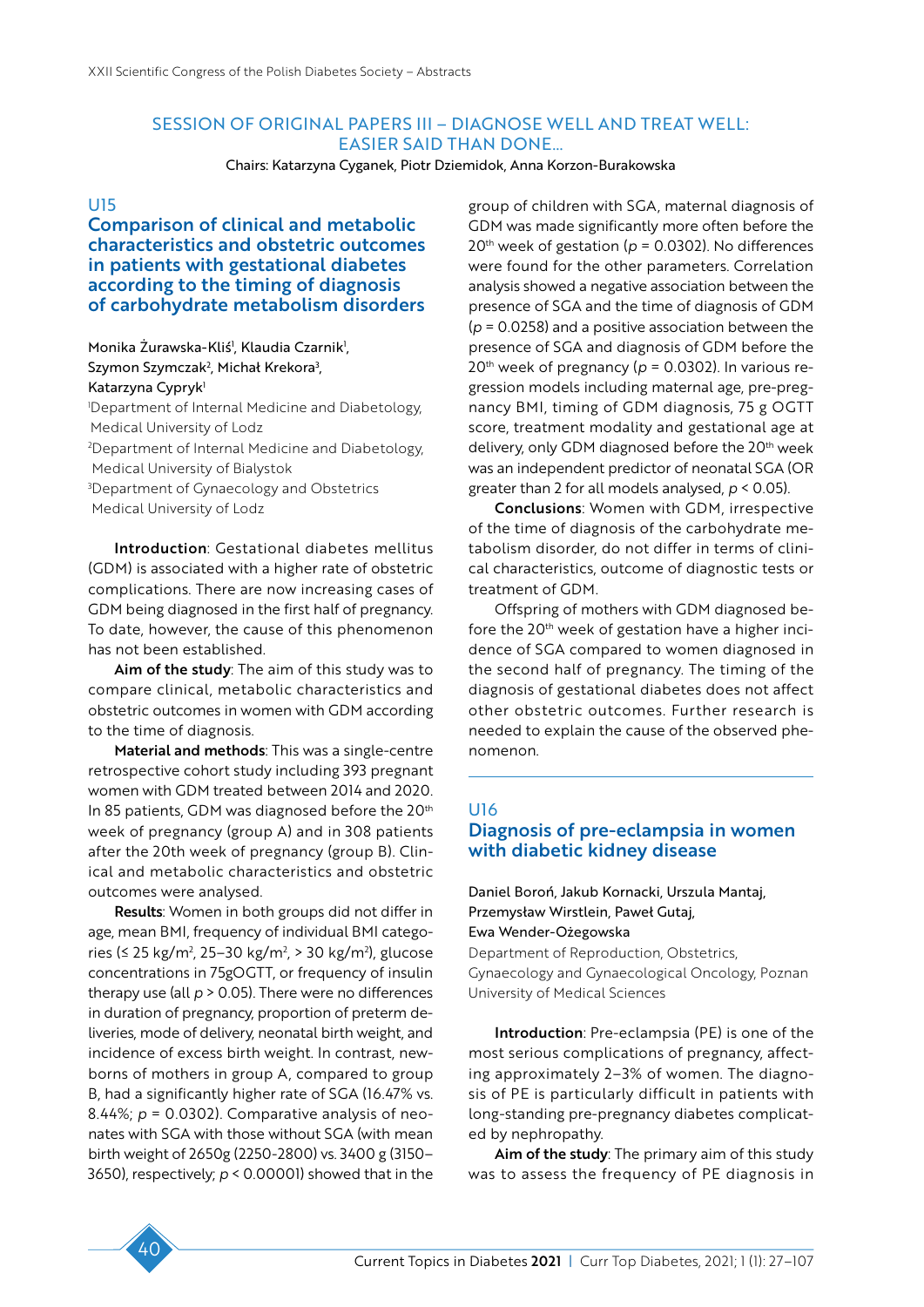## SESSION OF ORIGINAL PAPERS III – DIAGNOSE WELL AND TREAT WELL: EASIER SAID THAN DONE…

Chairs: Katarzyna Cyganek, Piotr Dziemidok, Anna Korzon-Burakowska

### U15

### Comparison of clinical and metabolic characteristics and obstetric outcomes in patients with gestational diabetes according to the timing of diagnosis of carbohydrate metabolism disorders

Monika Żurawska-Kliś[1], Klaudia Czarnik[1], Szymon Szymczak[2], Michał Krekora[3], Katarzyna Cypryk[1]

[1]Department of Internal Medicine and Diabetology, Medical University of Lodz
[2]Department of Internal Medicine and Diabetology, Medical University of Bialystok
[3]Department of Gynaecology and Obstetrics Medical University of Lodz

**Introduction**: Gestational diabetes mellitus (GDM) is associated with a higher rate of obstetric complications. There are now increasing cases of GDM being diagnosed in the first half of pregnancy. To date, however, the cause of this phenomenon has not been established.

**Aim of the study**: The aim of this study was to compare clinical, metabolic characteristics and obstetric outcomes in women with GDM according to the time of diagnosis.

**Material and methods**: This was a single-centre retrospective cohort study including 393 pregnant women with GDM treated between 2014 and 2020. In 85 patients, GDM was diagnosed before the 20[th] week of pregnancy (group A) and in 308 patients after the 20th week of pregnancy (group B). Clinical and metabolic characteristics and obstetric outcomes were analysed.

**Results**: Women in both groups did not differ in age, mean BMI, frequency of individual BMI categories (≤ 25 kg/m$^2$, 25–30 kg/m$^2$, > 30 kg/m$^2$), glucose concentrations in 75gOGTT, or frequency of insulin therapy use (all $p > 0.05$). There were no differences in duration of pregnancy, proportion of preterm deliveries, mode of delivery, neonatal birth weight, and incidence of excess birth weight. In contrast, newborns of mothers in group A, compared to group B, had a significantly higher rate of SGA (16.47% vs. 8.44%; $p = 0.0302$). Comparative analysis of neonates with SGA with those without SGA (with mean birth weight of 2650g (2250-2800) vs. 3400 g (3150–3650), respectively; $p < 0.00001$) showed that in the group of children with SGA, maternal diagnosis of GDM was made significantly more often before the 20[th] week of gestation ($p = 0.0302$). No differences were found for the other parameters. Correlation analysis showed a negative association between the presence of SGA and the time of diagnosis of GDM ($p = 0.0258$) and a positive association between the presence of SGA and diagnosis of GDM before the 20[th] week of pregnancy ($p = 0.0302$). In various regression models including maternal age, pre-pregnancy BMI, timing of GDM diagnosis, 75 g OGTT score, treatment modality and gestational age at delivery, only GDM diagnosed before the 20[th] week was an independent predictor of neonatal SGA (OR greater than 2 for all models analysed, $p < 0.05$).

**Conclusions**: Women with GDM, irrespective of the time of diagnosis of the carbohydrate metabolism disorder, do not differ in terms of clinical characteristics, outcome of diagnostic tests or treatment of GDM.

Offspring of mothers with GDM diagnosed before the 20[th] week of gestation have a higher incidence of SGA compared to women diagnosed in the second half of pregnancy. The timing of the diagnosis of gestational diabetes does not affect other obstetric outcomes. Further research is needed to explain the cause of the observed phenomenon.

---

### U16

### Diagnosis of pre-eclampsia in women with diabetic kidney disease

Daniel Boroń, Jakub Kornacki, Urszula Mantaj, Przemysław Wirstlein, Paweł Gutaj, Ewa Wender-Ożegowska

Department of Reproduction, Obstetrics, Gynaecology and Gynaecological Oncology, Poznan University of Medical Sciences

**Introduction**: Pre-eclampsia (PE) is one of the most serious complications of pregnancy, affecting approximately 2–3% of women. The diagnosis of PE is particularly difficult in patients with long-standing pre-pregnancy diabetes complicated by nephropathy.

**Aim of the study**: The primary aim of this study was to assess the frequency of PE diagnosis in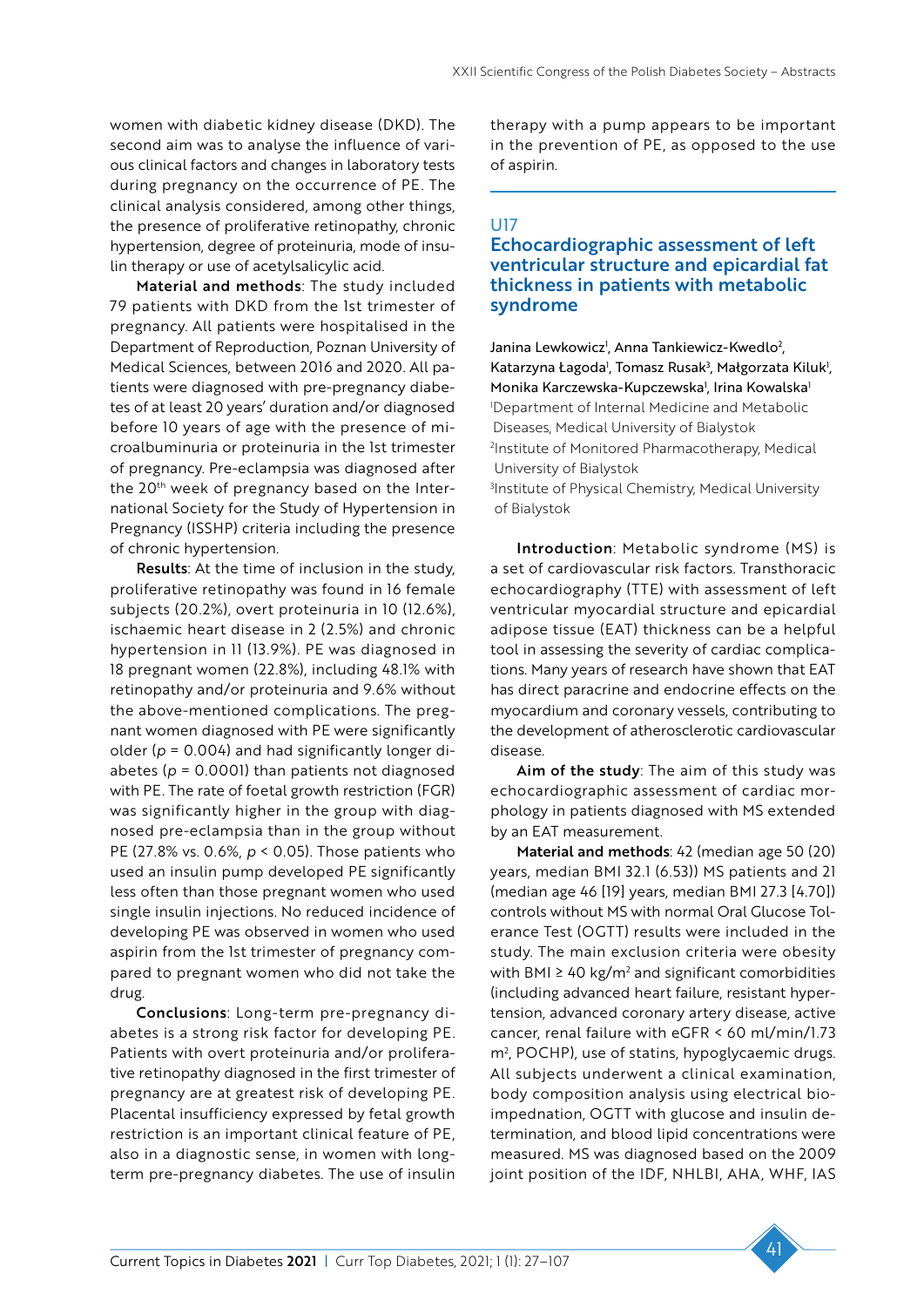women with diabetic kidney disease (DKD). The second aim was to analyse the influence of various clinical factors and changes in laboratory tests during pregnancy on the occurrence of PE. The clinical analysis considered, among other things, the presence of proliferative retinopathy, chronic hypertension, degree of proteinuria, mode of insulin therapy or use of acetylsalicylic acid.

**Material and methods**: The study included 79 patients with DKD from the 1st trimester of pregnancy. All patients were hospitalised in the Department of Reproduction, Poznan University of Medical Sciences, between 2016 and 2020. All patients were diagnosed with pre-pregnancy diabetes of at least 20 years' duration and/or diagnosed before 10 years of age with the presence of microalbuminuria or proteinuria in the 1st trimester of pregnancy. Pre-eclampsia was diagnosed after the 20$^{th}$ week of pregnancy based on the International Society for the Study of Hypertension in Pregnancy (ISSHP) criteria including the presence of chronic hypertension.

**Results**: At the time of inclusion in the study, proliferative retinopathy was found in 16 female subjects (20.2%), overt proteinuria in 10 (12.6%), ischaemic heart disease in 2 (2.5%) and chronic hypertension in 11 (13.9%). PE was diagnosed in 18 pregnant women (22.8%), including 48.1% with retinopathy and/or proteinuria and 9.6% without the above-mentioned complications. The pregnant women diagnosed with PE were significantly older ($p$ = 0.004) and had significantly longer diabetes ($p$ = 0.0001) than patients not diagnosed with PE. The rate of foetal growth restriction (FGR) was significantly higher in the group with diagnosed pre-eclampsia than in the group without PE (27.8% vs. 0.6%, $p < 0.05$). Those patients who used an insulin pump developed PE significantly less often than those pregnant women who used single insulin injections. No reduced incidence of developing PE was observed in women who used aspirin from the 1st trimester of pregnancy compared to pregnant women who did not take the drug.

**Conclusions**: Long-term pre-pregnancy diabetes is a strong risk factor for developing PE. Patients with overt proteinuria and/or proliferative retinopathy diagnosed in the first trimester of pregnancy are at greatest risk of developing PE. Placental insufficiency expressed by fetal growth restriction is an important clinical feature of PE, also in a diagnostic sense, in women with long-term pre-pregnancy diabetes. The use of insulin therapy with a pump appears to be important in the prevention of PE, as opposed to the use of aspirin.

## U17

## Echocardiographic assessment of left ventricular structure and epicardial fat thickness in patients with metabolic syndrome

Janina Lewkowicz[1], Anna Tankiewicz-Kwedlo[2], Katarzyna Łagoda[1], Tomasz Rusak[3], Małgorzata Kiluk[1], Monika Karczewska-Kupczewska[1], Irina Kowalska[1]

[1]Department of Internal Medicine and Metabolic Diseases, Medical University of Bialystok
[2]Institute of Monitored Pharmacotherapy, Medical University of Bialystok
[3]Institute of Physical Chemistry, Medical University of Bialystok

**Introduction**: Metabolic syndrome (MS) is a set of cardiovascular risk factors. Transthoracic echocardiography (TTE) with assessment of left ventricular myocardial structure and epicardial adipose tissue (EAT) thickness can be a helpful tool in assessing the severity of cardiac complications. Many years of research have shown that EAT has direct paracrine and endocrine effects on the myocardium and coronary vessels, contributing to the development of atherosclerotic cardiovascular disease.

**Aim of the study**: The aim of this study was echocardiographic assessment of cardiac morphology in patients diagnosed with MS extended by an EAT measurement.

**Material and methods**: 42 (median age 50 (20) years, median BMI 32.1 (6.53)) MS patients and 21 (median age 46 [19] years, median BMI 27.3 [4.70]) controls without MS with normal Oral Glucose Tolerance Test (OGTT) results were included in the study. The main exclusion criteria were obesity with BMI ≥ 40 kg/m$^2$ and significant comorbidities (including advanced heart failure, resistant hypertension, advanced coronary artery disease, active cancer, renal failure with eGFR < 60 ml/min/1.73 m$^2$, POCHP), use of statins, hypoglycaemic drugs. All subjects underwent a clinical examination, body composition analysis using electrical bioimpednation, OGTT with glucose and insulin determination, and blood lipid concentrations were measured. MS was diagnosed based on the 2009 joint position of the IDF, NHLBI, AHA, WHF, IAS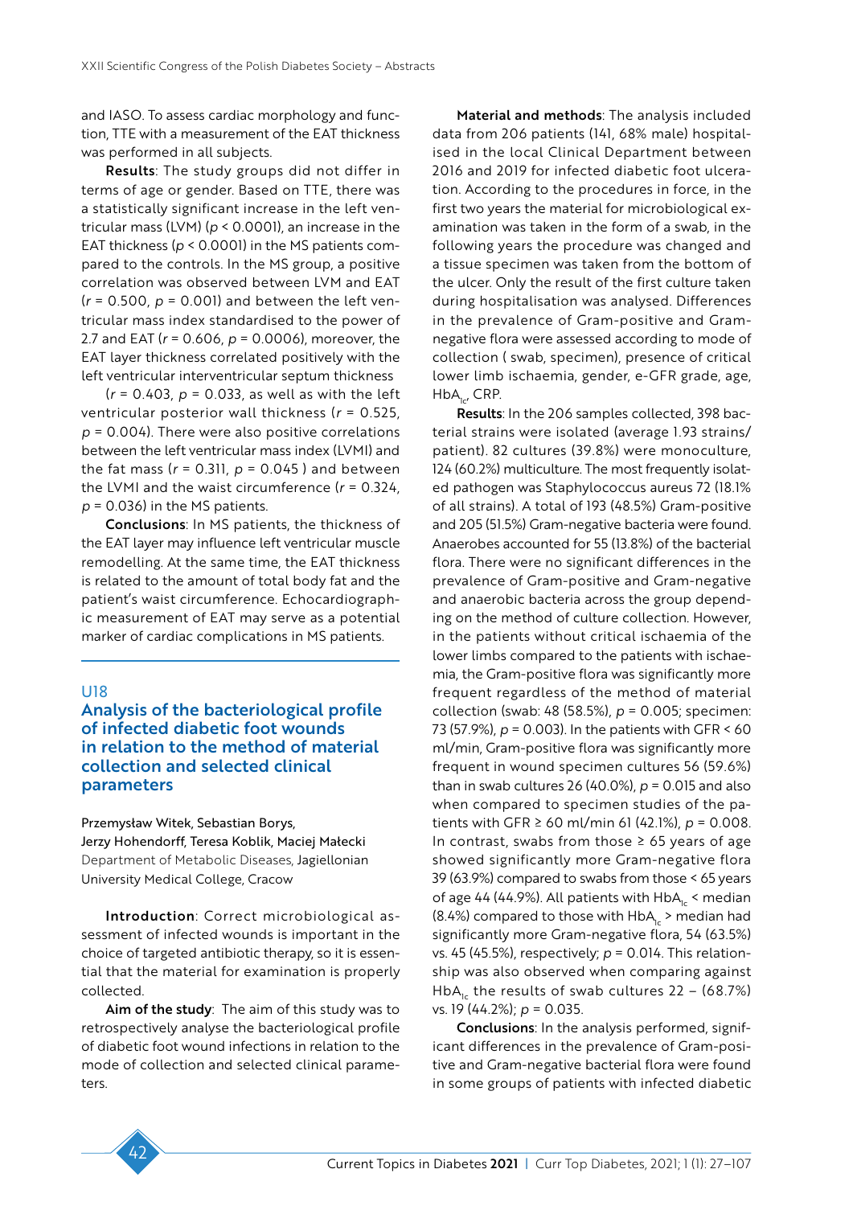and IASO. To assess cardiac morphology and function, TTE with a measurement of the EAT thickness was performed in all subjects.

**Results**: The study groups did not differ in terms of age or gender. Based on TTE, there was a statistically significant increase in the left ventricular mass (LVM) ($p < 0.0001$), an increase in the EAT thickness ($p < 0.0001$) in the MS patients compared to the controls. In the MS group, a positive correlation was observed between LVM and EAT ($r = 0.500$, $p = 0.001$) and between the left ventricular mass index standardised to the power of 2.7 and EAT ($r = 0.606$, $p = 0.0006$), moreover, the EAT layer thickness correlated positively with the left ventricular interventricular septum thickness ($r = 0.403$, $p = 0.033$, as well as with the left ventricular posterior wall thickness ($r = 0.525$, $p = 0.004$). There were also positive correlations between the left ventricular mass index (LVMI) and the fat mass ($r = 0.311$, $p = 0.045$ ) and between the LVMI and the waist circumference ($r = 0.324$, $p = 0.036$) in the MS patients.

**Conclusions**: In MS patients, the thickness of the EAT layer may influence left ventricular muscle remodelling. At the same time, the EAT thickness is related to the amount of total body fat and the patient's waist circumference. Echocardiographic measurement of EAT may serve as a potential marker of cardiac complications in MS patients.

U18

## Analysis of the bacteriological profile of infected diabetic foot wounds in relation to the method of material collection and selected clinical parameters

Przemysław Witek, Sebastian Borys, Jerzy Hohendorff, Teresa Koblik, Maciej Małecki
Department of Metabolic Diseases, Jagiellonian University Medical College, Cracow

**Introduction**: Correct microbiological assessment of infected wounds is important in the choice of targeted antibiotic therapy, so it is essential that the material for examination is properly collected.

**Aim of the study**: The aim of this study was to retrospectively analyse the bacteriological profile of diabetic foot wound infections in relation to the mode of collection and selected clinical parameters.

**Material and methods**: The analysis included data from 206 patients (141, 68% male) hospitalised in the local Clinical Department between 2016 and 2019 for infected diabetic foot ulceration. According to the procedures in force, in the first two years the material for microbiological examination was taken in the form of a swab, in the following years the procedure was changed and a tissue specimen was taken from the bottom of the ulcer. Only the result of the first culture taken during hospitalisation was analysed. Differences in the prevalence of Gram-positive and Gram-negative flora were assessed according to mode of collection ( swab, specimen), presence of critical lower limb ischaemia, gender, e-GFR grade, age, $HbA_{1c}$, CRP.

**Results**: In the 206 samples collected, 398 bacterial strains were isolated (average 1.93 strains/patient). 82 cultures (39.8%) were monoculture, 124 (60.2%) multiculture. The most frequently isolated pathogen was Staphylococcus aureus 72 (18.1% of all strains). A total of 193 (48.5%) Gram-positive and 205 (51.5%) Gram-negative bacteria were found. Anaerobes accounted for 55 (13.8%) of the bacterial flora. There were no significant differences in the prevalence of Gram-positive and Gram-negative and anaerobic bacteria across the group depending on the method of culture collection. However, in the patients without critical ischaemia of the lower limbs compared to the patients with ischaemia, the Gram-positive flora was significantly more frequent regardless of the method of material collection (swab: 48 (58.5%), $p = 0.005$; specimen: 73 (57.9%), $p = 0.003$). In the patients with GFR < 60 ml/min, Gram-positive flora was significantly more frequent in wound specimen cultures 56 (59.6%) than in swab cultures 26 (40.0%), $p = 0.015$ and also when compared to specimen studies of the patients with GFR ≥ 60 ml/min 61 (42.1%), $p = 0.008$. In contrast, swabs from those ≥ 65 years of age showed significantly more Gram-negative flora 39 (63.9%) compared to swabs from those < 65 years of age 44 (44.9%). All patients with $HbA_{1c}$ < median (8.4%) compared to those with $HbA_{1c}$ > median had significantly more Gram-negative flora, 54 (63.5%) vs. 45 (45.5%), respectively; $p = 0.014$. This relationship was also observed when comparing against $HbA_{1c}$ the results of swab cultures 22 – (68.7%) vs. 19 (44.2%); $p = 0.035$.

**Conclusions**: In the analysis performed, significant differences in the prevalence of Gram-positive and Gram-negative bacterial flora were found in some groups of patients with infected diabetic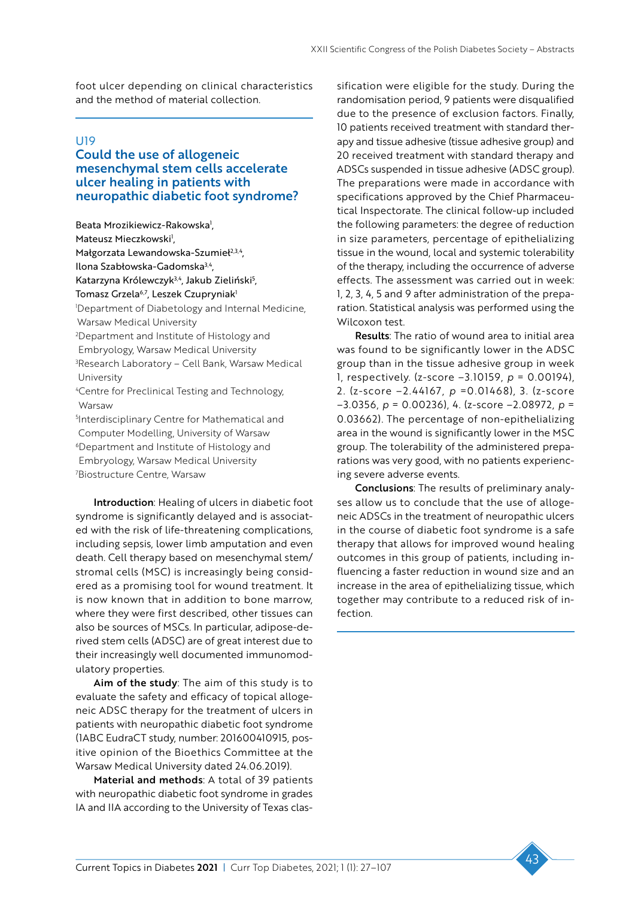foot ulcer depending on clinical characteristics and the method of material collection.

## U19

## Could the use of allogeneic mesenchymal stem cells accelerate ulcer healing in patients with neuropathic diabetic foot syndrome?

Beata Mrozikiewicz-Rakowska[1], Mateusz Mieczkowski[1], Małgorzata Lewandowska-Szumieł[2,3,4], Ilona Szabłowska-Gadomska[3,4], Katarzyna Królewczyk[3,4], Jakub Zieliński[5], Tomasz Grzela[6,7], Leszek Czupryniak[1]

[1]Department of Diabetology and Internal Medicine, Warsaw Medical University
[2]Department and Institute of Histology and Embryology, Warsaw Medical University
[3]Research Laboratory – Cell Bank, Warsaw Medical University
[4]Centre for Preclinical Testing and Technology, Warsaw
[5]Interdisciplinary Centre for Mathematical and Computer Modelling, University of Warsaw
[6]Department and Institute of Histology and Embryology, Warsaw Medical University
[7]Biostructure Centre, Warsaw

**Introduction**: Healing of ulcers in diabetic foot syndrome is significantly delayed and is associated with the risk of life-threatening complications, including sepsis, lower limb amputation and even death. Cell therapy based on mesenchymal stem/stromal cells (MSC) is increasingly being considered as a promising tool for wound treatment. It is now known that in addition to bone marrow, where they were first described, other tissues can also be sources of MSCs. In particular, adipose-derived stem cells (ADSC) are of great interest due to their increasingly well documented immunomodulatory properties.

**Aim of the study**: The aim of this study is to evaluate the safety and efficacy of topical allogeneic ADSC therapy for the treatment of ulcers in patients with neuropathic diabetic foot syndrome (1ABC EudraCT study, number: 201600410915, positive opinion of the Bioethics Committee at the Warsaw Medical University dated 24.06.2019).

**Material and methods**: A total of 39 patients with neuropathic diabetic foot syndrome in grades IA and IIA according to the University of Texas classification were eligible for the study. During the randomisation period, 9 patients were disqualified due to the presence of exclusion factors. Finally, 10 patients received treatment with standard therapy and tissue adhesive (tissue adhesive group) and 20 received treatment with standard therapy and ADSCs suspended in tissue adhesive (ADSC group). The preparations were made in accordance with specifications approved by the Chief Pharmaceutical Inspectorate. The clinical follow-up included the following parameters: the degree of reduction in size parameters, percentage of epithelializing tissue in the wound, local and systemic tolerability of the therapy, including the occurrence of adverse effects. The assessment was carried out in week: 1, 2, 3, 4, 5 and 9 after administration of the preparation. Statistical analysis was performed using the Wilcoxon test.

**Results**: The ratio of wound area to initial area was found to be significantly lower in the ADSC group than in the tissue adhesive group in week 1, respectively. (z-score −3.10159, *p* = 0.00194), 2. (z-score −2.44167, *p* =0.01468), 3. (z-score −3.0356, *p* = 0.00236), 4. (z-score −2.08972, *p* = 0.03662). The percentage of non-epithelializing area in the wound is significantly lower in the MSC group. The tolerability of the administered preparations was very good, with no patients experiencing severe adverse events.

**Conclusions**: The results of preliminary analyses allow us to conclude that the use of allogeneic ADSCs in the treatment of neuropathic ulcers in the course of diabetic foot syndrome is a safe therapy that allows for improved wound healing outcomes in this group of patients, including influencing a faster reduction in wound size and an increase in the area of epithelializing tissue, which together may contribute to a reduced risk of infection.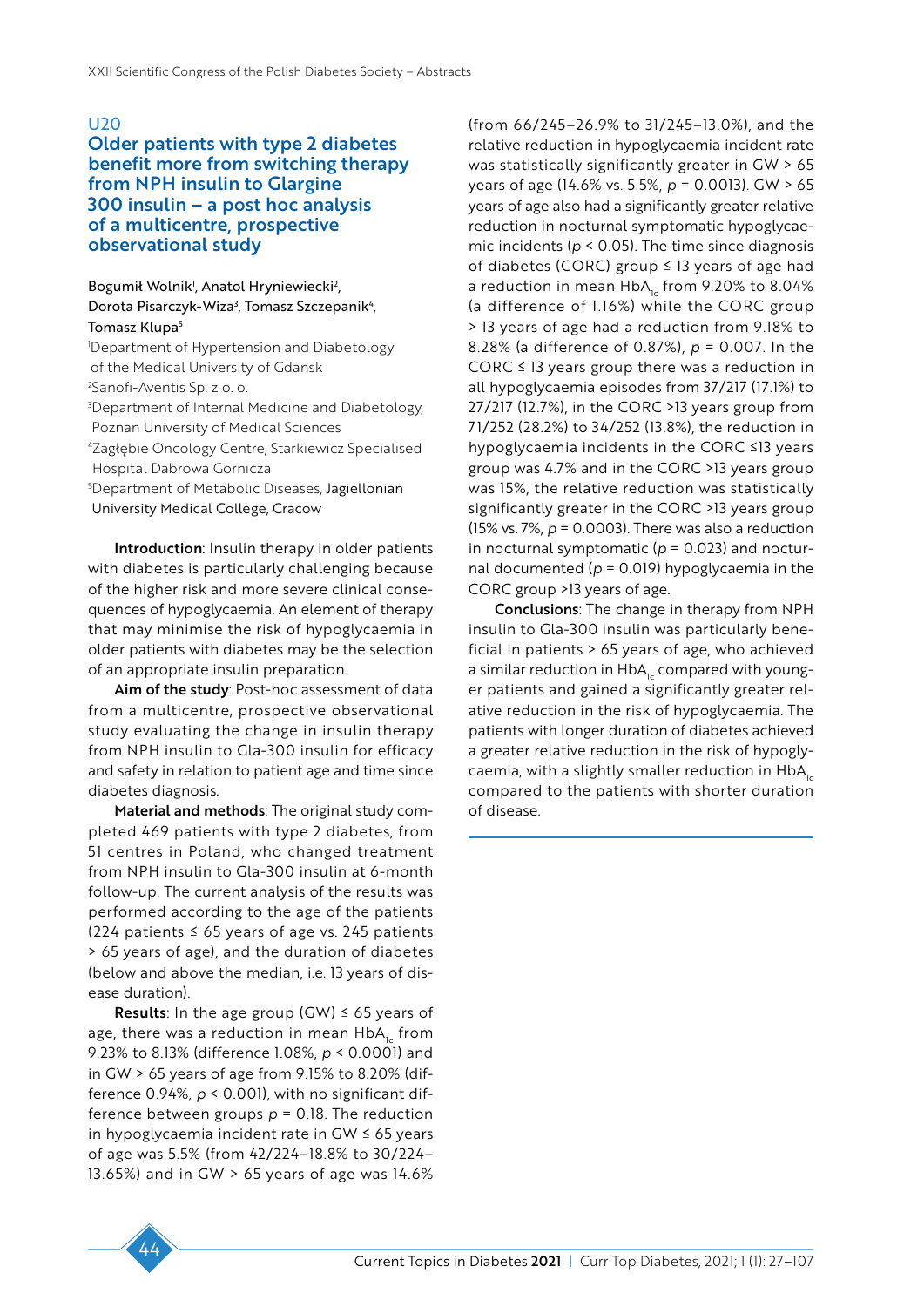U20

## Older patients with type 2 diabetes benefit more from switching therapy from NPH insulin to Glargine 300 insulin – a post hoc analysis of a multicentre, prospective observational study

Bogumił Wolnik[1], Anatol Hryniewiecki[2], Dorota Pisarczyk-Wiza[3], Tomasz Szczepanik[4], Tomasz Klupa[5]

[1]Department of Hypertension and Diabetology of the Medical University of Gdansk
[2]Sanofi-Aventis Sp. z o. o.
[3]Department of Internal Medicine and Diabetology, Poznan University of Medical Sciences
[4]Zagłębie Oncology Centre, Starkiewicz Specialised Hospital Dabrowa Gornicza
[5]Department of Metabolic Diseases, Jagiellonian University Medical College, Cracow

**Introduction**: Insulin therapy in older patients with diabetes is particularly challenging because of the higher risk and more severe clinical consequences of hypoglycaemia. An element of therapy that may minimise the risk of hypoglycaemia in older patients with diabetes may be the selection of an appropriate insulin preparation.

**Aim of the study**: Post-hoc assessment of data from a multicentre, prospective observational study evaluating the change in insulin therapy from NPH insulin to Gla-300 insulin for efficacy and safety in relation to patient age and time since diabetes diagnosis.

**Material and methods**: The original study completed 469 patients with type 2 diabetes, from 51 centres in Poland, who changed treatment from NPH insulin to Gla-300 insulin at 6-month follow-up. The current analysis of the results was performed according to the age of the patients (224 patients ≤ 65 years of age vs. 245 patients > 65 years of age), and the duration of diabetes (below and above the median, i.e. 13 years of disease duration).

**Results**: In the age group (GW) ≤ 65 years of age, there was a reduction in mean $HbA_{1c}$ from 9.23% to 8.13% (difference 1.08%, $p < 0.0001$) and in GW > 65 years of age from 9.15% to 8.20% (difference 0.94%, $p < 0.001$), with no significant difference between groups $p = 0.18$. The reduction in hypoglycaemia incident rate in GW ≤ 65 years of age was 5.5% (from 42/224–18.8% to 30/224–13.65%) and in GW > 65 years of age was 14.6% (from 66/245–26.9% to 31/245–13.0%), and the relative reduction in hypoglycaemia incident rate was statistically significantly greater in GW > 65 years of age (14.6% vs. 5.5%, $p = 0.0013$). GW > 65 years of age also had a significantly greater relative reduction in nocturnal symptomatic hypoglycaemic incidents ($p < 0.05$). The time since diagnosis of diabetes (CORC) group ≤ 13 years of age had a reduction in mean $HbA_{1c}$ from 9.20% to 8.04% (a difference of 1.16%) while the CORC group > 13 years of age had a reduction from 9.18% to 8.28% (a difference of 0.87%), $p = 0.007$. In the CORC ≤ 13 years group there was a reduction in all hypoglycaemia episodes from 37/217 (17.1%) to 27/217 (12.7%), in the CORC >13 years group from 71/252 (28.2%) to 34/252 (13.8%), the reduction in hypoglycaemia incidents in the CORC ≤13 years group was 4.7% and in the CORC >13 years group was 15%, the relative reduction was statistically significantly greater in the CORC >13 years group (15% vs. 7%, $p = 0.0003$). There was also a reduction in nocturnal symptomatic ($p = 0.023$) and nocturnal documented ($p = 0.019$) hypoglycaemia in the CORC group >13 years of age.

**Conclusions**: The change in therapy from NPH insulin to Gla-300 insulin was particularly beneficial in patients > 65 years of age, who achieved a similar reduction in $HbA_{1c}$ compared with younger patients and gained a significantly greater relative reduction in the risk of hypoglycaemia. The patients with longer duration of diabetes achieved a greater relative reduction in the risk of hypoglycaemia, with a slightly smaller reduction in $HbA_{1c}$ compared to the patients with shorter duration of disease.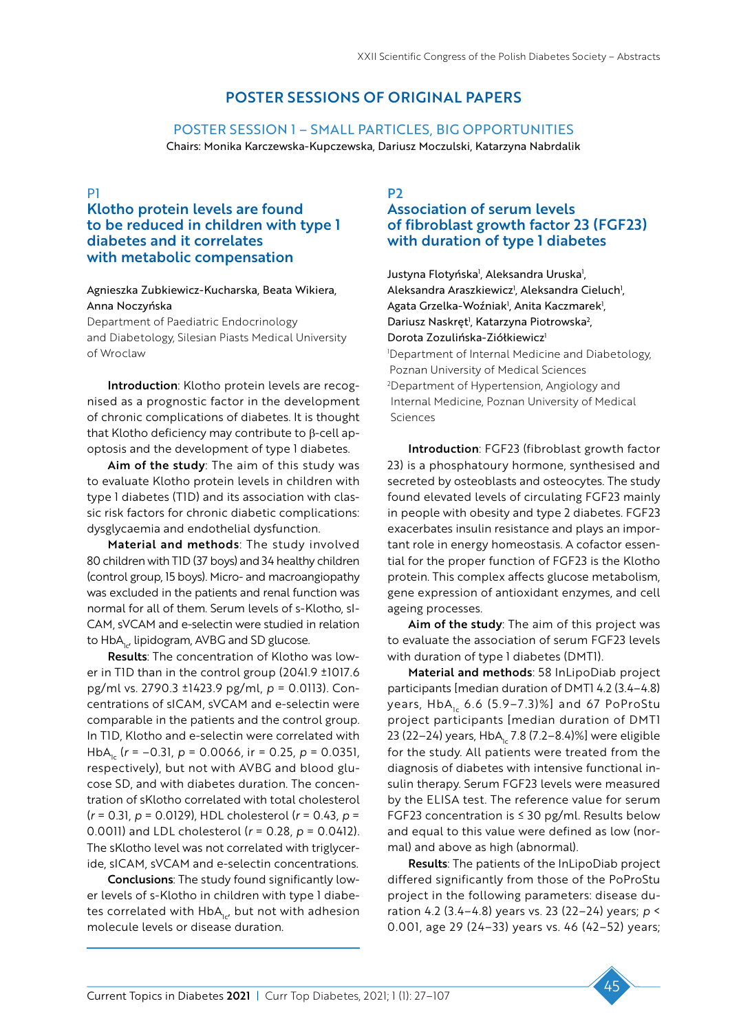# POSTER SESSIONS OF ORIGINAL PAPERS

## POSTER SESSION 1 – SMALL PARTICLES, BIG OPPORTUNITIES

Chairs: Monika Karczewska-Kupczewska, Dariusz Moczulski, Katarzyna Nabrdalik

### P1

### Klotho protein levels are found to be reduced in children with type 1 diabetes and it correlates with metabolic compensation

Agnieszka Zubkiewicz-Kucharska, Beata Wikiera, Anna Noczyńska

Department of Paediatric Endocrinology and Diabetology, Silesian Piasts Medical University of Wroclaw

**Introduction**: Klotho protein levels are recognised as a prognostic factor in the development of chronic complications of diabetes. It is thought that Klotho deficiency may contribute to β-cell apoptosis and the development of type 1 diabetes.

**Aim of the study**: The aim of this study was to evaluate Klotho protein levels in children with type 1 diabetes (T1D) and its association with classic risk factors for chronic diabetic complications: dysglycaemia and endothelial dysfunction.

**Material and methods**: The study involved 80 children with T1D (37 boys) and 34 healthy children (control group, 15 boys). Micro- and macroangiopathy was excluded in the patients and renal function was normal for all of them. Serum levels of s-Klotho, sICAM, sVCAM and e-selectin were studied in relation to $HbA_{1c}$, lipidogram, AVBG and SD glucose.

**Results**: The concentration of Klotho was lower in T1D than in the control group (2041.9 ±1017.6 pg/ml vs. 2790.3 ±1423.9 pg/ml, $p = 0.0113$). Concentrations of sICAM, sVCAM and e-selectin were comparable in the patients and the control group. In T1D, Klotho and e-selectin were correlated with $HbA_{1c}$ ($r = -0.31$, $p = 0.0066$, ir = 0.25, $p = 0.0351$, respectively), but not with AVBG and blood glucose SD, and with diabetes duration. The concentration of sKlotho correlated with total cholesterol ($r = 0.31$, $p = 0.0129$), HDL cholesterol ($r = 0.43$, $p = 0.0011$) and LDL cholesterol ($r = 0.28$, $p = 0.0412$). The sKlotho level was not correlated with triglyceride, sICAM, sVCAM and e-selectin concentrations.

**Conclusions**: The study found significantly lower levels of s-Klotho in children with type 1 diabetes correlated with $HbA_{1c}$, but not with adhesion molecule levels or disease duration.

### P2

### Association of serum levels of fibroblast growth factor 23 (FGF23) with duration of type 1 diabetes

Justyna Flotyńska[1], Aleksandra Uruska[1], Aleksandra Araszkiewicz[1], Aleksandra Cieluch[1], Agata Grzelka-Woźniak[1], Anita Kaczmarek[1], Dariusz Naskręt[1], Katarzyna Piotrowska[2], Dorota Zozulińska-Ziółkiewicz[1]

[1]Department of Internal Medicine and Diabetology, Poznan University of Medical Sciences

[2]Department of Hypertension, Angiology and Internal Medicine, Poznan University of Medical Sciences

**Introduction**: FGF23 (fibroblast growth factor 23) is a phosphaturic hormone, synthesised and secreted by osteoblasts and osteocytes. The study found elevated levels of circulating FGF23 mainly in people with obesity and type 2 diabetes. FGF23 exacerbates insulin resistance and plays an important role in energy homeostasis. A cofactor essential for the proper function of FGF23 is the Klotho protein. This complex affects glucose metabolism, gene expression of antioxidant enzymes, and cell ageing processes.

**Aim of the study**: The aim of this project was to evaluate the association of serum FGF23 levels with duration of type 1 diabetes (DMT1).

**Material and methods**: 58 InLipoDiab project participants [median duration of DMT1 4.2 (3.4–4.8) years, $HbA_{1c}$ 6.6 (5.9–7.3)%] and 67 PoProStu project participants [median duration of DMT1 23 (22–24) years, $HbA_{1c}$ 7.8 (7.2–8.4)%] were eligible for the study. All patients were treated from the diagnosis of diabetes with intensive functional insulin therapy. Serum FGF23 levels were measured by the ELISA test. The reference value for serum FGF23 concentration is ≤ 30 pg/ml. Results below and equal to this value were defined as low (normal) and above as high (abnormal).

**Results**: The patients of the InLipoDiab project differed significantly from those of the PoProStu project in the following parameters: disease duration 4.2 (3.4–4.8) years vs. 23 (22–24) years; $p < 0.001$, age 29 (24–33) years vs. 46 (42–52) years;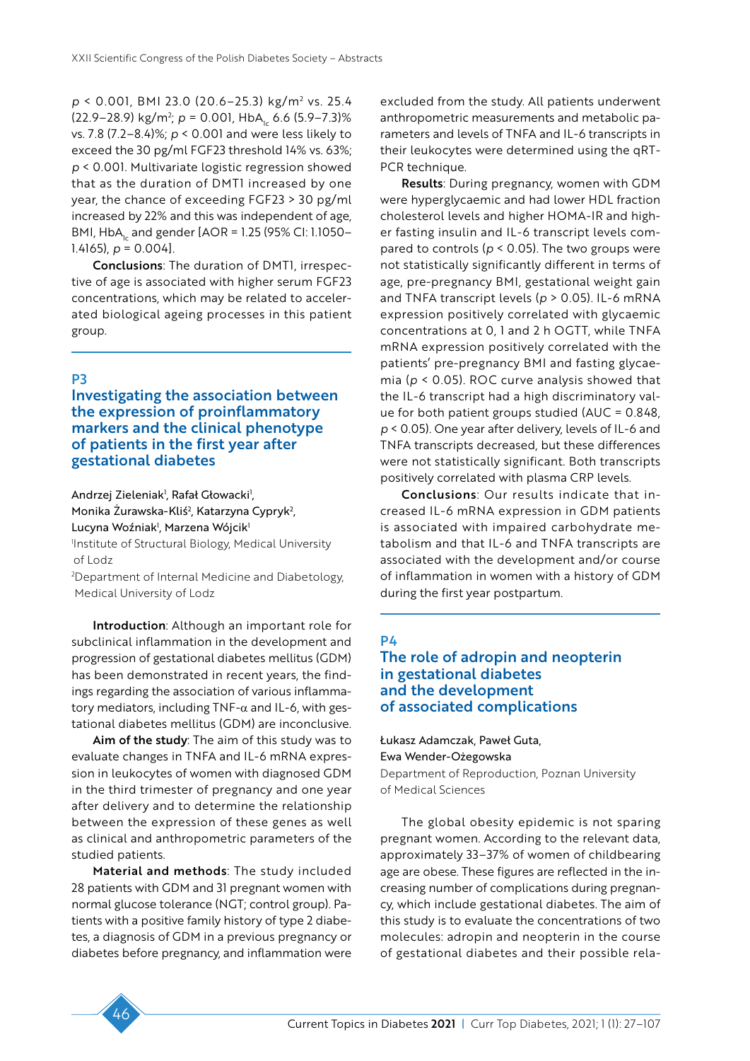$p < 0.001$, BMI 23.0 (20.6–25.3) kg/m$^2$ vs. 25.4 (22.9–28.9) kg/m$^2$; $p = 0.001$, $HbA_{1c}$ 6.6 (5.9–7.3)% vs. 7.8 (7.2–8.4)%; $p < 0.001$ and were less likely to exceed the 30 pg/ml FGF23 threshold 14% vs. 63%; $p < 0.001$. Multivariate logistic regression showed that as the duration of DMT1 increased by one year, the chance of exceeding FGF23 > 30 pg/ml increased by 22% and this was independent of age, BMI, $HbA_{1c}$ and gender [AOR = 1.25 (95% CI: 1.1050–1.4165), $p = 0.004$].

**Conclusions**: The duration of DMT1, irrespective of age is associated with higher serum FGF23 concentrations, which may be related to accelerated biological ageing processes in this patient group.

## P3

## Investigating the association between the expression of proinflammatory markers and the clinical phenotype of patients in the first year after gestational diabetes

Andrzej Zieleniak[1], Rafał Głowacki[1], Monika Żurawska-Kliś[2], Katarzyna Cypryk[2], Lucyna Woźniak[1], Marzena Wójcik[1]

[1]Institute of Structural Biology, Medical University of Lodz

[2]Department of Internal Medicine and Diabetology, Medical University of Lodz

**Introduction**: Although an important role for subclinical inflammation in the development and progression of gestational diabetes mellitus (GDM) has been demonstrated in recent years, the findings regarding the association of various inflammatory mediators, including TNF-$\alpha$ and IL-6, with gestational diabetes mellitus (GDM) are inconclusive.

**Aim of the study**: The aim of this study was to evaluate changes in TNFA and IL-6 mRNA expression in leukocytes of women with diagnosed GDM in the third trimester of pregnancy and one year after delivery and to determine the relationship between the expression of these genes as well as clinical and anthropometric parameters of the studied patients.

**Material and methods**: The study included 28 patients with GDM and 31 pregnant women with normal glucose tolerance (NGT; control group). Patients with a positive family history of type 2 diabetes, a diagnosis of GDM in a previous pregnancy or diabetes before pregnancy, and inflammation were excluded from the study. All patients underwent anthropometric measurements and metabolic parameters and levels of TNFA and IL-6 transcripts in their leukocytes were determined using the qRT-PCR technique.

**Results**: During pregnancy, women with GDM were hyperglycaemic and had lower HDL fraction cholesterol levels and higher HOMA-IR and higher fasting insulin and IL-6 transcript levels compared to controls ($p < 0.05$). The two groups were not statistically significantly different in terms of age, pre-pregnancy BMI, gestational weight gain and TNFA transcript levels ($p > 0.05$). IL-6 mRNA expression positively correlated with glycaemic concentrations at 0, 1 and 2 h OGTT, while TNFA mRNA expression positively correlated with the patients' pre-pregnancy BMI and fasting glycaemia ($p < 0.05$). ROC curve analysis showed that the IL-6 transcript had a high discriminatory value for both patient groups studied (AUC = 0.848, $p < 0.05$). One year after delivery, levels of IL-6 and TNFA transcripts decreased, but these differences were not statistically significant. Both transcripts positively correlated with plasma CRP levels.

**Conclusions**: Our results indicate that increased IL-6 mRNA expression in GDM patients is associated with impaired carbohydrate metabolism and that IL-6 and TNFA transcripts are associated with the development and/or course of inflammation in women with a history of GDM during the first year postpartum.

## P4

## The role of adropin and neopterin in gestational diabetes and the development of associated complications

Łukasz Adamczak, Paweł Guta, Ewa Wender-Ożegowska

Department of Reproduction, Poznan University of Medical Sciences

The global obesity epidemic is not sparing pregnant women. According to the relevant data, approximately 33–37% of women of childbearing age are obese. These figures are reflected in the increasing number of complications during pregnancy, which include gestational diabetes. The aim of this study is to evaluate the concentrations of two molecules: adropin and neopterin in the course of gestational diabetes and their possible rela-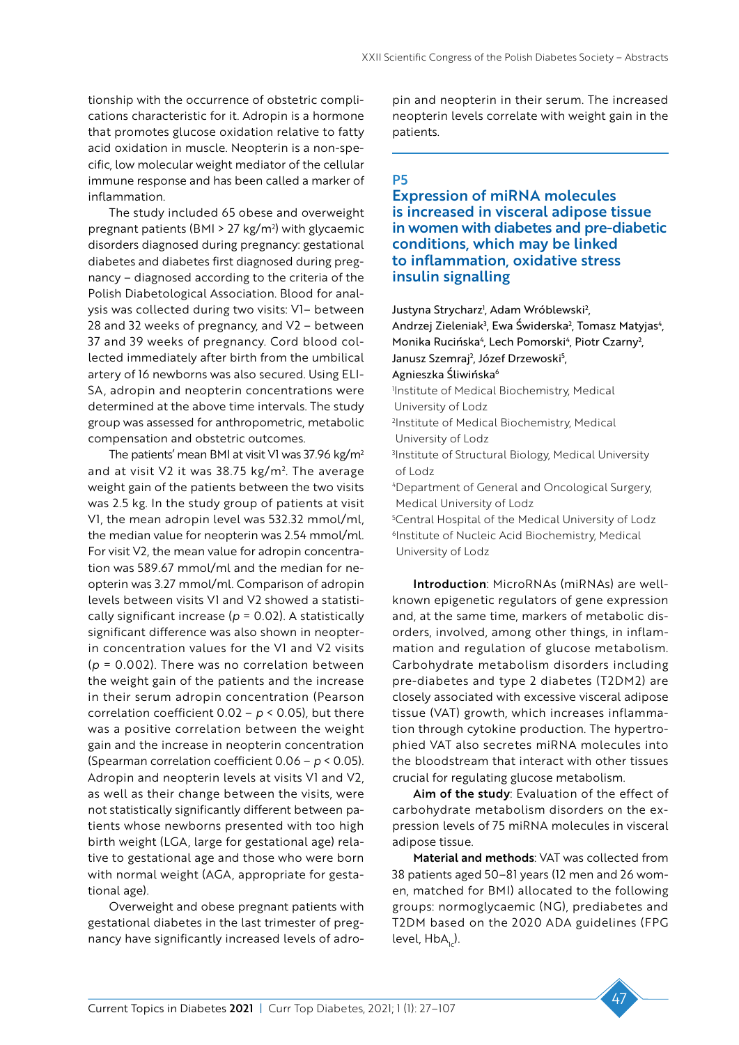tionship with the occurrence of obstetric complications characteristic for it. Adropin is a hormone that promotes glucose oxidation relative to fatty acid oxidation in muscle. Neopterin is a non-specific, low molecular weight mediator of the cellular immune response and has been called a marker of inflammation.

The study included 65 obese and overweight pregnant patients (BMI > 27 kg/m$^2$) with glycaemic disorders diagnosed during pregnancy: gestational diabetes and diabetes first diagnosed during pregnancy – diagnosed according to the criteria of the Polish Diabetological Association. Blood for analysis was collected during two visits: V1– between 28 and 32 weeks of pregnancy, and V2 – between 37 and 39 weeks of pregnancy. Cord blood collected immediately after birth from the umbilical artery of 16 newborns was also secured. Using ELISA, adropin and neopterin concentrations were determined at the above time intervals. The study group was assessed for anthropometric, metabolic compensation and obstetric outcomes.

The patients' mean BMI at visit V1 was 37.96 kg/m$^2$ and at visit V2 it was 38.75 kg/m$^2$. The average weight gain of the patients between the two visits was 2.5 kg. In the study group of patients at visit V1, the mean adropin level was 532.32 mmol/ml, the median value for neopterin was 2.54 mmol/ml. For visit V2, the mean value for adropin concentration was 589.67 mmol/ml and the median for neopterin was 3.27 mmol/ml. Comparison of adropin levels between visits V1 and V2 showed a statistically significant increase ($p$ = 0.02). A statistically significant difference was also shown in neopterin concentration values for the V1 and V2 visits ($p$ = 0.002). There was no correlation between the weight gain of the patients and the increase in their serum adropin concentration (Pearson correlation coefficient 0.02 – $p$ < 0.05), but there was a positive correlation between the weight gain and the increase in neopterin concentration (Spearman correlation coefficient 0.06 – $p$ < 0.05). Adropin and neopterin levels at visits V1 and V2, as well as their change between the visits, were not statistically significantly different between patients whose newborns presented with too high birth weight (LGA, large for gestational age) relative to gestational age and those who were born with normal weight (AGA, appropriate for gestational age).

Overweight and obese pregnant patients with gestational diabetes in the last trimester of pregnancy have significantly increased levels of adropin and neopterin in their serum. The increased neopterin levels correlate with weight gain in the patients.

## P5

## Expression of miRNA molecules is increased in visceral adipose tissue in women with diabetes and pre-diabetic conditions, which may be linked to inflammation, oxidative stress insulin signalling

Justyna Strycharz[1], Adam Wróblewski[2], Andrzej Zieleniak[3], Ewa Świderska[2], Tomasz Matyjas[4], Monika Rucińska[4], Lech Pomorski[4], Piotr Czarny[2], Janusz Szemraj[2], Józef Drzewoski[5], Agnieszka Śliwińska[6]

[1]Institute of Medical Biochemistry, Medical University of Lodz
[2]Institute of Medical Biochemistry, Medical University of Lodz
[3]Institute of Structural Biology, Medical University of Lodz
[4]Department of General and Oncological Surgery, Medical University of Lodz
[5]Central Hospital of the Medical University of Lodz
[6]Institute of Nucleic Acid Biochemistry, Medical University of Lodz

**Introduction**: MicroRNAs (miRNAs) are well-known epigenetic regulators of gene expression and, at the same time, markers of metabolic disorders, involved, among other things, in inflammation and regulation of glucose metabolism. Carbohydrate metabolism disorders including pre-diabetes and type 2 diabetes (T2DM2) are closely associated with excessive visceral adipose tissue (VAT) growth, which increases inflammation through cytokine production. The hypertrophied VAT also secretes miRNA molecules into the bloodstream that interact with other tissues crucial for regulating glucose metabolism.

**Aim of the study**: Evaluation of the effect of carbohydrate metabolism disorders on the expression levels of 75 miRNA molecules in visceral adipose tissue.

**Material and methods**: VAT was collected from 38 patients aged 50–81 years (12 men and 26 women, matched for BMI) allocated to the following groups: normoglycaemic (NG), prediabetes and T2DM based on the 2020 ADA guidelines (FPG level, $HbA_{1c}$).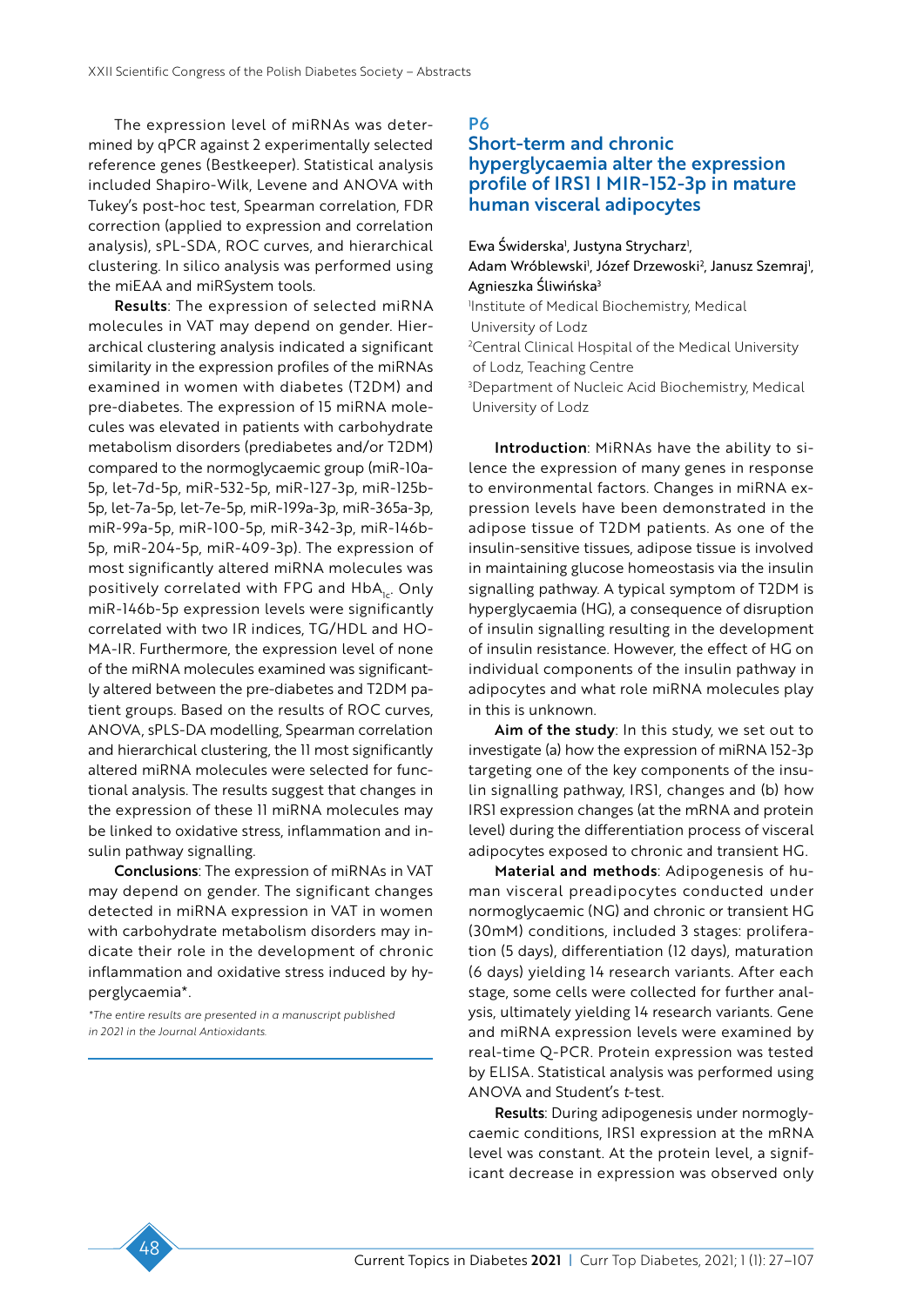The expression level of miRNAs was determined by qPCR against 2 experimentally selected reference genes (Bestkeeper). Statistical analysis included Shapiro-Wilk, Levene and ANOVA with Tukey's post-hoc test, Spearman correlation, FDR correction (applied to expression and correlation analysis), sPL-SDA, ROC curves, and hierarchical clustering. In silico analysis was performed using the miEAA and miRSystem tools.

**Results**: The expression of selected miRNA molecules in VAT may depend on gender. Hierarchical clustering analysis indicated a significant similarity in the expression profiles of the miRNAs examined in women with diabetes (T2DM) and pre-diabetes. The expression of 15 miRNA molecules was elevated in patients with carbohydrate metabolism disorders (prediabetes and/or T2DM) compared to the normoglycemic group (miR-10a-5p, let-7d-5p, miR-532-5p, miR-127-3p, miR-125b-5p, let-7a-5p, let-7e-5p, miR-199a-3p, miR-365a-3p, miR-99a-5p, miR-100-5p, miR-342-3p, miR-146b-5p, miR-204-5p, miR-409-3p). The expression of most significantly altered miRNA molecules was positively correlated with FPG and $HbA_{1c}$. Only miR-146b-5p expression levels were significantly correlated with two IR indices, TG/HDL and HOMA-IR. Furthermore, the expression level of none of the miRNA molecules examined was significantly altered between the pre-diabetes and T2DM patient groups. Based on the results of ROC curves, ANOVA, sPLS-DA modelling, Spearman correlation and hierarchical clustering, the 11 most significantly altered miRNA molecules were selected for functional analysis. The results suggest that changes in the expression of these 11 miRNA molecules may be linked to oxidative stress, inflammation and insulin pathway signalling.

**Conclusions**: The expression of miRNAs in VAT may depend on gender. The significant changes detected in miRNA expression in VAT in women with carbohydrate metabolism disorders may indicate their role in the development of chronic inflammation and oxidative stress induced by hyperglycaemia*.

*\*The entire results are presented in a manuscript published in 2021 in the Journal Antioxidants.*

## P6
## Short-term and chronic hyperglycaemia alter the expression profile of IRS1 I MIR-152-3p in mature human visceral adipocytes

Ewa Świderska[1], Justyna Strycharz[1], Adam Wróblewski[1], Józef Drzewoski[2], Janusz Szemraj[1], Agnieszka Śliwińska[3]

[1]Institute of Medical Biochemistry, Medical University of Lodz
[2]Central Clinical Hospital of the Medical University of Lodz, Teaching Centre
[3]Department of Nucleic Acid Biochemistry, Medical University of Lodz

**Introduction**: MiRNAs have the ability to silence the expression of many genes in response to environmental factors. Changes in miRNA expression levels have been demonstrated in the adipose tissue of T2DM patients. As one of the insulin-sensitive tissues, adipose tissue is involved in maintaining glucose homeostasis via the insulin signalling pathway. A typical symptom of T2DM is hyperglycaemia (HG), a consequence of disruption of insulin signalling resulting in the development of insulin resistance. However, the effect of HG on individual components of the insulin pathway in adipocytes and what role miRNA molecules play in this is unknown.

**Aim of the study**: In this study, we set out to investigate (a) how the expression of miRNA 152-3p targeting one of the key components of the insulin signalling pathway, IRS1, changes and (b) how IRS1 expression changes (at the mRNA and protein level) during the differentiation process of visceral adipocytes exposed to chronic and transient HG.

**Material and methods**: Adipogenesis of human visceral preadipocytes conducted under normoglycaemic (NG) and chronic or transient HG (30mM) conditions, included 3 stages: proliferation (5 days), differentiation (12 days), maturation (6 days) yielding 14 research variants. After each stage, some cells were collected for further analysis, ultimately yielding 14 research variants. Gene and miRNA expression levels were examined by real-time Q-PCR. Protein expression was tested by ELISA. Statistical analysis was performed using ANOVA and Student's *t*-test.

**Results**: During adipogenesis under normoglycaemic conditions, IRS1 expression at the mRNA level was constant. At the protein level, a significant decrease in expression was observed only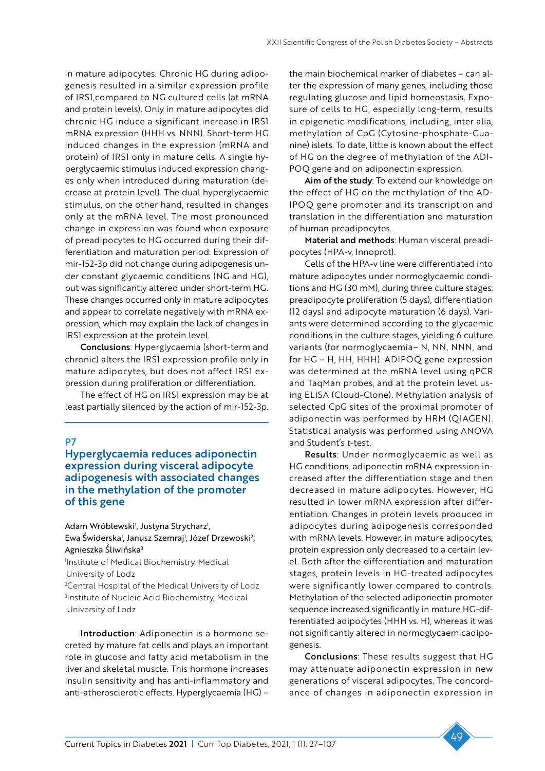in mature adipocytes. Chronic HG during adipogenesis resulted in a similar expression profile of IRS1,compared to NG cultured cells (at mRNA and protein levels). Only in mature adipocytes did chronic HG induce a significant increase in IRS1 mRNA expression (HHH vs. NNN). Short-term HG induced changes in the expression (mRNA and protein) of IRS1 only in mature cells. A single hyperglycaemic stimulus induced expression changes only when introduced during maturation (decrease at protein level). The dual hyperglycaemic stimulus, on the other hand, resulted in changes only at the mRNA level. The most pronounced change in expression was found when exposure of preadipocytes to HG occurred during their differentiation and maturation period. Expression of mir-152-3p did not change during adipogenesis under constant glycaemic conditions (NG and HG), but was significantly altered under short-term HG. These changes occurred only in mature adipocytes and appear to correlate negatively with mRNA expression, which may explain the lack of changes in IRS1 expression at the protein level.

**Conclusions**: Hyperglycaemia (short-term and chronic) alters the IRS1 expression profile only in mature adipocytes, but does not affect IRS1 expression during proliferation or differentiation.

The effect of HG on IRS1 expression may be at least partially silenced by the action of mir-152-3p.

## P7

## Hyperglycaemia reduces adiponectin expression during visceral adipocyte adipogenesis with associated changes in the methylation of the promoter of this gene

Adam Wróblewski[1], Justyna Strycharz[1], Ewa Świderska[1], Janusz Szemraj[1], Józef Drzewoski[2], Agnieszka Śliwińska[3]

[1]Institute of Medical Biochemistry, Medical University of Lodz
[2]Central Hospital of the Medical University of Lodz
[3]Institute of Nucleic Acid Biochemistry, Medical University of Lodz

**Introduction**: Adiponectin is a hormone secreted by mature fat cells and plays an important role in glucose and fatty acid metabolism in the liver and skeletal muscle. This hormone increases insulin sensitivity and has anti-inflammatory and anti-atherosclerotic effects. Hyperglycaemia (HG) – the main biochemical marker of diabetes – can alter the expression of many genes, including those regulating glucose and lipid homeostasis. Exposure of cells to HG, especially long-term, results in epigenetic modifications, including, inter alia, methylation of CpG (Cytosine-phosphate-Guanine) islets. To date, little is known about the effect of HG on the degree of methylation of the ADIPOQ gene and on adiponectin expression.

**Aim of the study**: To extend our knowledge on the effect of HG on the methylation of the ADIPOQ gene promoter and its transcription and translation in the differentiation and maturation of human preadipocytes.

**Material and methods**: Human visceral preadipocytes (HPA-v, Innoprot).

Cells of the HPA-v line were differentiated into mature adipocytes under normoglycaemic conditions and HG (30 mM), during three culture stages: preadipocyte proliferation (5 days), differentiation (12 days) and adipocyte maturation (6 days). Variants were determined according to the glycaemic conditions in the culture stages, yielding 6 culture variants (for normoglycaemia– N, NN, NNN, and for HG – H, HH, HHH). ADIPOQ gene expression was determined at the mRNA level using qPCR and TaqMan probes, and at the protein level using ELISA (Cloud-Clone). Methylation analysis of selected CpG sites of the proximal promoter of adiponectin was performed by HRM (QIAGEN). Statistical analysis was performed using ANOVA and Student's *t*-test.

**Results**: Under normoglycaemic as well as HG conditions, adiponectin mRNA expression increased after the differentiation stage and then decreased in mature adipocytes. However, HG resulted in lower mRNA expression after differentiation. Changes in protein levels produced in adipocytes during adipogenesis corresponded with mRNA levels. However, in mature adipocytes, protein expression only decreased to a certain level. Both after the differentiation and maturation stages, protein levels in HG-treated adipocytes were significantly lower compared to controls. Methylation of the selected adiponectin promoter sequence increased significantly in mature HG-differentiated adipocytes (HHH vs. H), whereas it was not significantly altered in normoglycaemicadipogenesis.

**Conclusions**: These results suggest that HG may attenuate adiponectin expression in new generations of visceral adipocytes. The concordance of changes in adiponectin expression in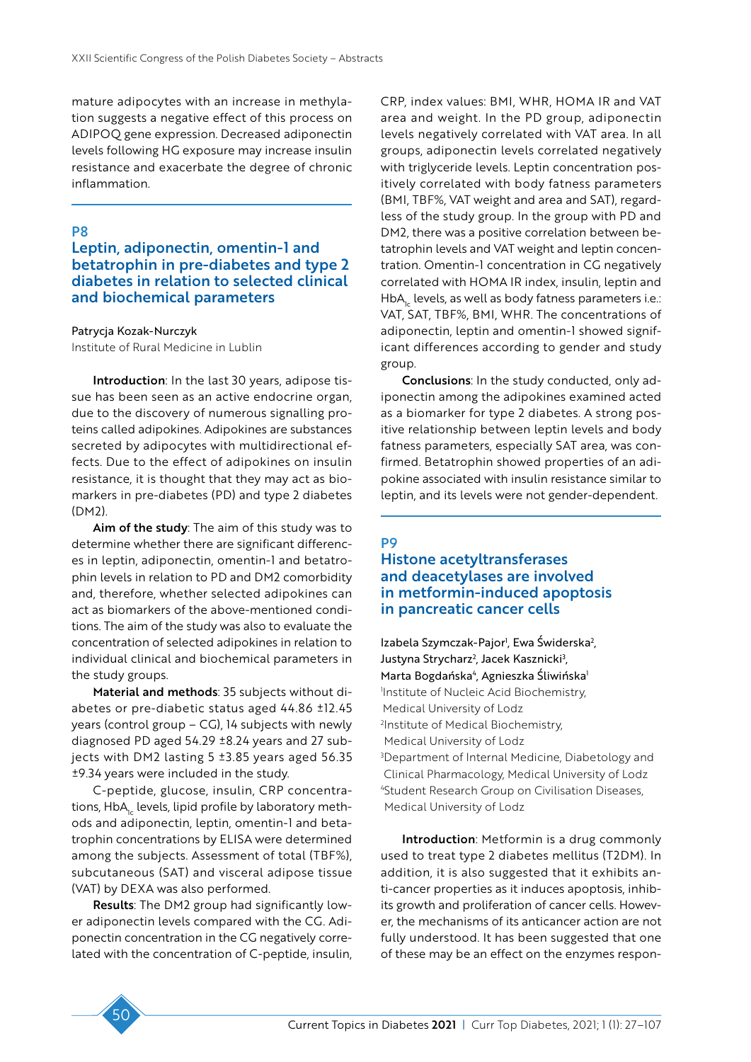mature adipocytes with an increase in methylation suggests a negative effect of this process on ADIPOQ gene expression. Decreased adiponectin levels following HG exposure may increase insulin resistance and exacerbate the degree of chronic inflammation.

## P8

## Leptin, adiponectin, omentin-1 and betatrophin in pre-diabetes and type 2 diabetes in relation to selected clinical and biochemical parameters

Patrycja Kozak-Nurczyk

Institute of Rural Medicine in Lublin

**Introduction**: In the last 30 years, adipose tissue has been seen as an active endocrine organ, due to the discovery of numerous signalling proteins called adipokines. Adipokines are substances secreted by adipocytes with multidirectional effects. Due to the effect of adipokines on insulin resistance, it is thought that they may act as biomarkers in pre-diabetes (PD) and type 2 diabetes (DM2).

**Aim of the study**: The aim of this study was to determine whether there are significant differences in leptin, adiponectin, omentin-1 and betatrophin levels in relation to PD and DM2 comorbidity and, therefore, whether selected adipokines can act as biomarkers of the above-mentioned conditions. The aim of the study was also to evaluate the concentration of selected adipokines in relation to individual clinical and biochemical parameters in the study groups.

**Material and methods**: 35 subjects without diabetes or pre-diabetic status aged 44.86 ±12.45 years (control group – CG), 14 subjects with newly diagnosed PD aged 54.29 ±8.24 years and 27 subjects with DM2 lasting 5 ±3.85 years aged 56.35 ±9.34 years were included in the study.

C-peptide, glucose, insulin, CRP concentrations, $HbA_{1c}$ levels, lipid profile by laboratory methods and adiponectin, leptin, omentin-1 and betatrophin concentrations by ELISA were determined among the subjects. Assessment of total (TBF%), subcutaneous (SAT) and visceral adipose tissue (VAT) by DEXA was also performed.

**Results**: The DM2 group had significantly lower adiponectin levels compared with the CG. Adiponectin concentration in the CG negatively correlated with the concentration of C-peptide, insulin, CRP, index values: BMI, WHR, HOMA IR and VAT area and weight. In the PD group, adiponectin levels negatively correlated with VAT area. In all groups, adiponectin levels correlated negatively with triglyceride levels. Leptin concentration positively correlated with body fatness parameters (BMI, TBF%, VAT weight and area and SAT), regardless of the study group. In the group with PD and DM2, there was a positive correlation between betatrophin levels and VAT weight and leptin concentration. Omentin-1 concentration in CG negatively correlated with HOMA IR index, insulin, leptin and $HbA_{1c}$ levels, as well as body fatness parameters i.e.: VAT, SAT, TBF%, BMI, WHR. The concentrations of adiponectin, leptin and omentin-1 showed significant differences according to gender and study group.

**Conclusions**: In the study conducted, only adiponectin among the adipokines examined acted as a biomarker for type 2 diabetes. A strong positive relationship between leptin levels and body fatness parameters, especially SAT area, was confirmed. Betatrophin showed properties of an adipokine associated with insulin resistance similar to leptin, and its levels were not gender-dependent.

## P9

## Histone acetyltransferases and deacetylases are involved in metformin-induced apoptosis in pancreatic cancer cells

Izabela Szymczak-Pajor[1], Ewa Świderska[2], Justyna Strycharz[2], Jacek Kasznicki[3], Marta Bogdańska[4], Agnieszka Śliwińska[1]

[1]Institute of Nucleic Acid Biochemistry, Medical University of Lodz

[2]Institute of Medical Biochemistry, Medical University of Lodz

[3]Department of Internal Medicine, Diabetology and Clinical Pharmacology, Medical University of Lodz

[4]Student Research Group on Civilisation Diseases, Medical University of Lodz

**Introduction**: Metformin is a drug commonly used to treat type 2 diabetes mellitus (T2DM). In addition, it is also suggested that it exhibits anti-cancer properties as it induces apoptosis, inhibits growth and proliferation of cancer cells. However, the mechanisms of its anticancer action are not fully understood. It has been suggested that one of these may be an effect on the enzymes respon-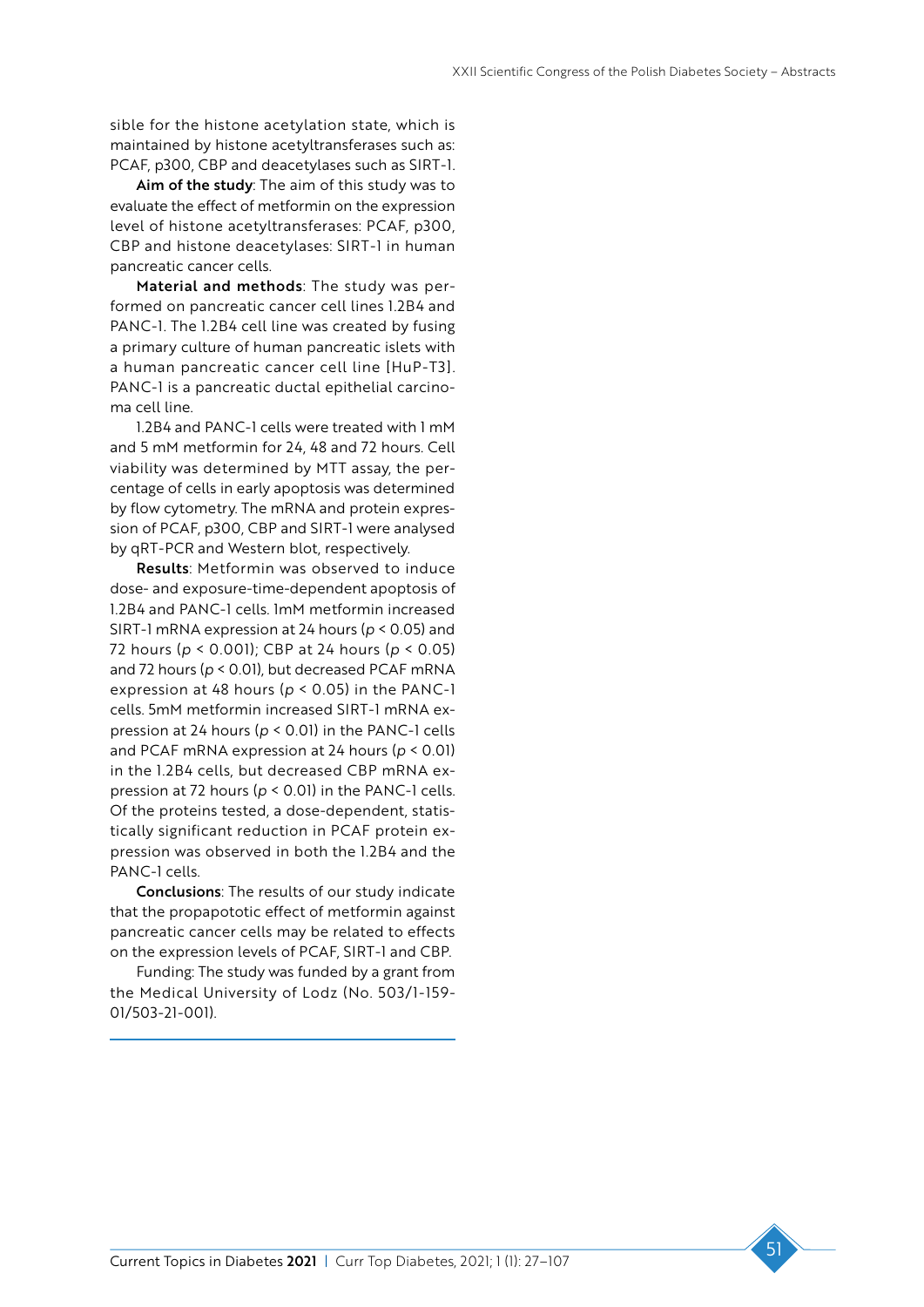sible for the histone acetylation state, which is maintained by histone acetyltransferases such as: PCAF, p300, CBP and deacetylases such as SIRT-1.

**Aim of the study**: The aim of this study was to evaluate the effect of metformin on the expression level of histone acetyltransferases: PCAF, p300, CBP and histone deacetylases: SIRT-1 in human pancreatic cancer cells.

**Material and methods**: The study was performed on pancreatic cancer cell lines 1.2B4 and PANC-1. The 1.2B4 cell line was created by fusing a primary culture of human pancreatic islets with a human pancreatic cancer cell line [HuP-T3]. PANC-1 is a pancreatic ductal epithelial carcinoma cell line.

1.2B4 and PANC-1 cells were treated with 1 mM and 5 mM metformin for 24, 48 and 72 hours. Cell viability was determined by MTT assay, the percentage of cells in early apoptosis was determined by flow cytometry. The mRNA and protein expression of PCAF, p300, CBP and SIRT-1 were analysed by qRT-PCR and Western blot, respectively.

**Results**: Metformin was observed to induce dose- and exposure-time-dependent apoptosis of 1.2B4 and PANC-1 cells. 1mM metformin increased SIRT-1 mRNA expression at 24 hours ($p < 0.05$) and 72 hours ($p < 0.001$); CBP at 24 hours ($p < 0.05$) and 72 hours ($p < 0.01$), but decreased PCAF mRNA expression at 48 hours ($p < 0.05$) in the PANC-1 cells. 5mM metformin increased SIRT-1 mRNA expression at 24 hours ($p < 0.01$) in the PANC-1 cells and PCAF mRNA expression at 24 hours ($p < 0.01$) in the 1.2B4 cells, but decreased CBP mRNA expression at 72 hours ($p < 0.01$) in the PANC-1 cells. Of the proteins tested, a dose-dependent, statistically significant reduction in PCAF protein expression was observed in both the 1.2B4 and the PANC-1 cells.

**Conclusions**: The results of our study indicate that the propapototic effect of metformin against pancreatic cancer cells may be related to effects on the expression levels of PCAF, SIRT-1 and CBP.

Funding: The study was funded by a grant from the Medical University of Lodz (No. 503/1-159-01/503-21-001).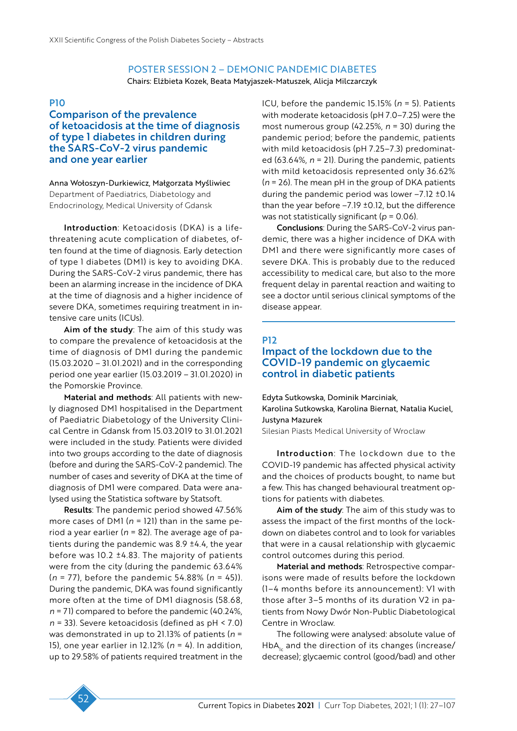## POSTER SESSION 2 – DEMONIC PANDEMIC DIABETES

Chairs: Elżbieta Kozek, Beata Matyjaszek-Matuszek, Alicja Milczarczyk

### P10

### Comparison of the prevalence of ketoacidosis at the time of diagnosis of type 1 diabetes in children during the SARS-CoV-2 virus pandemic and one year earlier

Anna Wołoszyn-Durkiewicz, Małgorzata Myśliwiec

Department of Paediatrics, Diabetology and Endocrinology, Medical University of Gdansk

**Introduction**: Ketoacidosis (DKA) is a life-threatening acute complication of diabetes, often found at the time of diagnosis. Early detection of type 1 diabetes (DM1) is key to avoiding DKA. During the SARS-CoV-2 virus pandemic, there has been an alarming increase in the incidence of DKA at the time of diagnosis and a higher incidence of severe DKA, sometimes requiring treatment in intensive care units (ICUs).

**Aim of the study**: The aim of this study was to compare the prevalence of ketoacidosis at the time of diagnosis of DM1 during the pandemic (15.03.2020 – 31.01.2021) and in the corresponding period one year earlier (15.03.2019 – 31.01.2020) in the Pomorskie Province.

**Material and methods**: All patients with newly diagnosed DM1 hospitalised in the Department of Paediatric Diabetology of the University Clinical Centre in Gdansk from 15.03.2019 to 31.01.2021 were included in the study. Patients were divided into two groups according to the date of diagnosis (before and during the SARS-CoV-2 pandemic). The number of cases and severity of DKA at the time of diagnosis of DM1 were compared. Data were analysed using the Statistica software by Statsoft.

**Results**: The pandemic period showed 47.56% more cases of DM1 ($n$ = 121) than in the same period a year earlier ($n$ = 82). The average age of patients during the pandemic was 8.9 ±4.4, the year before was 10.2 ±4.83. The majority of patients were from the city (during the pandemic 63.64% ($n$ = 77), before the pandemic 54.88% ($n$ = 45)). During the pandemic, DKA was found significantly more often at the time of DM1 diagnosis (58.68, $n$ = 71) compared to before the pandemic (40.24%, $n$ = 33). Severe ketoacidosis (defined as pH < 7.0) was demonstrated in up to 21.13% of patients ($n$ = 15), one year earlier in 12.12% ($n$ = 4). In addition, up to 29.58% of patients required treatment in the ICU, before the pandemic 15.15% ($n$ = 5). Patients with moderate ketoacidosis (pH 7.0–7.25) were the most numerous group (42.25%, $n$ = 30) during the pandemic period; before the pandemic, patients with mild ketoacidosis (pH 7.25–7.3) predominated (63.64%, $n$ = 21). During the pandemic, patients with mild ketoacidosis represented only 36.62% ($n$ = 26). The mean pH in the group of DKA patients during the pandemic period was lower –7.12 ±0.14 than the year before –7.19 ±0.12, but the difference was not statistically significant ($p$ = 0.06).

**Conclusions**: During the SARS-CoV-2 virus pandemic, there was a higher incidence of DKA with DM1 and there were significantly more cases of severe DKA. This is probably due to the reduced accessibility to medical care, but also to the more frequent delay in parental reaction and waiting to see a doctor until serious clinical symptoms of the disease appear.

### P12

### Impact of the lockdown due to the COVID-19 pandemic on glycaemic control in diabetic patients

Edyta Sutkowska, Dominik Marciniak, Karolina Sutkowska, Karolina Biernat, Natalia Kuciel, Justyna Mazurek

Silesian Piasts Medical University of Wroclaw

**Introduction**: The lockdown due to the COVID-19 pandemic has affected physical activity and the choices of products bought, to name but a few. This has changed behavioural treatment options for patients with diabetes.

**Aim of the study**: The aim of this study was to assess the impact of the first months of the lockdown on diabetes control and to look for variables that were in a causal relationship with glycaemic control outcomes during this period.

**Material and methods**: Retrospective comparisons were made of results before the lockdown (1–4 months before its announcement): V1 with those after 3–5 months of its duration V2 in patients from Nowy Dwór Non-Public Diabetological Centre in Wroclaw.

The following were analysed: absolute value of $HbA_{1c}$ and the direction of its changes (increase/decrease); glycaemic control (good/bad) and other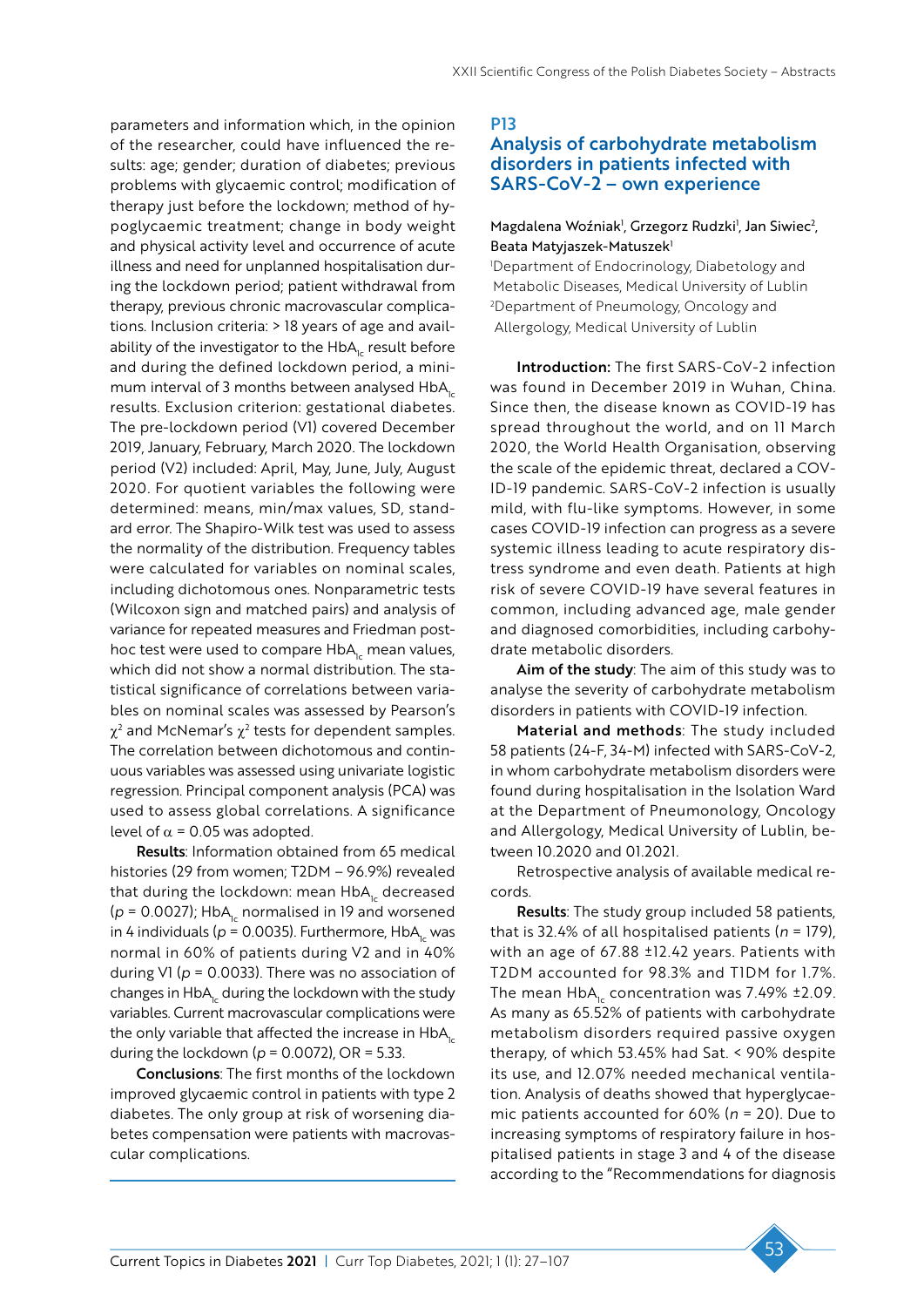parameters and information which, in the opinion of the researcher, could have influenced the results: age; gender; duration of diabetes; previous problems with glycaemic control; modification of therapy just before the lockdown; method of hypoglycaemic treatment; change in body weight and physical activity level and occurrence of acute illness and need for unplanned hospitalisation during the lockdown period; patient withdrawal from therapy, previous chronic macrovascular complications. Inclusion criteria: > 18 years of age and availability of the investigator to the $HbA_{1c}$ result before and during the defined lockdown period, a minimum interval of 3 months between analysed $HbA_{1c}$ results. Exclusion criterion: gestational diabetes. The pre-lockdown period (V1) covered December 2019, January, February, March 2020. The lockdown period (V2) included: April, May, June, July, August 2020. For quotient variables the following were determined: means, min/max values, SD, standard error. The Shapiro-Wilk test was used to assess the normality of the distribution. Frequency tables were calculated for variables on nominal scales, including dichotomous ones. Nonparametric tests (Wilcoxon sign and matched pairs) and analysis of variance for repeated measures and Friedman post-hoc test were used to compare $HbA_{1c}$ mean values, which did not show a normal distribution. The statistical significance of correlations between variables on nominal scales was assessed by Pearson's $\chi^2$ and McNemar's $\chi^2$ tests for dependent samples. The correlation between dichotomous and continuous variables was assessed using univariate logistic regression. Principal component analysis (PCA) was used to assess global correlations. A significance level of $\alpha = 0.05$ was adopted.

**Results**: Information obtained from 65 medical histories (29 from women; T2DM – 96.9%) revealed that during the lockdown: mean $HbA_{1c}$ decreased ($p = 0.0027$); $HbA_{1c}$ normalised in 19 and worsened in 4 individuals ($p = 0.0035$). Furthermore, $HbA_{1c}$ was normal in 60% of patients during V2 and in 40% during V1 ($p = 0.0033$). There was no association of changes in $HbA_{1c}$ during the lockdown with the study variables. Current macrovascular complications were the only variable that affected the increase in $HbA_{1c}$ during the lockdown ($p = 0.0072$), OR = 5.33.

**Conclusions**: The first months of the lockdown improved glycaemic control in patients with type 2 diabetes. The only group at risk of worsening diabetes compensation were patients with macrovascular complications.

## P13

## Analysis of carbohydrate metabolism disorders in patients infected with SARS-CoV-2 – own experience

Magdalena Woźniak[1], Grzegorz Rudzki[1], Jan Siwiec[2], Beata Matyjaszek-Matuszek[1]

[1]Department of Endocrinology, Diabetology and Metabolic Diseases, Medical University of Lublin
[2]Department of Pneumology, Oncology and Allergology, Medical University of Lublin

**Introduction:** The first SARS-CoV-2 infection was found in December 2019 in Wuhan, China. Since then, the disease known as COVID-19 has spread throughout the world, and on 11 March 2020, the World Health Organisation, observing the scale of the epidemic threat, declared a COVID-19 pandemic. SARS-CoV-2 infection is usually mild, with flu-like symptoms. However, in some cases COVID-19 infection can progress as a severe systemic illness leading to acute respiratory distress syndrome and even death. Patients at high risk of severe COVID-19 have several features in common, including advanced age, male gender and diagnosed comorbidities, including carbohydrate metabolic disorders.

**Aim of the study**: The aim of this study was to analyse the severity of carbohydrate metabolism disorders in patients with COVID-19 infection.

**Material and methods**: The study included 58 patients (24-F, 34-M) infected with SARS-CoV-2, in whom carbohydrate metabolism disorders were found during hospitalisation in the Isolation Ward at the Department of Pneumonology, Oncology and Allergology, Medical University of Lublin, between 10.2020 and 01.2021.

Retrospective analysis of available medical records.

**Results**: The study group included 58 patients, that is 32.4% of all hospitalised patients ($n = 179$), with an age of 67.88 ±12.42 years. Patients with T2DM accounted for 98.3% and T1DM for 1.7%. The mean $HbA_{1c}$ concentration was 7.49% ±2.09. As many as 65.52% of patients with carbohydrate metabolism disorders required passive oxygen therapy, of which 53.45% had Sat. < 90% despite its use, and 12.07% needed mechanical ventilation. Analysis of deaths showed that hyperglycaemic patients accounted for 60% ($n = 20$). Due to increasing symptoms of respiratory failure in hospitalised patients in stage 3 and 4 of the disease according to the "Recommendations for diagnosis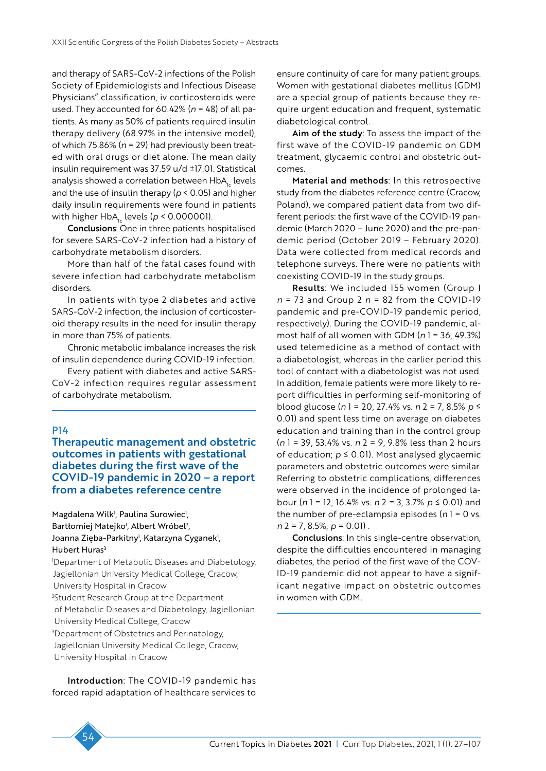and therapy of SARS-CoV-2 infections of the Polish Society of Epidemiologists and Infectious Disease Physicians" classification, iv corticosteroids were used. They accounted for 60.42% (*n* = 48) of all patients. As many as 50% of patients required insulin therapy delivery (68.97% in the intensive model), of which 75.86% (*n* = 29) had previously been treated with oral drugs or diet alone. The mean daily insulin requirement was 37.59 u/d ±17.01. Statistical analysis showed a correlation between $HbA_{1c}$ levels and the use of insulin therapy ($p < 0.05$) and higher daily insulin requirements were found in patients with higher $HbA_{1c}$ levels ($p < 0.000001$).

**Conclusions**: One in three patients hospitalised for severe SARS-CoV-2 infection had a history of carbohydrate metabolism disorders.

More than half of the fatal cases found with severe infection had carbohydrate metabolism disorders.

In patients with type 2 diabetes and active SARS-CoV-2 infection, the inclusion of corticosteroid therapy results in the need for insulin therapy in more than 75% of patients.

Chronic metabolic imbalance increases the risk of insulin dependence during COVID-19 infection.

Every patient with diabetes and active SARS-CoV-2 infection requires regular assessment of carbohydrate metabolism.

## P14

## Therapeutic management and obstetric outcomes in patients with gestational diabetes during the first wave of the COVID-19 pandemic in 2020 – a report from a diabetes reference centre

Magdalena Wilk[1], Paulina Surowiec[1], Bartłomiej Matejko[1], Albert Wróbel[2], Joanna Zięba-Parkitny[1], Katarzyna Cyganek[1], Hubert Huras[3]

[1]Department of Metabolic Diseases and Diabetology, Jagiellonian University Medical College, Cracow, University Hospital in Cracow

[2]Student Research Group at the Department of Metabolic Diseases and Diabetology, Jagiellonian University Medical College, Cracow

[3]Department of Obstetrics and Perinatology, Jagiellonian University Medical College, Cracow, University Hospital in Cracow

**Introduction**: The COVID-19 pandemic has forced rapid adaptation of healthcare services to ensure continuity of care for many patient groups. Women with gestational diabetes mellitus (GDM) are a special group of patients because they require urgent education and frequent, systematic diabetological control.

**Aim of the study**: To assess the impact of the first wave of the COVID-19 pandemic on GDM treatment, glycaemic control and obstetric outcomes.

**Material and methods**: In this retrospective study from the diabetes reference centre (Cracow, Poland), we compared patient data from two different periods: the first wave of the COVID-19 pandemic (March 2020 – June 2020) and the pre-pandemic period (October 2019 – February 2020). Data were collected from medical records and telephone surveys. There were no patients with coexisting COVID-19 in the study groups.

**Results**: We included 155 women (Group 1 *n* = 73 and Group 2 *n* = 82 from the COVID-19 pandemic and pre-COVID-19 pandemic period, respectively). During the COVID-19 pandemic, almost half of all women with GDM (*n* 1 = 36, 49.3%) used telemedicine as a method of contact with a diabetologist, whereas in the earlier period this tool of contact with a diabetologist was not used. In addition, female patients were more likely to report difficulties in performing self-monitoring of blood glucose (*n* 1 = 20, 27.4% vs. *n* 2 = 7, 8.5% $p \leq 0.01$) and spent less time on average on diabetes education and training than in the control group (*n* 1 = 39, 53.4% vs. *n* 2 = 9, 9.8% less than 2 hours of education; $p \leq 0.01$). Most analysed glycaemic parameters and obstetric outcomes were similar. Referring to obstetric complications, differences were observed in the incidence of prolonged labour (*n* 1 = 12, 16.4% vs. *n* 2 = 3, 3.7% $p \leq 0.01$) and the number of pre-eclampsia episodes (*n* 1 = 0 vs. *n* 2 = 7, 8.5%, $p = 0.01$) .

**Conclusions**: In this single-centre observation, despite the difficulties encountered in managing diabetes, the period of the first wave of the COVID-19 pandemic did not appear to have a significant negative impact on obstetric outcomes in women with GDM.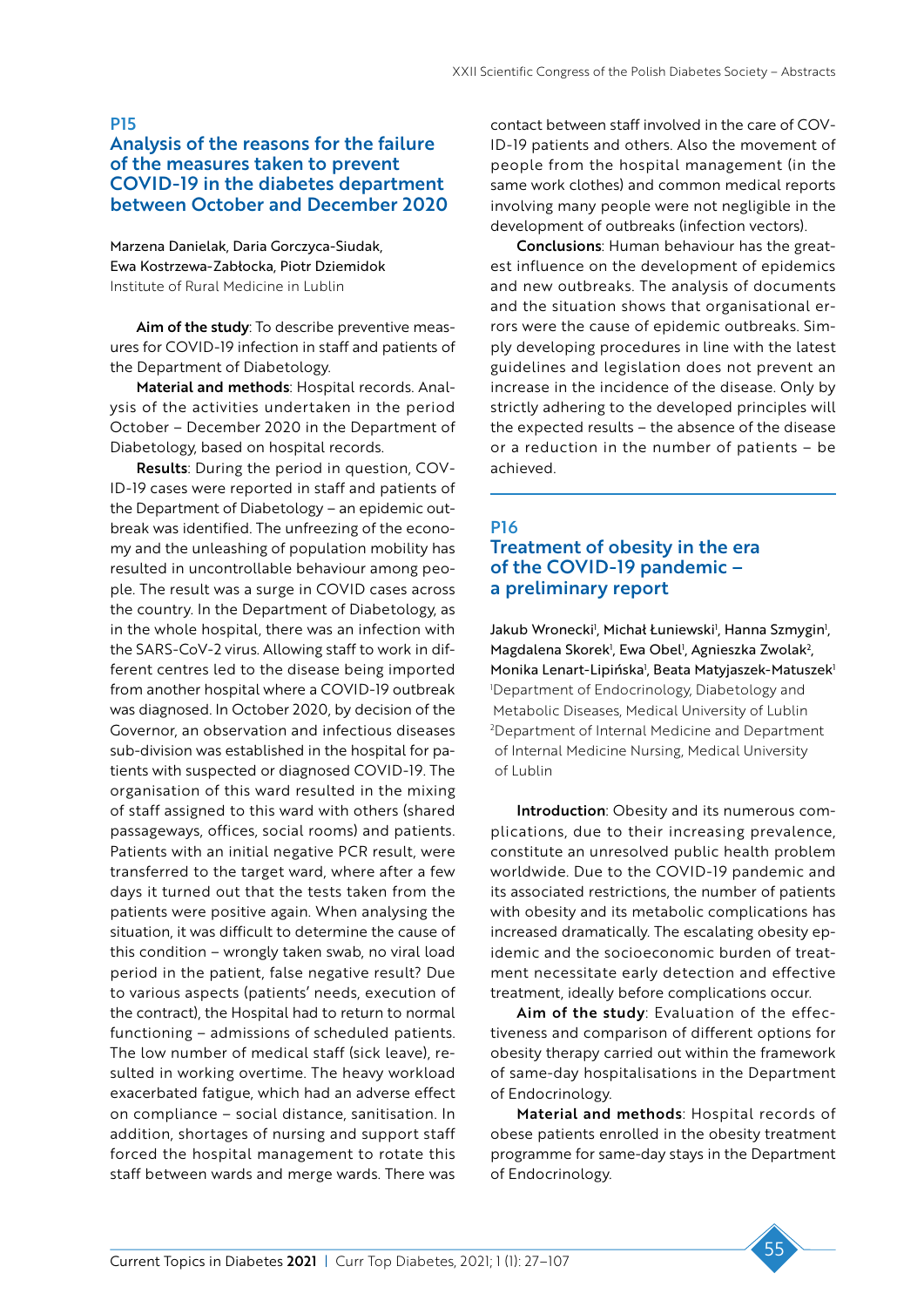## P15

## Analysis of the reasons for the failure of the measures taken to prevent COVID-19 in the diabetes department between October and December 2020

Marzena Danielak, Daria Gorczyca-Siudak, Ewa Kostrzewa-Zabłocka, Piotr Dziemidok
Institute of Rural Medicine in Lublin

**Aim of the study**: To describe preventive measures for COVID-19 infection in staff and patients of the Department of Diabetology.

**Material and methods**: Hospital records. Analysis of the activities undertaken in the period October – December 2020 in the Department of Diabetology, based on hospital records.

**Results**: During the period in question, COVID-19 cases were reported in staff and patients of the Department of Diabetology – an epidemic outbreak was identified. The unfreezing of the economy and the unleashing of population mobility has resulted in uncontrollable behaviour among people. The result was a surge in COVID cases across the country. In the Department of Diabetology, as in the whole hospital, there was an infection with the SARS-CoV-2 virus. Allowing staff to work in different centres led to the disease being imported from another hospital where a COVID-19 outbreak was diagnosed. In October 2020, by decision of the Governor, an observation and infectious diseases sub-division was established in the hospital for patients with suspected or diagnosed COVID-19. The organisation of this ward resulted in the mixing of staff assigned to this ward with others (shared passageways, offices, social rooms) and patients. Patients with an initial negative PCR result, were transferred to the target ward, where after a few days it turned out that the tests taken from the patients were positive again. When analysing the situation, it was difficult to determine the cause of this condition – wrongly taken swab, no viral load period in the patient, false negative result? Due to various aspects (patients' needs, execution of the contract), the Hospital had to return to normal functioning – admissions of scheduled patients. The low number of medical staff (sick leave), resulted in working overtime. The heavy workload exacerbated fatigue, which had an adverse effect on compliance – social distance, sanitisation. In addition, shortages of nursing and support staff forced the hospital management to rotate this staff between wards and merge wards. There was contact between staff involved in the care of COVID-19 patients and others. Also the movement of people from the hospital management (in the same work clothes) and common medical reports involving many people were not negligible in the development of outbreaks (infection vectors).

**Conclusions**: Human behaviour has the greatest influence on the development of epidemics and new outbreaks. The analysis of documents and the situation shows that organisational errors were the cause of epidemic outbreaks. Simply developing procedures in line with the latest guidelines and legislation does not prevent an increase in the incidence of the disease. Only by strictly adhering to the developed principles will the expected results – the absence of the disease or a reduction in the number of patients – be achieved.

## P16

## Treatment of obesity in the era of the COVID-19 pandemic – a preliminary report

Jakub Wronecki[1], Michał Łuniewski[1], Hanna Szmygin[1], Magdalena Skorek[1], Ewa Obel[1], Agnieszka Zwolak[2], Monika Lenart-Lipińska[1], Beata Matyjaszek-Matuszek[1]
[1]Department of Endocrinology, Diabetology and Metabolic Diseases, Medical University of Lublin
[2]Department of Internal Medicine and Department of Internal Medicine Nursing, Medical University of Lublin

**Introduction**: Obesity and its numerous complications, due to their increasing prevalence, constitute an unresolved public health problem worldwide. Due to the COVID-19 pandemic and its associated restrictions, the number of patients with obesity and its metabolic complications has increased dramatically. The escalating obesity epidemic and the socioeconomic burden of treatment necessitate early detection and effective treatment, ideally before complications occur.

**Aim of the study**: Evaluation of the effectiveness and comparison of different options for obesity therapy carried out within the framework of same-day hospitalisations in the Department of Endocrinology.

**Material and methods**: Hospital records of obese patients enrolled in the obesity treatment programme for same-day stays in the Department of Endocrinology.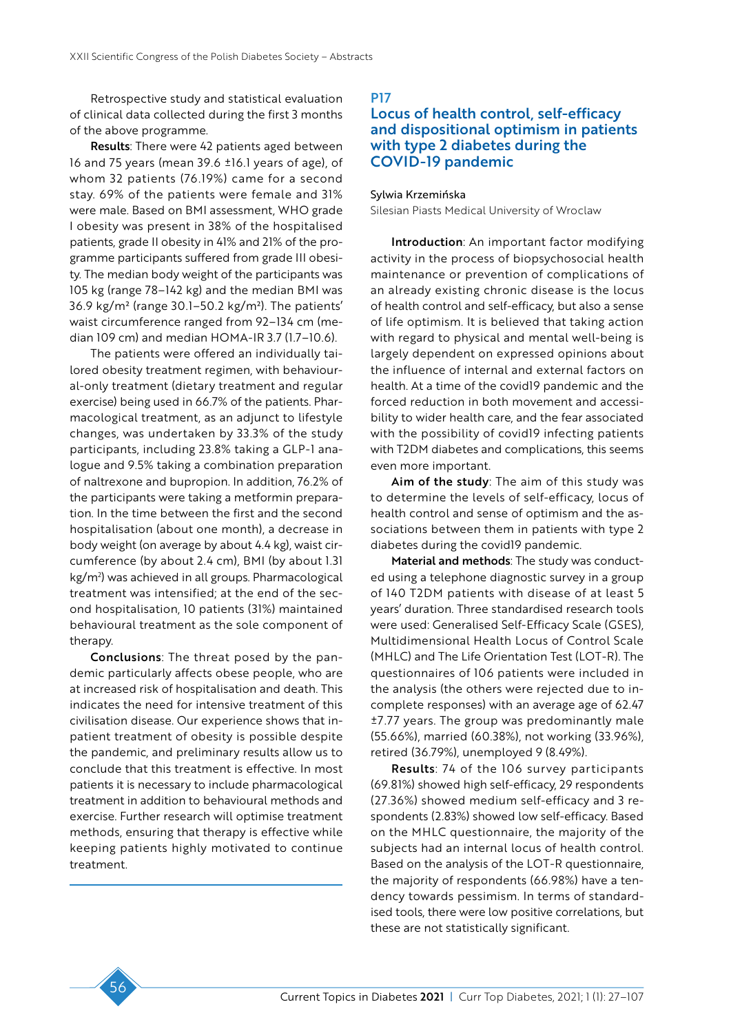Retrospective study and statistical evaluation of clinical data collected during the first 3 months of the above programme.

**Results**: There were 42 patients aged between 16 and 75 years (mean 39.6 ±16.1 years of age), of whom 32 patients (76.19%) came for a second stay. 69% of the patients were female and 31% were male. Based on BMI assessment, WHO grade I obesity was present in 38% of the hospitalised patients, grade II obesity in 41% and 21% of the programme participants suffered from grade III obesity. The median body weight of the participants was 105 kg (range 78–142 kg) and the median BMI was 36.9 kg/m² (range 30.1–50.2 kg/m²). The patients' waist circumference ranged from 92–134 cm (median 109 cm) and median HOMA-IR 3.7 (1.7–10.6).

The patients were offered an individually tailored obesity treatment regimen, with behavioural-only treatment (dietary treatment and regular exercise) being used in 66.7% of the patients. Pharmacological treatment, as an adjunct to lifestyle changes, was undertaken by 33.3% of the study participants, including 23.8% taking a GLP-1 analogue and 9.5% taking a combination preparation of naltrexone and bupropion. In addition, 76.2% of the participants were taking a metformin preparation. In the time between the first and the second hospitalisation (about one month), a decrease in body weight (on average by about 4.4 kg), waist circumference (by about 2.4 cm), BMI (by about 1.31 kg/m²) was achieved in all groups. Pharmacological treatment was intensified; at the end of the second hospitalisation, 10 patients (31%) maintained behavioural treatment as the sole component of therapy.

**Conclusions**: The threat posed by the pandemic particularly affects obese people, who are at increased risk of hospitalisation and death. This indicates the need for intensive treatment of this civilisation disease. Our experience shows that inpatient treatment of obesity is possible despite the pandemic, and preliminary results allow us to conclude that this treatment is effective. In most patients it is necessary to include pharmacological treatment in addition to behavioural methods and exercise. Further research will optimise treatment methods, ensuring that therapy is effective while keeping patients highly motivated to continue treatment.

---

## P17

## Locus of health control, self-efficacy and dispositional optimism in patients with type 2 diabetes during the COVID-19 pandemic

Sylwia Krzemińska

Silesian Piasts Medical University of Wroclaw

**Introduction**: An important factor modifying activity in the process of biopsychosocial health maintenance or prevention of complications of an already existing chronic disease is the locus of health control and self-efficacy, but also a sense of life optimism. It is believed that taking action with regard to physical and mental well-being is largely dependent on expressed opinions about the influence of internal and external factors on health. At a time of the covid19 pandemic and the forced reduction in both movement and accessibility to wider health care, and the fear associated with the possibility of covid19 infecting patients with T2DM diabetes and complications, this seems even more important.

**Aim of the study**: The aim of this study was to determine the levels of self-efficacy, locus of health control and sense of optimism and the associations between them in patients with type 2 diabetes during the covid19 pandemic.

**Material and methods**: The study was conducted using a telephone diagnostic survey in a group of 140 T2DM patients with disease of at least 5 years' duration. Three standardised research tools were used: Generalised Self-Efficacy Scale (GSES), Multidimensional Health Locus of Control Scale (MHLC) and The Life Orientation Test (LOT-R). The questionnaires of 106 patients were included in the analysis (the others were rejected due to incomplete responses) with an average age of 62.47 ±7.77 years. The group was predominantly male (55.66%), married (60.38%), not working (33.96%), retired (36.79%), unemployed 9 (8.49%).

**Results**: 74 of the 106 survey participants (69.81%) showed high self-efficacy, 29 respondents (27.36%) showed medium self-efficacy and 3 respondents (2.83%) showed low self-efficacy. Based on the MHLC questionnaire, the majority of the subjects had an internal locus of health control. Based on the analysis of the LOT-R questionnaire, the majority of respondents (66.98%) have a tendency towards pessimism. In terms of standardised tools, there were low positive correlations, but these are not statistically significant.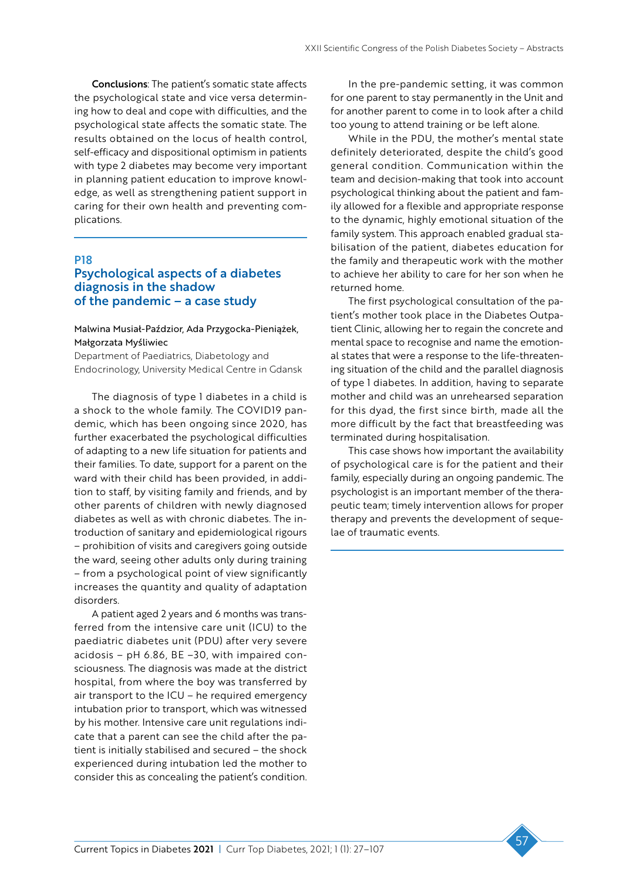**Conclusions**: The patient's somatic state affects the psychological state and vice versa determining how to deal and cope with difficulties, and the psychological state affects the somatic state. The results obtained on the locus of health control, self-efficacy and dispositional optimism in patients with type 2 diabetes may become very important in planning patient education to improve knowledge, as well as strengthening patient support in caring for their own health and preventing complications.

## P18
## Psychological aspects of a diabetes diagnosis in the shadow of the pandemic – a case study

Malwina Musiał-Paździor, Ada Przygocka-Pieniążek, Małgorzata Myśliwiec

Department of Paediatrics, Diabetology and Endocrinology, University Medical Centre in Gdansk

The diagnosis of type 1 diabetes in a child is a shock to the whole family. The COVID19 pandemic, which has been ongoing since 2020, has further exacerbated the psychological difficulties of adapting to a new life situation for patients and their families. To date, support for a parent on the ward with their child has been provided, in addition to staff, by visiting family and friends, and by other parents of children with newly diagnosed diabetes as well as with chronic diabetes. The introduction of sanitary and epidemiological rigours – prohibition of visits and caregivers going outside the ward, seeing other adults only during training – from a psychological point of view significantly increases the quantity and quality of adaptation disorders.

A patient aged 2 years and 6 months was transferred from the intensive care unit (ICU) to the paediatric diabetes unit (PDU) after very severe acidosis – pH 6.86, BE –30, with impaired consciousness. The diagnosis was made at the district hospital, from where the boy was transferred by air transport to the ICU – he required emergency intubation prior to transport, which was witnessed by his mother. Intensive care unit regulations indicate that a parent can see the child after the patient is initially stabilised and secured – the shock experienced during intubation led the mother to consider this as concealing the patient's condition.

In the pre-pandemic setting, it was common for one parent to stay permanently in the Unit and for another parent to come in to look after a child too young to attend training or be left alone.

While in the PDU, the mother's mental state definitely deteriorated, despite the child's good general condition. Communication within the team and decision-making that took into account psychological thinking about the patient and family allowed for a flexible and appropriate response to the dynamic, highly emotional situation of the family system. This approach enabled gradual stabilisation of the patient, diabetes education for the family and therapeutic work with the mother to achieve her ability to care for her son when he returned home.

The first psychological consultation of the patient's mother took place in the Diabetes Outpatient Clinic, allowing her to regain the concrete and mental space to recognise and name the emotional states that were a response to the life-threatening situation of the child and the parallel diagnosis of type 1 diabetes. In addition, having to separate mother and child was an unrehearsed separation for this dyad, the first since birth, made all the more difficult by the fact that breastfeeding was terminated during hospitalisation.

This case shows how important the availability of psychological care is for the patient and their family, especially during an ongoing pandemic. The psychologist is an important member of the therapeutic team; timely intervention allows for proper therapy and prevents the development of sequelae of traumatic events.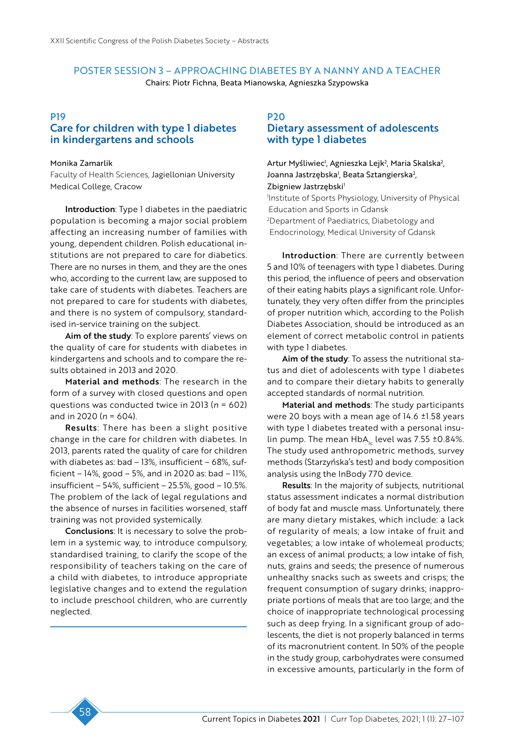## POSTER SESSION 3 – APPROACHING DIABETES BY A NANNY AND A TEACHER

Chairs: Piotr Fichna, Beata Mianowska, Agnieszka Szypowska

### P19
### Care for children with type 1 diabetes in kindergartens and schools

Monika Zamarlik

Faculty of Health Sciences, Jagiellonian University Medical College, Cracow

**Introduction**: Type 1 diabetes in the paediatric population is becoming a major social problem affecting an increasing number of families with young, dependent children. Polish educational institutions are not prepared to care for diabetics. There are no nurses in them, and they are the ones who, according to the current law, are supposed to take care of students with diabetes. Teachers are not prepared to care for students with diabetes, and there is no system of compulsory, standardised in-service training on the subject.

**Aim of the study**: To explore parents' views on the quality of care for students with diabetes in kindergartens and schools and to compare the results obtained in 2013 and 2020.

**Material and methods**: The research in the form of a survey with closed questions and open questions was conducted twice in 2013 ($n$ = 602) and in 2020 ($n$ = 604).

**Results**: There has been a slight positive change in the care for children with diabetes. In 2013, parents rated the quality of care for children with diabetes as: bad – 13%, insufficient – 68%, sufficient – 14%, good – 5%, and in 2020 as: bad – 11%, insufficient – 54%, sufficient – 25.5%, good – 10.5%. The problem of the lack of legal regulations and the absence of nurses in facilities worsened, staff training was not provided systemically.

**Conclusions**: It is necessary to solve the problem in a systemic way, to introduce compulsory, standardised training, to clarify the scope of the responsibility of teachers taking on the care of a child with diabetes, to introduce appropriate legislative changes and to extend the regulation to include preschool children, who are currently neglected.

### P20
### Dietary assessment of adolescents with type 1 diabetes

Artur Myśliwiec[1], Agnieszka Lejk[2], Maria Skalska[2], Joanna Jastrzębska[1], Beata Sztangierska[2], Zbigniew Jastrzębski[1]

[1]Institute of Sports Physiology, University of Physical Education and Sports in Gdansk

[2]Department of Paediatrics, Diabetology and Endocrinology, Medical University of Gdansk

**Introduction**: There are currently between 5 and 10% of teenagers with type 1 diabetes. During this period, the influence of peers and observation of their eating habits plays a significant role. Unfortunately, they very often differ from the principles of proper nutrition which, according to the Polish Diabetes Association, should be introduced as an element of correct metabolic control in patients with type 1 diabetes.

**Aim of the study**: To assess the nutritional status and diet of adolescents with type 1 diabetes and to compare their dietary habits to generally accepted standards of normal nutrition.

**Material and methods**: The study participants were 20 boys with a mean age of 14.6 ±1.58 years with type 1 diabetes treated with a personal insulin pump. The mean $HbA_{1c}$ level was 7.55 ±0.84%. The study used anthropometric methods, survey methods (Starzyńska's test) and body composition analysis using the InBody 770 device.

**Results**: In the majority of subjects, nutritional status assessment indicates a normal distribution of body fat and muscle mass. Unfortunately, there are many dietary mistakes, which include: a lack of regularity of meals; a low intake of fruit and vegetables; a low intake of wholemeal products; an excess of animal products; a low intake of fish, nuts, grains and seeds; the presence of numerous unhealthy snacks such as sweets and crisps; the frequent consumption of sugary drinks; inappropriate portions of meals that are too large; and the choice of inappropriate technological processing such as deep frying. In a significant group of adolescents, the diet is not properly balanced in terms of its macronutrient content. In 50% of the people in the study group, carbohydrates were consumed in excessive amounts, particularly in the form of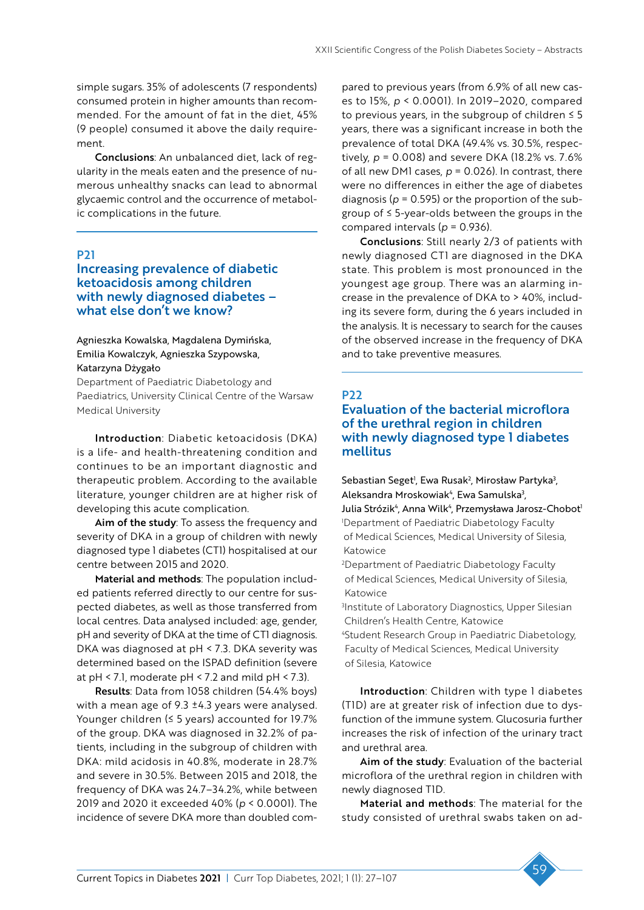simple sugars. 35% of adolescents (7 respondents) consumed protein in higher amounts than recommended. For the amount of fat in the diet, 45% (9 people) consumed it above the daily requirement.

**Conclusions**: An unbalanced diet, lack of regularity in the meals eaten and the presence of numerous unhealthy snacks can lead to abnormal glycaemic control and the occurrence of metabolic complications in the future.

## P21

## Increasing prevalence of diabetic ketoacidosis among children with newly diagnosed diabetes – what else don't we know?

Agnieszka Kowalska, Magdalena Dymińska, Emilia Kowalczyk, Agnieszka Szypowska, Katarzyna Dżygało

Department of Paediatric Diabetology and Paediatrics, University Clinical Centre of the Warsaw Medical University

**Introduction**: Diabetic ketoacidosis (DKA) is a life- and health-threatening condition and continues to be an important diagnostic and therapeutic problem. According to the available literature, younger children are at higher risk of developing this acute complication.

**Aim of the study**: To assess the frequency and severity of DKA in a group of children with newly diagnosed type 1 diabetes (CT1) hospitalised at our centre between 2015 and 2020.

**Material and methods**: The population included patients referred directly to our centre for suspected diabetes, as well as those transferred from local centres. Data analysed included: age, gender, pH and severity of DKA at the time of CT1 diagnosis. DKA was diagnosed at pH < 7.3. DKA severity was determined based on the ISPAD definition (severe at pH < 7.1, moderate pH < 7.2 and mild pH < 7.3).

**Results**: Data from 1058 children (54.4% boys) with a mean age of 9.3 ±4.3 years were analysed. Younger children (≤ 5 years) accounted for 19.7% of the group. DKA was diagnosed in 32.2% of patients, including in the subgroup of children with DKA: mild acidosis in 40.8%, moderate in 28.7% and severe in 30.5%. Between 2015 and 2018, the frequency of DKA was 24.7–34.2%, while between 2019 and 2020 it exceeded 40% ($p < 0.0001$). The incidence of severe DKA more than doubled compared to previous years (from 6.9% of all new cases to 15%, $p < 0.0001$). In 2019–2020, compared to previous years, in the subgroup of children ≤ 5 years, there was a significant increase in both the prevalence of total DKA (49.4% vs. 30.5%, respectively, $p = 0.008$) and severe DKA (18.2% vs. 7.6% of all new DM1 cases, $p = 0.026$). In contrast, there were no differences in either the age of diabetes diagnosis ($p = 0.595$) or the proportion of the subgroup of ≤ 5-year-olds between the groups in the compared intervals ($p = 0.936$).

**Conclusions**: Still nearly 2/3 of patients with newly diagnosed CT1 are diagnosed in the DKA state. This problem is most pronounced in the youngest age group. There was an alarming increase in the prevalence of DKA to > 40%, including its severe form, during the 6 years included in the analysis. It is necessary to search for the causes of the observed increase in the frequency of DKA and to take preventive measures.

## P22

## Evaluation of the bacterial microflora of the urethral region in children with newly diagnosed type 1 diabetes mellitus

Sebastian Seget[1], Ewa Rusak[2], Mirosław Partyka[3], Aleksandra Mroskowiak[4], Ewa Samulska[3], Julia Strózik[4], Anna Wilk[4], Przemysława Jarosz-Chobot[1]

[1]Department of Paediatric Diabetology Faculty of Medical Sciences, Medical University of Silesia, Katowice

[2]Department of Paediatric Diabetology Faculty of Medical Sciences, Medical University of Silesia, Katowice

[3]Institute of Laboratory Diagnostics, Upper Silesian Children's Health Centre, Katowice

[4]Student Research Group in Paediatric Diabetology, Faculty of Medical Sciences, Medical University of Silesia, Katowice

**Introduction**: Children with type 1 diabetes (T1D) are at greater risk of infection due to dysfunction of the immune system. Glucosuria further increases the risk of infection of the urinary tract and urethral area.

**Aim of the study**: Evaluation of the bacterial microflora of the urethral region in children with newly diagnosed T1D.

**Material and methods**: The material for the study consisted of urethral swabs taken on ad-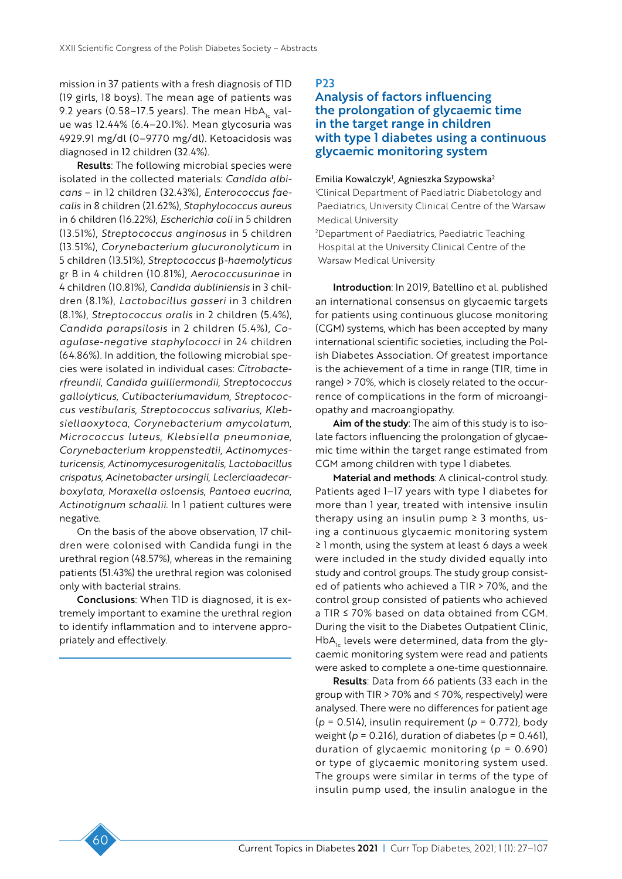mission in 37 patients with a fresh diagnosis of T1D (19 girls, 18 boys). The mean age of patients was 9.2 years (0.58–17.5 years). The mean $HbA_{1c}$ value was 12.44% (6.4–20.1%). Mean glycosuria was 4929.91 mg/dl (0–9770 mg/dl). Ketoacidosis was diagnosed in 12 children (32.4%).

**Results**: The following microbial species were isolated in the collected materials: *Candida albicans* – in 12 children (32.43%), *Enterococcus faecalis* in 8 children (21.62%), *Staphylococcus aureus* in 6 children (16.22%), *Escherichia coli* in 5 children (13.51%), *Streptococcus anginosus* in 5 children (13.51%), *Corynebacterium glucuronolyticum* in 5 children (13.51%), *Streptococcus* β*-haemolyticus* gr B in 4 children (10.81%), *Aerococcusurinae* in 4 children (10.81%), *Candida dubliniensis* in 3 children (8.1%), *Lactobacillus gasseri* in 3 children (8.1%), *Streptococcus oralis* in 2 children (5.4%), *Candida parapsilosis* in 2 children (5.4%), *Coagulase-negative staphylococci* in 24 children (64.86%). In addition, the following microbial species were isolated in individual cases: *Citrobacterfreundii, Candida guilliermondii, Streptococcus gallolyticus, Cutibacteriumavidum, Streptococcus vestibularis, Streptococcus salivarius, Klebsiellaoxytoca, Corynebacterium amycolatum, Micrococcus luteus, Klebsiella pneumoniae, Corynebacterium kroppenstedtii, Actinomycesturicensis, Actinomycesurogenitalis, Lactobacillus crispatus, Acinetobacter ursingii, Leclerciaadecarboxylata, Moraxella osloensis, Pantoea eucrina, Actinotignum schaalii.* In 1 patient cultures were negative.

On the basis of the above observation, 17 children were colonised with Candida fungi in the urethral region (48.57%), whereas in the remaining patients (51.43%) the urethral region was colonised only with bacterial strains.

**Conclusions**: When T1D is diagnosed, it is extremely important to examine the urethral region to identify inflammation and to intervene appropriately and effectively.

## P23

## Analysis of factors influencing the prolongation of glycaemic time in the target range in children with type 1 diabetes using a continuous glycaemic monitoring system

Emilia Kowalczyk[1], Agnieszka Szypowska[2]

[1]Clinical Department of Paediatric Diabetology and Paediatrics, University Clinical Centre of the Warsaw Medical University

[2]Department of Paediatrics, Paediatric Teaching Hospital at the University Clinical Centre of the Warsaw Medical University

**Introduction**: In 2019, Batellino et al. published an international consensus on glycaemic targets for patients using continuous glucose monitoring (CGM) systems, which has been accepted by many international scientific societies, including the Polish Diabetes Association. Of greatest importance is the achievement of a time in range (TIR, time in range) > 70%, which is closely related to the occurrence of complications in the form of microangiopathy and macroangiopathy.

**Aim of the study**: The aim of this study is to isolate factors influencing the prolongation of glycaemic time within the target range estimated from CGM among children with type 1 diabetes.

**Material and methods**: A clinical-control study. Patients aged 1–17 years with type 1 diabetes for more than 1 year, treated with intensive insulin therapy using an insulin pump ≥ 3 months, using a continuous glycaemic monitoring system ≥ 1 month, using the system at least 6 days a week were included in the study divided equally into study and control groups. The study group consisted of patients who achieved a TIR > 70%, and the control group consisted of patients who achieved a TIR ≤ 70% based on data obtained from CGM. During the visit to the Diabetes Outpatient Clinic, $HbA_{1c}$ levels were determined, data from the glycaemic monitoring system were read and patients were asked to complete a one-time questionnaire.

**Results**: Data from 66 patients (33 each in the group with TIR > 70% and ≤ 70%, respectively) were analysed. There were no differences for patient age ($p$ = 0.514), insulin requirement ($p$ = 0.772), body weight ($p$ = 0.216), duration of diabetes ($p$ = 0.461), duration of glycaemic monitoring ($p$ = 0.690) or type of glycaemic monitoring system used. The groups were similar in terms of the type of insulin pump used, the insulin analogue in the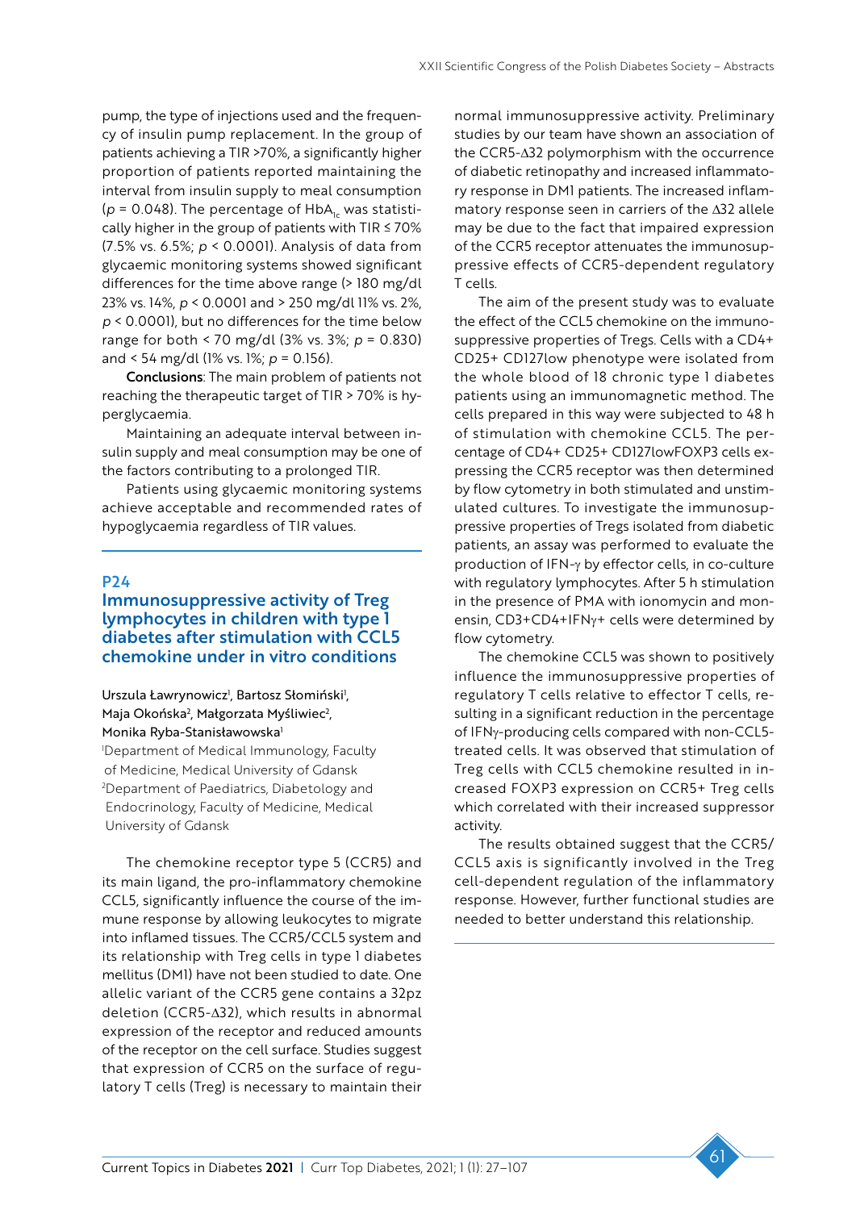pump, the type of injections used and the frequency of insulin pump replacement. In the group of patients achieving a TIR >70%, a significantly higher proportion of patients reported maintaining the interval from insulin supply to meal consumption ($p = 0.048$). The percentage of $HbA_{1c}$ was statistically higher in the group of patients with TIR ≤ 70% (7.5% vs. 6.5%; $p < 0.0001$). Analysis of data from glycaemic monitoring systems showed significant differences for the time above range (> 180 mg/dl 23% vs. 14%, $p < 0.0001$ and > 250 mg/dl 11% vs. 2%, $p < 0.0001$), but no differences for the time below range for both < 70 mg/dl (3% vs. 3%; $p = 0.830$) and < 54 mg/dl (1% vs. 1%; $p = 0.156$).

**Conclusions**: The main problem of patients not reaching the therapeutic target of TIR > 70% is hyperglycaemia.

Maintaining an adequate interval between insulin supply and meal consumption may be one of the factors contributing to a prolonged TIR.

Patients using glycaemic monitoring systems achieve acceptable and recommended rates of hypoglycaemia regardless of TIR values.

## P24

## Immunosuppressive activity of Treg lymphocytes in children with type 1 diabetes after stimulation with CCL5 chemokine under in vitro conditions

Urszula Ławrynowicz[1], Bartosz Słomiński[1], Maja Okońska[2], Małgorzata Myśliwiec[2], Monika Ryba-Stanisławowska[1]

[1]Department of Medical Immunology, Faculty of Medicine, Medical University of Gdansk
[2]Department of Paediatrics, Diabetology and Endocrinology, Faculty of Medicine, Medical University of Gdansk

The chemokine receptor type 5 (CCR5) and its main ligand, the pro-inflammatory chemokine CCL5, significantly influence the course of the immune response by allowing leukocytes to migrate into inflamed tissues. The CCR5/CCL5 system and its relationship with Treg cells in type 1 diabetes mellitus (DM1) have not been studied to date. One allelic variant of the CCR5 gene contains a 32pz deletion (CCR5-Δ32), which results in abnormal expression of the receptor and reduced amounts of the receptor on the cell surface. Studies suggest that expression of CCR5 on the surface of regulatory T cells (Treg) is necessary to maintain their normal immunosuppressive activity. Preliminary studies by our team have shown an association of the CCR5-Δ32 polymorphism with the occurrence of diabetic retinopathy and increased inflammatory response in DM1 patients. The increased inflammatory response seen in carriers of the Δ32 allele may be due to the fact that impaired expression of the CCR5 receptor attenuates the immunosuppressive effects of CCR5-dependent regulatory T cells.

The aim of the present study was to evaluate the effect of the CCL5 chemokine on the immunosuppressive properties of Tregs. Cells with a CD4+ CD25+ CD127low phenotype were isolated from the whole blood of 18 chronic type 1 diabetes patients using an immunomagnetic method. The cells prepared in this way were subjected to 48 h of stimulation with chemokine CCL5. The percentage of CD4+ CD25+ CD127lowFOXP3 cells expressing the CCR5 receptor was then determined by flow cytometry in both stimulated and unstimulated cultures. To investigate the immunosuppressive properties of Tregs isolated from diabetic patients, an assay was performed to evaluate the production of IFN-γ by effector cells, in co-culture with regulatory lymphocytes. After 5 h stimulation in the presence of PMA with ionomycin and monensin, CD3+CD4+IFNγ+ cells were determined by flow cytometry.

The chemokine CCL5 was shown to positively influence the immunosuppressive properties of regulatory T cells relative to effector T cells, resulting in a significant reduction in the percentage of IFNγ-producing cells compared with non-CCL5-treated cells. It was observed that stimulation of Treg cells with CCL5 chemokine resulted in increased FOXP3 expression on CCR5+ Treg cells which correlated with their increased suppressor activity.

The results obtained suggest that the CCR5/CCL5 axis is significantly involved in the Treg cell-dependent regulation of the inflammatory response. However, further functional studies are needed to better understand this relationship.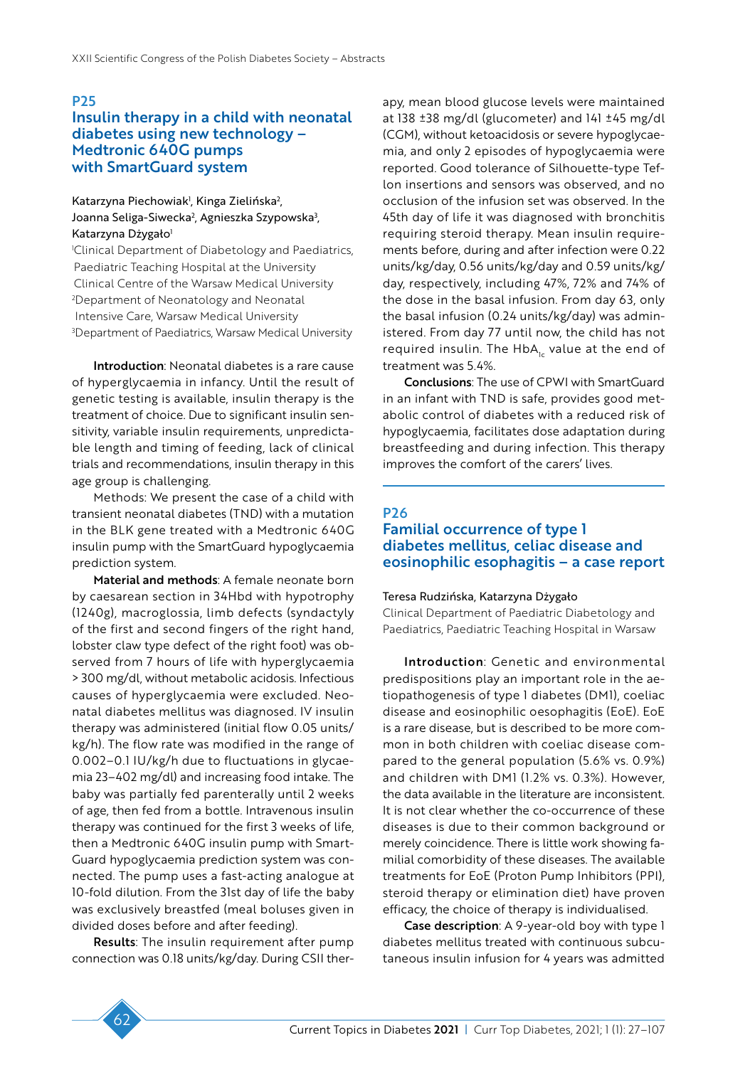## P25

## Insulin therapy in a child with neonatal diabetes using new technology – Medtronic 640G pumps with SmartGuard system

Katarzyna Piechowiak[1], Kinga Zielińska[2], Joanna Seliga-Siwecka[2], Agnieszka Szypowska[3], Katarzyna Dżygało[1]

[1]Clinical Department of Diabetology and Paediatrics, Paediatric Teaching Hospital at the University Clinical Centre of the Warsaw Medical University
[2]Department of Neonatology and Neonatal Intensive Care, Warsaw Medical University
[3]Department of Paediatrics, Warsaw Medical University

**Introduction**: Neonatal diabetes is a rare cause of hyperglycaemia in infancy. Until the result of genetic testing is available, insulin therapy is the treatment of choice. Due to significant insulin sensitivity, variable insulin requirements, unpredictable length and timing of feeding, lack of clinical trials and recommendations, insulin therapy in this age group is challenging.

Methods: We present the case of a child with transient neonatal diabetes (TND) with a mutation in the BLK gene treated with a Medtronic 640G insulin pump with the SmartGuard hypoglycaemia prediction system.

**Material and methods**: A female neonate born by caesarean section in 34Hbd with hypotrophy (1240g), macroglossia, limb defects (syndactyly of the first and second fingers of the right hand, lobster claw type defect of the right foot) was observed from 7 hours of life with hyperglycaemia > 300 mg/dl, without metabolic acidosis. Infectious causes of hyperglycaemia were excluded. Neonatal diabetes mellitus was diagnosed. IV insulin therapy was administered (initial flow 0.05 units/kg/h). The flow rate was modified in the range of 0.002–0.1 IU/kg/h due to fluctuations in glycaemia 23–402 mg/dl) and increasing food intake. The baby was partially fed parenterally until 2 weeks of age, then fed from a bottle. Intravenous insulin therapy was continued for the first 3 weeks of life, then a Medtronic 640G insulin pump with SmartGuard hypoglycaemia prediction system was connected. The pump uses a fast-acting analogue at 10-fold dilution. From the 31st day of life the baby was exclusively breastfed (meal boluses given in divided doses before and after feeding).

**Results**: The insulin requirement after pump connection was 0.18 units/kg/day. During CSII therapy, mean blood glucose levels were maintained at 138 ±38 mg/dl (glucometer) and 141 ±45 mg/dl (CGM), without ketoacidosis or severe hypoglycaemia, and only 2 episodes of hypoglycaemia were reported. Good tolerance of Silhouette-type Teflon insertions and sensors was observed, and no occlusion of the infusion set was observed. In the 45th day of life it was diagnosed with bronchitis requiring steroid therapy. Mean insulin requirements before, during and after infection were 0.22 units/kg/day, 0.56 units/kg/day and 0.59 units/kg/day, respectively, including 47%, 72% and 74% of the dose in the basal infusion. From day 63, only the basal infusion (0.24 units/kg/day) was administered. From day 77 until now, the child has not required insulin. The $HbA_{1c}$ value at the end of treatment was 5.4%.

**Conclusions**: The use of CPWI with SmartGuard in an infant with TND is safe, provides good metabolic control of diabetes with a reduced risk of hypoglycaemia, facilitates dose adaptation during breastfeeding and during infection. This therapy improves the comfort of the carers' lives.

## P26

## Familial occurrence of type 1 diabetes mellitus, celiac disease and eosinophilic esophagitis – a case report

Teresa Rudzińska, Katarzyna Dżygało

Clinical Department of Paediatric Diabetology and Paediatrics, Paediatric Teaching Hospital in Warsaw

**Introduction**: Genetic and environmental predispositions play an important role in the aetiopathogenesis of type 1 diabetes (DM1), coeliac disease and eosinophilic oesophagitis (EoE). EoE is a rare disease, but is described to be more common in both children with coeliac disease compared to the general population (5.6% vs. 0.9%) and children with DM1 (1.2% vs. 0.3%). However, the data available in the literature are inconsistent. It is not clear whether the co-occurrence of these diseases is due to their common background or merely coincidence. There is little work showing familial comorbidity of these diseases. The available treatments for EoE (Proton Pump Inhibitors (PPI), steroid therapy or elimination diet) have proven efficacy, the choice of therapy is individualised.

**Case description**: A 9-year-old boy with type 1 diabetes mellitus treated with continuous subcutaneous insulin infusion for 4 years was admitted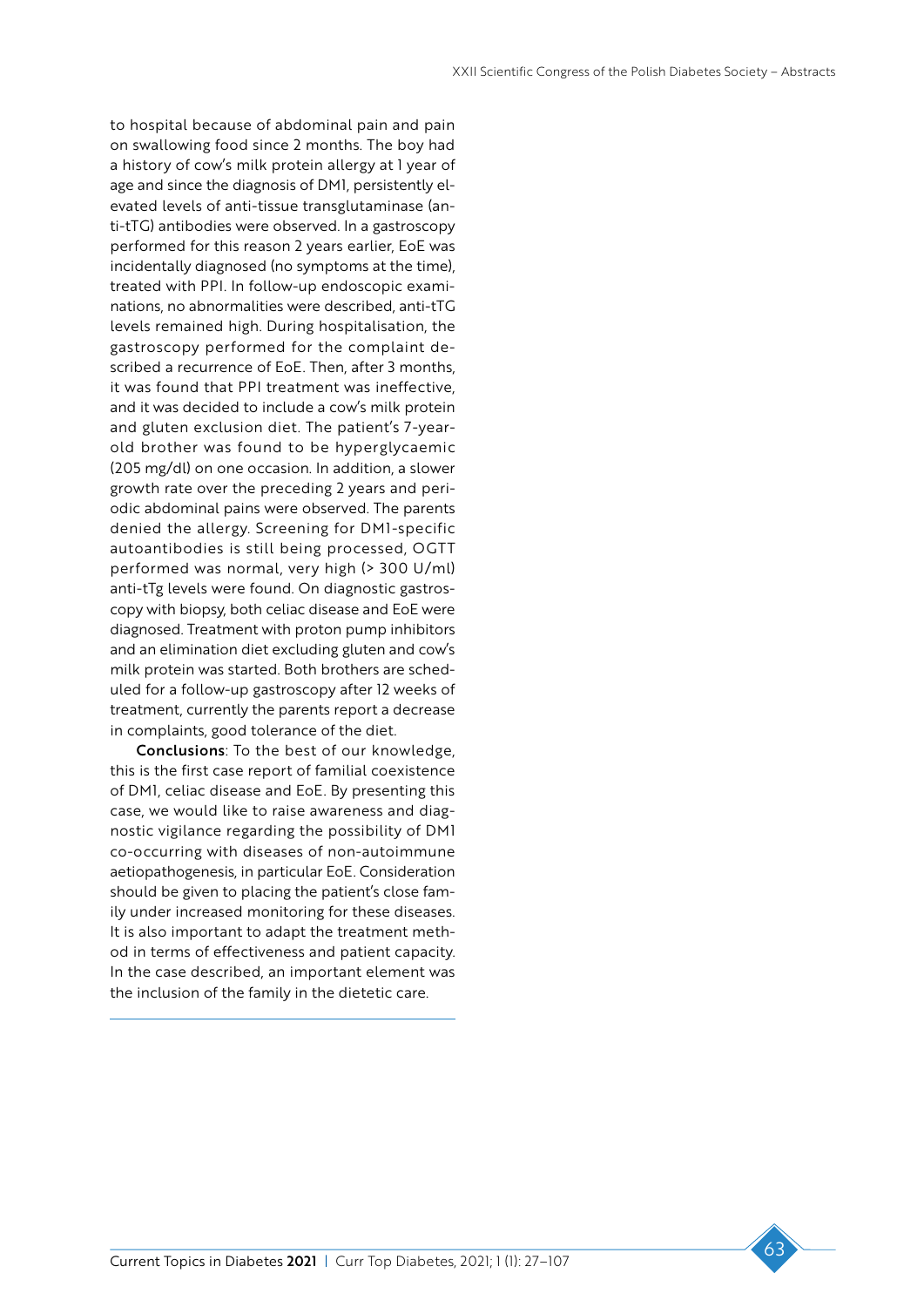to hospital because of abdominal pain and pain on swallowing food since 2 months. The boy had a history of cow's milk protein allergy at 1 year of age and since the diagnosis of DM1, persistently elevated levels of anti-tissue transglutaminase (anti-tTG) antibodies were observed. In a gastroscopy performed for this reason 2 years earlier, EoE was incidentally diagnosed (no symptoms at the time), treated with PPI. In follow-up endoscopic examinations, no abnormalities were described, anti-tTG levels remained high. During hospitalisation, the gastroscopy performed for the complaint described a recurrence of EoE. Then, after 3 months, it was found that PPI treatment was ineffective, and it was decided to include a cow's milk protein and gluten exclusion diet. The patient's 7-year-old brother was found to be hyperglycaemic (205 mg/dl) on one occasion. In addition, a slower growth rate over the preceding 2 years and periodic abdominal pains were observed. The parents denied the allergy. Screening for DM1-specific autoantibodies is still being processed, OGTT performed was normal, very high (> 300 U/ml) anti-tTg levels were found. On diagnostic gastroscopy with biopsy, both celiac disease and EoE were diagnosed. Treatment with proton pump inhibitors and an elimination diet excluding gluten and cow's milk protein was started. Both brothers are scheduled for a follow-up gastroscopy after 12 weeks of treatment, currently the parents report a decrease in complaints, good tolerance of the diet.

**Conclusions**: To the best of our knowledge, this is the first case report of familial coexistence of DM1, celiac disease and EoE. By presenting this case, we would like to raise awareness and diagnostic vigilance regarding the possibility of DM1 co-occurring with diseases of non-autoimmune aetiopathogenesis, in particular EoE. Consideration should be given to placing the patient's close family under increased monitoring for these diseases. It is also important to adapt the treatment method in terms of effectiveness and patient capacity. In the case described, an important element was the inclusion of the family in the dietetic care.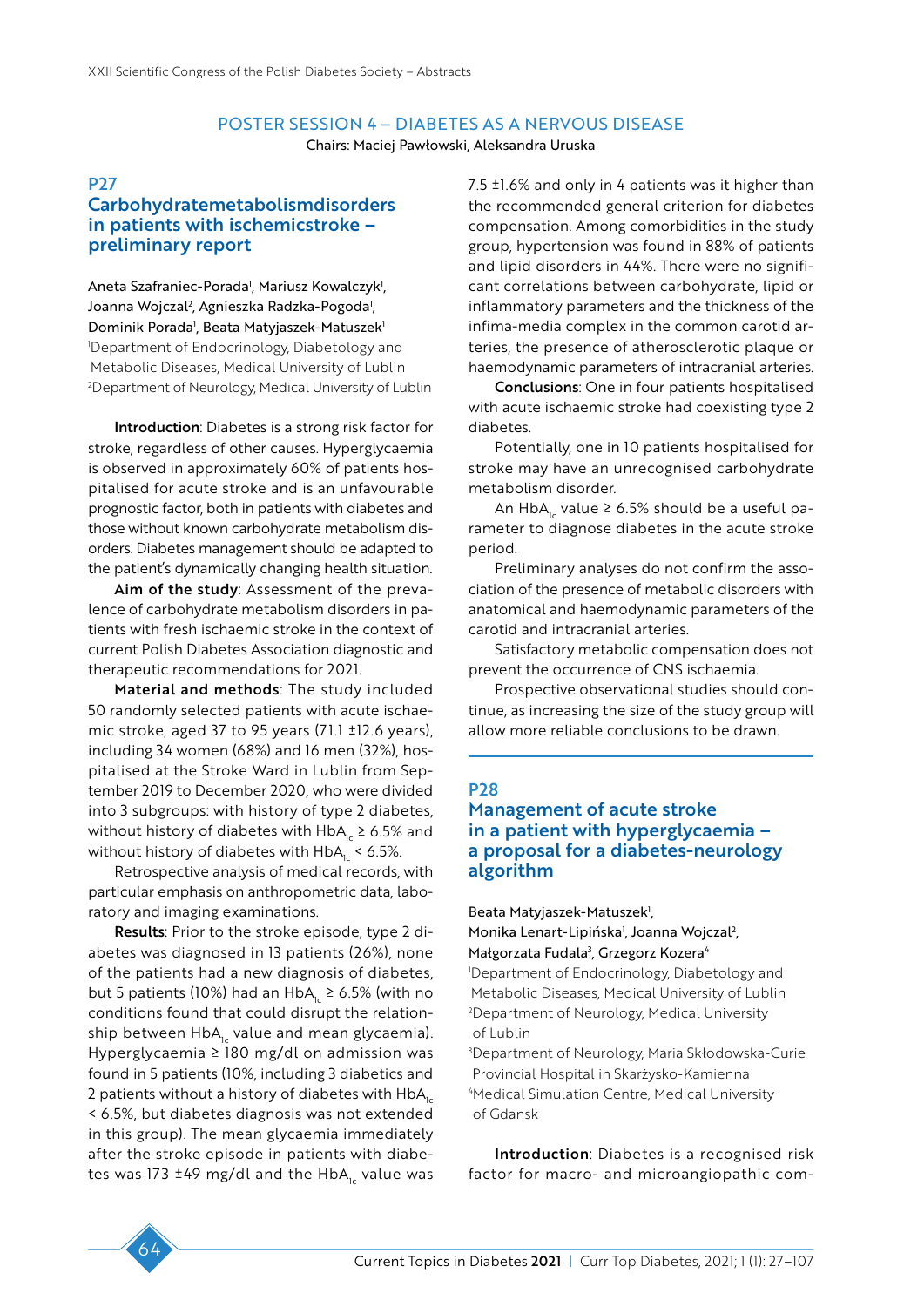## POSTER SESSION 4 – DIABETES AS A NERVOUS DISEASE

Chairs: Maciej Pawłowski, Aleksandra Uruska

### P27
### Carbohydratemetabolismdisorders in patients with ischemicstroke – preliminary report

Aneta Szafraniec-Porada[1], Mariusz Kowalczyk[1], Joanna Wojczal[2], Agnieszka Radzka-Pogoda[1], Dominik Porada[1], Beata Matyjaszek-Matuszek[1]

[1]Department of Endocrinology, Diabetology and Metabolic Diseases, Medical University of Lublin
[2]Department of Neurology, Medical University of Lublin

**Introduction**: Diabetes is a strong risk factor for stroke, regardless of other causes. Hyperglycaemia is observed in approximately 60% of patients hospitalised for acute stroke and is an unfavourable prognostic factor, both in patients with diabetes and those without known carbohydrate metabolism disorders. Diabetes management should be adapted to the patient's dynamically changing health situation.

**Aim of the study**: Assessment of the prevalence of carbohydrate metabolism disorders in patients with fresh ischaemic stroke in the context of current Polish Diabetes Association diagnostic and therapeutic recommendations for 2021.

**Material and methods**: The study included 50 randomly selected patients with acute ischaemic stroke, aged 37 to 95 years (71.1 ±12.6 years), including 34 women (68%) and 16 men (32%), hospitalised at the Stroke Ward in Lublin from September 2019 to December 2020, who were divided into 3 subgroups: with history of type 2 diabetes, without history of diabetes with $HbA_{1c}$ ≥ 6.5% and without history of diabetes with $HbA_{1c}$ < 6.5%.

Retrospective analysis of medical records, with particular emphasis on anthropometric data, laboratory and imaging examinations.

**Results**: Prior to the stroke episode, type 2 diabetes was diagnosed in 13 patients (26%), none of the patients had a new diagnosis of diabetes, but 5 patients (10%) had an $HbA_{1c}$ ≥ 6.5% (with no conditions found that could disrupt the relationship between $HbA_{1c}$ value and mean glycaemia). Hyperglycaemia ≥ 180 mg/dl on admission was found in 5 patients (10%, including 3 diabetics and 2 patients without a history of diabetes with $HbA_{1c}$ < 6.5%, but diabetes diagnosis was not extended in this group). The mean glycaemia immediately after the stroke episode in patients with diabetes was 173 ±49 mg/dl and the $HbA_{1c}$ value was 7.5 ±1.6% and only in 4 patients was it higher than the recommended general criterion for diabetes compensation. Among comorbidities in the study group, hypertension was found in 88% of patients and lipid disorders in 44%. There were no significant correlations between carbohydrate, lipid or inflammatory parameters and the thickness of the infima-media complex in the common carotid arteries, the presence of atherosclerotic plaque or haemodynamic parameters of intracranial arteries.

**Conclusions**: One in four patients hospitalised with acute ischaemic stroke had coexisting type 2 diabetes.

Potentially, one in 10 patients hospitalised for stroke may have an unrecognised carbohydrate metabolism disorder.

An $HbA_{1c}$ value ≥ 6.5% should be a useful parameter to diagnose diabetes in the acute stroke period.

Preliminary analyses do not confirm the association of the presence of metabolic disorders with anatomical and haemodynamic parameters of the carotid and intracranial arteries.

Satisfactory metabolic compensation does not prevent the occurrence of CNS ischaemia.

Prospective observational studies should continue, as increasing the size of the study group will allow more reliable conclusions to be drawn.

### P28
### Management of acute stroke in a patient with hyperglycaemia – a proposal for a diabetes-neurology algorithm

Beata Matyjaszek-Matuszek[1], Monika Lenart-Lipińska[1], Joanna Wojczal[2], Małgorzata Fudala[3], Grzegorz Kozera[4]

[1]Department of Endocrinology, Diabetology and Metabolic Diseases, Medical University of Lublin
[2]Department of Neurology, Medical University of Lublin
[3]Department of Neurology, Maria Skłodowska-Curie Provincial Hospital in Skarżysko-Kamienna
[4]Medical Simulation Centre, Medical University of Gdansk

**Introduction**: Diabetes is a recognised risk factor for macro- and microangiopathic com-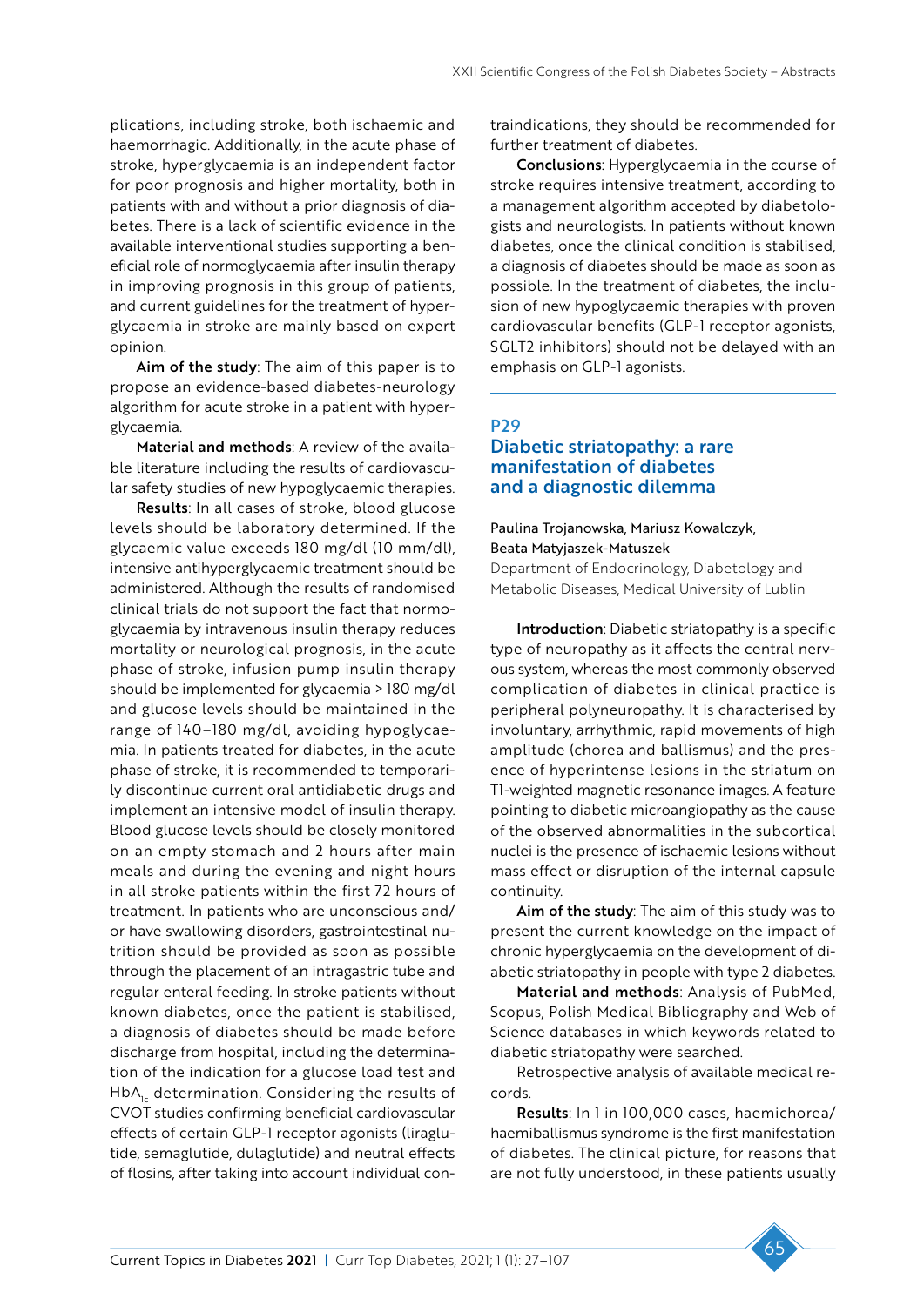plications, including stroke, both ischaemic and haemorrhagic. Additionally, in the acute phase of stroke, hyperglycaemia is an independent factor for poor prognosis and higher mortality, both in patients with and without a prior diagnosis of diabetes. There is a lack of scientific evidence in the available interventional studies supporting a beneficial role of normoglycaemia after insulin therapy in improving prognosis in this group of patients, and current guidelines for the treatment of hyperglycaemia in stroke are mainly based on expert opinion.

**Aim of the study**: The aim of this paper is to propose an evidence-based diabetes-neurology algorithm for acute stroke in a patient with hyperglycaemia.

**Material and methods**: A review of the available literature including the results of cardiovascular safety studies of new hypoglycaemic therapies.

**Results**: In all cases of stroke, blood glucose levels should be laboratory determined. If the glycaemic value exceeds 180 mg/dl (10 mm/dl), intensive antihyperglycaemic treatment should be administered. Although the results of randomised clinical trials do not support the fact that normoglycaemia by intravenous insulin therapy reduces mortality or neurological prognosis, in the acute phase of stroke, infusion pump insulin therapy should be implemented for glycaemia > 180 mg/dl and glucose levels should be maintained in the range of 140–180 mg/dl, avoiding hypoglycaemia. In patients treated for diabetes, in the acute phase of stroke, it is recommended to temporarily discontinue current oral antidiabetic drugs and implement an intensive model of insulin therapy. Blood glucose levels should be closely monitored on an empty stomach and 2 hours after main meals and during the evening and night hours in all stroke patients within the first 72 hours of treatment. In patients who are unconscious and/or have swallowing disorders, gastrointestinal nutrition should be provided as soon as possible through the placement of an intragastric tube and regular enteral feeding. In stroke patients without known diabetes, once the patient is stabilised, a diagnosis of diabetes should be made before discharge from hospital, including the determination of the indication for a glucose load test and $HbA_{1c}$ determination. Considering the results of CVOT studies confirming beneficial cardiovascular effects of certain GLP-1 receptor agonists (liraglutide, semaglutide, dulaglutide) and neutral effects of flosins, after taking into account individual contraindications, they should be recommended for further treatment of diabetes.

**Conclusions**: Hyperglycaemia in the course of stroke requires intensive treatment, according to a management algorithm accepted by diabetologists and neurologists. In patients without known diabetes, once the clinical condition is stabilised, a diagnosis of diabetes should be made as soon as possible. In the treatment of diabetes, the inclusion of new hypoglycaemic therapies with proven cardiovascular benefits (GLP-1 receptor agonists, SGLT2 inhibitors) should not be delayed with an emphasis on GLP-1 agonists.

---

## P29
## Diabetic striatopathy: a rare manifestation of diabetes and a diagnostic dilemma

Paulina Trojanowska, Mariusz Kowalczyk, Beata Matyjaszek-Matuszek
Department of Endocrinology, Diabetology and Metabolic Diseases, Medical University of Lublin

**Introduction**: Diabetic striatopathy is a specific type of neuropathy as it affects the central nervous system, whereas the most commonly observed complication of diabetes in clinical practice is peripheral polyneuropathy. It is characterised by involuntary, arrhythmic, rapid movements of high amplitude (chorea and ballismus) and the presence of hyperintense lesions in the striatum on T1-weighted magnetic resonance images. A feature pointing to diabetic microangiopathy as the cause of the observed abnormalities in the subcortical nuclei is the presence of ischaemic lesions without mass effect or disruption of the internal capsule continuity.

**Aim of the study**: The aim of this study was to present the current knowledge on the impact of chronic hyperglycaemia on the development of diabetic striatopathy in people with type 2 diabetes.

**Material and methods**: Analysis of PubMed, Scopus, Polish Medical Bibliography and Web of Science databases in which keywords related to diabetic striatopathy were searched.

Retrospective analysis of available medical records.

**Results**: In 1 in 100,000 cases, haemichorea/haemiballismus syndrome is the first manifestation of diabetes. The clinical picture, for reasons that are not fully understood, in these patients usually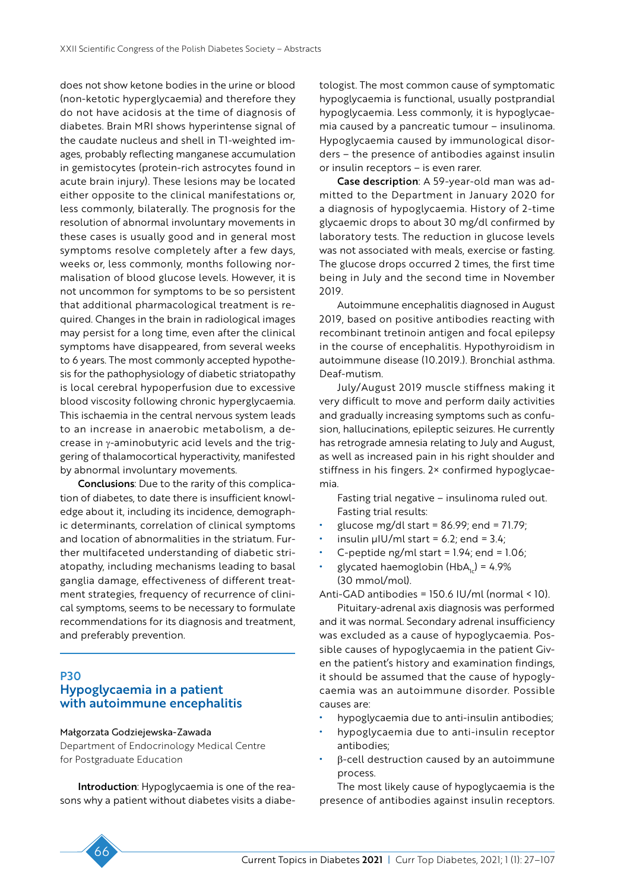does not show ketone bodies in the urine or blood (non-ketotic hyperglycaemia) and therefore they do not have acidosis at the time of diagnosis of diabetes. Brain MRI shows hyperintense signal of the caudate nucleus and shell in T1-weighted images, probably reflecting manganese accumulation in gemistocytes (protein-rich astrocytes found in acute brain injury). These lesions may be located either opposite to the clinical manifestations or, less commonly, bilaterally. The prognosis for the resolution of abnormal involuntary movements in these cases is usually good and in general most symptoms resolve completely after a few days, weeks or, less commonly, months following normalisation of blood glucose levels. However, it is not uncommon for symptoms to be so persistent that additional pharmacological treatment is required. Changes in the brain in radiological images may persist for a long time, even after the clinical symptoms have disappeared, from several weeks to 6 years. The most commonly accepted hypothesis for the pathophysiology of diabetic striatopathy is local cerebral hypoperfusion due to excessive blood viscosity following chronic hyperglycaemia. This ischaemia in the central nervous system leads to an increase in anaerobic metabolism, a decrease in $\gamma$-aminobutyric acid levels and the triggering of thalamocortical hyperactivity, manifested by abnormal involuntary movements.

**Conclusions**: Due to the rarity of this complication of diabetes, to date there is insufficient knowledge about it, including its incidence, demographic determinants, correlation of clinical symptoms and location of abnormalities in the striatum. Further multifaceted understanding of diabetic striatopathy, including mechanisms leading to basal ganglia damage, effectiveness of different treatment strategies, frequency of recurrence of clinical symptoms, seems to be necessary to formulate recommendations for its diagnosis and treatment, and preferably prevention.

## P30
## Hypoglycaemia in a patient with autoimmune encephalitis

Małgorzata Godziejewska-Zawada

Department of Endocrinology Medical Centre for Postgraduate Education

**Introduction**: Hypoglycaemia is one of the reasons why a patient without diabetes visits a diabetologist. The most common cause of symptomatic hypoglycaemia is functional, usually postprandial hypoglycaemia. Less commonly, it is hypoglycaemia caused by a pancreatic tumour – insulinoma. Hypoglycaemia caused by immunological disorders – the presence of antibodies against insulin or insulin receptors – is even rarer.

**Case description**: A 59-year-old man was admitted to the Department in January 2020 for a diagnosis of hypoglycaemia. History of 2-time glycaemic drops to about 30 mg/dl confirmed by laboratory tests. The reduction in glucose levels was not associated with meals, exercise or fasting. The glucose drops occurred 2 times, the first time being in July and the second time in November 2019.

Autoimmune encephalitis diagnosed in August 2019, based on positive antibodies reacting with recombinant tretinoin antigen and focal epilepsy in the course of encephalitis. Hypothyroidism in autoimmune disease (10.2019.). Bronchial asthma. Deaf-mutism.

July/August 2019 muscle stiffness making it very difficult to move and perform daily activities and gradually increasing symptoms such as confusion, hallucinations, epileptic seizures. He currently has retrograde amnesia relating to July and August, as well as increased pain in his right shoulder and stiffness in his fingers. 2× confirmed hypoglycaemia.

Fasting trial negative – insulinoma ruled out. Fasting trial results:

- glucose mg/dl start = 86.99; end = 71.79;
- insulin µIU/ml start = 6.2; end = 3.4;
- C-peptide ng/ml start = 1.94; end = 1.06;
- glycated haemoglobin ($HbA_{1c}$) = 4.9% (30 mmol/mol).

Anti-GAD antibodies = 150.6 IU/ml (normal < 10).

Pituitary-adrenal axis diagnosis was performed and it was normal. Secondary adrenal insufficiency was excluded as a cause of hypoglycaemia. Possible causes of hypoglycaemia in the patient Given the patient's history and examination findings, it should be assumed that the cause of hypoglycaemia was an autoimmune disorder. Possible causes are:

- hypoglycaemia due to anti-insulin antibodies;
- hypoglycaemia due to anti-insulin receptor antibodies;
- β-cell destruction caused by an autoimmune process.

The most likely cause of hypoglycaemia is the presence of antibodies against insulin receptors.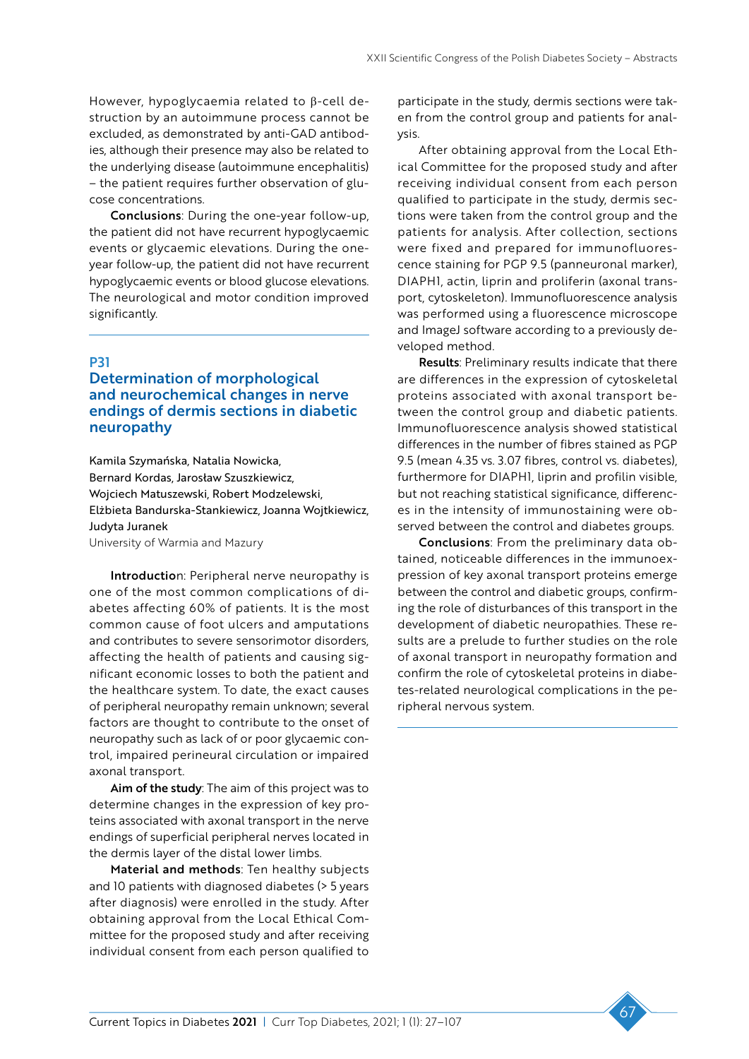However, hypoglycaemia related to β-cell destruction by an autoimmune process cannot be excluded, as demonstrated by anti-GAD antibodies, although their presence may also be related to the underlying disease (autoimmune encephalitis) – the patient requires further observation of glucose concentrations.

**Conclusions**: During the one-year follow-up, the patient did not have recurrent hypoglycaemic events or glycaemic elevations. During the one-year follow-up, the patient did not have recurrent hypoglycaemic events or blood glucose elevations. The neurological and motor condition improved significantly.

## P31

## Determination of morphological and neurochemical changes in nerve endings of dermis sections in diabetic neuropathy

Kamila Szymańska, Natalia Nowicka, Bernard Kordas, Jarosław Szuszkiewicz, Wojciech Matuszewski, Robert Modzelewski, Elżbieta Bandurska-Stankiewicz, Joanna Wojtkiewicz, Judyta Juranek

University of Warmia and Mazury

**Introductio**n: Peripheral nerve neuropathy is one of the most common complications of diabetes affecting 60% of patients. It is the most common cause of foot ulcers and amputations and contributes to severe sensorimotor disorders, affecting the health of patients and causing significant economic losses to both the patient and the healthcare system. To date, the exact causes of peripheral neuropathy remain unknown; several factors are thought to contribute to the onset of neuropathy such as lack of or poor glycaemic control, impaired perineural circulation or impaired axonal transport.

**Aim of the study**: The aim of this project was to determine changes in the expression of key proteins associated with axonal transport in the nerve endings of superficial peripheral nerves located in the dermis layer of the distal lower limbs.

**Material and methods**: Ten healthy subjects and 10 patients with diagnosed diabetes (> 5 years after diagnosis) were enrolled in the study. After obtaining approval from the Local Ethical Committee for the proposed study and after receiving individual consent from each person qualified to participate in the study, dermis sections were taken from the control group and patients for analysis.

After obtaining approval from the Local Ethical Committee for the proposed study and after receiving individual consent from each person qualified to participate in the study, dermis sections were taken from the control group and the patients for analysis. After collection, sections were fixed and prepared for immunofluorescence staining for PGP 9.5 (panneuronal marker), DIAPH1, actin, liprin and proliferin (axonal transport, cytoskeleton). Immunofluorescence analysis was performed using a fluorescence microscope and ImageJ software according to a previously developed method.

**Results**: Preliminary results indicate that there are differences in the expression of cytoskeletal proteins associated with axonal transport between the control group and diabetic patients. Immunofluorescence analysis showed statistical differences in the number of fibres stained as PGP 9.5 (mean 4.35 vs. 3.07 fibres, control vs. diabetes), furthermore for DIAPH1, actin, liprin and profilin visible, but not reaching statistical significance, differences in the intensity of immunostaining were observed between the control and diabetes groups.

**Conclusions**: From the preliminary data obtained, noticeable differences in the immunoexpression of key axonal transport proteins emerge between the control and diabetic groups, confirming the role of disturbances of this transport in the development of diabetic neuropathies. These results are a prelude to further studies on the role of axonal transport in neuropathy formation and confirm the role of cytoskeletal proteins in diabetes-related neurological complications in the peripheral nervous system.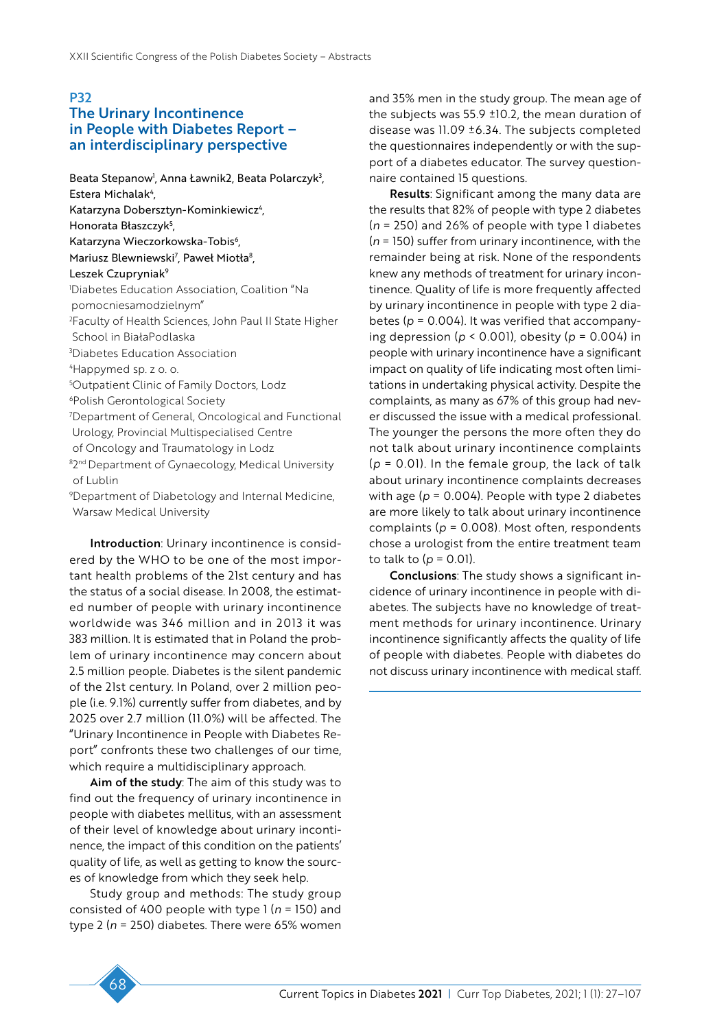## P32

## The Urinary Incontinence in People with Diabetes Report – an interdisciplinary perspective

Beata Stepanow[1], Anna Ławnik2, Beata Polarczyk[3], Estera Michalak[4], Katarzyna Dobersztyn-Kominkiewicz[4], Honorata Błaszczyk[5], Katarzyna Wieczorkowska-Tobis[6], Mariusz Blewniewski[7], Paweł Miotła[8], Leszek Czupryniak[9]

[1]Diabetes Education Association, Coalition "Na pomocniesamodzielnym"
[2]Faculty of Health Sciences, John Paul II State Higher School in BiałaPodlaska
[3]Diabetes Education Association
[4]Happymed sp. z o. o.
[5]Outpatient Clinic of Family Doctors, Lodz
[6]Polish Gerontological Society
[7]Department of General, Oncological and Functional Urology, Provincial Multispecialised Centre of Oncology and Traumatology in Lodz
[8]2[nd] Department of Gynaecology, Medical University of Lublin
[9]Department of Diabetology and Internal Medicine, Warsaw Medical University

**Introduction**: Urinary incontinence is considered by the WHO to be one of the most important health problems of the 21st century and has the status of a social disease. In 2008, the estimated number of people with urinary incontinence worldwide was 346 million and in 2013 it was 383 million. It is estimated that in Poland the problem of urinary incontinence may concern about 2.5 million people. Diabetes is the silent pandemic of the 21st century. In Poland, over 2 million people (i.e. 9.1%) currently suffer from diabetes, and by 2025 over 2.7 million (11.0%) will be affected. The "Urinary Incontinence in People with Diabetes Report" confronts these two challenges of our time, which require a multidisciplinary approach.

**Aim of the study**: The aim of this study was to find out the frequency of urinary incontinence in people with diabetes mellitus, with an assessment of their level of knowledge about urinary incontinence, the impact of this condition on the patients' quality of life, as well as getting to know the sources of knowledge from which they seek help.

Study group and methods: The study group consisted of 400 people with type 1 ($n$ = 150) and type 2 ($n$ = 250) diabetes. There were 65% women and 35% men in the study group. The mean age of the subjects was 55.9 ±10.2, the mean duration of disease was 11.09 ±6.34. The subjects completed the questionnaires independently or with the support of a diabetes educator. The survey questionnaire contained 15 questions.

**Results**: Significant among the many data are the results that 82% of people with type 2 diabetes ($n$ = 250) and 26% of people with type 1 diabetes ($n$ = 150) suffer from urinary incontinence, with the remainder being at risk. None of the respondents knew any methods of treatment for urinary incontinence. Quality of life is more frequently affected by urinary incontinence in people with type 2 diabetes ($p$ = 0.004). It was verified that accompanying depression ($p$ < 0.001), obesity ($p$ = 0.004) in people with urinary incontinence have a significant impact on quality of life indicating most often limitations in undertaking physical activity. Despite the complaints, as many as 67% of this group had never discussed the issue with a medical professional. The younger the persons the more often they do not talk about urinary incontinence complaints ($p$ = 0.01). In the female group, the lack of talk about urinary incontinence complaints decreases with age ($p$ = 0.004). People with type 2 diabetes are more likely to talk about urinary incontinence complaints ($p$ = 0.008). Most often, respondents chose a urologist from the entire treatment team to talk to ($p$ = 0.01).

**Conclusions**: The study shows a significant incidence of urinary incontinence in people with diabetes. The subjects have no knowledge of treatment methods for urinary incontinence. Urinary incontinence significantly affects the quality of life of people with diabetes. People with diabetes do not discuss urinary incontinence with medical staff.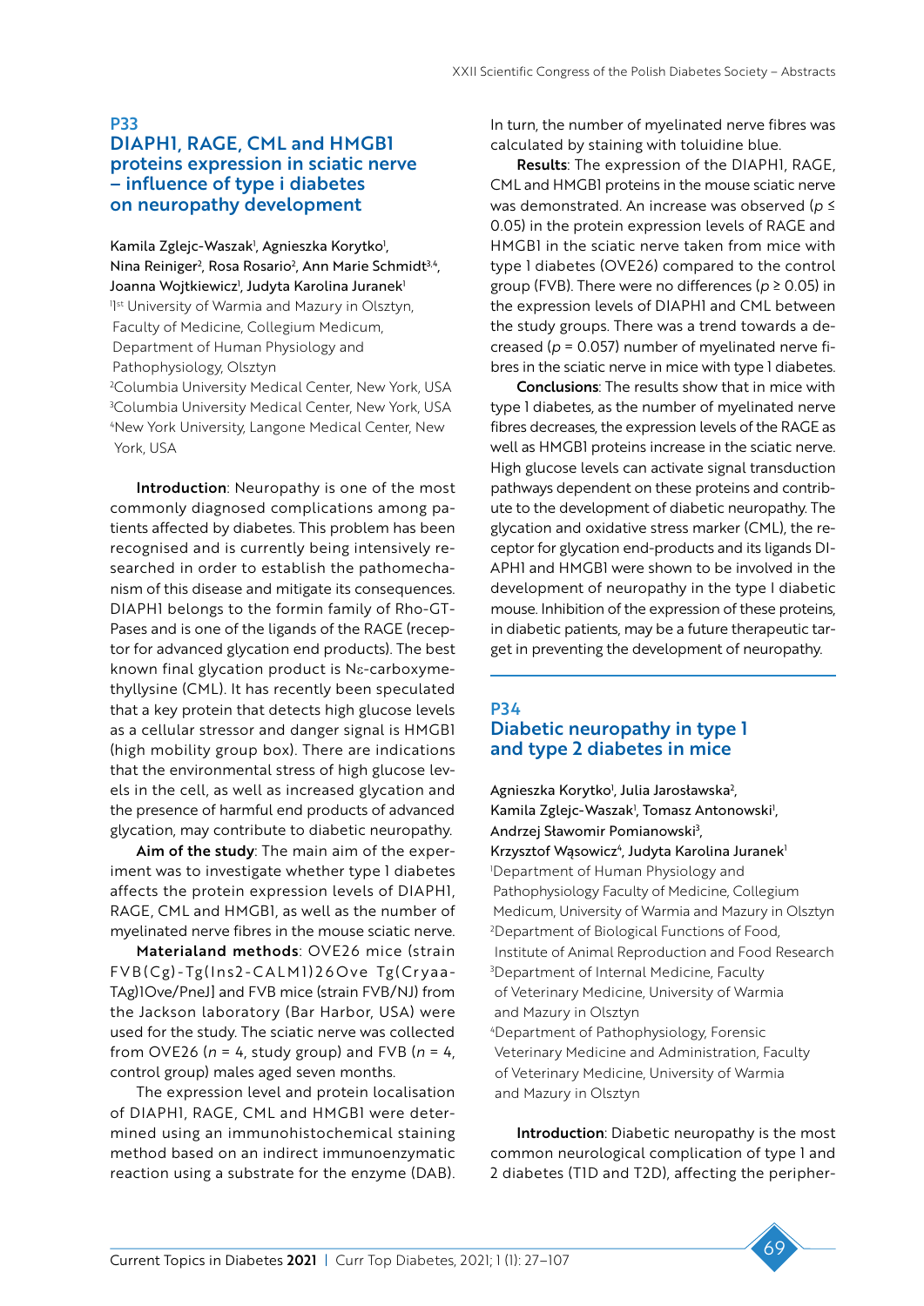## P33
## DIAPH1, RAGE, CML and HMGB1 proteins expression in sciatic nerve – influence of type i diabetes on neuropathy development

Kamila Zglejc-Waszak[1], Agnieszka Korytko[1], Nina Reiniger[2], Rosa Rosario[2], Ann Marie Schmidt[3,4], Joanna Wojtkiewicz[1], Judyta Karolina Juranek[1]

[1]1st University of Warmia and Mazury in Olsztyn, Faculty of Medicine, Collegium Medicum, Department of Human Physiology and Pathophysiology, Olsztyn
[2]Columbia University Medical Center, New York, USA
[3]Columbia University Medical Center, New York, USA
[4]New York University, Langone Medical Center, New York, USA

**Introduction**: Neuropathy is one of the most commonly diagnosed complications among patients affected by diabetes. This problem has been recognised and is currently being intensively researched in order to establish the pathomechanism of this disease and mitigate its consequences. DIAPH1 belongs to the formin family of Rho-GTPases and is one of the ligands of the RAGE (receptor for advanced glycation end products). The best known final glycation product is Nε-carboxymethyllysine (CML). It has recently been speculated that a key protein that detects high glucose levels as a cellular stressor and danger signal is HMGB1 (high mobility group box). There are indications that the environmental stress of high glucose levels in the cell, as well as increased glycation and the presence of harmful end products of advanced glycation, may contribute to diabetic neuropathy.

**Aim of the study**: The main aim of the experiment was to investigate whether type 1 diabetes affects the protein expression levels of DIAPH1, RAGE, CML and HMGB1, as well as the number of myelinated nerve fibres in the mouse sciatic nerve.

**Materialand methods**: OVE26 mice (strain FVB(Cg)-Tg(Ins2-CALM1)26Ove Tg(Cryaa-TAg)1Ove/PneJ] and FVB mice (strain FVB/NJ) from the Jackson laboratory (Bar Harbor, USA) were used for the study. The sciatic nerve was collected from OVE26 (*n* = 4, study group) and FVB (*n* = 4, control group) males aged seven months.

The expression level and protein localisation of DIAPH1, RAGE, CML and HMGB1 were determined using an immunohistochemical staining method based on an indirect immunoenzymatic reaction using a substrate for the enzyme (DAB). In turn, the number of myelinated nerve fibres was calculated by staining with toluidine blue.

**Results**: The expression of the DIAPH1, RAGE, CML and HMGB1 proteins in the mouse sciatic nerve was demonstrated. An increase was observed ($p \leq 0.05$) in the protein expression levels of RAGE and HMGB1 in the sciatic nerve taken from mice with type 1 diabetes (OVE26) compared to the control group (FVB). There were no differences ($p \geq 0.05$) in the expression levels of DIAPH1 and CML between the study groups. There was a trend towards a decreased ($p = 0.057$) number of myelinated nerve fibres in the sciatic nerve in mice with type 1 diabetes.

**Conclusions**: The results show that in mice with type 1 diabetes, as the number of myelinated nerve fibres decreases, the expression levels of the RAGE as well as HMGB1 proteins increase in the sciatic nerve. High glucose levels can activate signal transduction pathways dependent on these proteins and contribute to the development of diabetic neuropathy. The glycation and oxidative stress marker (CML), the receptor for glycation end-products and its ligands DIAPH1 and HMGB1 were shown to be involved in the development of neuropathy in the type 1 diabetic mouse. Inhibition of the expression of these proteins, in diabetic patients, may be a future therapeutic target in preventing the development of neuropathy.

## P34
## Diabetic neuropathy in type 1 and type 2 diabetes in mice

Agnieszka Korytko[1], Julia Jarosławska[2], Kamila Zglejc-Waszak[1], Tomasz Antonowski[1], Andrzej Sławomir Pomianowski[3], Krzysztof Wąsowicz[4], Judyta Karolina Juranek[1]

[1]Department of Human Physiology and Pathophysiology Faculty of Medicine, Collegium Medicum, University of Warmia and Mazury in Olsztyn
[2]Department of Biological Functions of Food, Institute of Animal Reproduction and Food Research
[3]Department of Internal Medicine, Faculty of Veterinary Medicine, University of Warmia and Mazury in Olsztyn
[4]Department of Pathophysiology, Forensic Veterinary Medicine and Administration, Faculty of Veterinary Medicine, University of Warmia and Mazury in Olsztyn

**Introduction**: Diabetic neuropathy is the most common neurological complication of type 1 and 2 diabetes (T1D and T2D), affecting the peripher-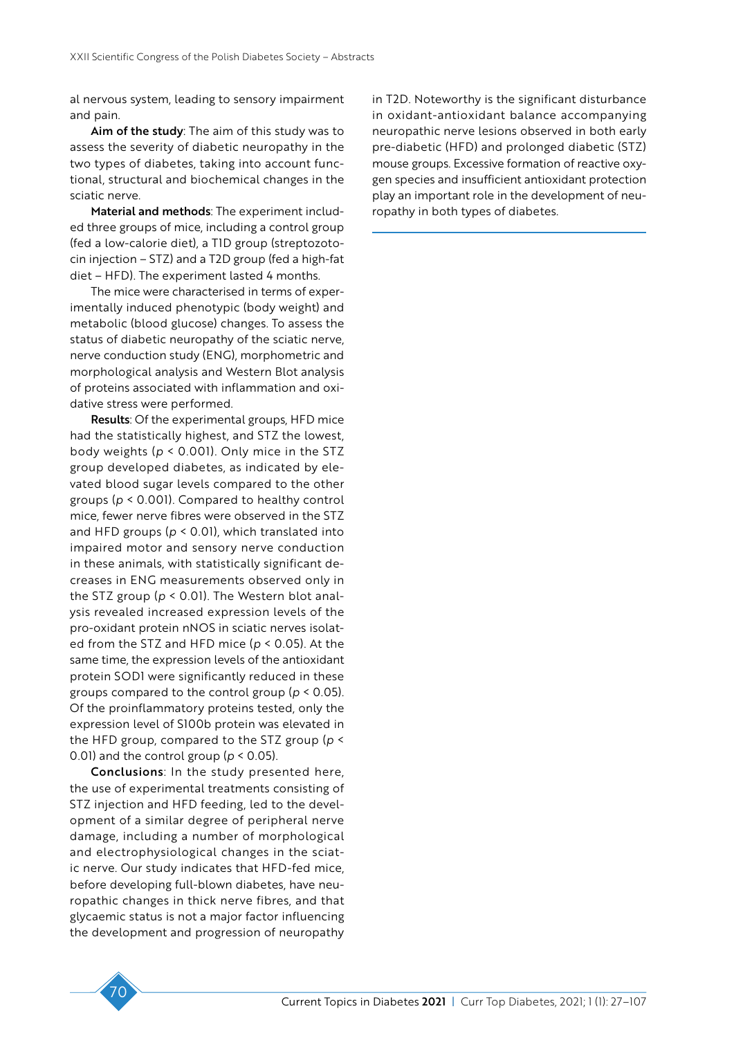al nervous system, leading to sensory impairment and pain.

**Aim of the study**: The aim of this study was to assess the severity of diabetic neuropathy in the two types of diabetes, taking into account functional, structural and biochemical changes in the sciatic nerve.

**Material and methods**: The experiment included three groups of mice, including a control group (fed a low-calorie diet), a T1D group (streptozotocin injection – STZ) and a T2D group (fed a high-fat diet – HFD). The experiment lasted 4 months.

The mice were characterised in terms of experimentally induced phenotypic (body weight) and metabolic (blood glucose) changes. To assess the status of diabetic neuropathy of the sciatic nerve, nerve conduction study (ENG), morphometric and morphological analysis and Western Blot analysis of proteins associated with inflammation and oxidative stress were performed.

**Results**: Of the experimental groups, HFD mice had the statistically highest, and STZ the lowest, body weights ($p < 0.001$). Only mice in the STZ group developed diabetes, as indicated by elevated blood sugar levels compared to the other groups ($p < 0.001$). Compared to healthy control mice, fewer nerve fibres were observed in the STZ and HFD groups ($p < 0.01$), which translated into impaired motor and sensory nerve conduction in these animals, with statistically significant decreases in ENG measurements observed only in the STZ group ($p < 0.01$). The Western blot analysis revealed increased expression levels of the pro-oxidant protein nNOS in sciatic nerves isolated from the STZ and HFD mice ($p < 0.05$). At the same time, the expression levels of the antioxidant protein SOD1 were significantly reduced in these groups compared to the control group ($p < 0.05$). Of the proinflammatory proteins tested, only the expression level of S100b protein was elevated in the HFD group, compared to the STZ group ($p < 0.01$) and the control group ($p < 0.05$).

**Conclusions**: In the study presented here, the use of experimental treatments consisting of STZ injection and HFD feeding, led to the development of a similar degree of peripheral nerve damage, including a number of morphological and electrophysiological changes in the sciatic nerve. Our study indicates that HFD-fed mice, before developing full-blown diabetes, have neuropathic changes in thick nerve fibres, and that glycaemic status is not a major factor influencing the development and progression of neuropathy in T2D. Noteworthy is the significant disturbance in oxidant-antioxidant balance accompanying neuropathic nerve lesions observed in both early pre-diabetic (HFD) and prolonged diabetic (STZ) mouse groups. Excessive formation of reactive oxygen species and insufficient antioxidant protection play an important role in the development of neuropathy in both types of diabetes.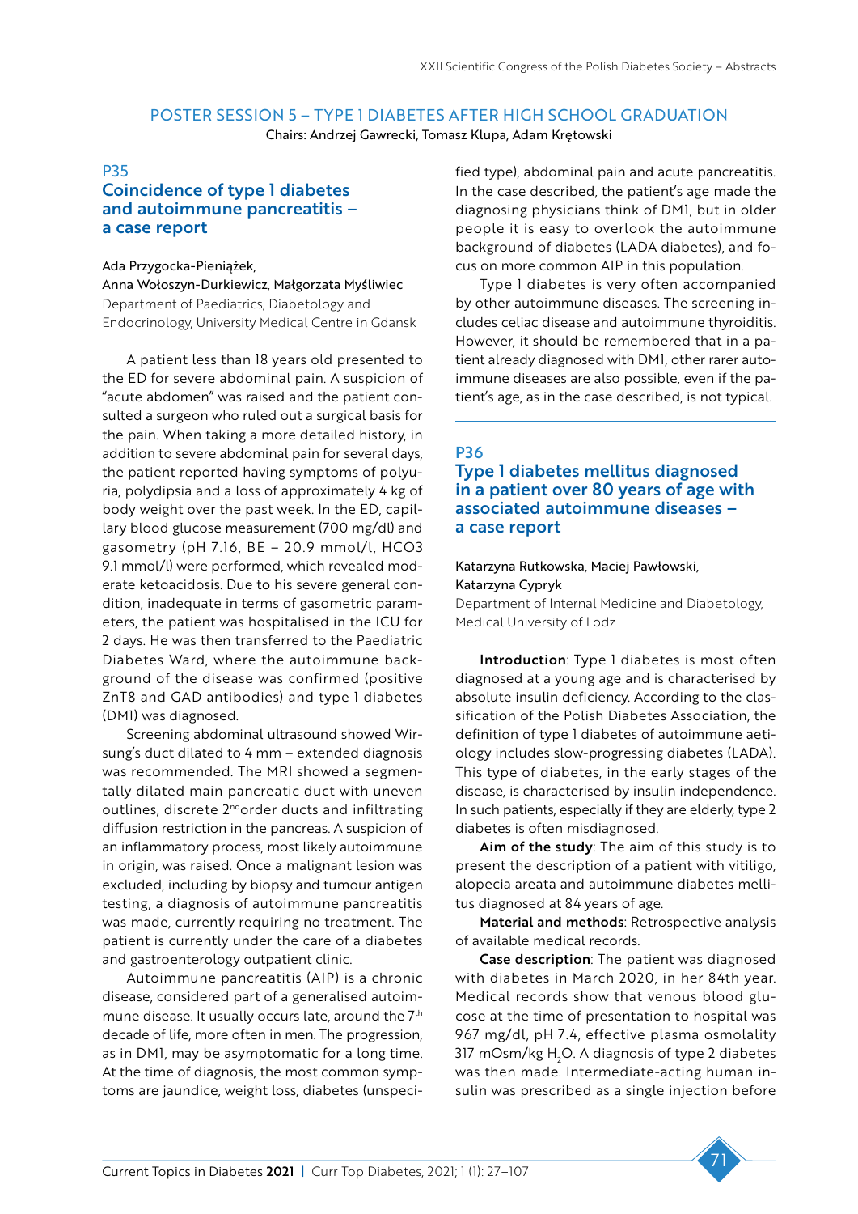## POSTER SESSION 5 – TYPE 1 DIABETES AFTER HIGH SCHOOL GRADUATION

Chairs: Andrzej Gawrecki, Tomasz Klupa, Adam Krętowski

### P35

### Coincidence of type 1 diabetes and autoimmune pancreatitis – a case report

Ada Przygocka-Pieniążek, Anna Wołoszyn-Durkiewicz, Małgorzata Myśliwiec

Department of Paediatrics, Diabetology and Endocrinology, University Medical Centre in Gdansk

A patient less than 18 years old presented to the ED for severe abdominal pain. A suspicion of "acute abdomen" was raised and the patient consulted a surgeon who ruled out a surgical basis for the pain. When taking a more detailed history, in addition to severe abdominal pain for several days, the patient reported having symptoms of polyuria, polydipsia and a loss of approximately 4 kg of body weight over the past week. In the ED, capillary blood glucose measurement (700 mg/dl) and gasometry (pH 7.16, BE – 20.9 mmol/l, HCO3 9.1 mmol/l) were performed, which revealed moderate ketoacidosis. Due to his severe general condition, inadequate in terms of gasometric parameters, the patient was hospitalised in the ICU for 2 days. He was then transferred to the Paediatric Diabetes Ward, where the autoimmune background of the disease was confirmed (positive ZnT8 and GAD antibodies) and type 1 diabetes (DM1) was diagnosed.

Screening abdominal ultrasound showed Wirsung's duct dilated to 4 mm – extended diagnosis was recommended. The MRI showed a segmentally dilated main pancreatic duct with uneven outlines, discrete 2nd order ducts and infiltrating diffusion restriction in the pancreas. A suspicion of an inflammatory process, most likely autoimmune in origin, was raised. Once a malignant lesion was excluded, including by biopsy and tumour antigen testing, a diagnosis of autoimmune pancreatitis was made, currently requiring no treatment. The patient is currently under the care of a diabetes and gastroenterology outpatient clinic.

Autoimmune pancreatitis (AIP) is a chronic disease, considered part of a generalised autoimmune disease. It usually occurs late, around the 7th decade of life, more often in men. The progression, as in DM1, may be asymptomatic for a long time. At the time of diagnosis, the most common symptoms are jaundice, weight loss, diabetes (unspecified type), abdominal pain and acute pancreatitis. In the case described, the patient's age made the diagnosing physicians think of DM1, but in older people it is easy to overlook the autoimmune background of diabetes (LADA diabetes), and focus on more common AIP in this population.

Type 1 diabetes is very often accompanied by other autoimmune diseases. The screening includes celiac disease and autoimmune thyroiditis. However, it should be remembered that in a patient already diagnosed with DM1, other rarer autoimmune diseases are also possible, even if the patient's age, as in the case described, is not typical.

### P36

### Type 1 diabetes mellitus diagnosed in a patient over 80 years of age with associated autoimmune diseases – a case report

Katarzyna Rutkowska, Maciej Pawłowski, Katarzyna Cypryk

Department of Internal Medicine and Diabetology, Medical University of Lodz

**Introduction**: Type 1 diabetes is most often diagnosed at a young age and is characterised by absolute insulin deficiency. According to the classification of the Polish Diabetes Association, the definition of type 1 diabetes of autoimmune aetiology includes slow-progressing diabetes (LADA). This type of diabetes, in the early stages of the disease, is characterised by insulin independence. In such patients, especially if they are elderly, type 2 diabetes is often misdiagnosed.

**Aim of the study**: The aim of this study is to present the description of a patient with vitiligo, alopecia areata and autoimmune diabetes mellitus diagnosed at 84 years of age.

**Material and methods**: Retrospective analysis of available medical records.

**Case description**: The patient was diagnosed with diabetes in March 2020, in her 84th year. Medical records show that venous blood glucose at the time of presentation to hospital was 967 mg/dl, pH 7.4, effective plasma osmolality 317 mOsm/kg $H_2O$. A diagnosis of type 2 diabetes was then made. Intermediate-acting human insulin was prescribed as a single injection before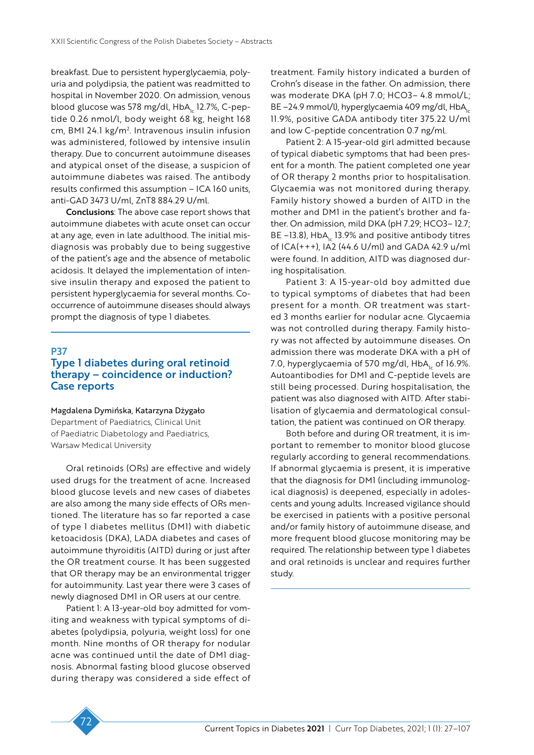breakfast. Due to persistent hyperglycaemia, polyuria and polydipsia, the patient was readmitted to hospital in November 2020. On admission, venous blood glucose was 578 mg/dl, $HbA_{1c}$ 12.7%, C-peptide 0.26 nmol/l, body weight 68 kg, height 168 cm, BMI 24.1 kg/m$^2$. Intravenous insulin infusion was administered, followed by intensive insulin therapy. Due to concurrent autoimmune diseases and atypical onset of the disease, a suspicion of autoimmune diabetes was raised. The antibody results confirmed this assumption – ICA 160 units, anti-GAD 3473 U/ml, ZnT8 884.29 U/ml.

**Conclusions**: The above case report shows that autoimmune diabetes with acute onset can occur at any age, even in late adulthood. The initial misdiagnosis was probably due to being suggestive of the patient's age and the absence of metabolic acidosis. It delayed the implementation of intensive insulin therapy and exposed the patient to persistent hyperglycaemia for several months. Co-occurrence of autoimmune diseases should always prompt the diagnosis of type 1 diabetes.

## P37

## Type 1 diabetes during oral retinoid therapy – coincidence or induction? Case reports

Magdalena Dymińska, Katarzyna Dżygało

Department of Paediatrics, Clinical Unit of Paediatric Diabetology and Paediatrics, Warsaw Medical University

Oral retinoids (ORs) are effective and widely used drugs for the treatment of acne. Increased blood glucose levels and new cases of diabetes are also among the many side effects of ORs mentioned. The literature has so far reported a case of type 1 diabetes mellitus (DM1) with diabetic ketoacidosis (DKA), LADA diabetes and cases of autoimmune thyroiditis (AITD) during or just after the OR treatment course. It has been suggested that OR therapy may be an environmental trigger for autoimmunity. Last year there were 3 cases of newly diagnosed DM1 in OR users at our centre.

Patient 1: A 13-year-old boy admitted for vomiting and weakness with typical symptoms of diabetes (polydipsia, polyuria, weight loss) for one month. Nine months of OR therapy for nodular acne was continued until the date of DM1 diagnosis. Abnormal fasting blood glucose observed during therapy was considered a side effect of treatment. Family history indicated a burden of Crohn's disease in the father. On admission, there was moderate DKA (pH 7.0; HCO3– 4.8 mmol/L; BE –24.9 mmol/l), hyperglycaemia 409 mg/dl, $HbA_{1c}$ 11.9%, positive GADA antibody titer 375.22 U/ml and low C-peptide concentration 0.7 ng/ml.

Patient 2: A 15-year-old girl admitted because of typical diabetic symptoms that had been present for a month. The patient completed one year of OR therapy 2 months prior to hospitalisation. Glycaemia was not monitored during therapy. Family history showed a burden of AITD in the mother and DM1 in the patient's brother and father. On admission, mild DKA (pH 7.29; HCO3– 12.7; BE –13.8), $HbA_{1c}$ 13.9% and positive antibody titres of ICA(+++), IA2 (44.6 U/ml) and GADA 42.9 u/ml were found. In addition, AITD was diagnosed during hospitalisation.

Patient 3: A 15-year-old boy admitted due to typical symptoms of diabetes that had been present for a month. OR treatment was started 3 months earlier for nodular acne. Glycaemia was not controlled during therapy. Family history was not affected by autoimmune diseases. On admission there was moderate DKA with a pH of 7.0, hyperglycaemia of 570 mg/dl, $HbA_{1c}$ of 16.9%. Autoantibodies for DM1 and C-peptide levels are still being processed. During hospitalisation, the patient was also diagnosed with AITD. After stabilisation of glycaemia and dermatological consultation, the patient was continued on OR therapy.

Both before and during OR treatment, it is important to remember to monitor blood glucose regularly according to general recommendations. If abnormal glycaemia is present, it is imperative that the diagnosis for DM1 (including immunological diagnosis) is deepened, especially in adolescents and young adults. Increased vigilance should be exercised in patients with a positive personal and/or family history of autoimmune disease, and more frequent blood glucose monitoring may be required. The relationship between type 1 diabetes and oral retinoids is unclear and requires further study.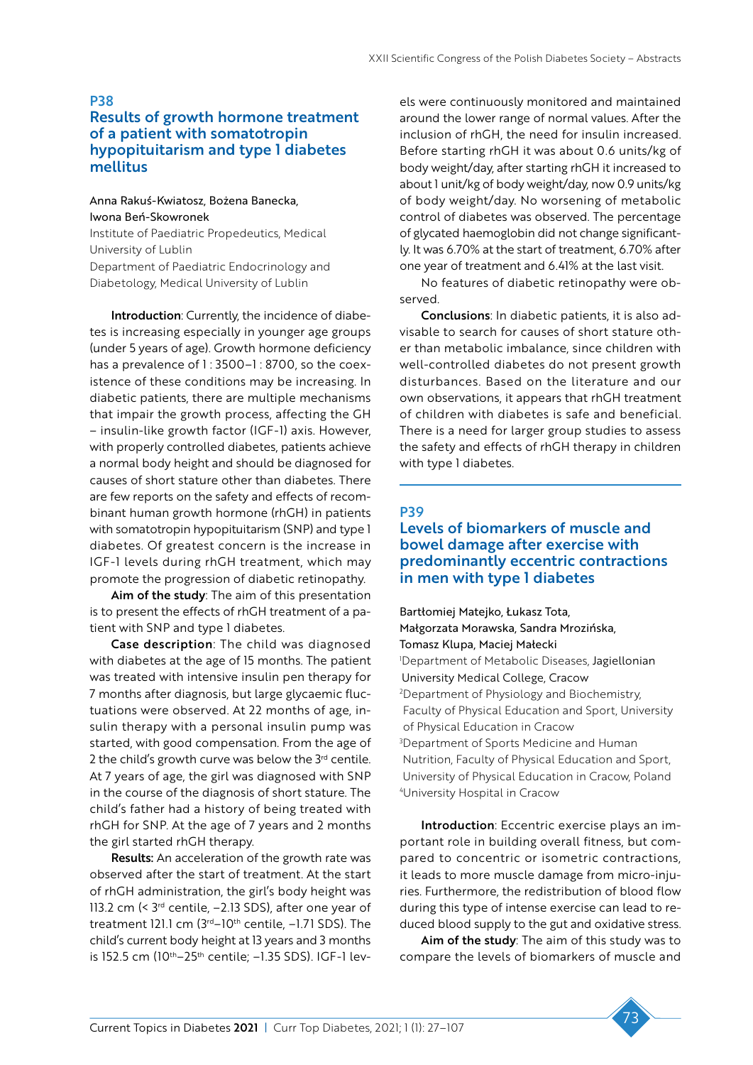## P38

## Results of growth hormone treatment of a patient with somatotropin hypopituitarism and type 1 diabetes mellitus

Anna Rakuś-Kwiatosz, Bożena Banecka, Iwona Beń-Skowronek

Institute of Paediatric Propedeutics, Medical University of Lublin

Department of Paediatric Endocrinology and Diabetology, Medical University of Lublin

**Introduction**: Currently, the incidence of diabetes is increasing especially in younger age groups (under 5 years of age). Growth hormone deficiency has a prevalence of 1 : 3500–1 : 8700, so the coexistence of these conditions may be increasing. In diabetic patients, there are multiple mechanisms that impair the growth process, affecting the GH – insulin-like growth factor (IGF-1) axis. However, with properly controlled diabetes, patients achieve a normal body height and should be diagnosed for causes of short stature other than diabetes. There are few reports on the safety and effects of recombinant human growth hormone (rhGH) in patients with somatotropin hypopituitarism (SNP) and type 1 diabetes. Of greatest concern is the increase in IGF-1 levels during rhGH treatment, which may promote the progression of diabetic retinopathy.

**Aim of the study**: The aim of this presentation is to present the effects of rhGH treatment of a patient with SNP and type 1 diabetes.

**Case description**: The child was diagnosed with diabetes at the age of 15 months. The patient was treated with intensive insulin pen therapy for 7 months after diagnosis, but large glycaemic fluctuations were observed. At 22 months of age, insulin therapy with a personal insulin pump was started, with good compensation. From the age of 2 the child's growth curve was below the 3rd centile. At 7 years of age, the girl was diagnosed with SNP in the course of the diagnosis of short stature. The child's father had a history of being treated with rhGH for SNP. At the age of 7 years and 2 months the girl started rhGH therapy.

**Results:** An acceleration of the growth rate was observed after the start of treatment. At the start of rhGH administration, the girl's body height was 113.2 cm (< 3rd centile, –2.13 SDS), after one year of treatment 121.1 cm (3rd–10th centile, –1.71 SDS). The child's current body height at 13 years and 3 months is 152.5 cm (10th–25th centile; –1.35 SDS). IGF-1 levels were continuously monitored and maintained around the lower range of normal values. After the inclusion of rhGH, the need for insulin increased. Before starting rhGH it was about 0.6 units/kg of body weight/day, after starting rhGH it increased to about 1 unit/kg of body weight/day, now 0.9 units/kg of body weight/day. No worsening of metabolic control of diabetes was observed. The percentage of glycated haemoglobin did not change significantly. It was 6.70% at the start of treatment, 6.70% after one year of treatment and 6.41% at the last visit.

No features of diabetic retinopathy were observed.

**Conclusions**: In diabetic patients, it is also advisable to search for causes of short stature other than metabolic imbalance, since children with well-controlled diabetes do not present growth disturbances. Based on the literature and our own observations, it appears that rhGH treatment of children with diabetes is safe and beneficial. There is a need for larger group studies to assess the safety and effects of rhGH therapy in children with type 1 diabetes.

## P39

## Levels of biomarkers of muscle and bowel damage after exercise with predominantly eccentric contractions in men with type 1 diabetes

Bartłomiej Matejko, Łukasz Tota, Małgorzata Morawska, Sandra Mrozińska, Tomasz Klupa, Maciej Małecki

[1]Department of Metabolic Diseases, Jagiellonian University Medical College, Cracow

[2]Department of Physiology and Biochemistry, Faculty of Physical Education and Sport, University of Physical Education in Cracow

[3]Department of Sports Medicine and Human Nutrition, Faculty of Physical Education and Sport, University of Physical Education in Cracow, Poland

[4]University Hospital in Cracow

**Introduction**: Eccentric exercise plays an important role in building overall fitness, but compared to concentric or isometric contractions, it leads to more muscle damage from micro-injuries. Furthermore, the redistribution of blood flow during this type of intense exercise can lead to reduced blood supply to the gut and oxidative stress.

**Aim of the study**: The aim of this study was to compare the levels of biomarkers of muscle and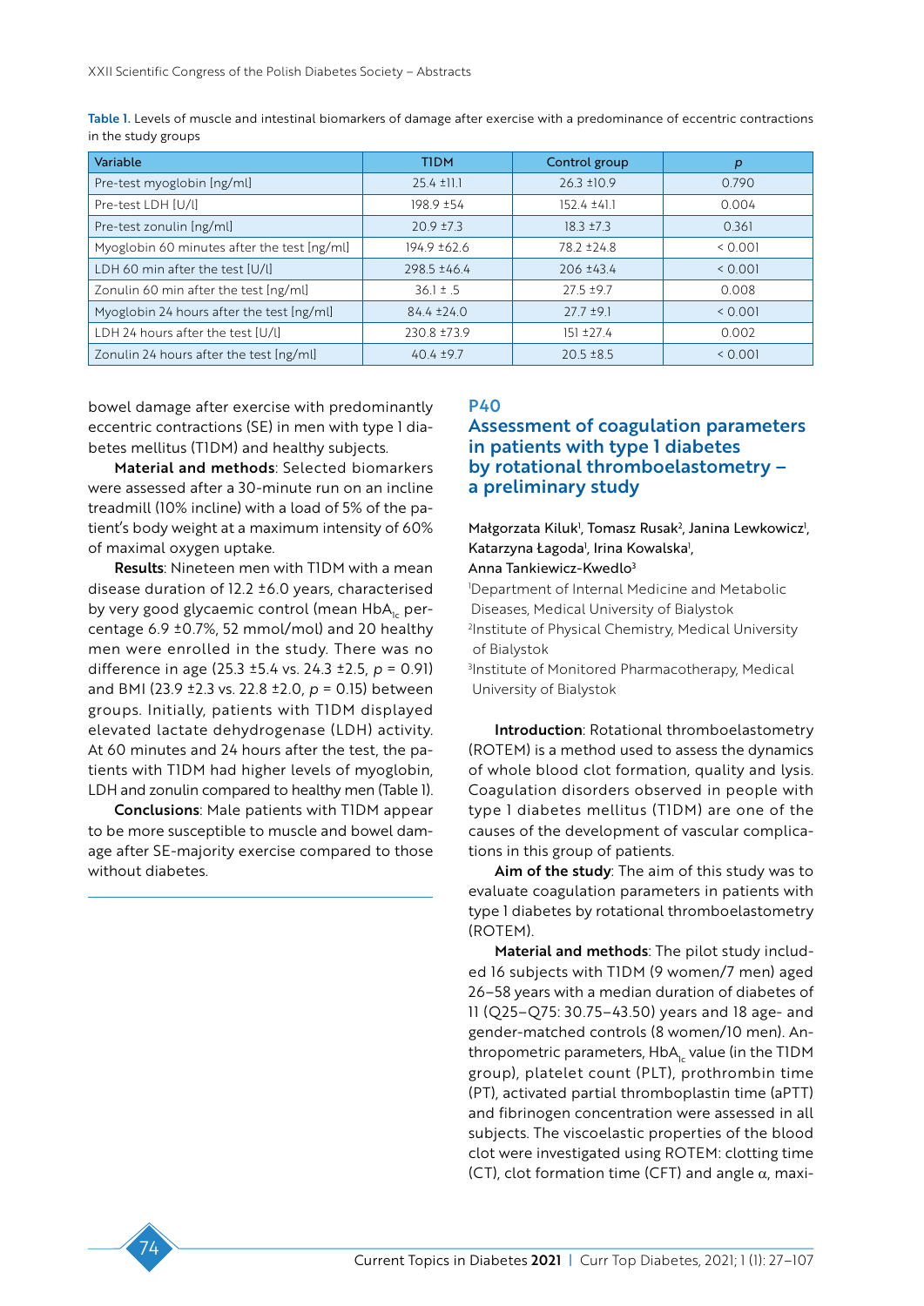Table 1. Levels of muscle and intestinal biomarkers of damage after exercise with a predominance of eccentric contractions in the study groups

| Variable | T1DM | Control group | *p* |
|---|---|---|---|
| Pre-test myoglobin [ng/ml] | 25.4 ±11.1 | 26.3 ±10.9 | 0.790 |
| Pre-test LDH [U/l] | 198.9 ±54 | 152.4 ±41.1 | 0.004 |
| Pre-test zonulin [ng/ml] | 20.9 ±7.3 | 18.3 ±7.3 | 0.361 |
| Myoglobin 60 minutes after the test [ng/ml] | 194.9 ±62.6 | 78.2 ±24.8 | < 0.001 |
| LDH 60 min after the test [U/l] | 298.5 ±46.4 | 206 ±43.4 | < 0.001 |
| Zonulin 60 min after the test [ng/ml] | 36.1 ± .5 | 27.5 ±9.7 | 0.008 |
| Myoglobin 24 hours after the test [ng/ml] | 84.4 ±24.0 | 27.7 ±9.1 | < 0.001 |
| LDH 24 hours after the test [U/l] | 230.8 ±73.9 | 151 ±27.4 | 0.002 |
| Zonulin 24 hours after the test [ng/ml] | 40.4 ±9.7 | 20.5 ±8.5 | < 0.001 |

bowel damage after exercise with predominantly eccentric contractions (SE) in men with type 1 diabetes mellitus (T1DM) and healthy subjects.

**Material and methods**: Selected biomarkers were assessed after a 30-minute run on an incline treadmill (10% incline) with a load of 5% of the patient's body weight at a maximum intensity of 60% of maximal oxygen uptake.

**Results**: Nineteen men with T1DM with a mean disease duration of 12.2 ±6.0 years, characterised by very good glycaemic control (mean $HbA_{1c}$ percentage 6.9 ±0.7%, 52 mmol/mol) and 20 healthy men were enrolled in the study. There was no difference in age (25.3 ±5.4 vs. 24.3 ±2.5, $p = 0.91$) and BMI (23.9 ±2.3 vs. 22.8 ±2.0, $p = 0.15$) between groups. Initially, patients with T1DM displayed elevated lactate dehydrogenase (LDH) activity. At 60 minutes and 24 hours after the test, the patients with T1DM had higher levels of myoglobin, LDH and zonulin compared to healthy men (Table 1).

**Conclusions**: Male patients with T1DM appear to be more susceptible to muscle and bowel damage after SE-majority exercise compared to those without diabetes.

## P40

## Assessment of coagulation parameters in patients with type 1 diabetes by rotational thromboelastometry – a preliminary study

Małgorzata Kiluk[1], Tomasz Rusak[2], Janina Lewkowicz[1], Katarzyna Łagoda[1], Irina Kowalska[1], Anna Tankiewicz-Kwedlo[3]

[1]Department of Internal Medicine and Metabolic Diseases, Medical University of Bialystok
[2]Institute of Physical Chemistry, Medical University of Bialystok
[3]Institute of Monitored Pharmacotherapy, Medical University of Bialystok

**Introduction**: Rotational thromboelastometry (ROTEM) is a method used to assess the dynamics of whole blood clot formation, quality and lysis. Coagulation disorders observed in people with type 1 diabetes mellitus (T1DM) are one of the causes of the development of vascular complications in this group of patients.

**Aim of the study**: The aim of this study was to evaluate coagulation parameters in patients with type 1 diabetes by rotational thromboelastometry (ROTEM).

**Material and methods**: The pilot study included 16 subjects with T1DM (9 women/7 men) aged 26–58 years with a median duration of diabetes of 11 (Q25–Q75: 30.75–43.50) years and 18 age- and gender-matched controls (8 women/10 men). Anthropometric parameters, $HbA_{1c}$ value (in the T1DM group), platelet count (PLT), prothrombin time (PT), activated partial thromboplastin time (aPTT) and fibrinogen concentration were assessed in all subjects. The viscoelastic properties of the blood clot were investigated using ROTEM: clotting time (CT), clot formation time (CFT) and angle $\alpha$, maxi-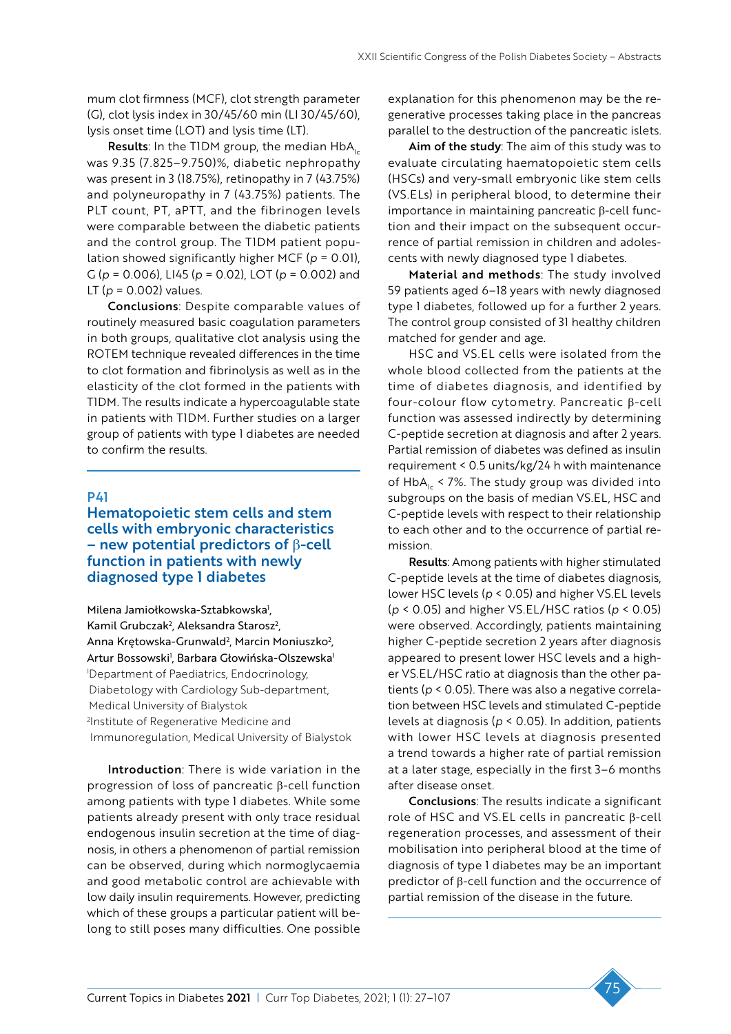mum clot firmness (MCF), clot strength parameter (G), clot lysis index in 30/45/60 min (LI 30/45/60), lysis onset time (LOT) and lysis time (LT).

**Results**: In the T1DM group, the median $HbA_{1c}$ was 9.35 (7.825–9.750)%, diabetic nephropathy was present in 3 (18.75%), retinopathy in 7 (43.75%) and polyneuropathy in 7 (43.75%) patients. The PLT count, PT, aPTT, and the fibrinogen levels were comparable between the diabetic patients and the control group. The T1DM patient population showed significantly higher MCF ($p$ = 0.01), G ($p$ = 0.006), LI45 ($p$ = 0.02), LOT ($p$ = 0.002) and LT ($p$ = 0.002) values.

**Conclusions**: Despite comparable values of routinely measured basic coagulation parameters in both groups, qualitative clot analysis using the ROTEM technique revealed differences in the time to clot formation and fibrinolysis as well as in the elasticity of the clot formed in the patients with T1DM. The results indicate a hypercoagulable state in patients with T1DM. Further studies on a larger group of patients with type 1 diabetes are needed to confirm the results.

## P41

## Hematopoietic stem cells and stem cells with embryonic characteristics – new potential predictors of β-cell function in patients with newly diagnosed type 1 diabetes

Milena Jamiołkowska-Sztabkowska[1], Kamil Grubczak[2], Aleksandra Starosz[2], Anna Krętowska-Grunwald[2], Marcin Moniuszko[2], Artur Bossowski[1], Barbara Głowińska-Olszewska[1]

[1]Department of Paediatrics, Endocrinology, Diabetology with Cardiology Sub-department, Medical University of Bialystok
[2]Institute of Regenerative Medicine and Immunoregulation, Medical University of Bialystok

**Introduction**: There is wide variation in the progression of loss of pancreatic β-cell function among patients with type 1 diabetes. While some patients already present with only trace residual endogenous insulin secretion at the time of diagnosis, in others a phenomenon of partial remission can be observed, during which normoglycaemia and good metabolic control are achievable with low daily insulin requirements. However, predicting which of these groups a particular patient will belong to still poses many difficulties. One possible explanation for this phenomenon may be the regenerative processes taking place in the pancreas parallel to the destruction of the pancreatic islets.

**Aim of the study**: The aim of this study was to evaluate circulating haematopoietic stem cells (HSCs) and very-small embryonic like stem cells (VS.ELs) in peripheral blood, to determine their importance in maintaining pancreatic β-cell function and their impact on the subsequent occurrence of partial remission in children and adolescents with newly diagnosed type 1 diabetes.

**Material and methods**: The study involved 59 patients aged 6–18 years with newly diagnosed type 1 diabetes, followed up for a further 2 years. The control group consisted of 31 healthy children matched for gender and age.

HSC and VS.EL cells were isolated from the whole blood collected from the patients at the time of diabetes diagnosis, and identified by four-colour flow cytometry. Pancreatic β-cell function was assessed indirectly by determining C-peptide secretion at diagnosis and after 2 years. Partial remission of diabetes was defined as insulin requirement < 0.5 units/kg/24 h with maintenance of $HbA_{1c}$ < 7%. The study group was divided into subgroups on the basis of median VS.EL, HSC and C-peptide levels with respect to their relationship to each other and to the occurrence of partial remission.

**Results**: Among patients with higher stimulated C-peptide levels at the time of diabetes diagnosis, lower HSC levels ($p$ < 0.05) and higher VS.EL levels ($p$ < 0.05) and higher VS.EL/HSC ratios ($p$ < 0.05) were observed. Accordingly, patients maintaining higher C-peptide secretion 2 years after diagnosis appeared to present lower HSC levels and a higher VS.EL/HSC ratio at diagnosis than the other patients ($p$ < 0.05). There was also a negative correlation between HSC levels and stimulated C-peptide levels at diagnosis ($p$ < 0.05). In addition, patients with lower HSC levels at diagnosis presented a trend towards a higher rate of partial remission at a later stage, especially in the first 3–6 months after disease onset.

**Conclusions**: The results indicate a significant role of HSC and VS.EL cells in pancreatic β-cell regeneration processes, and assessment of their mobilisation into peripheral blood at the time of diagnosis of type 1 diabetes may be an important predictor of β-cell function and the occurrence of partial remission of the disease in the future.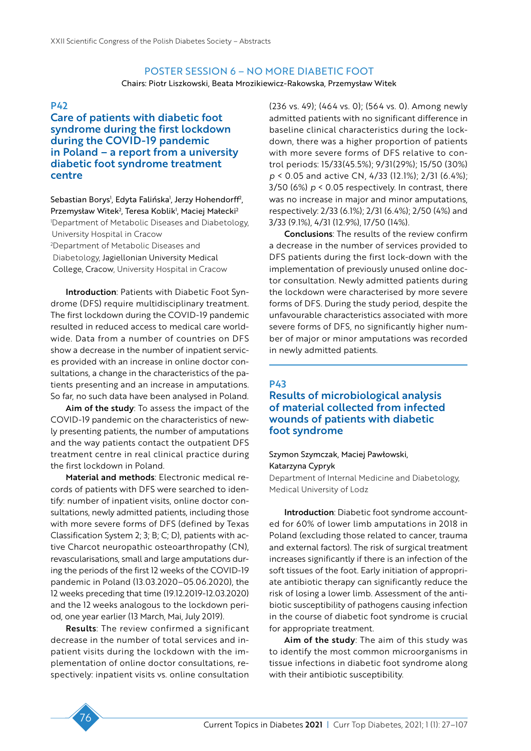## POSTER SESSION 6 – NO MORE DIABETIC FOOT

Chairs: Piotr Liszkowski, Beata Mrozikiewicz-Rakowska, Przemysław Witek

### P42

### Care of patients with diabetic foot syndrome during the first lockdown during the COVID-19 pandemic in Poland – a report from a university diabetic foot syndrome treatment centre

Sebastian Borys[1], Edyta Falińska[1], Jerzy Hohendorff[2], Przemysław Witek[2], Teresa Koblik[1], Maciej Małecki[2]

[1]Department of Metabolic Diseases and Diabetology, University Hospital in Cracow

[2]Department of Metabolic Diseases and Diabetology, Jagiellonian University Medical College, Cracow, University Hospital in Cracow

**Introduction**: Patients with Diabetic Foot Syndrome (DFS) require multidisciplinary treatment. The first lockdown during the COVID-19 pandemic resulted in reduced access to medical care worldwide. Data from a number of countries on DFS show a decrease in the number of inpatient services provided with an increase in online doctor consultations, a change in the characteristics of the patients presenting and an increase in amputations. So far, no such data have been analysed in Poland.

**Aim of the study**: To assess the impact of the COVID-19 pandemic on the characteristics of newly presenting patients, the number of amputations and the way patients contact the outpatient DFS treatment centre in real clinical practice during the first lockdown in Poland.

**Material and methods**: Electronic medical records of patients with DFS were searched to identify: number of inpatient visits, online doctor consultations, newly admitted patients, including those with more severe forms of DFS (defined by Texas Classification System 2; 3; B; C; D), patients with active Charcot neuropathic osteoarthropathy (CN), revascularisations, small and large amputations during the periods of the first 12 weeks of the COVID-19 pandemic in Poland (13.03.2020–05.06.2020), the 12 weeks preceding that time (19.12.2019-12.03.2020) and the 12 weeks analogous to the lockdown period, one year earlier (13 March, Mai, July 2019).

**Results**: The review confirmed a significant decrease in the number of total services and inpatient visits during the lockdown with the implementation of online doctor consultations, respectively: inpatient visits vs. online consultation (236 vs. 49); (464 vs. 0); (564 vs. 0). Among newly admitted patients with no significant difference in baseline clinical characteristics during the lockdown, there was a higher proportion of patients with more severe forms of DFS relative to control periods: 15/33(45.5%); 9/31(29%); 15/50 (30%) $p < 0.05$ and active CN, 4/33 (12.1%); 2/31 (6.4%); 3/50 (6%) $p < 0.05$ respectively. In contrast, there was no increase in major and minor amputations, respectively: 2/33 (6.1%); 2/31 (6.4%); 2/50 (4%) and 3/33 (9.1%), 4/31 (12.9%), 17/50 (14%).

**Conclusions**: The results of the review confirm a decrease in the number of services provided to DFS patients during the first lock-down with the implementation of previously unused online doctor consultation. Newly admitted patients during the lockdown were characterised by more severe forms of DFS. During the study period, despite the unfavourable characteristics associated with more severe forms of DFS, no significantly higher number of major or minor amputations was recorded in newly admitted patients.

### P43

### Results of microbiological analysis of material collected from infected wounds of patients with diabetic foot syndrome

Szymon Szymczak, Maciej Pawłowski, Katarzyna Cypryk

Department of Internal Medicine and Diabetology, Medical University of Lodz

**Introduction**: Diabetic foot syndrome accounted for 60% of lower limb amputations in 2018 in Poland (excluding those related to cancer, trauma and external factors). The risk of surgical treatment increases significantly if there is an infection of the soft tissues of the foot. Early initiation of appropriate antibiotic therapy can significantly reduce the risk of losing a lower limb. Assessment of the antibiotic susceptibility of pathogens causing infection in the course of diabetic foot syndrome is crucial for appropriate treatment.

**Aim of the study**: The aim of this study was to identify the most common microorganisms in tissue infections in diabetic foot syndrome along with their antibiotic susceptibility.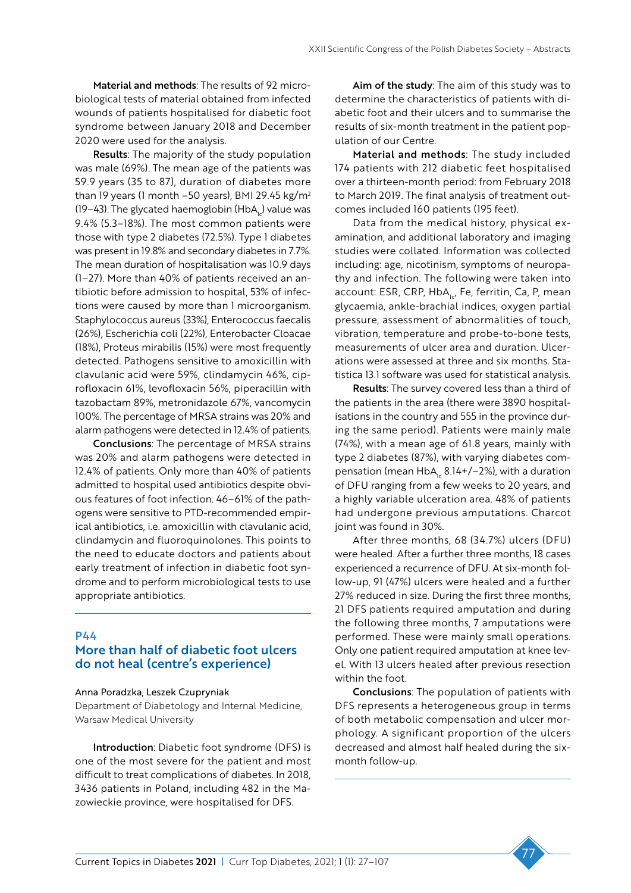**Material and methods**: The results of 92 microbiological tests of material obtained from infected wounds of patients hospitalised for diabetic foot syndrome between January 2018 and December 2020 were used for the analysis.

**Results**: The majority of the study population was male (69%). The mean age of the patients was 59.9 years (35 to 87), duration of diabetes more than 19 years (1 month –50 years), BMI 29.45 kg/m$^2$ (19–43). The glycated haemoglobin ($HbA_{1c}$) value was 9.4% (5.3–18%). The most common patients were those with type 2 diabetes (72.5%). Type 1 diabetes was present in 19.8% and secondary diabetes in 7.7%. The mean duration of hospitalisation was 10.9 days (1–27). More than 40% of patients received an antibiotic before admission to hospital, 53% of infections were caused by more than 1 microorganism. Staphylococcus aureus (33%), Enterococcus faecalis (26%), Escherichia coli (22%), Enterobacter Cloacae (18%), Proteus mirabilis (15%) were most frequently detected. Pathogens sensitive to amoxicillin with clavulanic acid were 59%, clindamycin 46%, ciprofloxacin 61%, levofloxacin 56%, piperacillin with tazobactam 89%, metronidazole 67%, vancomycin 100%. The percentage of MRSA strains was 20% and alarm pathogens were detected in 12.4% of patients.

**Conclusions**: The percentage of MRSA strains was 20% and alarm pathogens were detected in 12.4% of patients. Only more than 40% of patients admitted to hospital used antibiotics despite obvious features of foot infection. 46–61% of the pathogens were sensitive to PTD-recommended empirical antibiotics, i.e. amoxicillin with clavulanic acid, clindamycin and fluoroquinolones. This points to the need to educate doctors and patients about early treatment of infection in diabetic foot syndrome and to perform microbiological tests to use appropriate antibiotics.

## P44
## More than half of diabetic foot ulcers do not heal (centre's experience)

Anna Poradzka, Leszek Czupryniak

Department of Diabetology and Internal Medicine, Warsaw Medical University

**Introduction**: Diabetic foot syndrome (DFS) is one of the most severe for the patient and most difficult to treat complications of diabetes. In 2018, 3436 patients in Poland, including 482 in the Mazowieckie province, were hospitalised for DFS.

**Aim of the study**: The aim of this study was to determine the characteristics of patients with diabetic foot and their ulcers and to summarise the results of six-month treatment in the patient population of our Centre.

**Material and methods**: The study included 174 patients with 212 diabetic feet hospitalised over a thirteen-month period: from February 2018 to March 2019. The final analysis of treatment outcomes included 160 patients (195 feet).

Data from the medical history, physical examination, and additional laboratory and imaging studies were collated. Information was collected including: age, nicotinism, symptoms of neuropathy and infection. The following were taken into account: ESR, CRP, $HbA_{1c}$, Fe, ferritin, Ca, P, mean glycaemia, ankle-brachial indices, oxygen partial pressure, assessment of abnormalities of touch, vibration, temperature and probe-to-bone tests, measurements of ulcer area and duration. Ulcerations were assessed at three and six months. Statistica 13.1 software was used for statistical analysis.

**Results**: The survey covered less than a third of the patients in the area (there were 3890 hospitalisations in the country and 555 in the province during the same period). Patients were mainly male (74%), with a mean age of 61.8 years, mainly with type 2 diabetes (87%), with varying diabetes compensation (mean $HbA_{1c}$ 8.14+/−2%), with a duration of DFU ranging from a few weeks to 20 years, and a highly variable ulceration area. 48% of patients had undergone previous amputations. Charcot joint was found in 30%.

After three months, 68 (34.7%) ulcers (DFU) were healed. After a further three months, 18 cases experienced a recurrence of DFU. At six-month follow-up, 91 (47%) ulcers were healed and a further 27% reduced in size. During the first three months, 21 DFS patients required amputation and during the following three months, 7 amputations were performed. These were mainly small operations. Only one patient required amputation at knee level. With 13 ulcers healed after previous resection within the foot.

**Conclusions**: The population of patients with DFS represents a heterogeneous group in terms of both metabolic compensation and ulcer morphology. A significant proportion of the ulcers decreased and almost half healed during the six-month follow-up.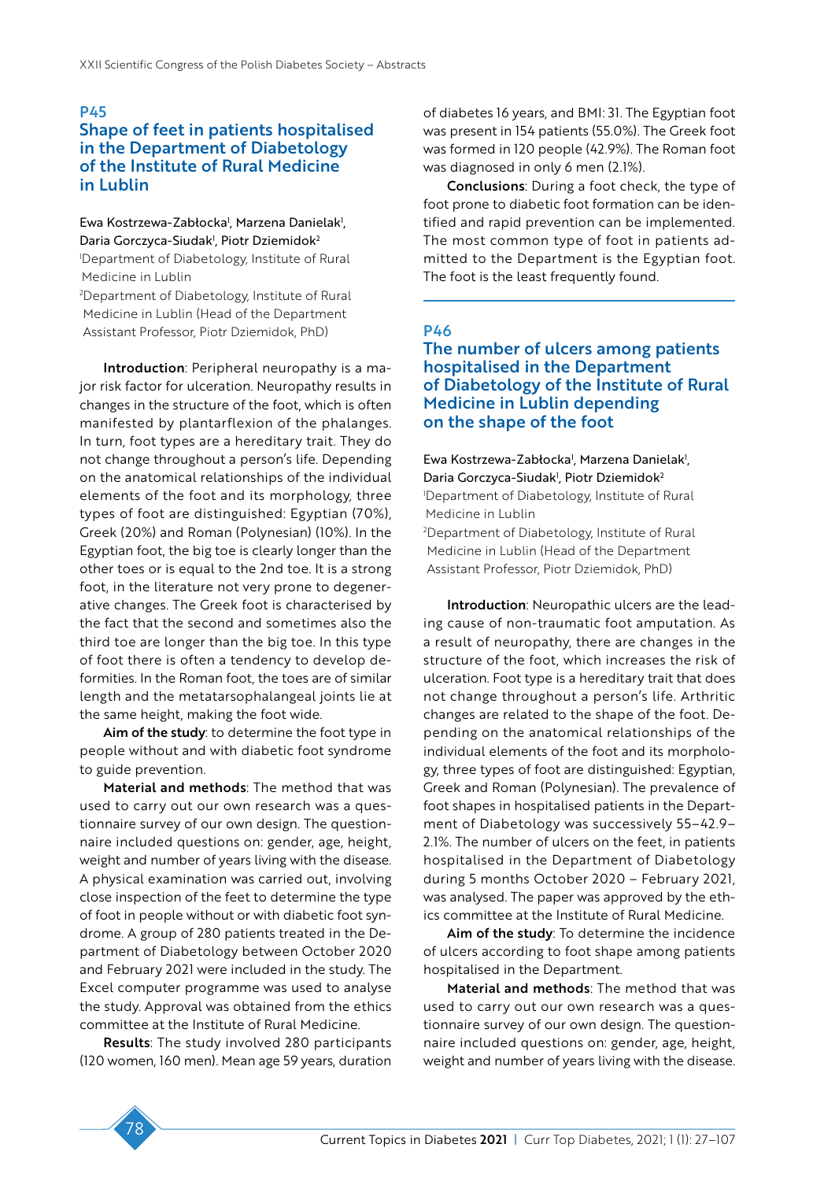## P45

# Shape of feet in patients hospitalised in the Department of Diabetology of the Institute of Rural Medicine in Lublin

Ewa Kostrzewa-Zabłocka[1], Marzena Danielak[1], Daria Gorczyca-Siudak[1], Piotr Dziemidok[2]

[1]Department of Diabetology, Institute of Rural Medicine in Lublin

[2]Department of Diabetology, Institute of Rural Medicine in Lublin (Head of the Department Assistant Professor, Piotr Dziemidok, PhD)

**Introduction**: Peripheral neuropathy is a major risk factor for ulceration. Neuropathy results in changes in the structure of the foot, which is often manifested by plantarflexion of the phalanges. In turn, foot types are a hereditary trait. They do not change throughout a person's life. Depending on the anatomical relationships of the individual elements of the foot and its morphology, three types of foot are distinguished: Egyptian (70%), Greek (20%) and Roman (Polynesian) (10%). In the Egyptian foot, the big toe is clearly longer than the other toes or is equal to the 2nd toe. It is a strong foot, in the literature not very prone to degenerative changes. The Greek foot is characterised by the fact that the second and sometimes also the third toe are longer than the big toe. In this type of foot there is often a tendency to develop deformities. In the Roman foot, the toes are of similar length and the metatarsophalangeal joints lie at the same height, making the foot wide.

**Aim of the study**: to determine the foot type in people without and with diabetic foot syndrome to guide prevention.

**Material and methods**: The method that was used to carry out our own research was a questionnaire survey of our own design. The questionnaire included questions on: gender, age, height, weight and number of years living with the disease. A physical examination was carried out, involving close inspection of the feet to determine the type of foot in people without or with diabetic foot syndrome. A group of 280 patients treated in the Department of Diabetology between October 2020 and February 2021 were included in the study. The Excel computer programme was used to analyse the study. Approval was obtained from the ethics committee at the Institute of Rural Medicine.

**Results**: The study involved 280 participants (120 women, 160 men). Mean age 59 years, duration of diabetes 16 years, and BMI: 31. The Egyptian foot was present in 154 patients (55.0%). The Greek foot was formed in 120 people (42.9%). The Roman foot was diagnosed in only 6 men (2.1%).

**Conclusions**: During a foot check, the type of foot prone to diabetic foot formation can be identified and rapid prevention can be implemented. The most common type of foot in patients admitted to the Department is the Egyptian foot. The foot is the least frequently found.

## P46

# The number of ulcers among patients hospitalised in the Department of Diabetology of the Institute of Rural Medicine in Lublin depending on the shape of the foot

Ewa Kostrzewa-Zabłocka[1], Marzena Danielak[1], Daria Gorczyca-Siudak[1], Piotr Dziemidok[2]

[1]Department of Diabetology, Institute of Rural Medicine in Lublin

[2]Department of Diabetology, Institute of Rural Medicine in Lublin (Head of the Department Assistant Professor, Piotr Dziemidok, PhD)

**Introduction**: Neuropathic ulcers are the leading cause of non-traumatic foot amputation. As a result of neuropathy, there are changes in the structure of the foot, which increases the risk of ulceration. Foot type is a hereditary trait that does not change throughout a person's life. Arthritic changes are related to the shape of the foot. Depending on the anatomical relationships of the individual elements of the foot and its morphology, three types of foot are distinguished: Egyptian, Greek and Roman (Polynesian). The prevalence of foot shapes in hospitalised patients in the Department of Diabetology was successively 55–42.9–2.1%. The number of ulcers on the feet, in patients hospitalised in the Department of Diabetology during 5 months October 2020 – February 2021, was analysed. The paper was approved by the ethics committee at the Institute of Rural Medicine.

**Aim of the study**: To determine the incidence of ulcers according to foot shape among patients hospitalised in the Department.

**Material and methods**: The method that was used to carry out our own research was a questionnaire survey of our own design. The questionnaire included questions on: gender, age, height, weight and number of years living with the disease.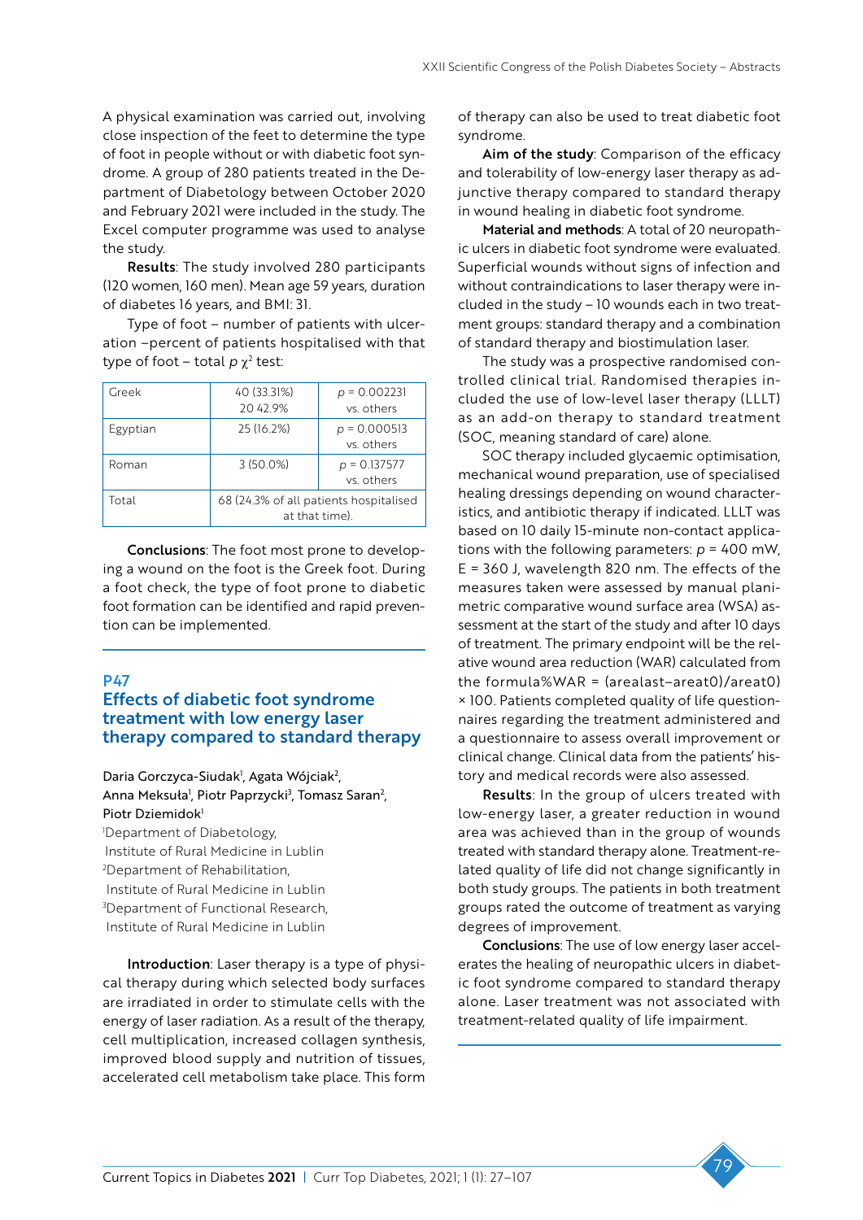A physical examination was carried out, involving close inspection of the feet to determine the type of foot in people without or with diabetic foot syndrome. A group of 280 patients treated in the Department of Diabetology between October 2020 and February 2021 were included in the study. The Excel computer programme was used to analyse the study.

**Results**: The study involved 280 participants (120 women, 160 men). Mean age 59 years, duration of diabetes 16 years, and BMI: 31.

Type of foot – number of patients with ulceration –percent of patients hospitalised with that type of foot – total $p$ $\chi^2$ test:

| | | |
|---|---|---|
| Greek | 40 (33.31%) 20 42.9% | $p$ = 0.002231 vs. others |
| Egyptian | 25 (16.2%) | $p$ = 0.000513 vs. others |
| Roman | 3 (50.0%) | $p$ = 0.137577 vs. others |
| Total | 68 (24.3% of all patients hospitalised at that time). | |

**Conclusions**: The foot most prone to developing a wound on the foot is the Greek foot. During a foot check, the type of foot prone to diabetic foot formation can be identified and rapid prevention can be implemented.

## P47
## Effects of diabetic foot syndrome treatment with low energy laser therapy compared to standard therapy

Daria Gorczyca-Siudak[1], Agata Wójciak[2], Anna Meksuła[1], Piotr Paprzycki[3], Tomasz Saran[2], Piotr Dziemidok[1]

[1]Department of Diabetology, Institute of Rural Medicine in Lublin
[2]Department of Rehabilitation, Institute of Rural Medicine in Lublin
[3]Department of Functional Research, Institute of Rural Medicine in Lublin

**Introduction**: Laser therapy is a type of physical therapy during which selected body surfaces are irradiated in order to stimulate cells with the energy of laser radiation. As a result of the therapy, cell multiplication, increased collagen synthesis, improved blood supply and nutrition of tissues, accelerated cell metabolism take place. This form of therapy can also be used to treat diabetic foot syndrome.

**Aim of the study**: Comparison of the efficacy and tolerability of low-energy laser therapy as adjunctive therapy compared to standard therapy in wound healing in diabetic foot syndrome.

**Material and methods**: A total of 20 neuropathic ulcers in diabetic foot syndrome were evaluated. Superficial wounds without signs of infection and without contraindications to laser therapy were included in the study – 10 wounds each in two treatment groups: standard therapy and a combination of standard therapy and biostimulation laser.

The study was a prospective randomised controlled clinical trial. Randomised therapies included the use of low-level laser therapy (LLLT) as an add-on therapy to standard treatment (SOC, meaning standard of care) alone.

SOC therapy included glycaemic optimisation, mechanical wound preparation, use of specialised healing dressings depending on wound characteristics, and antibiotic therapy if indicated. LLLT was based on 10 daily 15-minute non-contact applications with the following parameters: $p$ = 400 mW, E = 360 J, wavelength 820 nm. The effects of the measures taken were assessed by manual planimetric comparative wound surface area (WSA) assessment at the start of the study and after 10 days of treatment. The primary endpoint will be the relative wound area reduction (WAR) calculated from the formula%WAR = (arealast–areat0)/areat0) × 100. Patients completed quality of life questionnaires regarding the treatment administered and a questionnaire to assess overall improvement or clinical change. Clinical data from the patients' history and medical records were also assessed.

**Results**: In the group of ulcers treated with low-energy laser, a greater reduction in wound area was achieved than in the group of wounds treated with standard therapy alone. Treatment-related quality of life did not change significantly in both study groups. The patients in both treatment groups rated the outcome of treatment as varying degrees of improvement.

**Conclusions**: The use of low energy laser accelerates the healing of neuropathic ulcers in diabetic foot syndrome compared to standard therapy alone. Laser treatment was not associated with treatment-related quality of life impairment.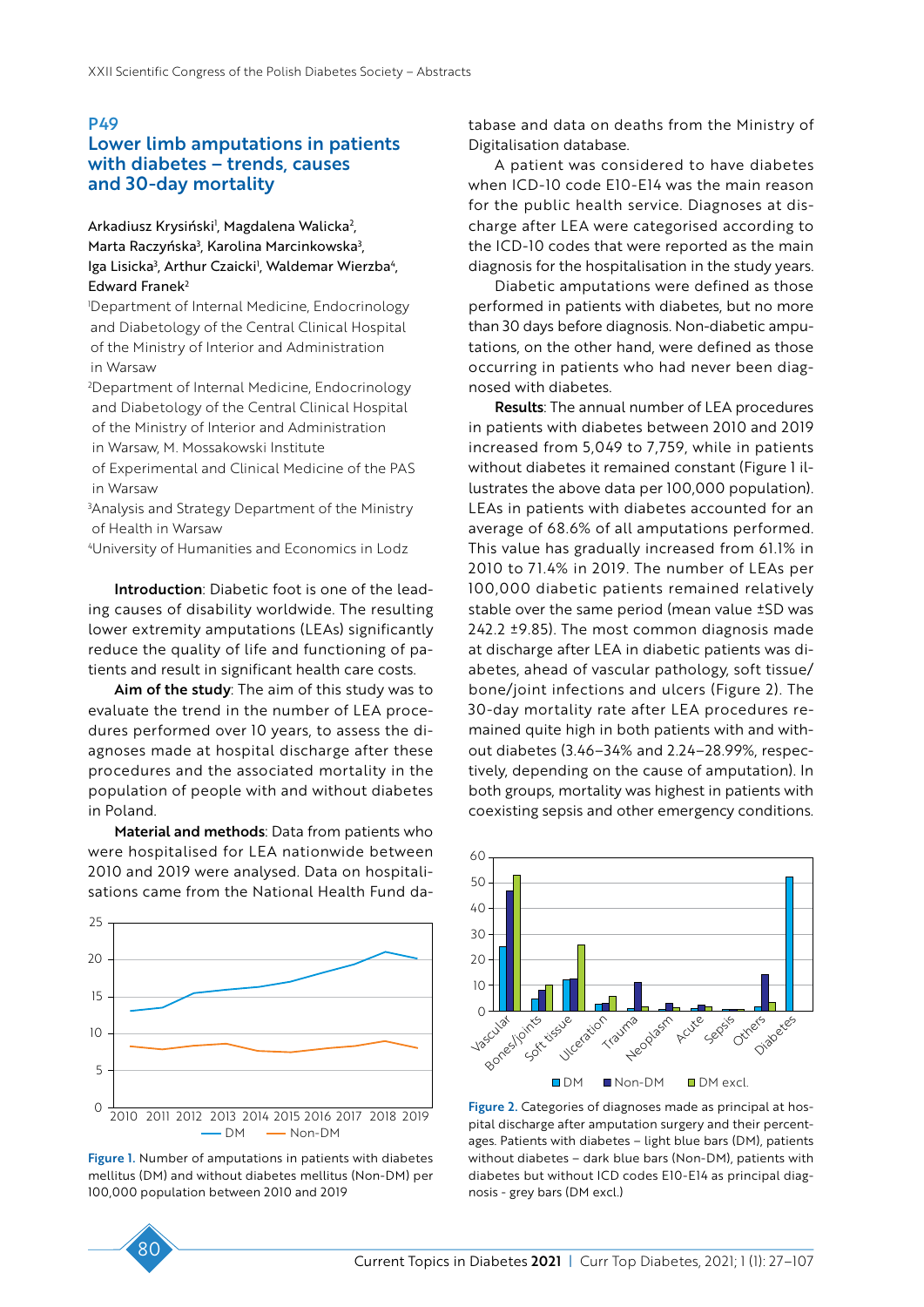## P49

# Lower limb amputations in patients with diabetes – trends, causes and 30-day mortality

Arkadiusz Krysiński[1], Magdalena Walicka[2], Marta Raczyńska[3], Karolina Marcinkowska[3], Iga Lisicka[3], Arthur Czaicki[1], Waldemar Wierzba[4], Edward Franek[2]

[1]Department of Internal Medicine, Endocrinology and Diabetology of the Central Clinical Hospital of the Ministry of Interior and Administration in Warsaw

[2]Department of Internal Medicine, Endocrinology and Diabetology of the Central Clinical Hospital of the Ministry of Interior and Administration in Warsaw, M. Mossakowski Institute of Experimental and Clinical Medicine of the PAS in Warsaw

[3]Analysis and Strategy Department of the Ministry of Health in Warsaw

[4]University of Humanities and Economics in Lodz

**Introduction**: Diabetic foot is one of the leading causes of disability worldwide. The resulting lower extremity amputations (LEAs) significantly reduce the quality of life and functioning of patients and result in significant health care costs.

**Aim of the study**: The aim of this study was to evaluate the trend in the number of LEA procedures performed over 10 years, to assess the diagnoses made at hospital discharge after these procedures and the associated mortality in the population of people with and without diabetes in Poland.

**Material and methods**: Data from patients who were hospitalised for LEA nationwide between 2010 and 2019 were analysed. Data on hospitalisations came from the National Health Fund database and data on deaths from the Ministry of Digitalisation database.

A patient was considered to have diabetes when ICD-10 code E10-E14 was the main reason for the public health service. Diagnoses at discharge after LEA were categorised according to the ICD-10 codes that were reported as the main diagnosis for the hospitalisation in the study years.

Diabetic amputations were defined as those performed in patients with diabetes, but no more than 30 days before diagnosis. Non-diabetic amputations, on the other hand, were defined as those occurring in patients who had never been diagnosed with diabetes.

**Results**: The annual number of LEA procedures in patients with diabetes between 2010 and 2019 increased from 5,049 to 7,759, while in patients without diabetes it remained constant (Figure 1 illustrates the above data per 100,000 population). LEAs in patients with diabetes accounted for an average of 68.6% of all amputations performed. This value has gradually increased from 61.1% in 2010 to 71.4% in 2019. The number of LEAs per 100,000 diabetic patients remained relatively stable over the same period (mean value ±SD was 242.2 ±9.85). The most common diagnosis made at discharge after LEA in diabetic patients was diabetes, ahead of vascular pathology, soft tissue/bone/joint infections and ulcers (Figure 2). The 30-day mortality rate after LEA procedures remained quite high in both patients with and without diabetes (3.46–34% and 2.24–28.99%, respectively, depending on the cause of amputation). In both groups, mortality was highest in patients with coexisting sepsis and other emergency conditions.

Figure 1. Number of amputations in patients with diabetes mellitus (DM) and without diabetes mellitus (Non-DM) per 100,000 population between 2010 and 2019

Figure 2. Categories of diagnoses made as principal at hospital discharge after amputation surgery and their percentages. Patients with diabetes – light blue bars (DM), patients without diabetes – dark blue bars (Non-DM), patients with diabetes but without ICD codes E10-E14 as principal diagnosis - grey bars (DM excl.)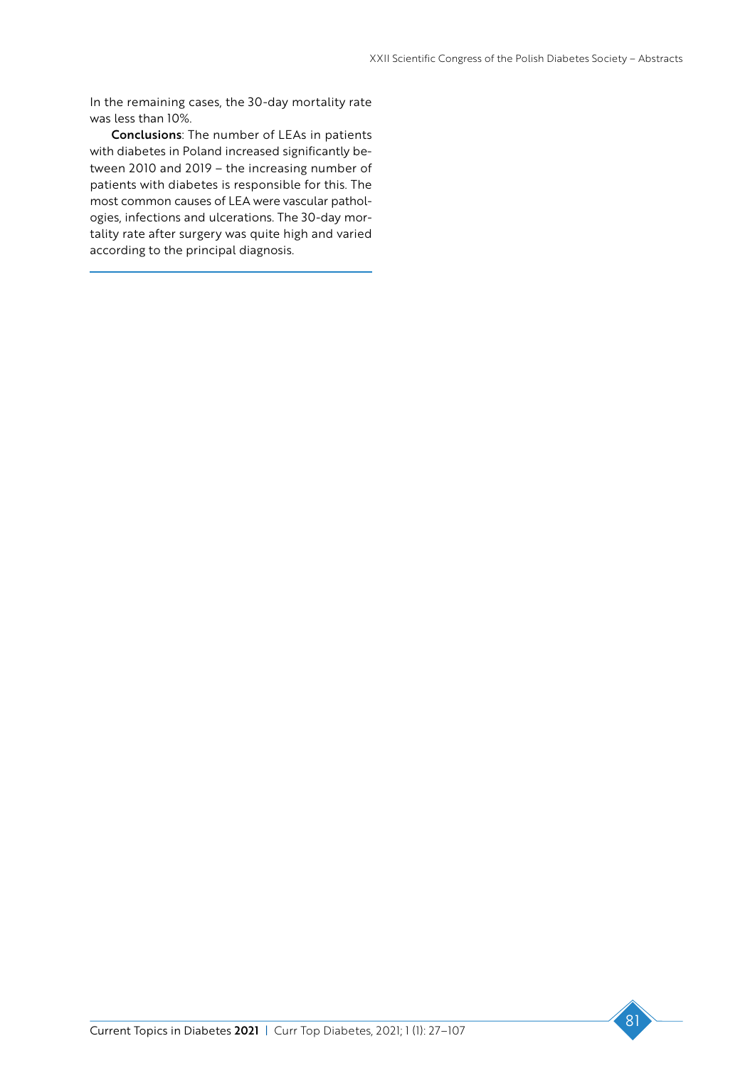In the remaining cases, the 30-day mortality rate was less than 10%.

**Conclusions**: The number of LEAs in patients with diabetes in Poland increased significantly between 2010 and 2019 – the increasing number of patients with diabetes is responsible for this. The most common causes of LEA were vascular pathologies, infections and ulcerations. The 30-day mortality rate after surgery was quite high and varied according to the principal diagnosis.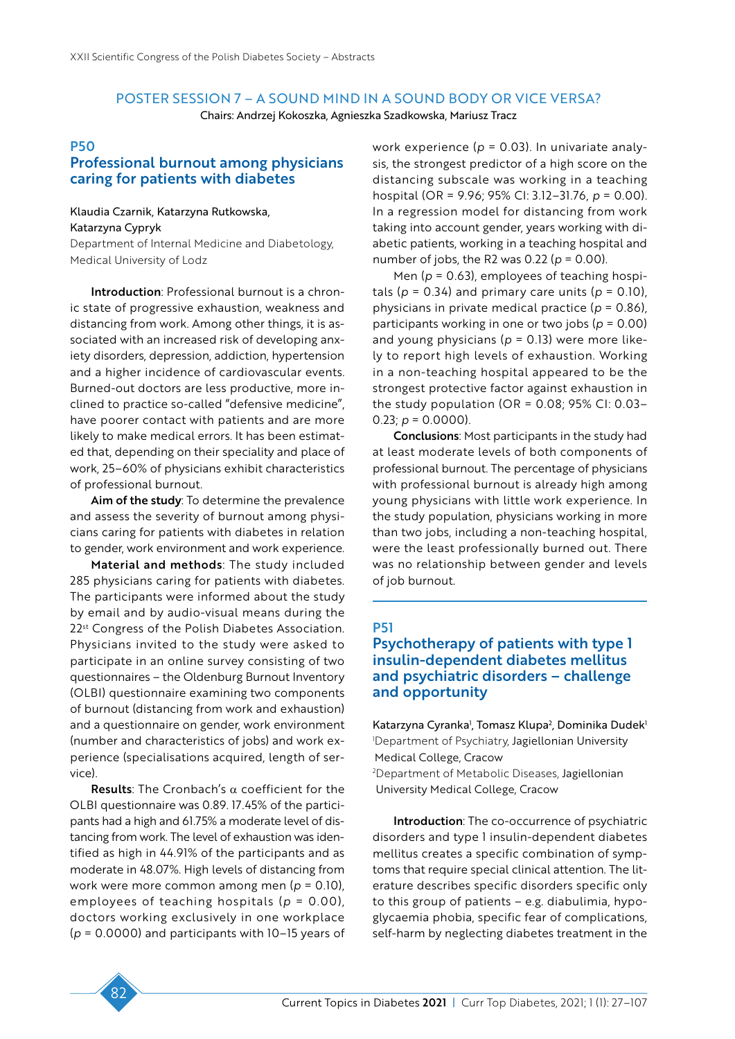## POSTER SESSION 7 – A SOUND MIND IN A SOUND BODY OR VICE VERSA?

Chairs: Andrzej Kokoszka, Agnieszka Szadkowska, Mariusz Tracz

### P50
### Professional burnout among physicians caring for patients with diabetes

Klaudia Czarnik, Katarzyna Rutkowska, Katarzyna Cypryk

Department of Internal Medicine and Diabetology, Medical University of Lodz

**Introduction**: Professional burnout is a chronic state of progressive exhaustion, weakness and distancing from work. Among other things, it is associated with an increased risk of developing anxiety disorders, depression, addiction, hypertension and a higher incidence of cardiovascular events. Burned-out doctors are less productive, more inclined to practice so-called "defensive medicine", have poorer contact with patients and are more likely to make medical errors. It has been estimated that, depending on their speciality and place of work, 25–60% of physicians exhibit characteristics of professional burnout.

**Aim of the study**: To determine the prevalence and assess the severity of burnout among physicians caring for patients with diabetes in relation to gender, work environment and work experience.

**Material and methods**: The study included 285 physicians caring for patients with diabetes. The participants were informed about the study by email and by audio-visual means during the 22[st] Congress of the Polish Diabetes Association. Physicians invited to the study were asked to participate in an online survey consisting of two questionnaires – the Oldenburg Burnout Inventory (OLBI) questionnaire examining two components of burnout (distancing from work and exhaustion) and a questionnaire on gender, work environment (number and characteristics of jobs) and work experience (specialisations acquired, length of service).

**Results**: The Cronbach's $\alpha$ coefficient for the OLBI questionnaire was 0.89. 17.45% of the participants had a high and 61.75% a moderate level of distancing from work. The level of exhaustion was identified as high in 44.91% of the participants and as moderate in 48.07%. High levels of distancing from work were more common among men ($p$ = 0.10), employees of teaching hospitals ($p$ = 0.00), doctors working exclusively in one workplace ($p$ = 0.0000) and participants with 10–15 years of work experience ($p$ = 0.03). In univariate analysis, the strongest predictor of a high score on the distancing subscale was working in a teaching hospital (OR = 9.96; 95% CI: 3.12–31.76, $p$ = 0.00). In a regression model for distancing from work taking into account gender, years working with diabetic patients, working in a teaching hospital and number of jobs, the R2 was 0.22 ($p$ = 0.00).

Men ($p$ = 0.63), employees of teaching hospitals ($p$ = 0.34) and primary care units ($p$ = 0.10), physicians in private medical practice ($p$ = 0.86), participants working in one or two jobs ($p$ = 0.00) and young physicians ($p$ = 0.13) were more likely to report high levels of exhaustion. Working in a non-teaching hospital appeared to be the strongest protective factor against exhaustion in the study population (OR = 0.08; 95% CI: 0.03–0.23; $p$ = 0.0000).

**Conclusions**: Most participants in the study had at least moderate levels of both components of professional burnout. The percentage of physicians with professional burnout is already high among young physicians with little work experience. In the study population, physicians working in more than two jobs, including a non-teaching hospital, were the least professionally burned out. There was no relationship between gender and levels of job burnout.

### P51
### Psychotherapy of patients with type 1 insulin-dependent diabetes mellitus and psychiatric disorders – challenge and opportunity

Katarzyna Cyranka[1], Tomasz Klupa[2], Dominika Dudek[1]

[1]Department of Psychiatry, Jagiellonian University Medical College, Cracow

[2]Department of Metabolic Diseases, Jagiellonian University Medical College, Cracow

**Introduction**: The co-occurrence of psychiatric disorders and type 1 insulin-dependent diabetes mellitus creates a specific combination of symptoms that require special clinical attention. The literature describes specific disorders specific only to this group of patients – e.g. diabulimia, hypoglycaemia phobia, specific fear of complications, self-harm by neglecting diabetes treatment in the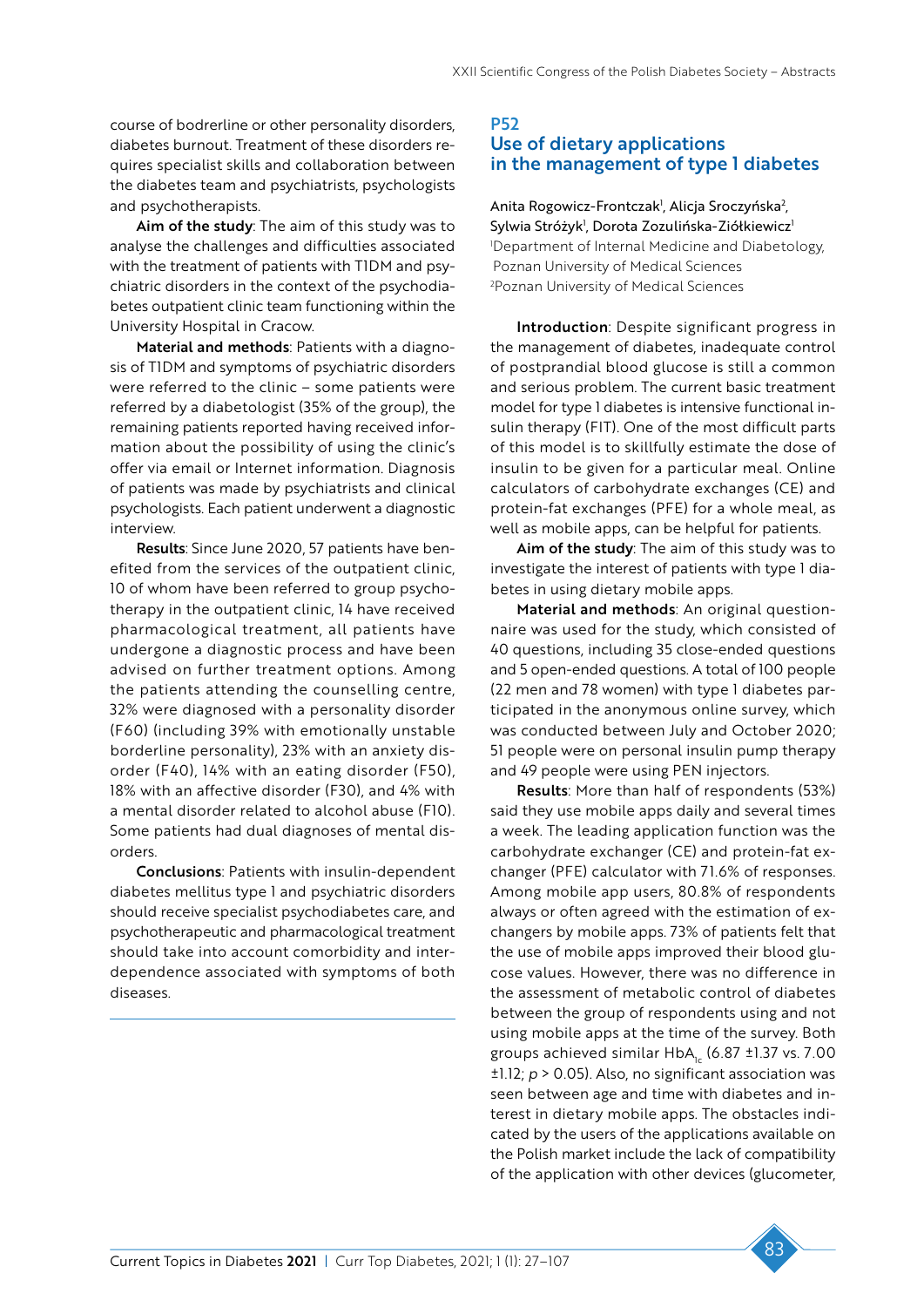course of bodrerline or other personality disorders, diabetes burnout. Treatment of these disorders requires specialist skills and collaboration between the diabetes team and psychiatrists, psychologists and psychotherapists.

**Aim of the study**: The aim of this study was to analyse the challenges and difficulties associated with the treatment of patients with T1DM and psychiatric disorders in the context of the psychodiabetes outpatient clinic team functioning within the University Hospital in Cracow.

**Material and methods**: Patients with a diagnosis of T1DM and symptoms of psychiatric disorders were referred to the clinic – some patients were referred by a diabetologist (35% of the group), the remaining patients reported having received information about the possibility of using the clinic's offer via email or Internet information. Diagnosis of patients was made by psychiatrists and clinical psychologists. Each patient underwent a diagnostic interview.

**Results**: Since June 2020, 57 patients have benefited from the services of the outpatient clinic, 10 of whom have been referred to group psychotherapy in the outpatient clinic, 14 have received pharmacological treatment, all patients have undergone a diagnostic process and have been advised on further treatment options. Among the patients attending the counselling centre, 32% were diagnosed with a personality disorder (F60) (including 39% with emotionally unstable borderline personality), 23% with an anxiety disorder (F40), 14% with an eating disorder (F50), 18% with an affective disorder (F30), and 4% with a mental disorder related to alcohol abuse (F10). Some patients had dual diagnoses of mental disorders.

**Conclusions**: Patients with insulin-dependent diabetes mellitus type 1 and psychiatric disorders should receive specialist psychodiabetes care, and psychotherapeutic and pharmacological treatment should take into account comorbidity and interdependence associated with symptoms of both diseases.

## P52
## Use of dietary applications in the management of type 1 diabetes

Anita Rogowicz-Frontczak[1], Alicja Sroczyńska[2], Sylwia Stróżyk[1], Dorota Zozulińska-Ziółkiewicz[1]

[1]Department of Internal Medicine and Diabetology, Poznan University of Medical Sciences
[2]Poznan University of Medical Sciences

**Introduction**: Despite significant progress in the management of diabetes, inadequate control of postprandial blood glucose is still a common and serious problem. The current basic treatment model for type 1 diabetes is intensive functional insulin therapy (FIT). One of the most difficult parts of this model is to skillfully estimate the dose of insulin to be given for a particular meal. Online calculators of carbohydrate exchanges (CE) and protein-fat exchanges (PFE) for a whole meal, as well as mobile apps, can be helpful for patients.

**Aim of the study**: The aim of this study was to investigate the interest of patients with type 1 diabetes in using dietary mobile apps.

**Material and methods**: An original questionnaire was used for the study, which consisted of 40 questions, including 35 close-ended questions and 5 open-ended questions. A total of 100 people (22 men and 78 women) with type 1 diabetes participated in the anonymous online survey, which was conducted between July and October 2020; 51 people were on personal insulin pump therapy and 49 people were using PEN injectors.

**Results**: More than half of respondents (53%) said they use mobile apps daily and several times a week. The leading application function was the carbohydrate exchanger (CE) and protein-fat exchanger (PFE) calculator with 71.6% of responses. Among mobile app users, 80.8% of respondents always or often agreed with the estimation of exchangers by mobile apps. 73% of patients felt that the use of mobile apps improved their blood glucose values. However, there was no difference in the assessment of metabolic control of diabetes between the group of respondents using and not using mobile apps at the time of the survey. Both groups achieved similar $HbA_{1c}$ (6.87 ±1.37 vs. 7.00 ±1.12; $p > 0.05$). Also, no significant association was seen between age and time with diabetes and interest in dietary mobile apps. The obstacles indicated by the users of the applications available on the Polish market include the lack of compatibility of the application with other devices (glucometer,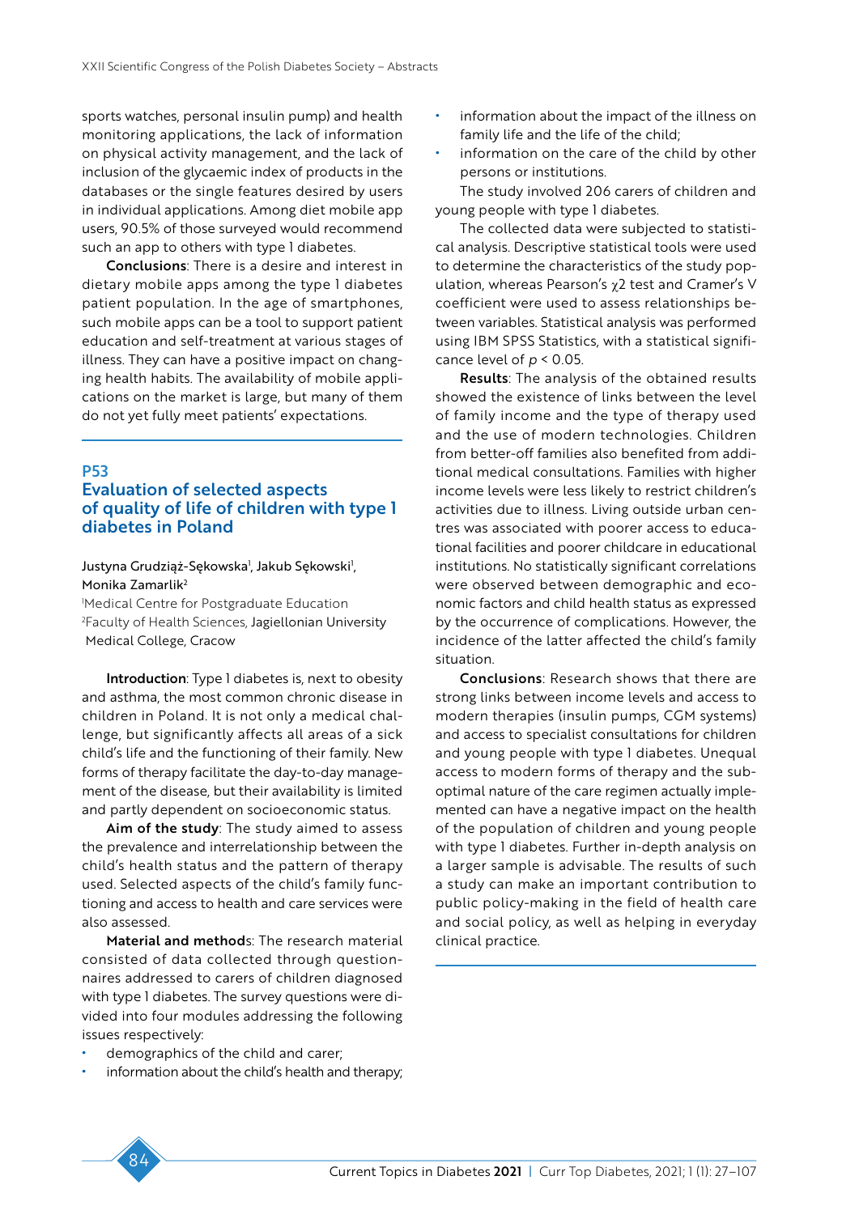sports watches, personal insulin pump) and health monitoring applications, the lack of information on physical activity management, and the lack of inclusion of the glycaemic index of products in the databases or the single features desired by users in individual applications. Among diet mobile app users, 90.5% of those surveyed would recommend such an app to others with type 1 diabetes.

**Conclusions**: There is a desire and interest in dietary mobile apps among the type 1 diabetes patient population. In the age of smartphones, such mobile apps can be a tool to support patient education and self-treatment at various stages of illness. They can have a positive impact on changing health habits. The availability of mobile applications on the market is large, but many of them do not yet fully meet patients' expectations.

## P53
## Evaluation of selected aspects of quality of life of children with type 1 diabetes in Poland

Justyna Grudziąż-Sękowska[1], Jakub Sękowski[1], Monika Zamarlik[2]

[1]Medical Centre for Postgraduate Education
[2]Faculty of Health Sciences, Jagiellonian University Medical College, Cracow

**Introduction**: Type 1 diabetes is, next to obesity and asthma, the most common chronic disease in children in Poland. It is not only a medical challenge, but significantly affects all areas of a sick child's life and the functioning of their family. New forms of therapy facilitate the day-to-day management of the disease, but their availability is limited and partly dependent on socioeconomic status.

**Aim of the study**: The study aimed to assess the prevalence and interrelationship between the child's health status and the pattern of therapy used. Selected aspects of the child's family functioning and access to health and care services were also assessed.

**Material and methods**: The research material consisted of data collected through questionnaires addressed to carers of children diagnosed with type 1 diabetes. The survey questions were divided into four modules addressing the following issues respectively:

- demographics of the child and carer;
- information about the child's health and therapy;
- information about the impact of the illness on family life and the life of the child;
- information on the care of the child by other persons or institutions.

The study involved 206 carers of children and young people with type 1 diabetes.

The collected data were subjected to statistical analysis. Descriptive statistical tools were used to determine the characteristics of the study population, whereas Pearson's $\chi 2$ test and Cramer's V coefficient were used to assess relationships between variables. Statistical analysis was performed using IBM SPSS Statistics, with a statistical significance level of $p < 0.05$.

**Results**: The analysis of the obtained results showed the existence of links between the level of family income and the type of therapy used and the use of modern technologies. Children from better-off families also benefited from additional medical consultations. Families with higher income levels were less likely to restrict children's activities due to illness. Living outside urban centres was associated with poorer access to educational facilities and poorer childcare in educational institutions. No statistically significant correlations were observed between demographic and economic factors and child health status as expressed by the occurrence of complications. However, the incidence of the latter affected the child's family situation.

**Conclusions**: Research shows that there are strong links between income levels and access to modern therapies (insulin pumps, CGM systems) and access to specialist consultations for children and young people with type 1 diabetes. Unequal access to modern forms of therapy and the suboptimal nature of the care regimen actually implemented can have a negative impact on the health of the population of children and young people with type 1 diabetes. Further in-depth analysis on a larger sample is advisable. The results of such a study can make an important contribution to public policy-making in the field of health care and social policy, as well as helping in everyday clinical practice.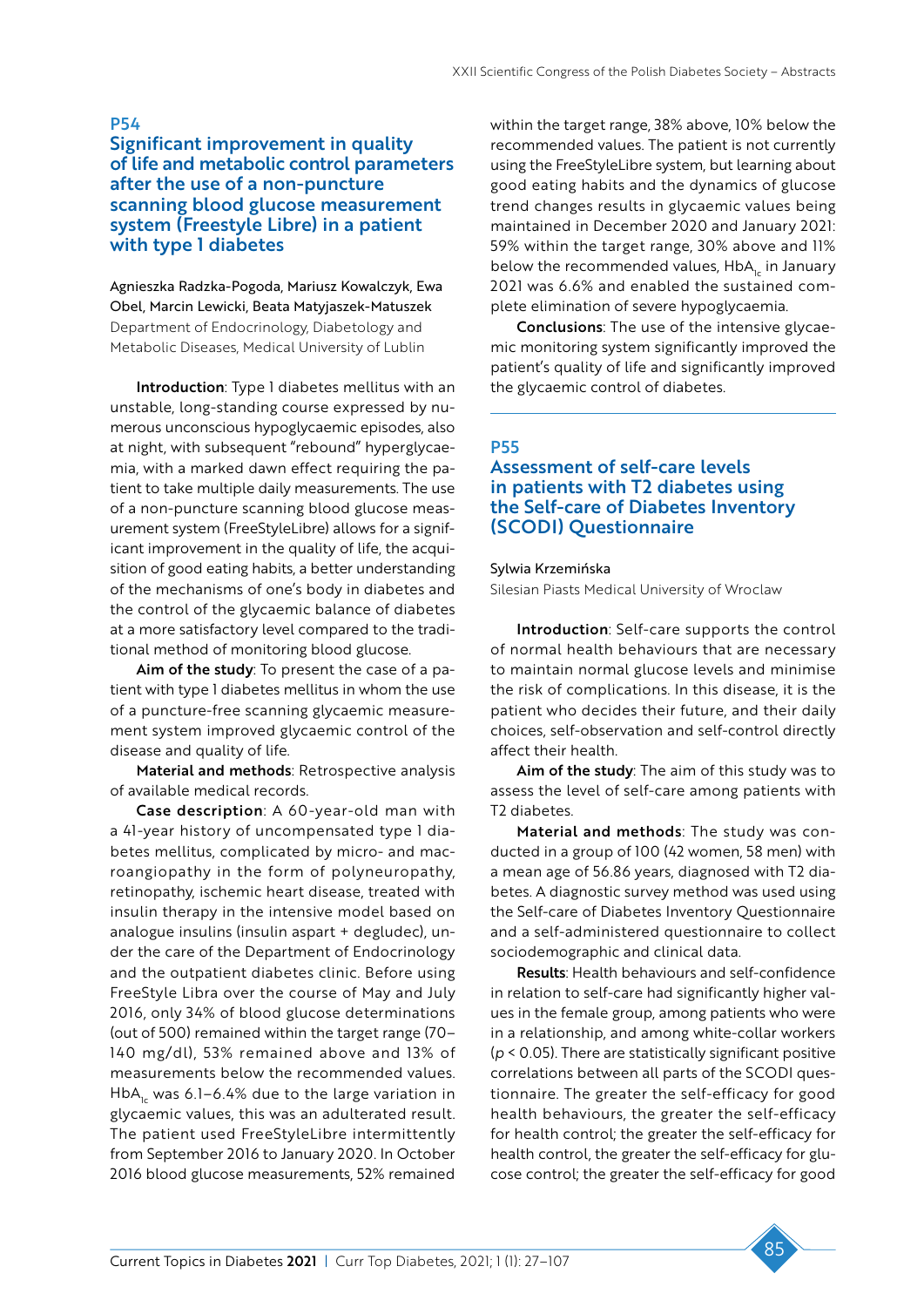## P54

## Significant improvement in quality of life and metabolic control parameters after the use of a non-puncture scanning blood glucose measurement system (Freestyle Libre) in a patient with type 1 diabetes

Agnieszka Radzka-Pogoda, Mariusz Kowalczyk, Ewa Obel, Marcin Lewicki, Beata Matyjaszek-Matuszek

Department of Endocrinology, Diabetology and Metabolic Diseases, Medical University of Lublin

**Introduction**: Type 1 diabetes mellitus with an unstable, long-standing course expressed by numerous unconscious hypoglycaemic episodes, also at night, with subsequent "rebound" hyperglycaemia, with a marked dawn effect requiring the patient to take multiple daily measurements. The use of a non-puncture scanning blood glucose measurement system (FreeStyleLibre) allows for a significant improvement in the quality of life, the acquisition of good eating habits, a better understanding of the mechanisms of one's body in diabetes and the control of the glycaemic balance of diabetes at a more satisfactory level compared to the traditional method of monitoring blood glucose.

**Aim of the study**: To present the case of a patient with type 1 diabetes mellitus in whom the use of a puncture-free scanning glycaemic measurement system improved glycaemic control of the disease and quality of life.

**Material and methods**: Retrospective analysis of available medical records.

**Case description**: A 60-year-old man with a 41-year history of uncompensated type 1 diabetes mellitus, complicated by micro- and macroangiopathy in the form of polyneuropathy, retinopathy, ischemic heart disease, treated with insulin therapy in the intensive model based on analogue insulins (insulin aspart + degludec), under the care of the Department of Endocrinology and the outpatient diabetes clinic. Before using FreeStyle Libra over the course of May and July 2016, only 34% of blood glucose determinations (out of 500) remained within the target range (70–140 mg/dl), 53% remained above and 13% of measurements below the recommended values. $HbA_{1c}$ was 6.1–6.4% due to the large variation in glycaemic values, this was an adulterated result. The patient used FreeStyleLibre intermittently from September 2016 to January 2020. In October 2016 blood glucose measurements, 52% remained within the target range, 38% above, 10% below the recommended values. The patient is not currently using the FreeStyleLibre system, but learning about good eating habits and the dynamics of glucose trend changes results in glycaemic values being maintained in December 2020 and January 2021: 59% within the target range, 30% above and 11% below the recommended values, $HbA_{1c}$ in January 2021 was 6.6% and enabled the sustained complete elimination of severe hypoglycaemia.

**Conclusions**: The use of the intensive glycaemic monitoring system significantly improved the patient's quality of life and significantly improved the glycaemic control of diabetes.

## P55

## Assessment of self-care levels in patients with T2 diabetes using the Self-care of Diabetes Inventory (SCODI) Questionnaire

Sylwia Krzemińska

Silesian Piasts Medical University of Wroclaw

**Introduction**: Self-care supports the control of normal health behaviours that are necessary to maintain normal glucose levels and minimise the risk of complications. In this disease, it is the patient who decides their future, and their daily choices, self-observation and self-control directly affect their health.

**Aim of the study**: The aim of this study was to assess the level of self-care among patients with T2 diabetes.

**Material and methods**: The study was conducted in a group of 100 (42 women, 58 men) with a mean age of 56.86 years, diagnosed with T2 diabetes. A diagnostic survey method was used using the Self-care of Diabetes Inventory Questionnaire and a self-administered questionnaire to collect sociodemographic and clinical data.

**Results**: Health behaviours and self-confidence in relation to self-care had significantly higher values in the female group, among patients who were in a relationship, and among white-collar workers ($p < 0.05$). There are statistically significant positive correlations between all parts of the SCODI questionnaire. The greater the self-efficacy for good health behaviours, the greater the self-efficacy for health control; the greater the self-efficacy for health control, the greater the self-efficacy for glucose control; the greater the self-efficacy for good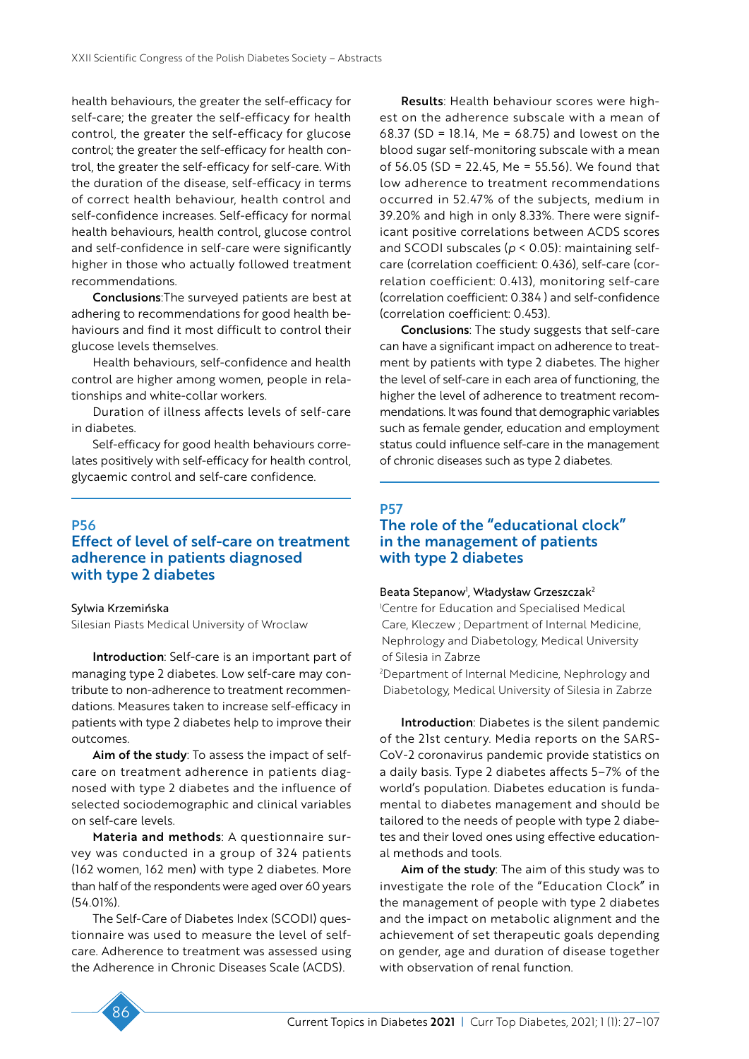health behaviours, the greater the self-efficacy for self-care; the greater the self-efficacy for health control, the greater the self-efficacy for glucose control; the greater the self-efficacy for health control, the greater the self-efficacy for self-care. With the duration of the disease, self-efficacy in terms of correct health behaviour, health control and self-confidence increases. Self-efficacy for normal health behaviours, health control, glucose control and self-confidence in self-care were significantly higher in those who actually followed treatment recommendations.

**Conclusions**:The surveyed patients are best at adhering to recommendations for good health behaviours and find it most difficult to control their glucose levels themselves.

Health behaviours, self-confidence and health control are higher among women, people in relationships and white-collar workers.

Duration of illness affects levels of self-care in diabetes.

Self-efficacy for good health behaviours correlates positively with self-efficacy for health control, glycaemic control and self-care confidence.

## P56
## Effect of level of self-care on treatment adherence in patients diagnosed with type 2 diabetes

Sylwia Krzemińska

Silesian Piasts Medical University of Wroclaw

**Introduction**: Self-care is an important part of managing type 2 diabetes. Low self-care may contribute to non-adherence to treatment recommendations. Measures taken to increase self-efficacy in patients with type 2 diabetes help to improve their outcomes.

**Aim of the study**: To assess the impact of self-care on treatment adherence in patients diagnosed with type 2 diabetes and the influence of selected sociodemographic and clinical variables on self-care levels.

**Materia and methods**: A questionnaire survey was conducted in a group of 324 patients (162 women, 162 men) with type 2 diabetes. More than half of the respondents were aged over 60 years (54.01%).

The Self-Care of Diabetes Index (SCODI) questionnaire was used to measure the level of self-care. Adherence to treatment was assessed using the Adherence in Chronic Diseases Scale (ACDS).

**Results**: Health behaviour scores were highest on the adherence subscale with a mean of 68.37 (SD = 18.14, Me = 68.75) and lowest on the blood sugar self-monitoring subscale with a mean of 56.05 (SD = 22.45, Me = 55.56). We found that low adherence to treatment recommendations occurred in 52.47% of the subjects, medium in 39.20% and high in only 8.33%. There were significant positive correlations between ACDS scores and SCODI subscales ($p < 0.05$): maintaining self-care (correlation coefficient: 0.436), self-care (correlation coefficient: 0.413), monitoring self-care (correlation coefficient: 0.384 ) and self-confidence (correlation coefficient: 0.453).

**Conclusions**: The study suggests that self-care can have a significant impact on adherence to treatment by patients with type 2 diabetes. The higher the level of self-care in each area of functioning, the higher the level of adherence to treatment recommendations. It was found that demographic variables such as female gender, education and employment status could influence self-care in the management of chronic diseases such as type 2 diabetes.

## P57
## The role of the "educational clock" in the management of patients with type 2 diabetes

Beata Stepanow[1], Władysław Grzeszczak[2]

[1]Centre for Education and Specialised Medical Care, Kleczew ; Department of Internal Medicine, Nephrology and Diabetology, Medical University of Silesia in Zabrze

[2]Department of Internal Medicine, Nephrology and Diabetology, Medical University of Silesia in Zabrze

**Introduction**: Diabetes is the silent pandemic of the 21st century. Media reports on the SARS-CoV-2 coronavirus pandemic provide statistics on a daily basis. Type 2 diabetes affects 5–7% of the world's population. Diabetes education is fundamental to diabetes management and should be tailored to the needs of people with type 2 diabetes and their loved ones using effective educational methods and tools.

**Aim of the study**: The aim of this study was to investigate the role of the "Education Clock" in the management of people with type 2 diabetes and the impact on metabolic alignment and the achievement of set therapeutic goals depending on gender, age and duration of disease together with observation of renal function.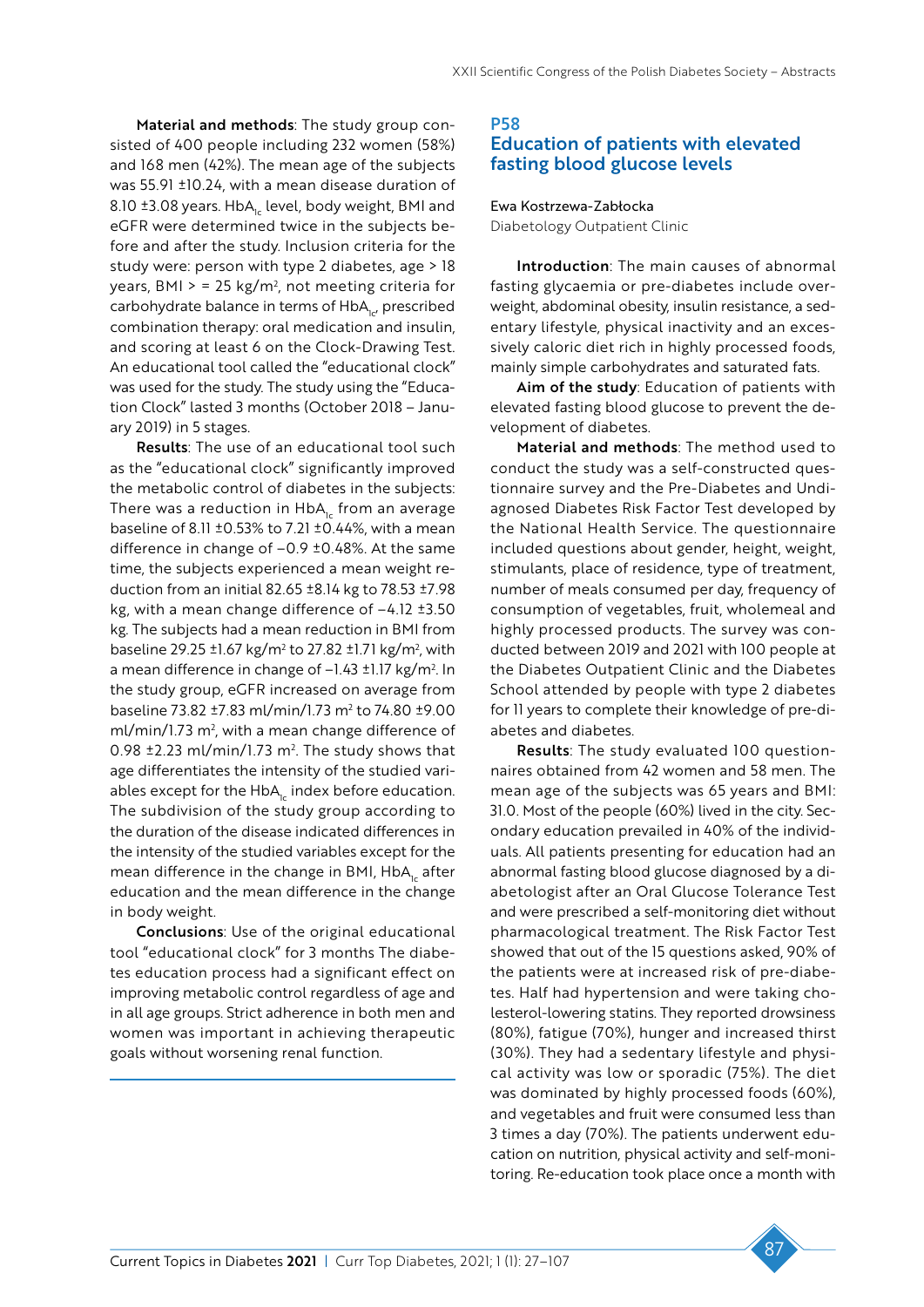**Material and methods**: The study group consisted of 400 people including 232 women (58%) and 168 men (42%). The mean age of the subjects was 55.91 ±10.24, with a mean disease duration of 8.10 ±3.08 years. $HbA_{1c}$ level, body weight, BMI and eGFR were determined twice in the subjects before and after the study. Inclusion criteria for the study were: person with type 2 diabetes, age > 18 years, BMI > = 25 kg/m², not meeting criteria for carbohydrate balance in terms of $HbA_{1c}$, prescribed combination therapy: oral medication and insulin, and scoring at least 6 on the Clock-Drawing Test. An educational tool called the "educational clock" was used for the study. The study using the "Education Clock" lasted 3 months (October 2018 – January 2019) in 5 stages.

**Results**: The use of an educational tool such as the "educational clock" significantly improved the metabolic control of diabetes in the subjects: There was a reduction in $HbA_{1c}$ from an average baseline of 8.11 ±0.53% to 7.21 ±0.44%, with a mean difference in change of –0.9 ±0.48%. At the same time, the subjects experienced a mean weight reduction from an initial 82.65 ±8.14 kg to 78.53 ±7.98 kg, with a mean change difference of –4.12 ±3.50 kg. The subjects had a mean reduction in BMI from baseline 29.25 ±1.67 kg/m² to 27.82 ±1.71 kg/m², with a mean difference in change of –1.43 ±1.17 kg/m². In the study group, eGFR increased on average from baseline 73.82 ±7.83 ml/min/1.73 m² to 74.80 ±9.00 ml/min/1.73 m², with a mean change difference of 0.98 ±2.23 ml/min/1.73 m². The study shows that age differentiates the intensity of the studied variables except for the $HbA_{1c}$ index before education. The subdivision of the study group according to the duration of the disease indicated differences in the intensity of the studied variables except for the mean difference in the change in BMI, $HbA_{1c}$ after education and the mean difference in the change in body weight.

**Conclusions**: Use of the original educational tool "educational clock" for 3 months The diabetes education process had a significant effect on improving metabolic control regardless of age and in all age groups. Strict adherence in both men and women was important in achieving therapeutic goals without worsening renal function.

## P58
## Education of patients with elevated fasting blood glucose levels

Ewa Kostrzewa-Zabłocka

Diabetology Outpatient Clinic

**Introduction**: The main causes of abnormal fasting glycaemia or pre-diabetes include overweight, abdominal obesity, insulin resistance, a sedentary lifestyle, physical inactivity and an excessively caloric diet rich in highly processed foods, mainly simple carbohydrates and saturated fats.

**Aim of the study**: Education of patients with elevated fasting blood glucose to prevent the development of diabetes.

**Material and methods**: The method used to conduct the study was a self-constructed questionnaire survey and the Pre-Diabetes and Undiagnosed Diabetes Risk Factor Test developed by the National Health Service. The questionnaire included questions about gender, height, weight, stimulants, place of residence, type of treatment, number of meals consumed per day, frequency of consumption of vegetables, fruit, wholemeal and highly processed products. The survey was conducted between 2019 and 2021 with 100 people at the Diabetes Outpatient Clinic and the Diabetes School attended by people with type 2 diabetes for 11 years to complete their knowledge of pre-diabetes and diabetes.

**Results**: The study evaluated 100 questionnaires obtained from 42 women and 58 men. The mean age of the subjects was 65 years and BMI: 31.0. Most of the people (60%) lived in the city. Secondary education prevailed in 40% of the individuals. All patients presenting for education had an abnormal fasting blood glucose diagnosed by a diabetologist after an Oral Glucose Tolerance Test and were prescribed a self-monitoring diet without pharmacological treatment. The Risk Factor Test showed that out of the 15 questions asked, 90% of the patients were at increased risk of pre-diabetes. Half had hypertension and were taking cholesterol-lowering statins. They reported drowsiness (80%), fatigue (70%), hunger and increased thirst (30%). They had a sedentary lifestyle and physical activity was low or sporadic (75%). The diet was dominated by highly processed foods (60%), and vegetables and fruit were consumed less than 3 times a day (70%). The patients underwent education on nutrition, physical activity and self-monitoring. Re-education took place once a month with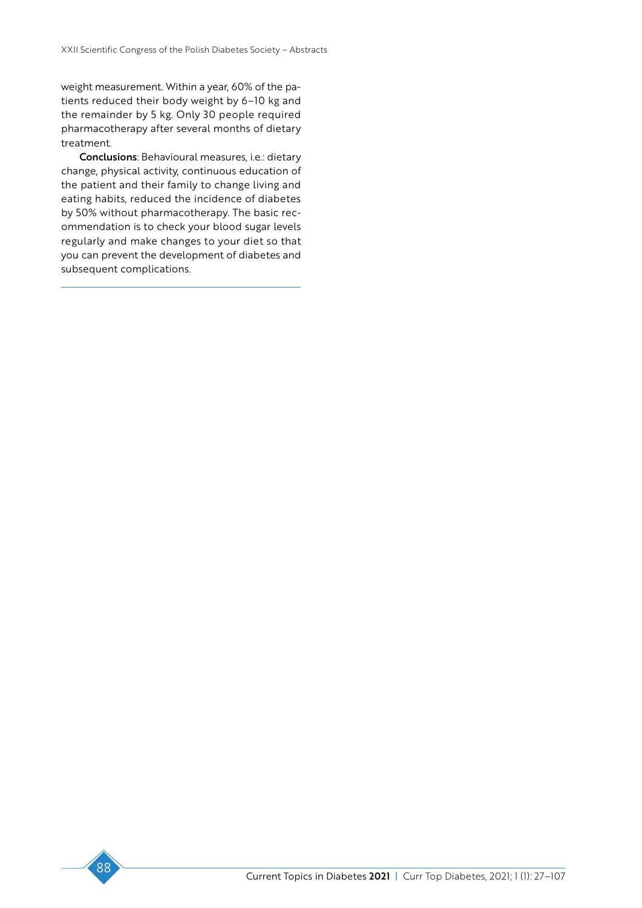weight measurement. Within a year, 60% of the patients reduced their body weight by 6–10 kg and the remainder by 5 kg. Only 30 people required pharmacotherapy after several months of dietary treatment.

**Conclusions**: Behavioural measures, i.e.: dietary change, physical activity, continuous education of the patient and their family to change living and eating habits, reduced the incidence of diabetes by 50% without pharmacotherapy. The basic recommendation is to check your blood sugar levels regularly and make changes to your diet so that you can prevent the development of diabetes and subsequent complications.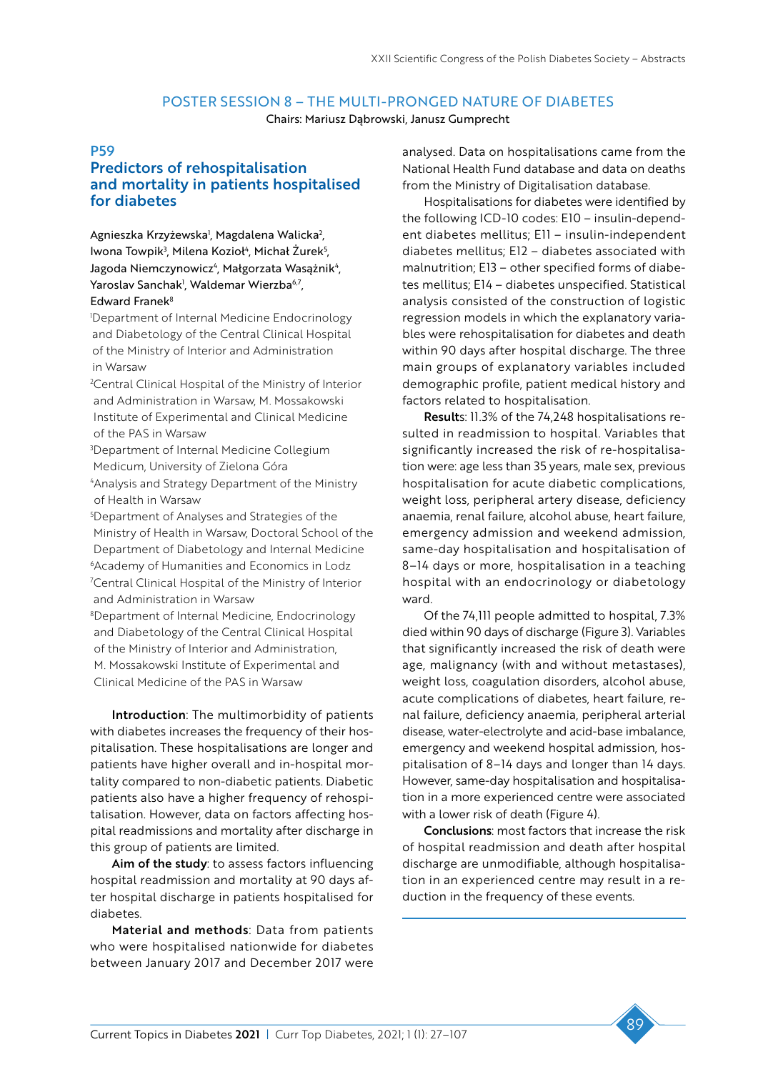## POSTER SESSION 8 – THE MULTI-PRONGED NATURE OF DIABETES

Chairs: Mariusz Dąbrowski, Janusz Gumprecht

### P59

### Predictors of rehospitalisation and mortality in patients hospitalised for diabetes

Agnieszka Krzyżewska[1], Magdalena Walicka[2], Iwona Towpik[3], Milena Kozioł[4], Michał Żurek[5], Jagoda Niemczynowicz[4], Małgorzata Wasążnik[4], Yaroslav Sanchak[1], Waldemar Wierzba[6,7], Edward Franek[8]

[1]Department of Internal Medicine Endocrinology and Diabetology of the Central Clinical Hospital of the Ministry of Interior and Administration in Warsaw

[2]Central Clinical Hospital of the Ministry of Interior and Administration in Warsaw, M. Mossakowski Institute of Experimental and Clinical Medicine of the PAS in Warsaw

[3]Department of Internal Medicine Collegium Medicum, University of Zielona Góra

[4]Analysis and Strategy Department of the Ministry of Health in Warsaw

[5]Department of Analyses and Strategies of the Ministry of Health in Warsaw, Doctoral School of the Department of Diabetology and Internal Medicine

[6]Academy of Humanities and Economics in Lodz

[7]Central Clinical Hospital of the Ministry of Interior and Administration in Warsaw

[8]Department of Internal Medicine, Endocrinology and Diabetology of the Central Clinical Hospital of the Ministry of Interior and Administration, M. Mossakowski Institute of Experimental and Clinical Medicine of the PAS in Warsaw

**Introduction**: The multimorbidity of patients with diabetes increases the frequency of their hospitalisation. These hospitalisations are longer and patients have higher overall and in-hospital mortality compared to non-diabetic patients. Diabetic patients also have a higher frequency of rehospitalisation. However, data on factors affecting hospital readmissions and mortality after discharge in this group of patients are limited.

**Aim of the study**: to assess factors influencing hospital readmission and mortality at 90 days after hospital discharge in patients hospitalised for diabetes.

**Material and methods**: Data from patients who were hospitalised nationwide for diabetes between January 2017 and December 2017 were analysed. Data on hospitalisations came from the National Health Fund database and data on deaths from the Ministry of Digitalisation database.

Hospitalisations for diabetes were identified by the following ICD-10 codes: E10 – insulin-dependent diabetes mellitus; E11 – insulin-independent diabetes mellitus; E12 – diabetes associated with malnutrition; E13 – other specified forms of diabetes mellitus; E14 – diabetes unspecified. Statistical analysis consisted of the construction of logistic regression models in which the explanatory variables were rehospitalisation for diabetes and death within 90 days after hospital discharge. The three main groups of explanatory variables included demographic profile, patient medical history and factors related to hospitalisation.

**Results**: 11.3% of the 74,248 hospitalisations resulted in readmission to hospital. Variables that significantly increased the risk of re-hospitalisation were: age less than 35 years, male sex, previous hospitalisation for acute diabetic complications, weight loss, peripheral artery disease, deficiency anaemia, renal failure, alcohol abuse, heart failure, emergency admission and weekend admission, same-day hospitalisation and hospitalisation of 8–14 days or more, hospitalisation in a teaching hospital with an endocrinology or diabetology ward.

Of the 74,111 people admitted to hospital, 7.3% died within 90 days of discharge (Figure 3). Variables that significantly increased the risk of death were age, malignancy (with and without metastases), weight loss, coagulation disorders, alcohol abuse, acute complications of diabetes, heart failure, renal failure, deficiency anaemia, peripheral arterial disease, water-electrolyte and acid-base imbalance, emergency and weekend hospital admission, hospitalisation of 8–14 days and longer than 14 days. However, same-day hospitalisation and hospitalisation in a more experienced centre were associated with a lower risk of death (Figure 4).

**Conclusions**: most factors that increase the risk of hospital readmission and death after hospital discharge are unmodifiable, although hospitalisation in an experienced centre may result in a reduction in the frequency of these events.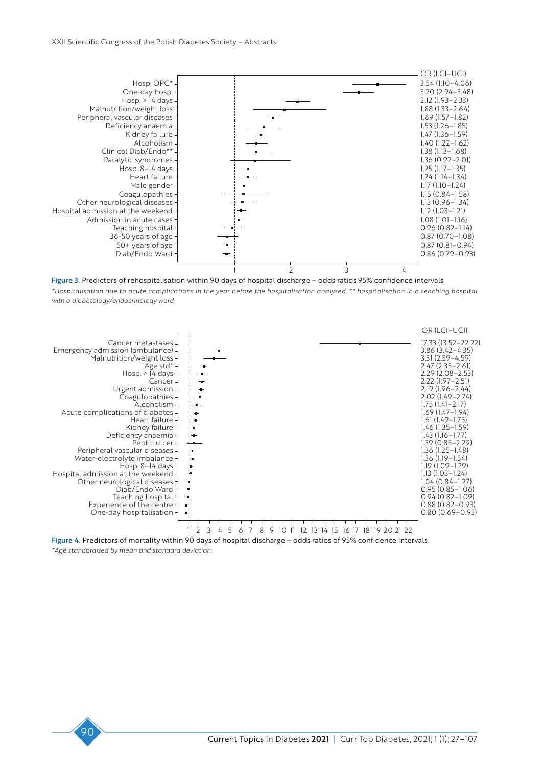| | OR (LCI–UCI) |
|---|---|
| Hosp. OPC* | 3.54 (1.10–4.06) |
| One-day hosp. | 3.20 (2.94–3.48) |
| Hosp. > 14 days | 2.12 (1.93–2.33) |
| Malnutrition/weight loss | 1.88 (1.33–2.64) |
| Peripheral vascular diseases | 1.69 (1.57–1.82) |
| Deficiency anaemia | 1.53 (1.26–1.85) |
| Kidney failure | 1.47 (1.36–1.59) |
| Alcoholism | 1.40 (1.22–1.62) |
| Clinical Diab/Endo** | 1.38 (1.13–1.68) |
| Paralytic syndromes | 1.36 (0.92–2.01) |
| Hosp. 8–14 days | 1.25 (1.17–1.35) |
| Heart failure | 1.24 (1.14–1.34) |
| Male gender | 1.17 (1.10–1.24) |
| Coagulopathies | 1.15 (0.84–1.58) |
| Other neurological diseases | 1.13 (0.96–1.34) |
| Hospital admission at the weekend | 1.12 (1.03–1.21) |
| Admission in acute cases | 1.08 (1.01–1.16) |
| Teaching hospital | 0.96 (0.82–1.14) |
| 36-50 years of age | 0.87 (0.70–1.08) |
| 50+ years of age | 0.87 (0.81–0.94) |
| Diab/Endo Ward | 0.86 (0.79–0.93) |

**Figure 3.** Predictors of rehospitalisation within 90 days of hospital discharge – odds ratios 95% confidence intervals

*\*Hospitalisation due to acute complications in the year before the hospitalisation analysed, \*\* hospitalisation in a teaching hospital with a diabetology/endocrinology ward.*

| | OR (LCI–UCI) |
|---|---|
| Cancer metastases | 17.33 (13.52–22.22) |
| Emergency admission (ambulance) | 3.86 (3.42–4.35) |
| Malnutrition/weight loss | 3.31 (2.39–4.59) |
| Age std* | 2.47 (2.35–2.61) |
| Hosp. > 14 days | 2.29 (2.08–2.53) |
| Cancer | 2.22 (1.97–2.51) |
| Urgent admission | 2.19 (1.96–2.44) |
| Coagulopathies | 2.02 (1.49–2.74) |
| Alcoholism | 1.75 (1.41–2.17) |
| Acute complications of diabetes | 1.69 (1.47–1.94) |
| Heart failure | 1.61 (1.49–1.75) |
| Kidney failure | 1.46 (1.35–1.59) |
| Deficiency anaemia | 1.43 (1.16–1.77) |
| Peptic ulcer | 1.39 (0.85–2.29) |
| Peripheral vascular diseases | 1.36 (1.25–1.48) |
| Water-electrolyte imbalance | 1.36 (1.19–1.54) |
| Hosp. 8–14 days | 1.19 (1.09–1.29) |
| Hospital admission at the weekend | 1.13 (1.03–1.24) |
| Other neurological diseases | 1.04 (0.84–1.27) |
| Diab/Endo Ward | 0.95 (0.85–1.06) |
| Teaching hospital | 0.94 (0.82–1.09) |
| Experience of the centre | 0.88 (0.82–0.93) |
| One-day hospitalisation | 0.80 (0.69–0.93) |

**Figure 4.** Predictors of mortality within 90 days of hospital discharge – odds ratios of 95% confidence intervals

*\*Age standardised by mean and standard deviation.*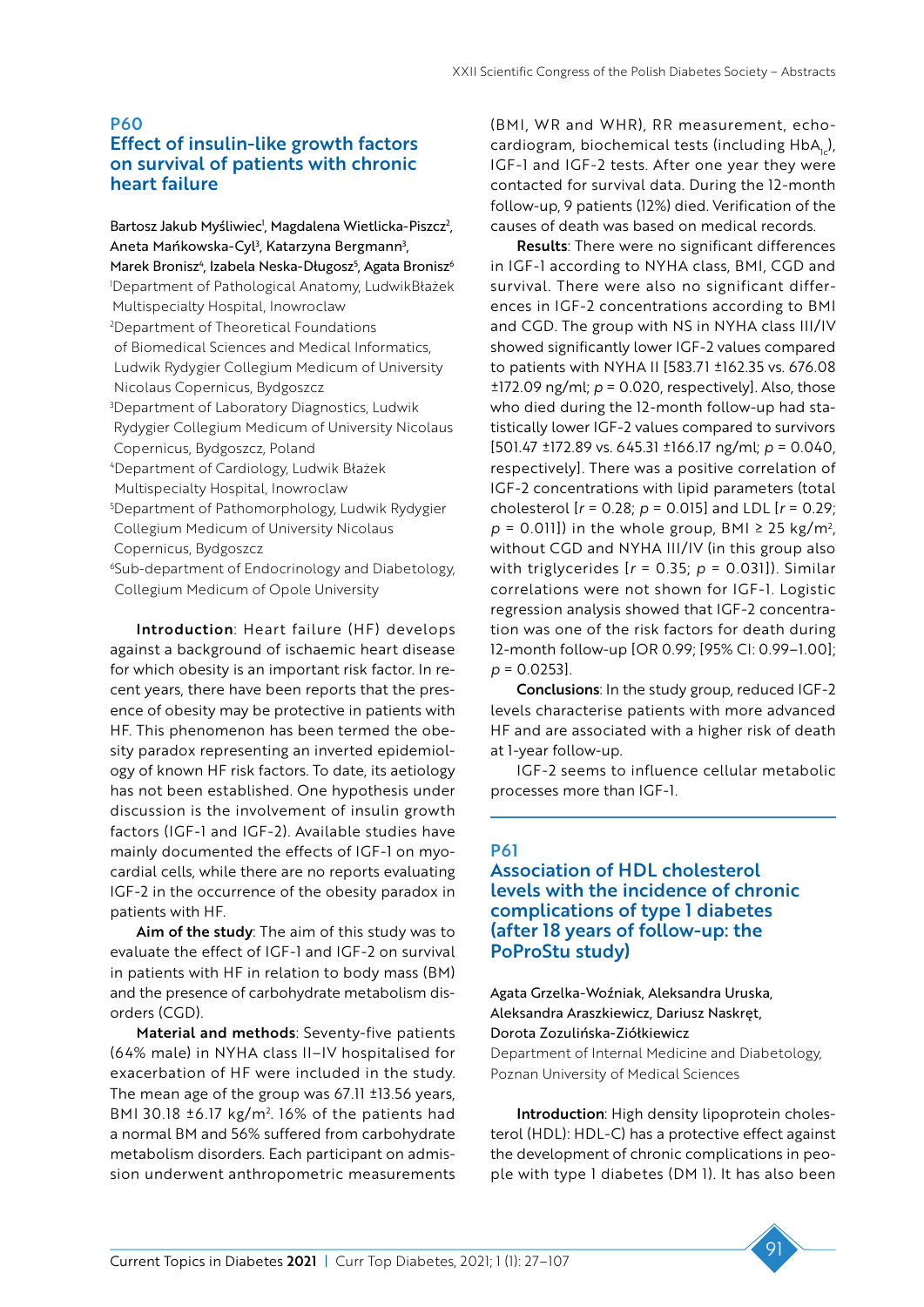## P60

## Effect of insulin-like growth factors on survival of patients with chronic heart failure

Bartosz Jakub Myśliwiec[1], Magdalena Wietlicka-Piszcz[2], Aneta Mańkowska-Cyl[3], Katarzyna Bergmann[3], Marek Bronisz[4], Izabela Neska-Długosz[5], Agata Bronisz[6]

[1]Department of Pathological Anatomy, LudwikBłażek Multispecialty Hospital, Inowroclaw
[2]Department of Theoretical Foundations of Biomedical Sciences and Medical Informatics, Ludwik Rydygier Collegium Medicum of University Nicolaus Copernicus, Bydgoszcz
[3]Department of Laboratory Diagnostics, Ludwik Rydygier Collegium Medicum of University Nicolaus Copernicus, Bydgoszcz, Poland
[4]Department of Cardiology, Ludwik Błażek Multispecialty Hospital, Inowroclaw
[5]Department of Pathomorphology, Ludwik Rydygier Collegium Medicum of University Nicolaus Copernicus, Bydgoszcz
[6]Sub-department of Endocrinology and Diabetology, Collegium Medicum of Opole University

**Introduction**: Heart failure (HF) develops against a background of ischaemic heart disease for which obesity is an important risk factor. In recent years, there have been reports that the presence of obesity may be protective in patients with HF. This phenomenon has been termed the obesity paradox representing an inverted epidemiology of known HF risk factors. To date, its aetiology has not been established. One hypothesis under discussion is the involvement of insulin growth factors (IGF-1 and IGF-2). Available studies have mainly documented the effects of IGF-1 on myocardial cells, while there are no reports evaluating IGF-2 in the occurrence of the obesity paradox in patients with HF.

**Aim of the study**: The aim of this study was to evaluate the effect of IGF-1 and IGF-2 on survival in patients with HF in relation to body mass (BM) and the presence of carbohydrate metabolism disorders (CGD).

**Material and methods**: Seventy-five patients (64% male) in NYHA class II–IV hospitalised for exacerbation of HF were included in the study. The mean age of the group was 67.11 ±13.56 years, BMI 30.18 ±6.17 kg/m$^2$. 16% of the patients had a normal BM and 56% suffered from carbohydrate metabolism disorders. Each participant on admission underwent anthropometric measurements (BMI, WR and WHR), RR measurement, echocardiogram, biochemical tests (including $HbA_{1c}$), IGF-1 and IGF-2 tests. After one year they were contacted for survival data. During the 12-month follow-up, 9 patients (12%) died. Verification of the causes of death was based on medical records.

**Results**: There were no significant differences in IGF-1 according to NYHA class, BMI, CGD and survival. There were also no significant differences in IGF-2 concentrations according to BMI and CGD. The group with NS in NYHA class III/IV showed significantly lower IGF-2 values compared to patients with NYHA II [583.71 ±162.35 vs. 676.08 ±172.09 ng/ml; $p = 0.020$, respectively]. Also, those who died during the 12-month follow-up had statistically lower IGF-2 values compared to survivors [501.47 ±172.89 vs. 645.31 ±166.17 ng/ml; $p = 0.040$, respectively]. There was a positive correlation of IGF-2 concentrations with lipid parameters (total cholesterol [$r = 0.28$; $p = 0.015$] and LDL [$r = 0.29$; $p = 0.011$]) in the whole group, BMI ≥ 25 kg/m$^2$, without CGD and NYHA III/IV (in this group also with triglycerides [$r = 0.35$; $p = 0.031$]). Similar correlations were not shown for IGF-1. Logistic regression analysis showed that IGF-2 concentration was one of the risk factors for death during 12-month follow-up [OR 0.99; [95% CI: 0.99–1.00]; $p = 0.0253$].

**Conclusions**: In the study group, reduced IGF-2 levels characterise patients with more advanced HF and are associated with a higher risk of death at 1-year follow-up.

IGF-2 seems to influence cellular metabolic processes more than IGF-1.

## P61

## Association of HDL cholesterol levels with the incidence of chronic complications of type 1 diabetes (after 18 years of follow-up: the PoProStu study)

Agata Grzelka-Woźniak, Aleksandra Uruska, Aleksandra Araszkiewicz, Dariusz Naskręt, Dorota Zozulińska-Ziółkiewicz

Department of Internal Medicine and Diabetology, Poznan University of Medical Sciences

**Introduction**: High density lipoprotein cholesterol (HDL): HDL-C) has a protective effect against the development of chronic complications in people with type 1 diabetes (DM 1). It has also been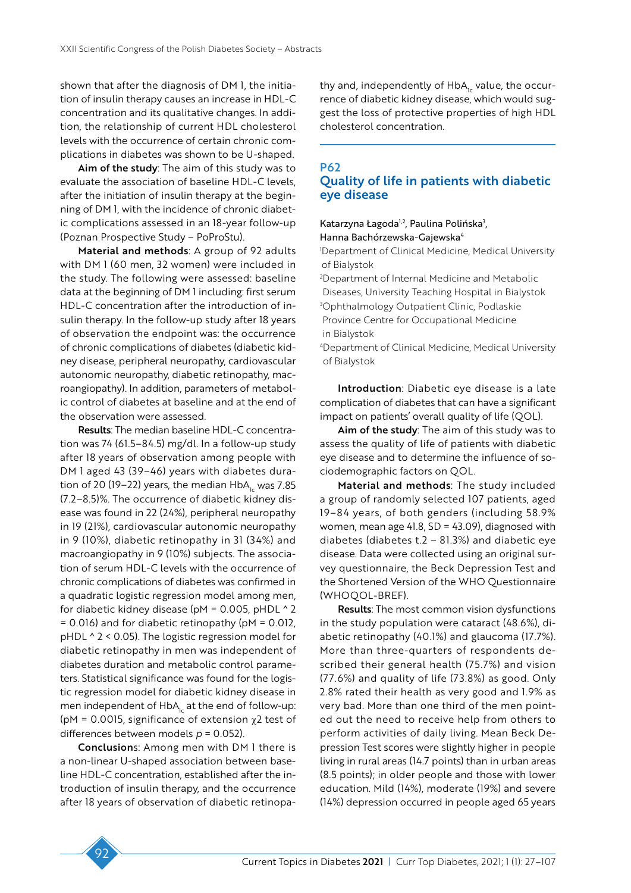shown that after the diagnosis of DM 1, the initiation of insulin therapy causes an increase in HDL-C concentration and its qualitative changes. In addition, the relationship of current HDL cholesterol levels with the occurrence of certain chronic complications in diabetes was shown to be U-shaped.

**Aim of the study**: The aim of this study was to evaluate the association of baseline HDL-C levels, after the initiation of insulin therapy at the beginning of DM 1, with the incidence of chronic diabetic complications assessed in an 18-year follow-up (Poznan Prospective Study – PoProStu).

**Material and methods**: A group of 92 adults with DM 1 (60 men, 32 women) were included in the study. The following were assessed: baseline data at the beginning of DM 1 including: first serum HDL-C concentration after the introduction of insulin therapy. In the follow-up study after 18 years of observation the endpoint was: the occurrence of chronic complications of diabetes (diabetic kidney disease, peripheral neuropathy, cardiovascular autonomic neuropathy, diabetic retinopathy, macroangiopathy). In addition, parameters of metabolic control of diabetes at baseline and at the end of the observation were assessed.

**Results**: The median baseline HDL-C concentration was 74 (61.5–84.5) mg/dl. In a follow-up study after 18 years of observation among people with DM 1 aged 43 (39–46) years with diabetes duration of 20 (19–22) years, the median $HbA_{1c}$ was 7.85 (7.2–8.5)%. The occurrence of diabetic kidney disease was found in 22 (24%), peripheral neuropathy in 19 (21%), cardiovascular autonomic neuropathy in 9 (10%), diabetic retinopathy in 31 (34%) and macroangiopathy in 9 (10%) subjects. The association of serum HDL-C levels with the occurrence of chronic complications of diabetes was confirmed in a quadratic logistic regression model among men, for diabetic kidney disease (pM = 0.005, pHDL ^ 2 = 0.016) and for diabetic retinopathy (pM = 0.012, pHDL ^ 2 < 0.05). The logistic regression model for diabetic retinopathy in men was independent of diabetes duration and metabolic control parameters. Statistical significance was found for the logistic regression model for diabetic kidney disease in men independent of $HbA_{1c}$ at the end of follow-up: (pM = 0.0015, significance of extension $\chi 2$ test of differences between models $p = 0.052$).

**Conclusions**: Among men with DM 1 there is a non-linear U-shaped association between baseline HDL-C concentration, established after the introduction of insulin therapy, and the occurrence after 18 years of observation of diabetic retinopathy and, independently of $HbA_{1c}$ value, the occurrence of diabetic kidney disease, which would suggest the loss of protective properties of high HDL cholesterol concentration.

## P62
## Quality of life in patients with diabetic eye disease

Katarzyna Łagoda[1,2], Paulina Polińska[3], Hanna Bachórzewska-Gajewska[4]

[1]Department of Clinical Medicine, Medical University of Bialystok
[2]Department of Internal Medicine and Metabolic Diseases, University Teaching Hospital in Bialystok
[3]Ophthalmology Outpatient Clinic, Podlaskie Province Centre for Occupational Medicine in Bialystok
[4]Department of Clinical Medicine, Medical University of Bialystok

**Introduction**: Diabetic eye disease is a late complication of diabetes that can have a significant impact on patients' overall quality of life (QOL).

**Aim of the study**: The aim of this study was to assess the quality of life of patients with diabetic eye disease and to determine the influence of sociodemographic factors on QOL.

**Material and methods**: The study included a group of randomly selected 107 patients, aged 19–84 years, of both genders (including 58.9% women, mean age 41.8, SD = 43.09), diagnosed with diabetes (diabetes t.2 – 81.3%) and diabetic eye disease. Data were collected using an original survey questionnaire, the Beck Depression Test and the Shortened Version of the WHO Questionnaire (WHOQOL-BREF).

**Results**: The most common vision dysfunctions in the study population were cataract (48.6%), diabetic retinopathy (40.1%) and glaucoma (17.7%). More than three-quarters of respondents described their general health (75.7%) and vision (77.6%) and quality of life (73.8%) as good. Only 2.8% rated their health as very good and 1.9% as very bad. More than one third of the men pointed out the need to receive help from others to perform activities of daily living. Mean Beck Depression Test scores were slightly higher in people living in rural areas (14.7 points) than in urban areas (8.5 points); in older people and those with lower education. Mild (14%), moderate (19%) and severe (14%) depression occurred in people aged 65 years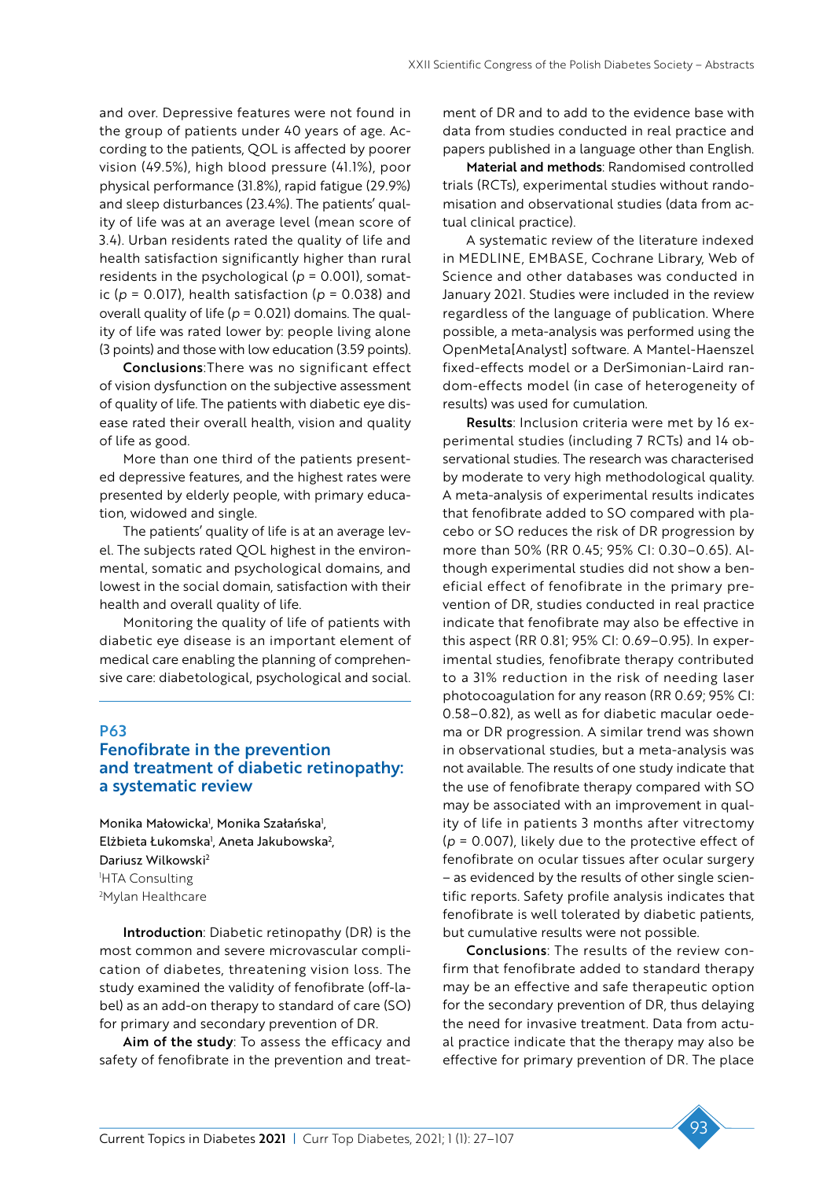and over. Depressive features were not found in the group of patients under 40 years of age. According to the patients, QOL is affected by poorer vision (49.5%), high blood pressure (41.1%), poor physical performance (31.8%), rapid fatigue (29.9%) and sleep disturbances (23.4%). The patients' quality of life was at an average level (mean score of 3.4). Urban residents rated the quality of life and health satisfaction significantly higher than rural residents in the psychological ($p$ = 0.001), somatic ($p$ = 0.017), health satisfaction ($p$ = 0.038) and overall quality of life ($p$ = 0.021) domains. The quality of life was rated lower by: people living alone (3 points) and those with low education (3.59 points).

**Conclusions**: There was no significant effect of vision dysfunction on the subjective assessment of quality of life. The patients with diabetic eye disease rated their overall health, vision and quality of life as good.

More than one third of the patients presented depressive features, and the highest rates were presented by elderly people, with primary education, widowed and single.

The patients' quality of life is at an average level. The subjects rated QOL highest in the environmental, somatic and psychological domains, and lowest in the social domain, satisfaction with their health and overall quality of life.

Monitoring the quality of life of patients with diabetic eye disease is an important element of medical care enabling the planning of comprehensive care: diabetological, psychological and social.

## P63
## Fenofibrate in the prevention and treatment of diabetic retinopathy: a systematic review

Monika Małowicka[1], Monika Szałańska[1], Elżbieta Łukomska[1], Aneta Jakubowska[2], Dariusz Wilkowski[2]
[1]HTA Consulting
[2]Mylan Healthcare

**Introduction**: Diabetic retinopathy (DR) is the most common and severe microvascular complication of diabetes, threatening vision loss. The study examined the validity of fenofibrate (off-label) as an add-on therapy to standard of care (SO) for primary and secondary prevention of DR.

**Aim of the study**: To assess the efficacy and safety of fenofibrate in the prevention and treatment of DR and to add to the evidence base with data from studies conducted in real practice and papers published in a language other than English.

**Material and methods**: Randomised controlled trials (RCTs), experimental studies without randomisation and observational studies (data from actual clinical practice).

A systematic review of the literature indexed in MEDLINE, EMBASE, Cochrane Library, Web of Science and other databases was conducted in January 2021. Studies were included in the review regardless of the language of publication. Where possible, a meta-analysis was performed using the OpenMeta[Analyst] software. A Mantel-Haenszel fixed-effects model or a DerSimonian-Laird random-effects model (in case of heterogeneity of results) was used for cumulation.

**Results**: Inclusion criteria were met by 16 experimental studies (including 7 RCTs) and 14 observational studies. The research was characterised by moderate to very high methodological quality. A meta-analysis of experimental results indicates that fenofibrate added to SO compared with placebo or SO reduces the risk of DR progression by more than 50% (RR 0.45; 95% CI: 0.30–0.65). Although experimental studies did not show a beneficial effect of fenofibrate in the primary prevention of DR, studies conducted in real practice indicate that fenofibrate may also be effective in this aspect (RR 0.81; 95% CI: 0.69–0.95). In experimental studies, fenofibrate therapy contributed to a 31% reduction in the risk of needing laser photocoagulation for any reason (RR 0.69; 95% CI: 0.58–0.82), as well as for diabetic macular oedema or DR progression. A similar trend was shown in observational studies, but a meta-analysis was not available. The results of one study indicate that the use of fenofibrate therapy compared with SO may be associated with an improvement in quality of life in patients 3 months after vitrectomy ($p$ = 0.007), likely due to the protective effect of fenofibrate on ocular tissues after ocular surgery – as evidenced by the results of other single scientific reports. Safety profile analysis indicates that fenofibrate is well tolerated by diabetic patients, but cumulative results were not possible.

**Conclusions**: The results of the review confirm that fenofibrate added to standard therapy may be an effective and safe therapeutic option for the secondary prevention of DR, thus delaying the need for invasive treatment. Data from actual practice indicate that the therapy may also be effective for primary prevention of DR. The place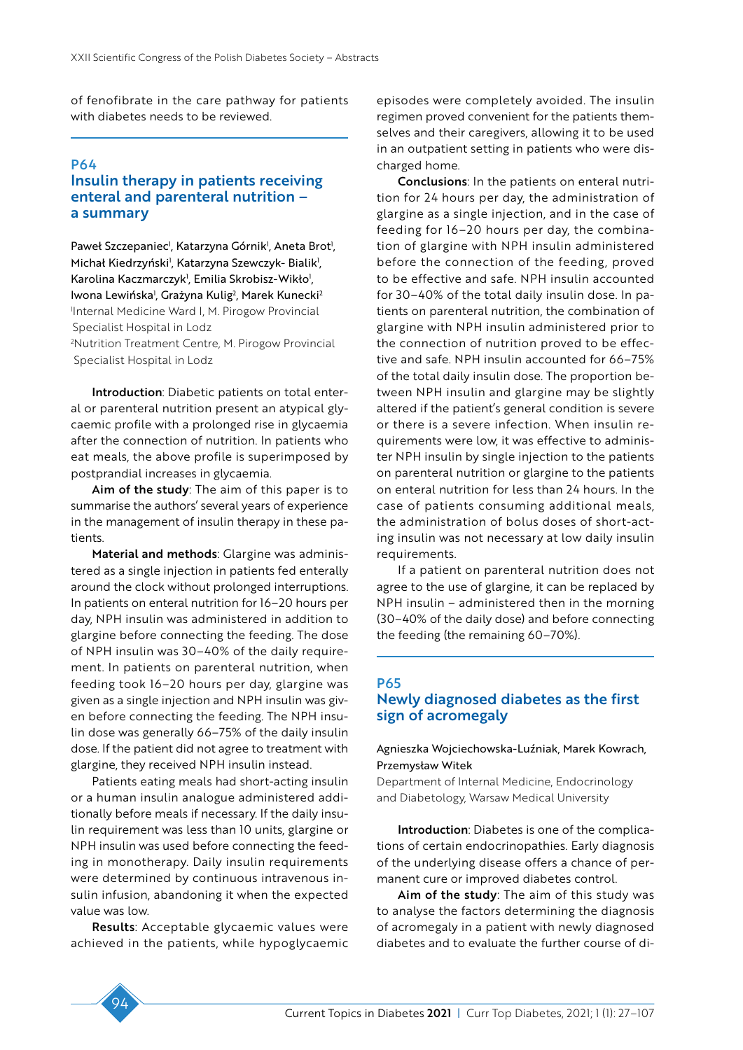of fenofibrate in the care pathway for patients with diabetes needs to be reviewed.

## P64
## Insulin therapy in patients receiving enteral and parenteral nutrition – a summary

Paweł Szczepaniec[1], Katarzyna Górnik[1], Aneta Brot[1], Michał Kiedrzyński[1], Katarzyna Szewczyk- Bialik[1], Karolina Kaczmarczyk[1], Emilia Skrobisz-Wikło[1], Iwona Lewińska[1], Grażyna Kulig[2], Marek Kunecki[2]

[1]Internal Medicine Ward I, M. Pirogow Provincial Specialist Hospital in Lodz

[2]Nutrition Treatment Centre, M. Pirogow Provincial Specialist Hospital in Lodz

**Introduction**: Diabetic patients on total enteral or parenteral nutrition present an atypical glycaemic profile with a prolonged rise in glycaemia after the connection of nutrition. In patients who eat meals, the above profile is superimposed by postprandial increases in glycaemia.

**Aim of the study**: The aim of this paper is to summarise the authors' several years of experience in the management of insulin therapy in these patients.

**Material and methods**: Glargine was administered as a single injection in patients fed enterally around the clock without prolonged interruptions. In patients on enteral nutrition for 16–20 hours per day, NPH insulin was administered in addition to glargine before connecting the feeding. The dose of NPH insulin was 30–40% of the daily requirement. In patients on parenteral nutrition, when feeding took 16–20 hours per day, glargine was given as a single injection and NPH insulin was given before connecting the feeding. The NPH insulin dose was generally 66–75% of the daily insulin dose. If the patient did not agree to treatment with glargine, they received NPH insulin instead.

Patients eating meals had short-acting insulin or a human insulin analogue administered additionally before meals if necessary. If the daily insulin requirement was less than 10 units, glargine or NPH insulin was used before connecting the feeding in monotherapy. Daily insulin requirements were determined by continuous intravenous insulin infusion, abandoning it when the expected value was low.

**Results**: Acceptable glycaemic values were achieved in the patients, while hypoglycaemic episodes were completely avoided. The insulin regimen proved convenient for the patients themselves and their caregivers, allowing it to be used in an outpatient setting in patients who were discharged home.

**Conclusions**: In the patients on enteral nutrition for 24 hours per day, the administration of glargine as a single injection, and in the case of feeding for 16–20 hours per day, the combination of glargine with NPH insulin administered before the connection of the feeding, proved to be effective and safe. NPH insulin accounted for 30–40% of the total daily insulin dose. In patients on parenteral nutrition, the combination of glargine with NPH insulin administered prior to the connection of nutrition proved to be effective and safe. NPH insulin accounted for 66–75% of the total daily insulin dose. The proportion between NPH insulin and glargine may be slightly altered if the patient's general condition is severe or there is a severe infection. When insulin requirements were low, it was effective to administer NPH insulin by single injection to the patients on parenteral nutrition or glargine to the patients on enteral nutrition for less than 24 hours. In the case of patients consuming additional meals, the administration of bolus doses of short-acting insulin was not necessary at low daily insulin requirements.

If a patient on parenteral nutrition does not agree to the use of glargine, it can be replaced by NPH insulin – administered then in the morning (30–40% of the daily dose) and before connecting the feeding (the remaining 60–70%).

## P65
## Newly diagnosed diabetes as the first sign of acromegaly

Agnieszka Wojciechowska-Luźniak, Marek Kowrach, Przemysław Witek

Department of Internal Medicine, Endocrinology and Diabetology, Warsaw Medical University

**Introduction**: Diabetes is one of the complications of certain endocrinopathies. Early diagnosis of the underlying disease offers a chance of permanent cure or improved diabetes control.

**Aim of the study**: The aim of this study was to analyse the factors determining the diagnosis of acromegaly in a patient with newly diagnosed diabetes and to evaluate the further course of di-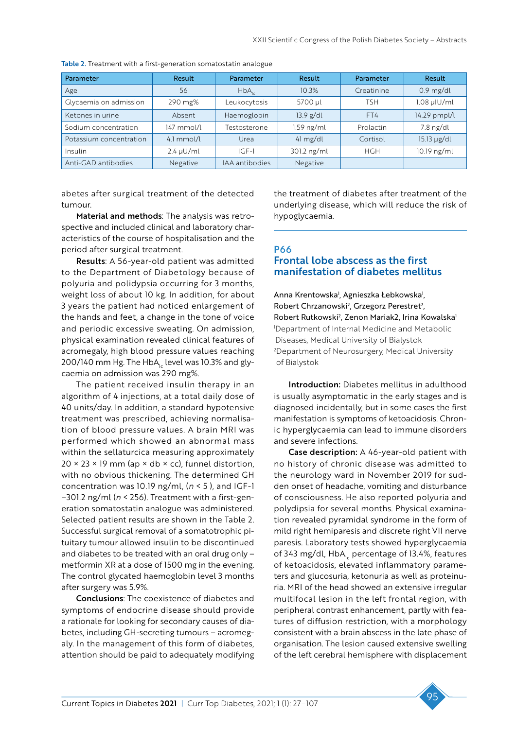Table 2. Treatment with a first-generation somatostatin analogue

| Parameter | Result | Parameter | Result | Parameter | Result |
|---|---|---|---|---|---|
| Age | 56 | $HbA_{1c}$ | 10.3% | Creatinine | 0.9 mg/dl |
| Glycaemia on admission | 290 mg% | Leukocytosis | 5700 µl | TSH | 1.08 µIU/ml |
| Ketones in urine | Absent | Haemoglobin | 13.9 g/dl | FT4 | 14.29 pmpl/l |
| Sodium concentration | 147 mmol/l | Testosterone | 1.59 ng/ml | Prolactin | 7.8 ng/dl |
| Potassium concentration | 4.1 mmol/l | Urea | 41 mg/dl | Cortisol | 15.13 µg/dl |
| Insulin | 2.4 µU/ml | IGF-1 | 301.2 ng/ml | HGH | 10.19 ng/ml |
| Anti-GAD antibodies | Negative | IAA antibodies | Negative | | |

abetes after surgical treatment of the detected tumour.

**Material and methods**: The analysis was retrospective and included clinical and laboratory characteristics of the course of hospitalisation and the period after surgical treatment.

**Results**: A 56-year-old patient was admitted to the Department of Diabetology because of polyuria and polidypsia occurring for 3 months, weight loss of about 10 kg. In addition, for about 3 years the patient had noticed enlargement of the hands and feet, a change in the tone of voice and periodic excessive sweating. On admission, physical examination revealed clinical features of acromegaly, high blood pressure values reaching 200/140 mm Hg. The $HbA_{1c}$ level was 10.3% and glycaemia on admission was 290 mg%.

The patient received insulin therapy in an algorithm of 4 injections, at a total daily dose of 40 units/day. In addition, a standard hypotensive treatment was prescribed, achieving normalisation of blood pressure values. A brain MRI was performed which showed an abnormal mass within the sellaturcica measuring approximately 20 × 23 × 19 mm (ap × db × cc), funnel distortion, with no obvious thickening. The determined GH concentration was 10.19 ng/ml, ($n$ < 5 ), and IGF-1 –301.2 ng/ml ($n$ < 256). Treatment with a first-generation somatostatin analogue was administered. Selected patient results are shown in the Table 2. Successful surgical removal of a somatotrophic pituitary tumour allowed insulin to be discontinued and diabetes to be treated with an oral drug only – metformin XR at a dose of 1500 mg in the evening. The control glycated haemoglobin level 3 months after surgery was 5.9%.

**Conclusions**: The coexistence of diabetes and symptoms of endocrine disease should provide a rationale for looking for secondary causes of diabetes, including GH-secreting tumours – acromegaly. In the management of this form of diabetes, attention should be paid to adequately modifying the treatment of diabetes after treatment of the underlying disease, which will reduce the risk of hypoglycaemia.

## P66

## Frontal lobe abscess as the first manifestation of diabetes mellitus

Anna Krentowska[1], Agnieszka Łebkowska[1], Robert Chrzanowski[2], Grzegorz Perestret[2], Robert Rutkowski[2], Zenon Mariak2, Irina Kowalska[1]

[1]Department of Internal Medicine and Metabolic Diseases, Medical University of Bialystok

[2]Department of Neurosurgery, Medical University of Bialystok

**Introduction:** Diabetes mellitus in adulthood is usually asymptomatic in the early stages and is diagnosed incidentally, but in some cases the first manifestation is symptoms of ketoacidosis. Chronic hyperglycaemia can lead to immune disorders and severe infections.

**Case description:** A 46-year-old patient with no history of chronic disease was admitted to the neurology ward in November 2019 for sudden onset of headache, vomiting and disturbance of consciousness. He also reported polyuria and polydipsia for several months. Physical examination revealed pyramidal syndrome in the form of mild right hemiparesis and discrete right VII nerve paresis. Laboratory tests showed hyperglycaemia of 343 mg/dl, $HbA_{1c}$ percentage of 13.4%, features of ketoacidosis, elevated inflammatory parameters and glucosuria, ketonuria as well as proteinuria. MRI of the head showed an extensive irregular multifocal lesion in the left frontal region, with peripheral contrast enhancement, partly with features of diffusion restriction, with a morphology consistent with a brain abscess in the late phase of organisation. The lesion caused extensive swelling of the left cerebral hemisphere with displacement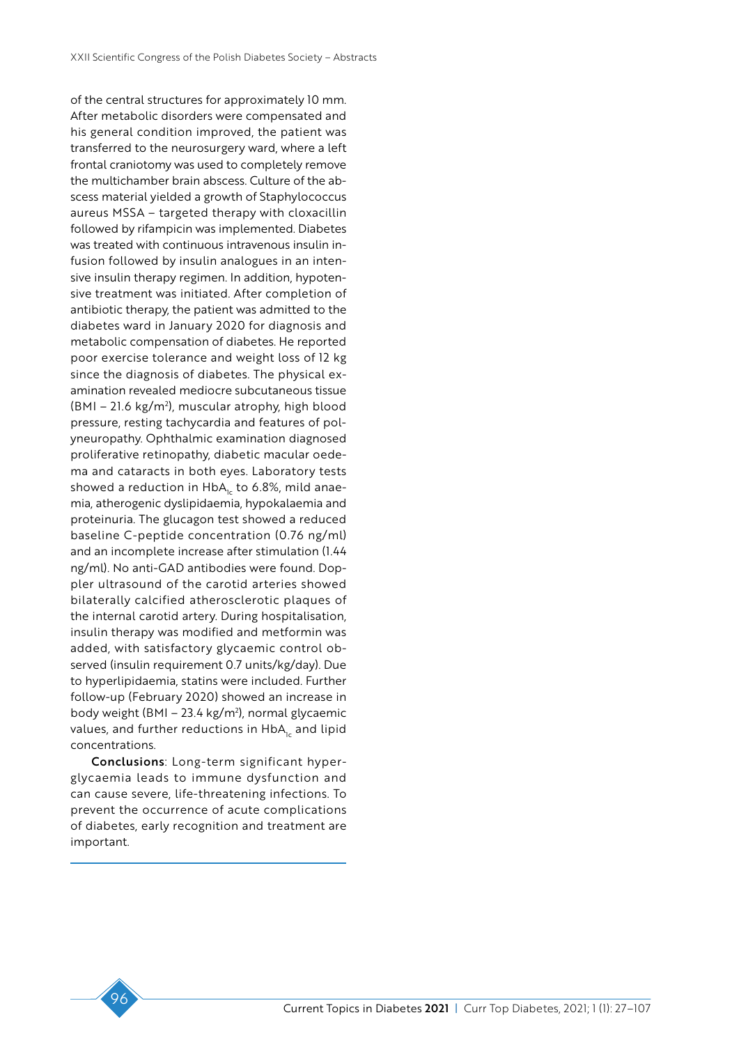of the central structures for approximately 10 mm. After metabolic disorders were compensated and his general condition improved, the patient was transferred to the neurosurgery ward, where a left frontal craniotomy was used to completely remove the multichamber brain abscess. Culture of the abscess material yielded a growth of Staphylococcus aureus MSSA – targeted therapy with cloxacillin followed by rifampicin was implemented. Diabetes was treated with continuous intravenous insulin infusion followed by insulin analogues in an intensive insulin therapy regimen. In addition, hypotensive treatment was initiated. After completion of antibiotic therapy, the patient was admitted to the diabetes ward in January 2020 for diagnosis and metabolic compensation of diabetes. He reported poor exercise tolerance and weight loss of 12 kg since the diagnosis of diabetes. The physical examination revealed mediocre subcutaneous tissue (BMI – 21.6 kg/m$^2$), muscular atrophy, high blood pressure, resting tachycardia and features of polyneuropathy. Ophthalmic examination diagnosed proliferative retinopathy, diabetic macular oedema and cataracts in both eyes. Laboratory tests showed a reduction in $HbA_{1c}$ to 6.8%, mild anaemia, atherogenic dyslipidaemia, hypokalaemia and proteinuria. The glucagon test showed a reduced baseline C-peptide concentration (0.76 ng/ml) and an incomplete increase after stimulation (1.44 ng/ml). No anti-GAD antibodies were found. Doppler ultrasound of the carotid arteries showed bilaterally calcified atherosclerotic plaques of the internal carotid artery. During hospitalisation, insulin therapy was modified and metformin was added, with satisfactory glycaemic control observed (insulin requirement 0.7 units/kg/day). Due to hyperlipidaemia, statins were included. Further follow-up (February 2020) showed an increase in body weight (BMI – 23.4 kg/m$^2$), normal glycaemic values, and further reductions in $HbA_{1c}$ and lipid concentrations.

**Conclusions**: Long-term significant hyperglycaemia leads to immune dysfunction and can cause severe, life-threatening infections. To prevent the occurrence of acute complications of diabetes, early recognition and treatment are important.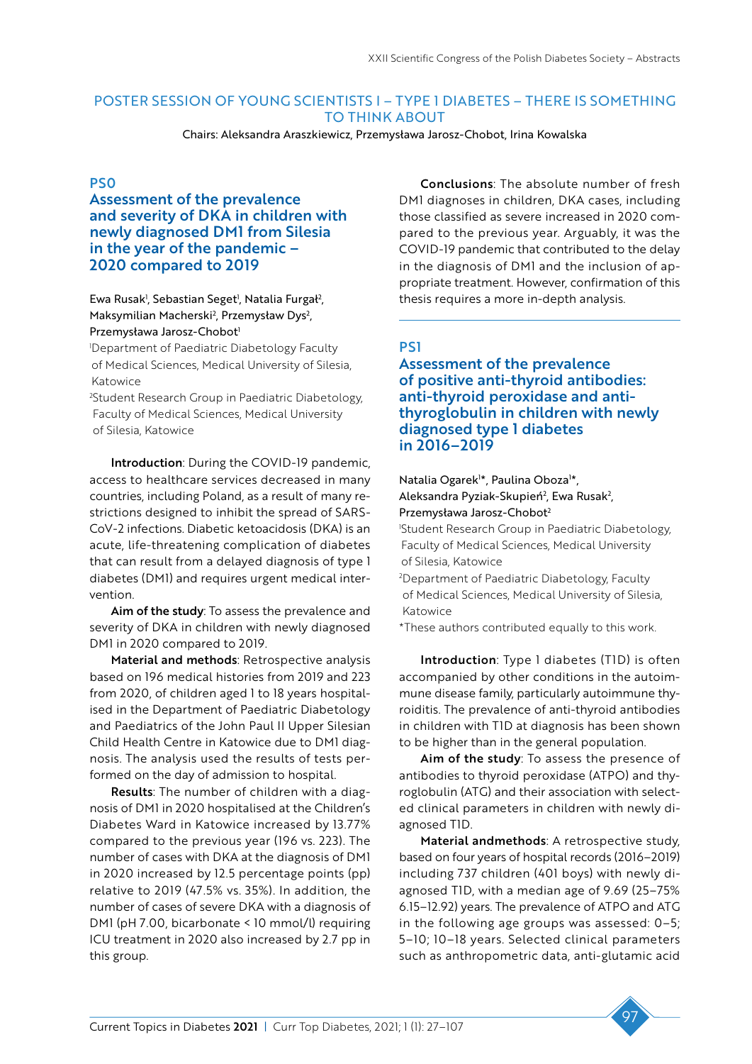## POSTER SESSION OF YOUNG SCIENTISTS I – TYPE 1 DIABETES – THERE IS SOMETHING TO THINK ABOUT

Chairs: Aleksandra Araszkiewicz, Przemysława Jarosz-Chobot, Irina Kowalska

### PS0

### Assessment of the prevalence and severity of DKA in children with newly diagnosed DM1 from Silesia in the year of the pandemic – 2020 compared to 2019

Ewa Rusak[1], Sebastian Seget[1], Natalia Furgał[2], Maksymilian Macherski[2], Przemysław Dys[2], Przemysława Jarosz-Chobot[1]

[1]Department of Paediatric Diabetology Faculty of Medical Sciences, Medical University of Silesia, Katowice

[2]Student Research Group in Paediatric Diabetology, Faculty of Medical Sciences, Medical University of Silesia, Katowice

**Introduction**: During the COVID-19 pandemic, access to healthcare services decreased in many countries, including Poland, as a result of many restrictions designed to inhibit the spread of SARS-CoV-2 infections. Diabetic ketoacidosis (DKA) is an acute, life-threatening complication of diabetes that can result from a delayed diagnosis of type 1 diabetes (DM1) and requires urgent medical intervention.

**Aim of the study**: To assess the prevalence and severity of DKA in children with newly diagnosed DM1 in 2020 compared to 2019.

**Material and methods**: Retrospective analysis based on 196 medical histories from 2019 and 223 from 2020, of children aged 1 to 18 years hospitalised in the Department of Paediatric Diabetology and Paediatrics of the John Paul II Upper Silesian Child Health Centre in Katowice due to DM1 diagnosis. The analysis used the results of tests performed on the day of admission to hospital.

**Results**: The number of children with a diagnosis of DM1 in 2020 hospitalised at the Children's Diabetes Ward in Katowice increased by 13.77% compared to the previous year (196 vs. 223). The number of cases with DKA at the diagnosis of DM1 in 2020 increased by 12.5 percentage points (pp) relative to 2019 (47.5% vs. 35%). In addition, the number of cases of severe DKA with a diagnosis of DM1 (pH 7.00, bicarbonate < 10 mmol/l) requiring ICU treatment in 2020 also increased by 2.7 pp in this group.

**Conclusions**: The absolute number of fresh DM1 diagnoses in children, DKA cases, including those classified as severe increased in 2020 compared to the previous year. Arguably, it was the COVID-19 pandemic that contributed to the delay in the diagnosis of DM1 and the inclusion of appropriate treatment. However, confirmation of this thesis requires a more in-depth analysis.

---

### PS1

### Assessment of the prevalence of positive anti-thyroid antibodies: anti-thyroid peroxidase and anti-thyroglobulin in children with newly diagnosed type 1 diabetes in 2016–2019

Natalia Ogarek[1]*, Paulina Oboza[1]*, Aleksandra Pyziak-Skupień[2], Ewa Rusak[2], Przemysława Jarosz-Chobot[2]

[1]Student Research Group in Paediatric Diabetology, Faculty of Medical Sciences, Medical University of Silesia, Katowice

[2]Department of Paediatric Diabetology, Faculty of Medical Sciences, Medical University of Silesia, Katowice

*These authors contributed equally to this work.

**Introduction**: Type 1 diabetes (T1D) is often accompanied by other conditions in the autoimmune disease family, particularly autoimmune thyroiditis. The prevalence of anti-thyroid antibodies in children with T1D at diagnosis has been shown to be higher than in the general population.

**Aim of the study**: To assess the presence of antibodies to thyroid peroxidase (ATPO) and thyroglobulin (ATG) and their association with selected clinical parameters in children with newly diagnosed T1D.

**Material andmethods**: A retrospective study, based on four years of hospital records (2016–2019) including 737 children (401 boys) with newly diagnosed T1D, with a median age of 9.69 (25–75% 6.15–12.92) years. The prevalence of ATPO and ATG in the following age groups was assessed: 0–5; 5–10; 10–18 years. Selected clinical parameters such as anthropometric data, anti-glutamic acid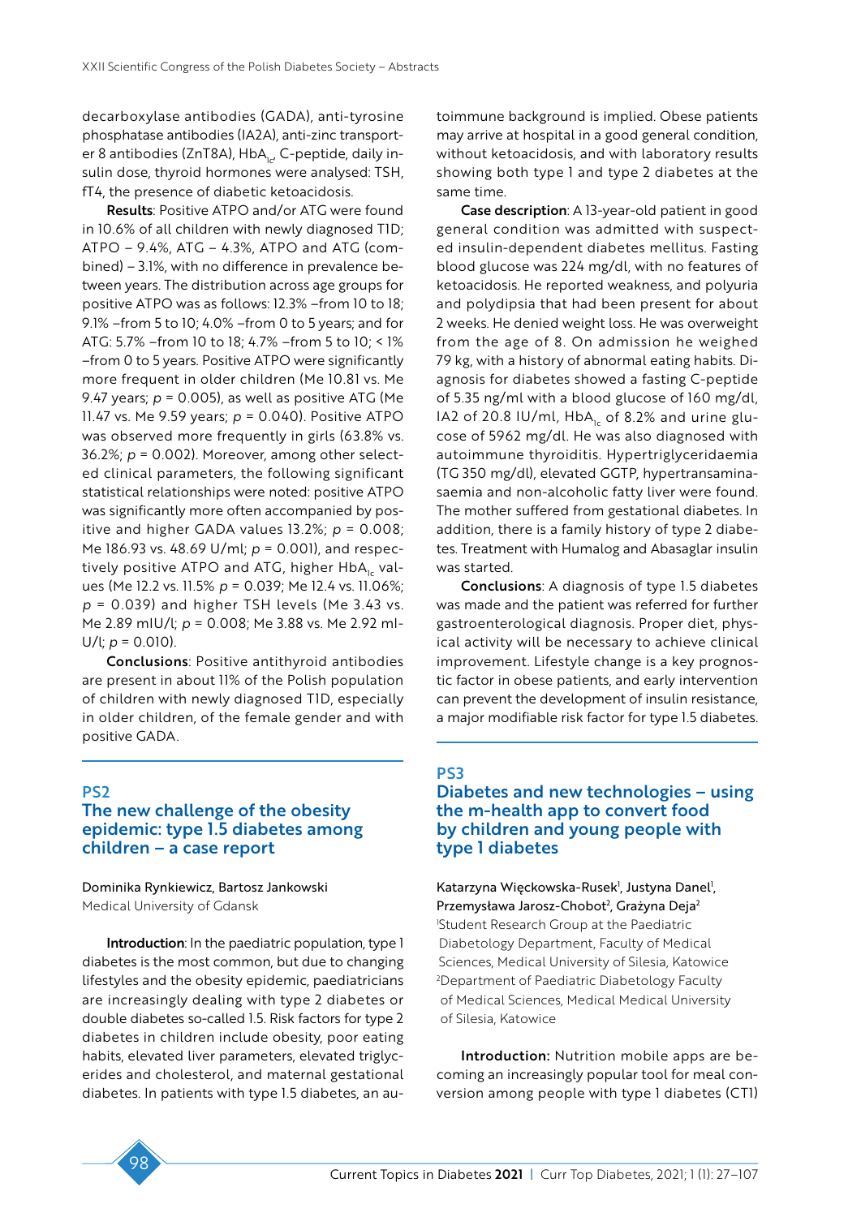decarboxylase antibodies (GADA), anti-tyrosine phosphatase antibodies (IA2A), anti-zinc transporter 8 antibodies (ZnT8A), $HbA_{1c}$, C-peptide, daily insulin dose, thyroid hormones were analysed: TSH, fT4, the presence of diabetic ketoacidosis.

**Results**: Positive ATPO and/or ATG were found in 10.6% of all children with newly diagnosed T1D; ATPO – 9.4%, ATG – 4.3%, ATPO and ATG (combined) – 3.1%, with no difference in prevalence between years. The distribution across age groups for positive ATPO was as follows: 12.3% –from 10 to 18; 9.1% –from 5 to 10; 4.0% –from 0 to 5 years; and for ATG: 5.7% –from 10 to 18; 4.7% –from 5 to 10; < 1% –from 0 to 5 years. Positive ATPO were significantly more frequent in older children (Me 10.81 vs. Me 9.47 years; $p = 0.005$), as well as positive ATG (Me 11.47 vs. Me 9.59 years; $p = 0.040$). Positive ATPO was observed more frequently in girls (63.8% vs. 36.2%; $p = 0.002$). Moreover, among other selected clinical parameters, the following significant statistical relationships were noted: positive ATPO was significantly more often accompanied by positive and higher GADA values 13.2%; $p = 0.008$; Me 186.93 vs. 48.69 U/ml; $p = 0.001$), and respectively positive ATPO and ATG, higher $HbA_{1c}$ values (Me 12.2 vs. 11.5% $p = 0.039$; Me 12.4 vs. 11.06%; $p = 0.039$) and higher TSH levels (Me 3.43 vs. Me 2.89 mIU/l; $p = 0.008$; Me 3.88 vs. Me 2.92 mIU/l; $p = 0.010$).

**Conclusions**: Positive antithyroid antibodies are present in about 11% of the Polish population of children with newly diagnosed T1D, especially in older children, of the female gender and with positive GADA.

## PS2
## The new challenge of the obesity epidemic: type 1.5 diabetes among children – a case report

Dominika Rynkiewicz, Bartosz Jankowski
Medical University of Gdansk

**Introduction**: In the paediatric population, type 1 diabetes is the most common, but due to changing lifestyles and the obesity epidemic, paediatricians are increasingly dealing with type 2 diabetes or double diabetes so-called 1.5. Risk factors for type 2 diabetes in children include obesity, poor eating habits, elevated liver parameters, elevated triglycerides and cholesterol, and maternal gestational diabetes. In patients with type 1.5 diabetes, an autoimmune background is implied. Obese patients may arrive at hospital in a good general condition, without ketoacidosis, and with laboratory results showing both type 1 and type 2 diabetes at the same time.

**Case description**: A 13-year-old patient in good general condition was admitted with suspected insulin-dependent diabetes mellitus. Fasting blood glucose was 224 mg/dl, with no features of ketoacidosis. He reported weakness, and polyuria and polydipsia that had been present for about 2 weeks. He denied weight loss. He was overweight from the age of 8. On admission he weighed 79 kg, with a history of abnormal eating habits. Diagnosis for diabetes showed a fasting C-peptide of 5.35 ng/ml with a blood glucose of 160 mg/dl, IA2 of 20.8 IU/ml, $HbA_{1c}$ of 8.2% and urine glucose of 5962 mg/dl. He was also diagnosed with autoimmune thyroiditis. Hypertriglyceridaemia (TG 350 mg/dl), elevated GGTP, hypertransaminasaemia and non-alcoholic fatty liver were found. The mother suffered from gestational diabetes. In addition, there is a family history of type 2 diabetes. Treatment with Humalog and Abasaglar insulin was started.

**Conclusions**: A diagnosis of type 1.5 diabetes was made and the patient was referred for further gastroenterological diagnosis. Proper diet, physical activity will be necessary to achieve clinical improvement. Lifestyle change is a key prognostic factor in obese patients, and early intervention can prevent the development of insulin resistance, a major modifiable risk factor for type 1.5 diabetes.

## PS3
## Diabetes and new technologies – using the m-health app to convert food by children and young people with type 1 diabetes

Katarzyna Więckowska-Rusek[1], Justyna Danel[1], Przemysława Jarosz-Chobot[2], Grażyna Deja[2]
[1]Student Research Group at the Paediatric Diabetology Department, Faculty of Medical Sciences, Medical University of Silesia, Katowice
[2]Department of Paediatric Diabetology Faculty of Medical Sciences, Medical Medical University of Silesia, Katowice

**Introduction:** Nutrition mobile apps are becoming an increasingly popular tool for meal conversion among people with type 1 diabetes (CT1)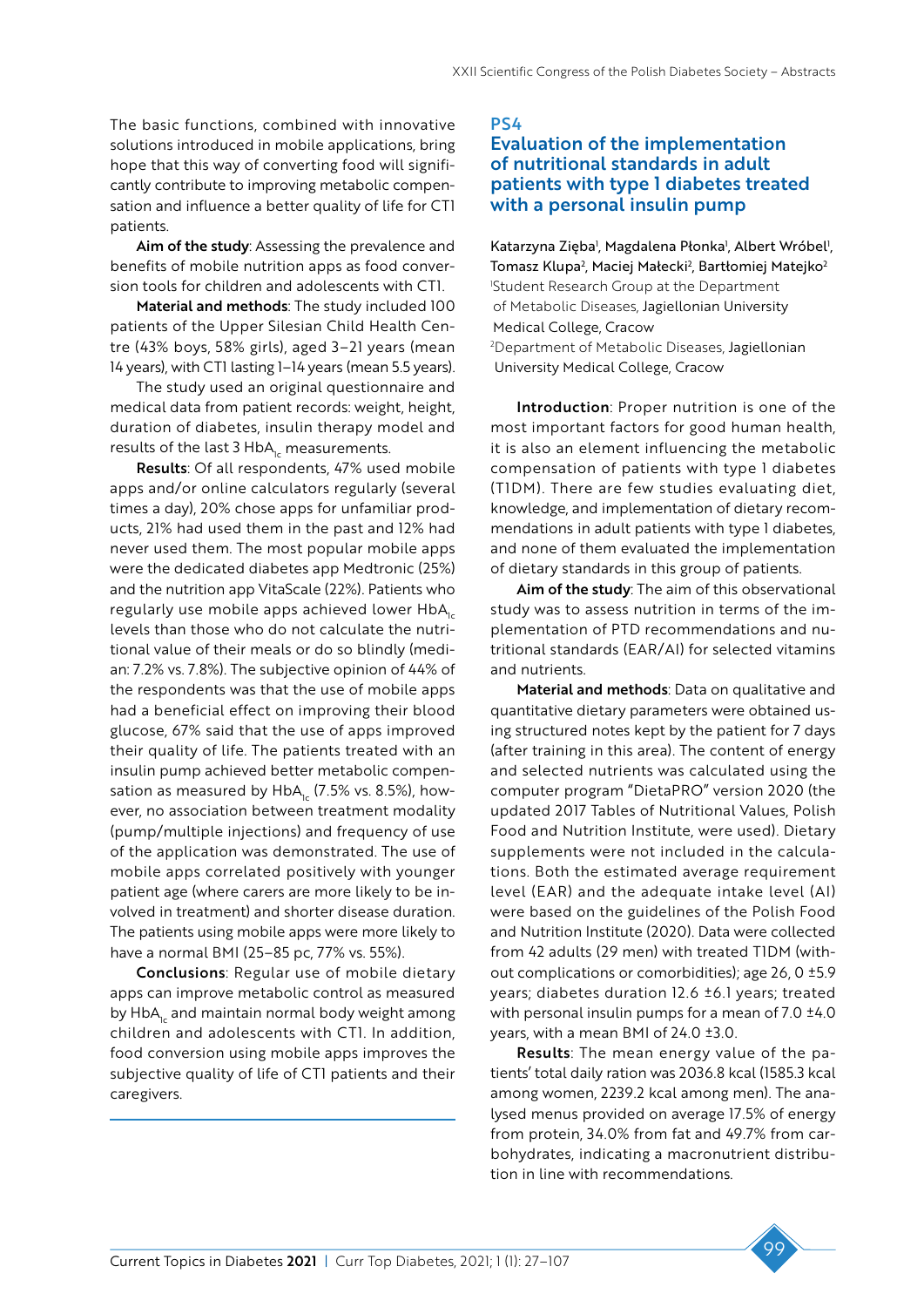The basic functions, combined with innovative solutions introduced in mobile applications, bring hope that this way of converting food will significantly contribute to improving metabolic compensation and influence a better quality of life for CT1 patients.

**Aim of the study**: Assessing the prevalence and benefits of mobile nutrition apps as food conversion tools for children and adolescents with CT1.

**Material and methods**: The study included 100 patients of the Upper Silesian Child Health Centre (43% boys, 58% girls), aged 3–21 years (mean 14 years), with CT1 lasting 1–14 years (mean 5.5 years).

The study used an original questionnaire and medical data from patient records: weight, height, duration of diabetes, insulin therapy model and results of the last 3 $HbA_{1c}$ measurements.

**Results**: Of all respondents, 47% used mobile apps and/or online calculators regularly (several times a day), 20% chose apps for unfamiliar products, 21% had used them in the past and 12% had never used them. The most popular mobile apps were the dedicated diabetes app Medtronic (25%) and the nutrition app VitaScale (22%). Patients who regularly use mobile apps achieved lower $HbA_{1c}$ levels than those who do not calculate the nutritional value of their meals or do so blindly (median: 7.2% vs. 7.8%). The subjective opinion of 44% of the respondents was that the use of mobile apps had a beneficial effect on improving their blood glucose, 67% said that the use of apps improved their quality of life. The patients treated with an insulin pump achieved better metabolic compensation as measured by $HbA_{1c}$ (7.5% vs. 8.5%), however, no association between treatment modality (pump/multiple injections) and frequency of use of the application was demonstrated. The use of mobile apps correlated positively with younger patient age (where carers are more likely to be involved in treatment) and shorter disease duration. The patients using mobile apps were more likely to have a normal BMI (25–85 pc, 77% vs. 55%).

**Conclusions**: Regular use of mobile dietary apps can improve metabolic control as measured by $HbA_{1c}$ and maintain normal body weight among children and adolescents with CT1. In addition, food conversion using mobile apps improves the subjective quality of life of CT1 patients and their caregivers.

## PS4
## Evaluation of the implementation of nutritional standards in adult patients with type 1 diabetes treated with a personal insulin pump

Katarzyna Zięba[1], Magdalena Płonka[1], Albert Wróbel[1], Tomasz Klupa[2], Maciej Małecki[2], Bartłomiej Matejko[2]

[1]Student Research Group at the Department of Metabolic Diseases, Jagiellonian University Medical College, Cracow

[2]Department of Metabolic Diseases, Jagiellonian University Medical College, Cracow

**Introduction**: Proper nutrition is one of the most important factors for good human health, it is also an element influencing the metabolic compensation of patients with type 1 diabetes (T1DM). There are few studies evaluating diet, knowledge, and implementation of dietary recommendations in adult patients with type 1 diabetes, and none of them evaluated the implementation of dietary standards in this group of patients.

**Aim of the study**: The aim of this observational study was to assess nutrition in terms of the implementation of PTD recommendations and nutritional standards (EAR/AI) for selected vitamins and nutrients.

**Material and methods**: Data on qualitative and quantitative dietary parameters were obtained using structured notes kept by the patient for 7 days (after training in this area). The content of energy and selected nutrients was calculated using the computer program "DietaPRO" version 2020 (the updated 2017 Tables of Nutritional Values, Polish Food and Nutrition Institute, were used). Dietary supplements were not included in the calculations. Both the estimated average requirement level (EAR) and the adequate intake level (AI) were based on the guidelines of the Polish Food and Nutrition Institute (2020). Data were collected from 42 adults (29 men) with treated T1DM (without complications or comorbidities); age 26, 0 ±5.9 years; diabetes duration 12.6 ±6.1 years; treated with personal insulin pumps for a mean of 7.0 ±4.0 years, with a mean BMI of 24.0 ±3.0.

**Results**: The mean energy value of the patients' total daily ration was 2036.8 kcal (1585.3 kcal among women, 2239.2 kcal among men). The analysed menus provided on average 17.5% of energy from protein, 34.0% from fat and 49.7% from carbohydrates, indicating a macronutrient distribution in line with recommendations.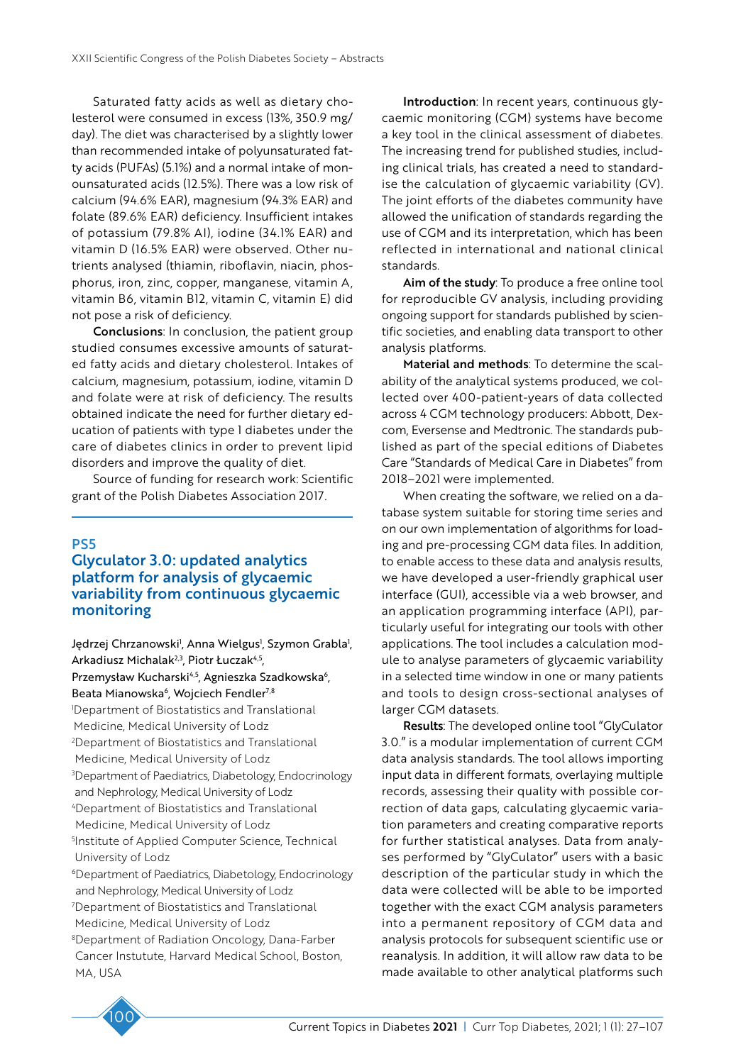Saturated fatty acids as well as dietary cholesterol were consumed in excess (13%, 350.9 mg/day). The diet was characterised by a slightly lower than recommended intake of polyunsaturated fatty acids (PUFAs) (5.1%) and a normal intake of monounsaturated acids (12.5%). There was a low risk of calcium (94.6% EAR), magnesium (94.3% EAR) and folate (89.6% EAR) deficiency. Insufficient intakes of potassium (79.8% AI), iodine (34.1% EAR) and vitamin D (16.5% EAR) were observed. Other nutrients analysed (thiamin, riboflavin, niacin, phosphorus, iron, zinc, copper, manganese, vitamin A, vitamin B6, vitamin B12, vitamin C, vitamin E) did not pose a risk of deficiency.

**Conclusions**: In conclusion, the patient group studied consumes excessive amounts of saturated fatty acids and dietary cholesterol. Intakes of calcium, magnesium, potassium, iodine, vitamin D and folate were at risk of deficiency. The results obtained indicate the need for further dietary education of patients with type 1 diabetes under the care of diabetes clinics in order to prevent lipid disorders and improve the quality of diet.

Source of funding for research work: Scientific grant of the Polish Diabetes Association 2017.

## PS5

## Glyculator 3.0: updated analytics platform for analysis of glycaemic variability from continuous glycaemic monitoring

Jędrzej Chrzanowski[1], Anna Wielgus[1], Szymon Grabla[1], Arkadiusz Michalak[2,3], Piotr Łuczak[4,5], Przemysław Kucharski[4,5], Agnieszka Szadkowska[6], Beata Mianowska[6], Wojciech Fendler[7,8]

[1]Department of Biostatistics and Translational Medicine, Medical University of Lodz
[2]Department of Biostatistics and Translational Medicine, Medical University of Lodz
[3]Department of Paediatrics, Diabetology, Endocrinology and Nephrology, Medical University of Lodz
[4]Department of Biostatistics and Translational Medicine, Medical University of Lodz
[5]Institute of Applied Computer Science, Technical University of Lodz
[6]Department of Paediatrics, Diabetology, Endocrinology and Nephrology, Medical University of Lodz
[7]Department of Biostatistics and Translational Medicine, Medical University of Lodz
[8]Department of Radiation Oncology, Dana-Farber Cancer Instutute, Harvard Medical School, Boston, MA, USA

**Introduction**: In recent years, continuous glycaemic monitoring (CGM) systems have become a key tool in the clinical assessment of diabetes. The increasing trend for published studies, including clinical trials, has created a need to standardise the calculation of glycaemic variability (GV). The joint efforts of the diabetes community have allowed the unification of standards regarding the use of CGM and its interpretation, which has been reflected in international and national clinical standards.

**Aim of the study**: To produce a free online tool for reproducible GV analysis, including providing ongoing support for standards published by scientific societies, and enabling data transport to other analysis platforms.

**Material and methods**: To determine the scalability of the analytical systems produced, we collected over 400-patient-years of data collected across 4 CGM technology producers: Abbott, Dexcom, Eversense and Medtronic. The standards published as part of the special editions of Diabetes Care "Standards of Medical Care in Diabetes" from 2018–2021 were implemented.

When creating the software, we relied on a database system suitable for storing time series and on our own implementation of algorithms for loading and pre-processing CGM data files. In addition, to enable access to these data and analysis results, we have developed a user-friendly graphical user interface (GUI), accessible via a web browser, and an application programming interface (API), particularly useful for integrating our tools with other applications. The tool includes a calculation module to analyse parameters of glycaemic variability in a selected time window in one or many patients and tools to design cross-sectional analyses of larger CGM datasets.

**Results**: The developed online tool "GlyCulator 3.0." is a modular implementation of current CGM data analysis standards. The tool allows importing input data in different formats, overlaying multiple records, assessing their quality with possible correction of data gaps, calculating glycaemic variation parameters and creating comparative reports for further statistical analyses. Data from analyses performed by "GlyCulator" users with a basic description of the particular study in which the data were collected will be able to be imported together with the exact CGM analysis parameters into a permanent repository of CGM data and analysis protocols for subsequent scientific use or reanalysis. In addition, it will allow raw data to be made available to other analytical platforms such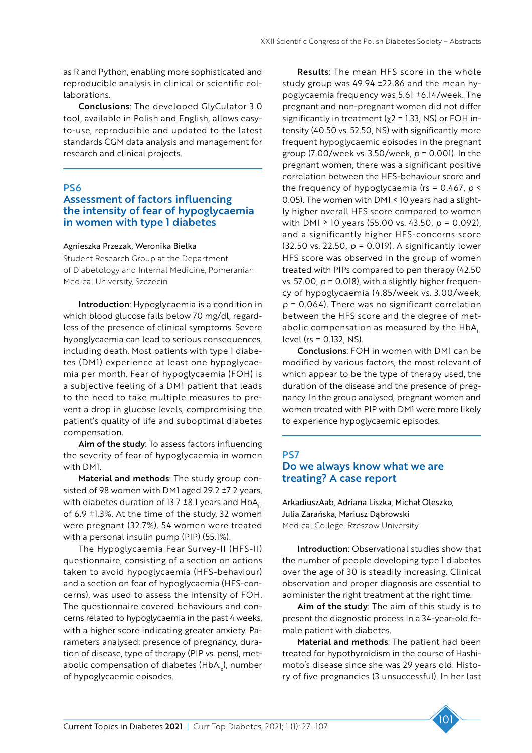as R and Python, enabling more sophisticated and reproducible analysis in clinical or scientific collaborations.

**Conclusions**: The developed GlyCulator 3.0 tool, available in Polish and English, allows easy-to-use, reproducible and updated to the latest standards CGM data analysis and management for research and clinical projects.

## PS6
## Assessment of factors influencing the intensity of fear of hypoglycaemia in women with type 1 diabetes

Agnieszka Przezak, Weronika Bielka

Student Research Group at the Department of Diabetology and Internal Medicine, Pomeranian Medical University, Szczecin

**Introduction**: Hypoglycaemia is a condition in which blood glucose falls below 70 mg/dl, regardless of the presence of clinical symptoms. Severe hypoglycaemia can lead to serious consequences, including death. Most patients with type 1 diabetes (DM1) experience at least one hypoglycaemia per month. Fear of hypoglycaemia (FOH) is a subjective feeling of a DM1 patient that leads to the need to take multiple measures to prevent a drop in glucose levels, compromising the patient's quality of life and suboptimal diabetes compensation.

**Aim of the study**: To assess factors influencing the severity of fear of hypoglycaemia in women with DM1.

**Material and methods**: The study group consisted of 98 women with DM1 aged 29.2 ±7.2 years, with diabetes duration of 13.7 ±8.1 years and $HbA_{1c}$ of 6.9 ±1.3%. At the time of the study, 32 women were pregnant (32.7%). 54 women were treated with a personal insulin pump (PIP) (55.1%).

The Hypoglycaemia Fear Survey-II (HFS-II) questionnaire, consisting of a section on actions taken to avoid hypoglycaemia (HFS-behaviour) and a section on fear of hypoglycaemia (HFS-concerns), was used to assess the intensity of FOH. The questionnaire covered behaviours and concerns related to hypoglycaemia in the past 4 weeks, with a higher score indicating greater anxiety. Parameters analysed: presence of pregnancy, duration of disease, type of therapy (PIP vs. pens), metabolic compensation of diabetes ($HbA_{1c}$), number of hypoglycaemic episodes.

**Results**: The mean HFS score in the whole study group was 49.94 ±22.86 and the mean hypoglycaemia frequency was 5.61 ±6.14/week. The pregnant and non-pregnant women did not differ significantly in treatment ($\chi 2$ = 1.33, NS) or FOH intensity (40.50 vs. 52.50, NS) with significantly more frequent hypoglycaemic episodes in the pregnant group (7.00/week vs. 3.50/week, $p$ = 0.001). In the pregnant women, there was a significant positive correlation between the HFS-behaviour score and the frequency of hypoglycaemia (rs = 0.467, $p$ < 0.05). The women with DM1 < 10 years had a slightly higher overall HFS score compared to women with DM1 ≥ 10 years (55.00 vs. 43.50, $p$ = 0.092), and a significantly higher HFS-concerns score (32.50 vs. 22.50, $p$ = 0.019). A significantly lower HFS score was observed in the group of women treated with PIPs compared to pen therapy (42.50 vs. 57.00, $p$ = 0.018), with a slightly higher frequency of hypoglycaemia (4.85/week vs. 3.00/week, $p$ = 0.064). There was no significant correlation between the HFS score and the degree of metabolic compensation as measured by the $HbA_{1c}$ level (rs = 0.132, NS).

**Conclusions**: FOH in women with DM1 can be modified by various factors, the most relevant of which appear to be the type of therapy used, the duration of the disease and the presence of pregnancy. In the group analysed, pregnant women and women treated with PIP with DM1 were more likely to experience hypoglycaemic episodes.

## PS7
## Do we always know what we are treating? A case report

ArkadiuszAab, Adriana Liszka, Michał Oleszko, Julia Zarańska, Mariusz Dąbrowski

Medical College, Rzeszow University

**Introduction**: Observational studies show that the number of people developing type 1 diabetes over the age of 30 is steadily increasing. Clinical observation and proper diagnosis are essential to administer the right treatment at the right time.

**Aim of the study**: The aim of this study is to present the diagnostic process in a 34-year-old female patient with diabetes.

**Material and methods**: The patient had been treated for hypothyroidism in the course of Hashimoto's disease since she was 29 years old. History of five pregnancies (3 unsuccessful). In her last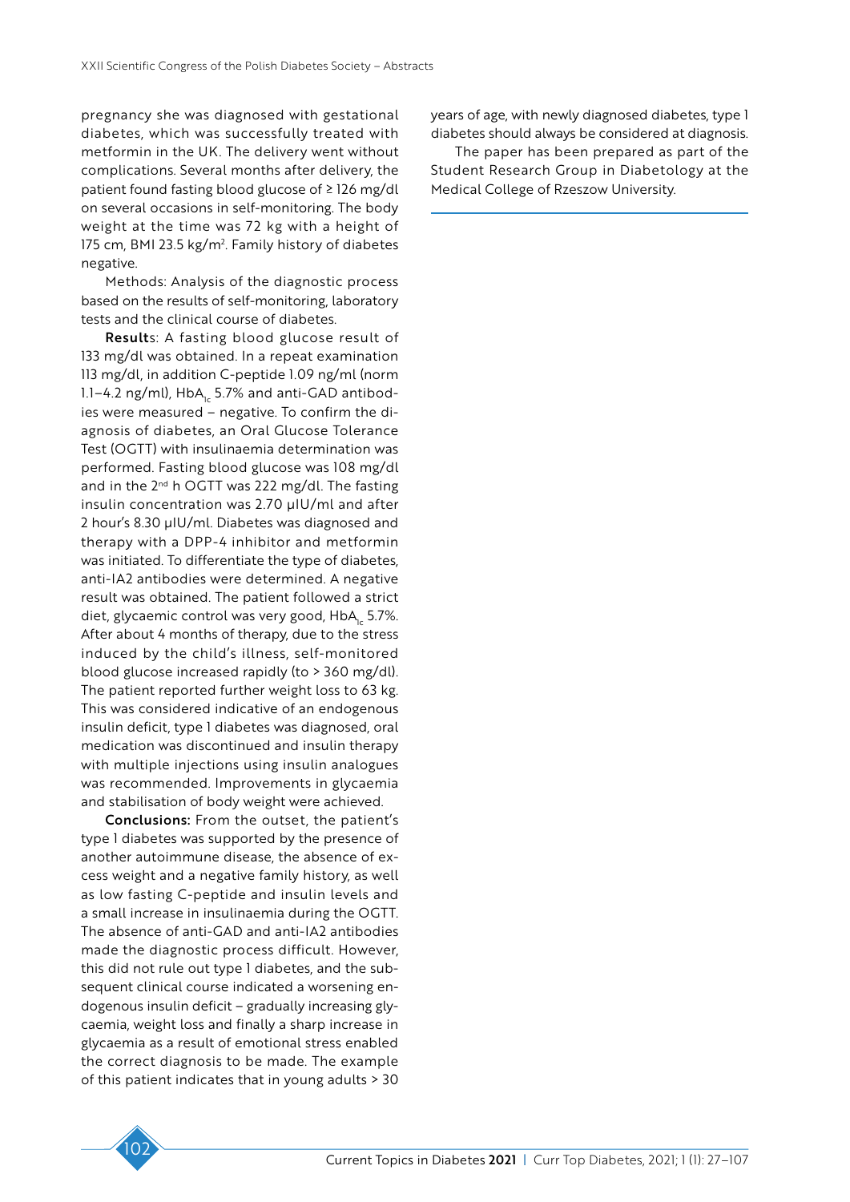pregnancy she was diagnosed with gestational diabetes, which was successfully treated with metformin in the UK. The delivery went without complications. Several months after delivery, the patient found fasting blood glucose of ≥ 126 mg/dl on several occasions in self-monitoring. The body weight at the time was 72 kg with a height of 175 cm, BMI 23.5 kg/m$^2$. Family history of diabetes negative.

Methods: Analysis of the diagnostic process based on the results of self-monitoring, laboratory tests and the clinical course of diabetes.

**Results**: A fasting blood glucose result of 133 mg/dl was obtained. In a repeat examination 113 mg/dl, in addition C-peptide 1.09 ng/ml (norm 1.1–4.2 ng/ml), $HbA_{1c}$ 5.7% and anti-GAD antibodies were measured – negative. To confirm the diagnosis of diabetes, an Oral Glucose Tolerance Test (OGTT) with insulinaemia determination was performed. Fasting blood glucose was 108 mg/dl and in the 2$^{nd}$ h OGTT was 222 mg/dl. The fasting insulin concentration was 2.70 µIU/ml and after 2 hour's 8.30 µIU/ml. Diabetes was diagnosed and therapy with a DPP-4 inhibitor and metformin was initiated. To differentiate the type of diabetes, anti-IA2 antibodies were determined. A negative result was obtained. The patient followed a strict diet, glycaemic control was very good, $HbA_{1c}$ 5.7%. After about 4 months of therapy, due to the stress induced by the child's illness, self-monitored blood glucose increased rapidly (to > 360 mg/dl). The patient reported further weight loss to 63 kg. This was considered indicative of an endogenous insulin deficit, type 1 diabetes was diagnosed, oral medication was discontinued and insulin therapy with multiple injections using insulin analogues was recommended. Improvements in glycaemia and stabilisation of body weight were achieved.

**Conclusions:** From the outset, the patient's type 1 diabetes was supported by the presence of another autoimmune disease, the absence of excess weight and a negative family history, as well as low fasting C-peptide and insulin levels and a small increase in insulinaemia during the OGTT. The absence of anti-GAD and anti-IA2 antibodies made the diagnostic process difficult. However, this did not rule out type 1 diabetes, and the subsequent clinical course indicated a worsening endogenous insulin deficit – gradually increasing glycaemia, weight loss and finally a sharp increase in glycaemia as a result of emotional stress enabled the correct diagnosis to be made. The example of this patient indicates that in young adults > 30 years of age, with newly diagnosed diabetes, type 1 diabetes should always be considered at diagnosis.

The paper has been prepared as part of the Student Research Group in Diabetology at the Medical College of Rzeszow University.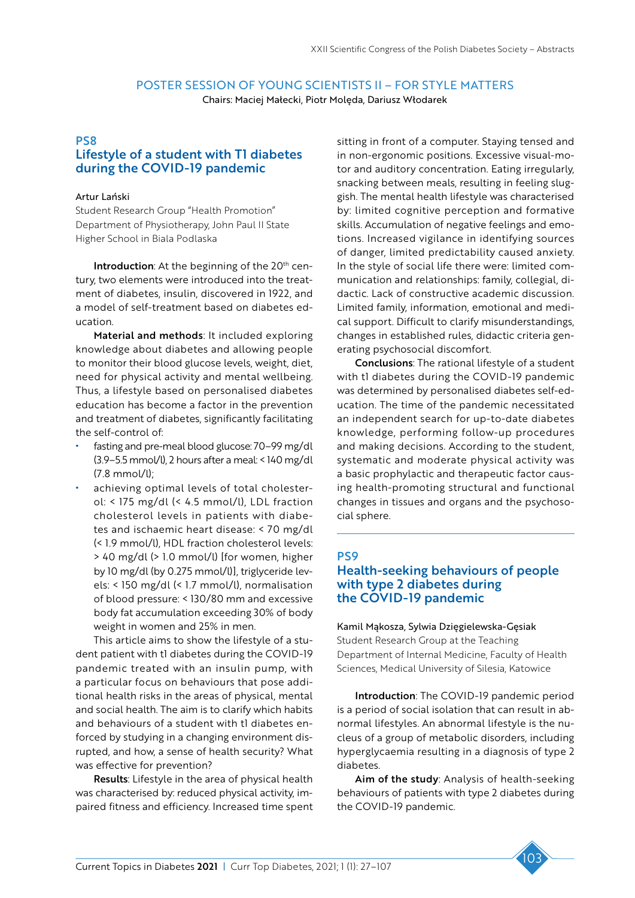## POSTER SESSION OF YOUNG SCIENTISTS II – FOR STYLE MATTERS

Chairs: Maciej Małecki, Piotr Molęda, Dariusz Włodarek

### PS8
### Lifestyle of a student with T1 diabetes during the COVID-19 pandemic

Artur Lański

Student Research Group "Health Promotion" Department of Physiotherapy, John Paul II State Higher School in Biala Podlaska

**Introduction**: At the beginning of the 20th century, two elements were introduced into the treatment of diabetes, insulin, discovered in 1922, and a model of self-treatment based on diabetes education.

**Material and methods**: It included exploring knowledge about diabetes and allowing people to monitor their blood glucose levels, weight, diet, need for physical activity and mental wellbeing. Thus, a lifestyle based on personalised diabetes education has become a factor in the prevention and treatment of diabetes, significantly facilitating the self-control of:

- fasting and pre-meal blood glucose: 70–99 mg/dl (3.9–5.5 mmol/l), 2 hours after a meal: < 140 mg/dl (7.8 mmol/l);
- achieving optimal levels of total cholesterol: < 175 mg/dl (< 4.5 mmol/l), LDL fraction cholesterol levels in patients with diabetes and ischaemic heart disease: < 70 mg/dl (< 1.9 mmol/l), HDL fraction cholesterol levels: > 40 mg/dl (> 1.0 mmol/l) [for women, higher by 10 mg/dl (by 0.275 mmol/l)], triglyceride levels: < 150 mg/dl (< 1.7 mmol/l), normalisation of blood pressure: < 130/80 mm and excessive body fat accumulation exceeding 30% of body weight in women and 25% in men.

This article aims to show the lifestyle of a student patient with t1 diabetes during the COVID-19 pandemic treated with an insulin pump, with a particular focus on behaviours that pose additional health risks in the areas of physical, mental and social health. The aim is to clarify which habits and behaviours of a student with t1 diabetes enforced by studying in a changing environment disrupted, and how, a sense of health security? What was effective for prevention?

**Results**: Lifestyle in the area of physical health was characterised by: reduced physical activity, impaired fitness and efficiency. Increased time spent sitting in front of a computer. Staying tensed and in non-ergonomic positions. Excessive visual-motor and auditory concentration. Eating irregularly, snacking between meals, resulting in feeling sluggish. The mental health lifestyle was characterised by: limited cognitive perception and formative skills. Accumulation of negative feelings and emotions. Increased vigilance in identifying sources of danger, limited predictability caused anxiety. In the style of social life there were: limited communication and relationships: family, collegial, didactic. Lack of constructive academic discussion. Limited family, information, emotional and medical support. Difficult to clarify misunderstandings, changes in established rules, didactic criteria generating psychosocial discomfort.

**Conclusions**: The rational lifestyle of a student with t1 diabetes during the COVID-19 pandemic was determined by personalised diabetes self-education. The time of the pandemic necessitated an independent search for up-to-date diabetes knowledge, performing follow-up procedures and making decisions. According to the student, systematic and moderate physical activity was a basic prophylactic and therapeutic factor causing health-promoting structural and functional changes in tissues and organs and the psychosocial sphere.

### PS9
### Health-seeking behaviours of people with type 2 diabetes during the COVID-19 pandemic

Kamil Mąkosza, Sylwia Dzięgielewska-Gęsiak

Student Research Group at the Teaching Department of Internal Medicine, Faculty of Health Sciences, Medical University of Silesia, Katowice

**Introduction**: The COVID-19 pandemic period is a period of social isolation that can result in abnormal lifestyles. An abnormal lifestyle is the nucleus of a group of metabolic disorders, including hyperglycaemia resulting in a diagnosis of type 2 diabetes.

**Aim of the study**: Analysis of health-seeking behaviours of patients with type 2 diabetes during the COVID-19 pandemic.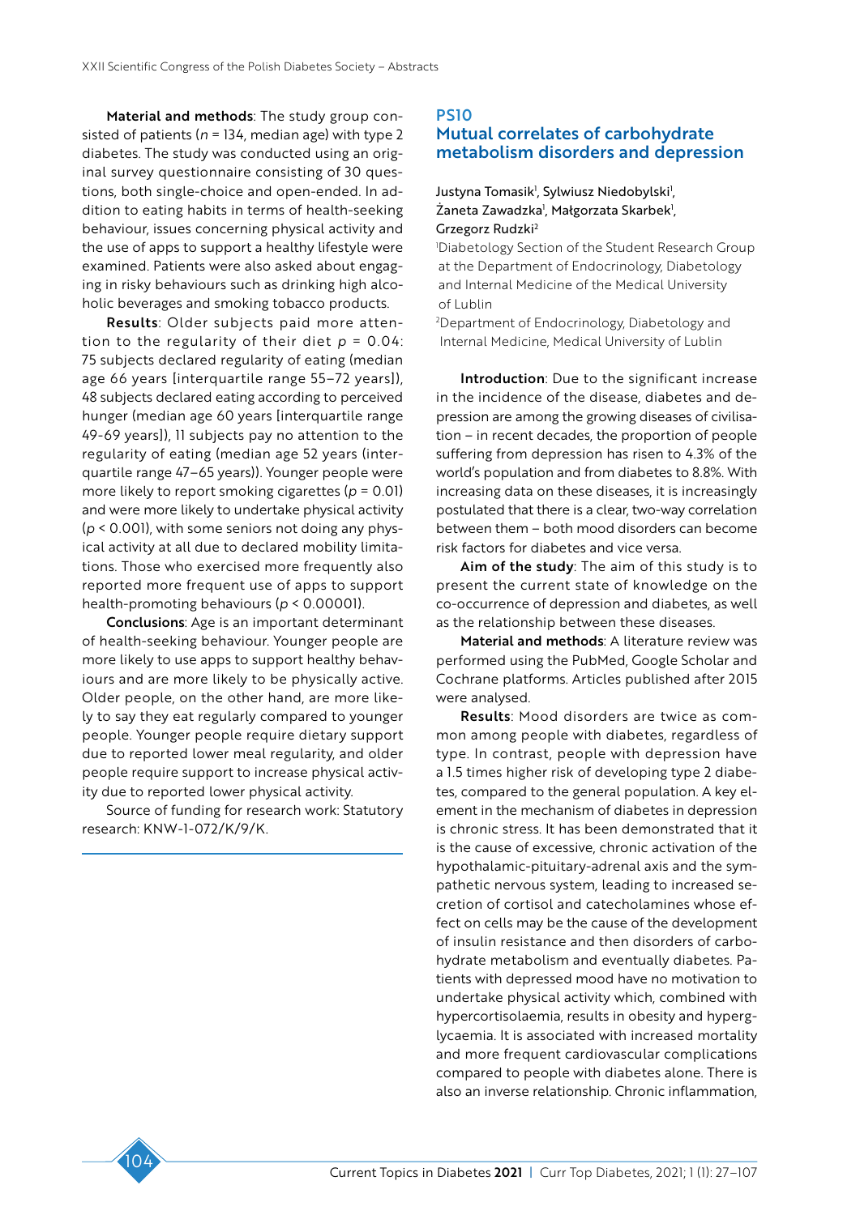**Material and methods**: The study group consisted of patients ($n$ = 134, median age) with type 2 diabetes. The study was conducted using an original survey questionnaire consisting of 30 questions, both single-choice and open-ended. In addition to eating habits in terms of health-seeking behaviour, issues concerning physical activity and the use of apps to support a healthy lifestyle were examined. Patients were also asked about engaging in risky behaviours such as drinking high alcoholic beverages and smoking tobacco products.

**Results**: Older subjects paid more attention to the regularity of their diet $p$ = 0.04: 75 subjects declared regularity of eating (median age 66 years [interquartile range 55–72 years]), 48 subjects declared eating according to perceived hunger (median age 60 years [interquartile range 49-69 years]), 11 subjects pay no attention to the regularity of eating (median age 52 years (interquartile range 47–65 years)). Younger people were more likely to report smoking cigarettes ($p$ = 0.01) and were more likely to undertake physical activity ($p$ < 0.001), with some seniors not doing any physical activity at all due to declared mobility limitations. Those who exercised more frequently also reported more frequent use of apps to support health-promoting behaviours ($p$ < 0.00001).

**Conclusions**: Age is an important determinant of health-seeking behaviour. Younger people are more likely to use apps to support healthy behaviours and are more likely to be physically active. Older people, on the other hand, are more likely to say they eat regularly compared to younger people. Younger people require dietary support due to reported lower meal regularity, and older people require support to increase physical activity due to reported lower physical activity.

Source of funding for research work: Statutory research: KNW-1-072/K/9/K.

## PS10
## Mutual correlates of carbohydrate metabolism disorders and depression

Justyna Tomasik[1], Sylwiusz Niedobylski[1], Żaneta Zawadzka[1], Małgorzata Skarbek[1], Grzegorz Rudzki[2]

[1]Diabetology Section of the Student Research Group at the Department of Endocrinology, Diabetology and Internal Medicine of the Medical University of Lublin

[2]Department of Endocrinology, Diabetology and Internal Medicine, Medical University of Lublin

**Introduction**: Due to the significant increase in the incidence of the disease, diabetes and depression are among the growing diseases of civilisation – in recent decades, the proportion of people suffering from depression has risen to 4.3% of the world's population and from diabetes to 8.8%. With increasing data on these diseases, it is increasingly postulated that there is a clear, two-way correlation between them – both mood disorders can become risk factors for diabetes and vice versa.

**Aim of the study**: The aim of this study is to present the current state of knowledge on the co-occurrence of depression and diabetes, as well as the relationship between these diseases.

**Material and methods**: A literature review was performed using the PubMed, Google Scholar and Cochrane platforms. Articles published after 2015 were analysed.

**Results**: Mood disorders are twice as common among people with diabetes, regardless of type. In contrast, people with depression have a 1.5 times higher risk of developing type 2 diabetes, compared to the general population. A key element in the mechanism of diabetes in depression is chronic stress. It has been demonstrated that it is the cause of excessive, chronic activation of the hypothalamic-pituitary-adrenal axis and the sympathetic nervous system, leading to increased secretion of cortisol and catecholamines whose effect on cells may be the cause of the development of insulin resistance and then disorders of carbohydrate metabolism and eventually diabetes. Patients with depressed mood have no motivation to undertake physical activity which, combined with hypercortisolaemia, results in obesity and hyperglycaemia. It is associated with increased mortality and more frequent cardiovascular complications compared to people with diabetes alone. There is also an inverse relationship. Chronic inflammation,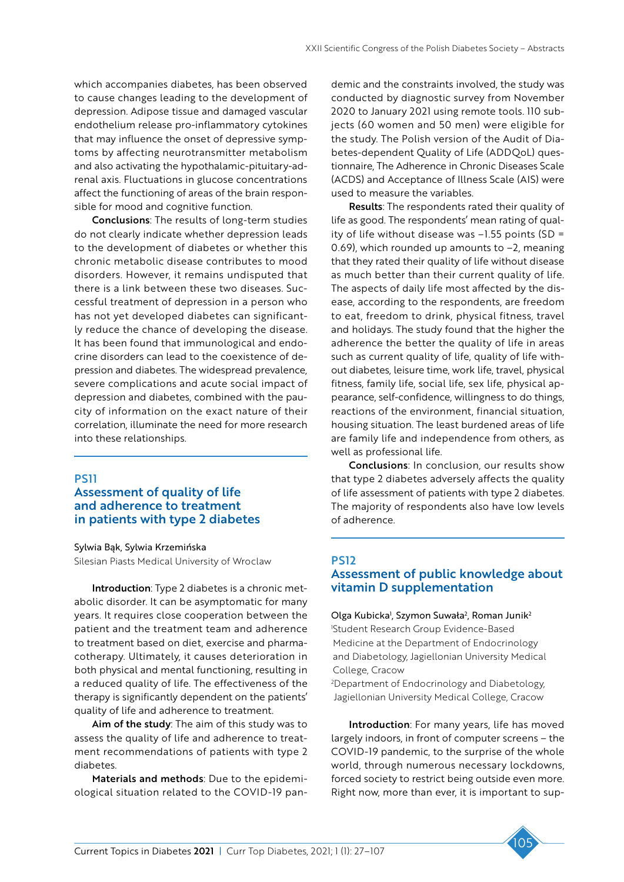which accompanies diabetes, has been observed to cause changes leading to the development of depression. Adipose tissue and damaged vascular endothelium release pro-inflammatory cytokines that may influence the onset of depressive symptoms by affecting neurotransmitter metabolism and also activating the hypothalamic-pituitary-adrenal axis. Fluctuations in glucose concentrations affect the functioning of areas of the brain responsible for mood and cognitive function.

**Conclusions**: The results of long-term studies do not clearly indicate whether depression leads to the development of diabetes or whether this chronic metabolic disease contributes to mood disorders. However, it remains undisputed that there is a link between these two diseases. Successful treatment of depression in a person who has not yet developed diabetes can significantly reduce the chance of developing the disease. It has been found that immunological and endocrine disorders can lead to the coexistence of depression and diabetes. The widespread prevalence, severe complications and acute social impact of depression and diabetes, combined with the paucity of information on the exact nature of their correlation, illuminate the need for more research into these relationships.

## PS11
## Assessment of quality of life and adherence to treatment in patients with type 2 diabetes

Sylwia Bąk, Sylwia Krzemińska

Silesian Piasts Medical University of Wroclaw

**Introduction**: Type 2 diabetes is a chronic metabolic disorder. It can be asymptomatic for many years. It requires close cooperation between the patient and the treatment team and adherence to treatment based on diet, exercise and pharmacotherapy. Ultimately, it causes deterioration in both physical and mental functioning, resulting in a reduced quality of life. The effectiveness of the therapy is significantly dependent on the patients' quality of life and adherence to treatment.

**Aim of the study**: The aim of this study was to assess the quality of life and adherence to treatment recommendations of patients with type 2 diabetes.

**Materials and methods**: Due to the epidemiological situation related to the COVID-19 pandemic and the constraints involved, the study was conducted by diagnostic survey from November 2020 to January 2021 using remote tools. 110 subjects (60 women and 50 men) were eligible for the study. The Polish version of the Audit of Diabetes-dependent Quality of Life (ADDQoL) questionnaire, The Adherence in Chronic Diseases Scale (ACDS) and Acceptance of Illness Scale (AIS) were used to measure the variables.

**Results**: The respondents rated their quality of life as good. The respondents' mean rating of quality of life without disease was –1.55 points (SD = 0.69), which rounded up amounts to –2, meaning that they rated their quality of life without disease as much better than their current quality of life. The aspects of daily life most affected by the disease, according to the respondents, are freedom to eat, freedom to drink, physical fitness, travel and holidays. The study found that the higher the adherence the better the quality of life in areas such as current quality of life, quality of life without diabetes, leisure time, work life, travel, physical fitness, family life, social life, sex life, physical appearance, self-confidence, willingness to do things, reactions of the environment, financial situation, housing situation. The least burdened areas of life are family life and independence from others, as well as professional life.

**Conclusions**: In conclusion, our results show that type 2 diabetes adversely affects the quality of life assessment of patients with type 2 diabetes. The majority of respondents also have low levels of adherence.

## PS12
## Assessment of public knowledge about vitamin D supplementation

Olga Kubicka[1], Szymon Suwała[2], Roman Junik[2]

[1]Student Research Group Evidence-Based Medicine at the Department of Endocrinology and Diabetology, Jagiellonian University Medical College, Cracow

[2]Department of Endocrinology and Diabetology, Jagiellonian University Medical College, Cracow

**Introduction**: For many years, life has moved largely indoors, in front of computer screens – the COVID-19 pandemic, to the surprise of the whole world, through numerous necessary lockdowns, forced society to restrict being outside even more. Right now, more than ever, it is important to sup-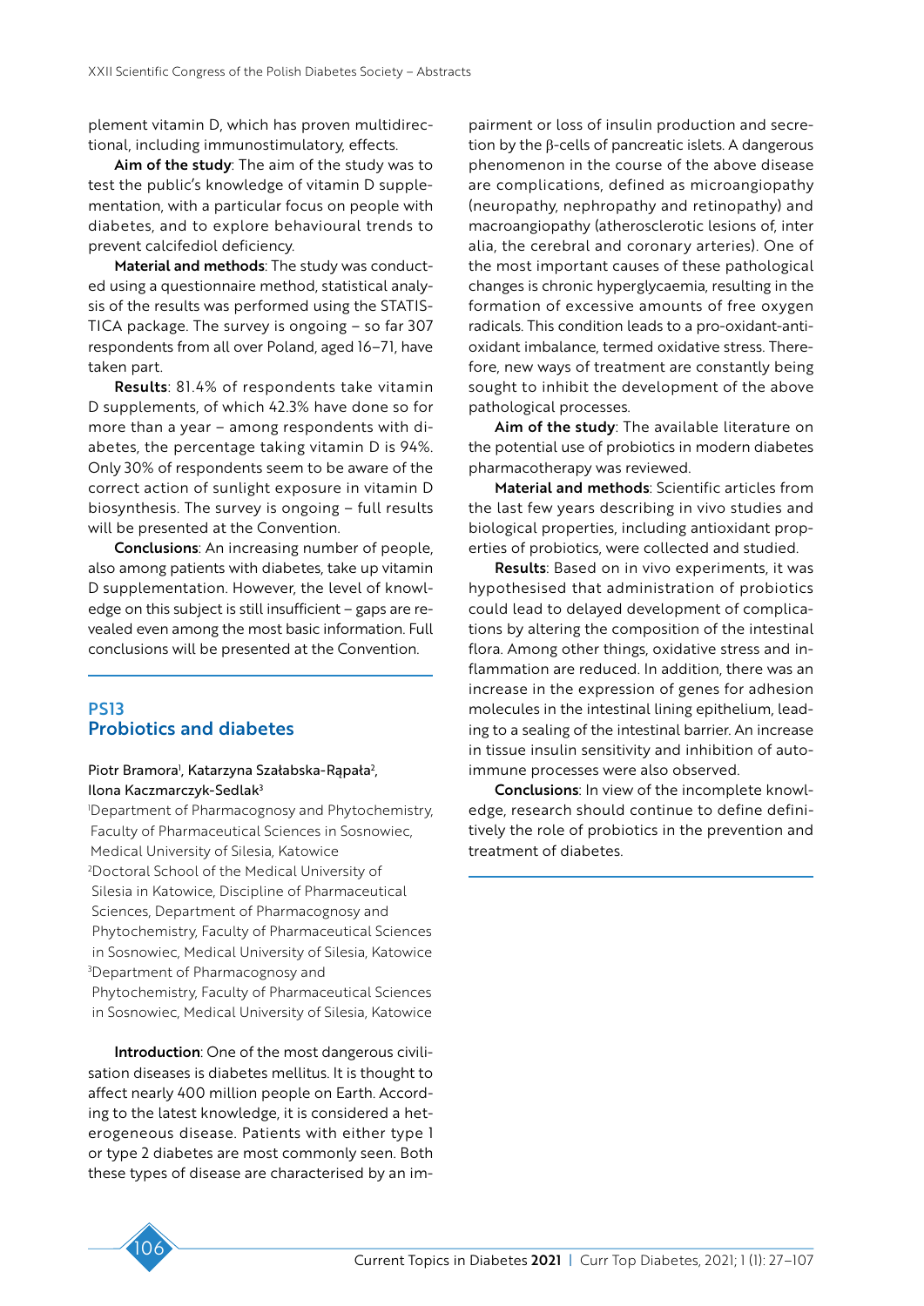plement vitamin D, which has proven multidirectional, including immunostimulatory, effects.

**Aim of the study**: The aim of the study was to test the public's knowledge of vitamin D supplementation, with a particular focus on people with diabetes, and to explore behavioural trends to prevent calcifediol deficiency.

**Material and methods**: The study was conducted using a questionnaire method, statistical analysis of the results was performed using the STATISTICA package. The survey is ongoing – so far 307 respondents from all over Poland, aged 16–71, have taken part.

**Results**: 81.4% of respondents take vitamin D supplements, of which 42.3% have done so for more than a year – among respondents with diabetes, the percentage taking vitamin D is 94%. Only 30% of respondents seem to be aware of the correct action of sunlight exposure in vitamin D biosynthesis. The survey is ongoing – full results will be presented at the Convention.

**Conclusions**: An increasing number of people, also among patients with diabetes, take up vitamin D supplementation. However, the level of knowledge on this subject is still insufficient – gaps are revealed even among the most basic information. Full conclusions will be presented at the Convention.

## PS13
## Probiotics and diabetes

Piotr Bramora[1], Katarzyna Szałabska-Rąpała[2], Ilona Kaczmarczyk-Sedlak[3]

[1]Department of Pharmacognosy and Phytochemistry, Faculty of Pharmaceutical Sciences in Sosnowiec, Medical University of Silesia, Katowice
[2]Doctoral School of the Medical University of Silesia in Katowice, Discipline of Pharmaceutical Sciences, Department of Pharmacognosy and Phytochemistry, Faculty of Pharmaceutical Sciences in Sosnowiec, Medical University of Silesia, Katowice
[3]Department of Pharmacognosy and Phytochemistry, Faculty of Pharmaceutical Sciences in Sosnowiec, Medical University of Silesia, Katowice

**Introduction**: One of the most dangerous civilisation diseases is diabetes mellitus. It is thought to affect nearly 400 million people on Earth. According to the latest knowledge, it is considered a heterogeneous disease. Patients with either type 1 or type 2 diabetes are most commonly seen. Both these types of disease are characterised by an impairment or loss of insulin production and secretion by the β-cells of pancreatic islets. A dangerous phenomenon in the course of the above disease are complications, defined as microangiopathy (neuropathy, nephropathy and retinopathy) and macroangiopathy (atherosclerotic lesions of, inter alia, the cerebral and coronary arteries). One of the most important causes of these pathological changes is chronic hyperglycaemia, resulting in the formation of excessive amounts of free oxygen radicals. This condition leads to a pro-oxidant-antioxidant imbalance, termed oxidative stress. Therefore, new ways of treatment are constantly being sought to inhibit the development of the above pathological processes.

**Aim of the study**: The available literature on the potential use of probiotics in modern diabetes pharmacotherapy was reviewed.

**Material and methods**: Scientific articles from the last few years describing in vivo studies and biological properties, including antioxidant properties of probiotics, were collected and studied.

**Results**: Based on in vivo experiments, it was hypothesised that administration of probiotics could lead to delayed development of complications by altering the composition of the intestinal flora. Among other things, oxidative stress and inflammation are reduced. In addition, there was an increase in the expression of genes for adhesion molecules in the intestinal lining epithelium, leading to a sealing of the intestinal barrier. An increase in tissue insulin sensitivity and inhibition of autoimmune processes were also observed.

**Conclusions**: In view of the incomplete knowledge, research should continue to define definitively the role of probiotics in the prevention and treatment of diabetes.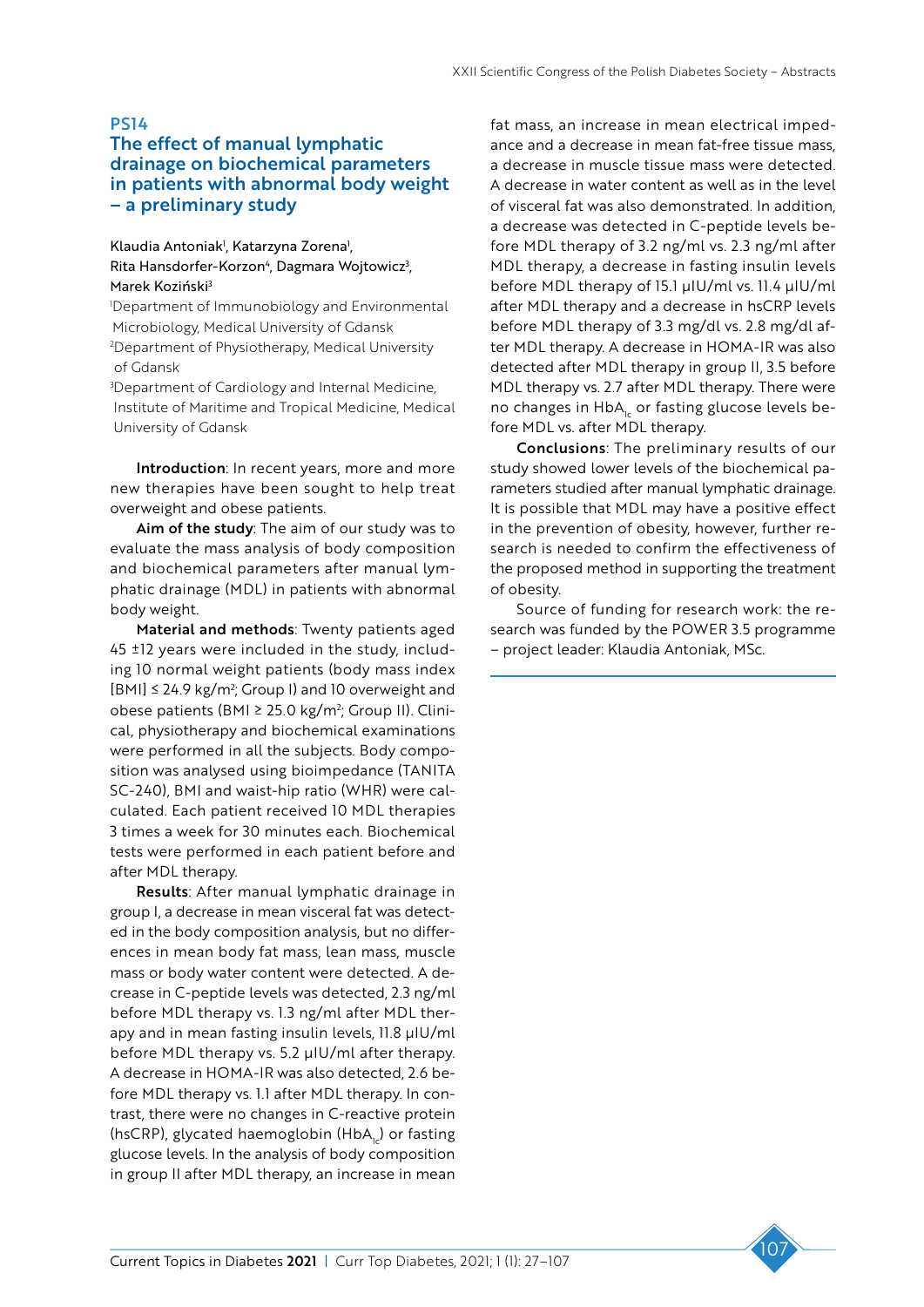## PS14

## The effect of manual lymphatic drainage on biochemical parameters in patients with abnormal body weight – a preliminary study

Klaudia Antoniak[1], Katarzyna Zorena[1], Rita Hansdorfer-Korzon[4], Dagmara Wojtowicz[3], Marek Koziński[3]

[1]Department of Immunobiology and Environmental Microbiology, Medical University of Gdansk
[2]Department of Physiotherapy, Medical University of Gdansk
[3]Department of Cardiology and Internal Medicine, Institute of Maritime and Tropical Medicine, Medical University of Gdansk

**Introduction**: In recent years, more and more new therapies have been sought to help treat overweight and obese patients.

**Aim of the study**: The aim of our study was to evaluate the mass analysis of body composition and biochemical parameters after manual lymphatic drainage (MDL) in patients with abnormal body weight.

**Material and methods**: Twenty patients aged 45 ±12 years were included in the study, including 10 normal weight patients (body mass index [BMI] ≤ 24.9 kg/m²; Group I) and 10 overweight and obese patients (BMI ≥ 25.0 kg/m²; Group II). Clinical, physiotherapy and biochemical examinations were performed in all the subjects. Body composition was analysed using bioimpedance (TANITA SC-240), BMI and waist-hip ratio (WHR) were calculated. Each patient received 10 MDL therapies 3 times a week for 30 minutes each. Biochemical tests were performed in each patient before and after MDL therapy.

**Results**: After manual lymphatic drainage in group I, a decrease in mean visceral fat was detected in the body composition analysis, but no differences in mean body fat mass, lean mass, muscle mass or body water content were detected. A decrease in C-peptide levels was detected, 2.3 ng/ml before MDL therapy vs. 1.3 ng/ml after MDL therapy and in mean fasting insulin levels, 11.8 µIU/ml before MDL therapy vs. 5.2 µIU/ml after therapy. A decrease in HOMA-IR was also detected, 2.6 before MDL therapy vs. 1.1 after MDL therapy. In contrast, there were no changes in C-reactive protein (hsCRP), glycated haemoglobin ($HbA_{1c}$) or fasting glucose levels. In the analysis of body composition in group II after MDL therapy, an increase in mean fat mass, an increase in mean electrical impedance and a decrease in mean fat-free tissue mass, a decrease in muscle tissue mass were detected. A decrease in water content as well as in the level of visceral fat was also demonstrated. In addition, a decrease was detected in C-peptide levels before MDL therapy of 3.2 ng/ml vs. 2.3 ng/ml after MDL therapy, a decrease in fasting insulin levels before MDL therapy of 15.1 µIU/ml vs. 11.4 µIU/ml after MDL therapy and a decrease in hsCRP levels before MDL therapy of 3.3 mg/dl vs. 2.8 mg/dl after MDL therapy. A decrease in HOMA-IR was also detected after MDL therapy in group II, 3.5 before MDL therapy vs. 2.7 after MDL therapy. There were no changes in $HbA_{1c}$ or fasting glucose levels before MDL vs. after MDL therapy.

**Conclusions**: The preliminary results of our study showed lower levels of the biochemical parameters studied after manual lymphatic drainage. It is possible that MDL may have a positive effect in the prevention of obesity, however, further research is needed to confirm the effectiveness of the proposed method in supporting the treatment of obesity.

Source of funding for research work: the research was funded by the POWER 3.5 programme – project leader: Klaudia Antoniak, MSc.